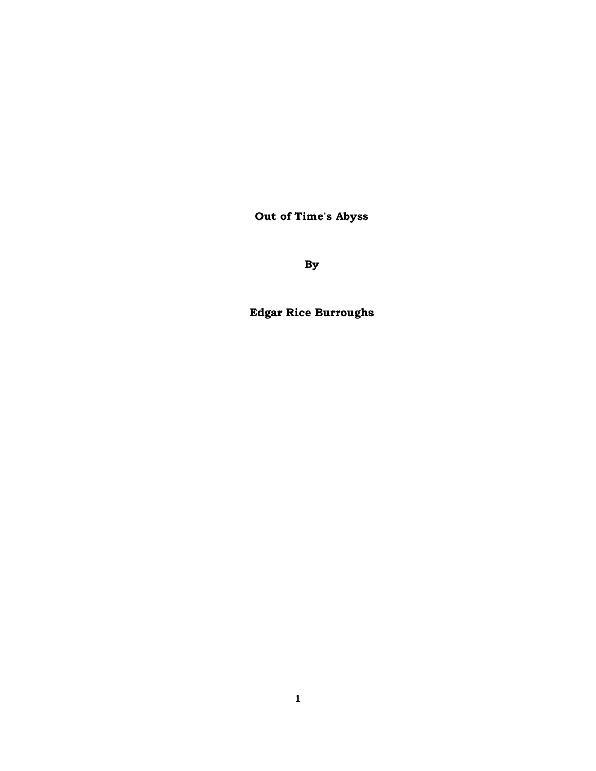# Out of Time's Abyss

**By**

**Edgar Rice Burroughs**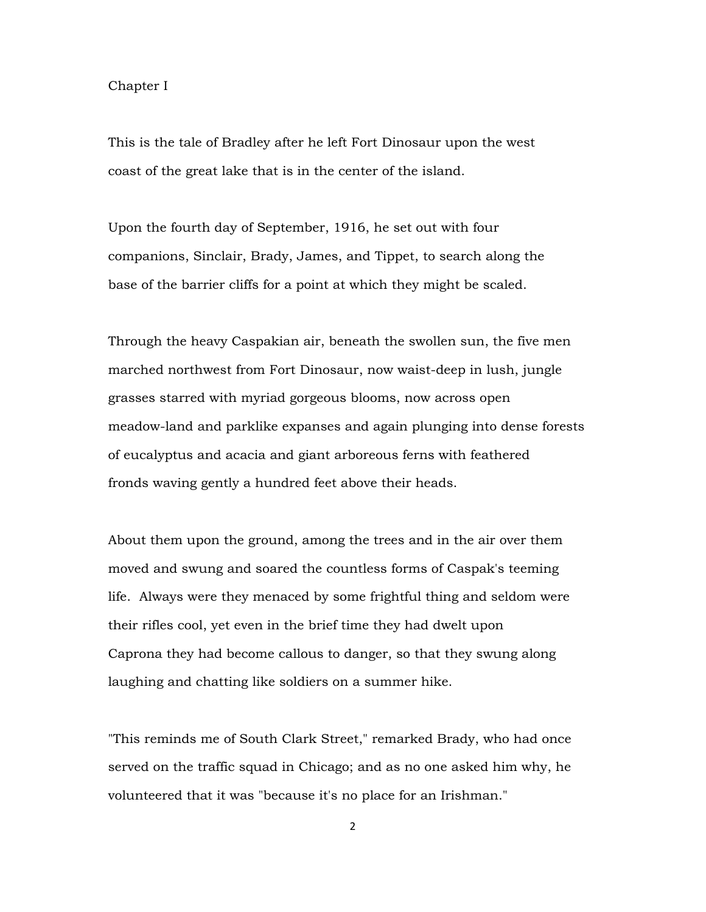## Chapter I

This is the tale of Bradley after he left Fort Dinosaur upon the west coast of the great lake that is in the center of the island.

Upon the fourth day of September, 1916, he set out with four companions, Sinclair, Brady, James, and Tippet, to search along the base of the barrier cliffs for a point at which they might be scaled.

Through the heavy Caspakian air, beneath the swollen sun, the five men marched northwest from Fort Dinosaur, now waist-deep in lush, jungle grasses starred with myriad gorgeous blooms, now across open meadow-land and parklike expanses and again plunging into dense forests of eucalyptus and acacia and giant arboreous ferns with feathered fronds waving gently a hundred feet above their heads.

About them upon the ground, among the trees and in the air over them moved and swung and soared the countless forms of Caspak's teeming life. Always were they menaced by some frightful thing and seldom were their rifles cool, yet even in the brief time they had dwelt upon Caprona they had become callous to danger, so that they swung along laughing and chatting like soldiers on a summer hike.

"This reminds me of South Clark Street," remarked Brady, who had once served on the traffic squad in Chicago; and as no one asked him why, he volunteered that it was "because it's no place for an Irishman."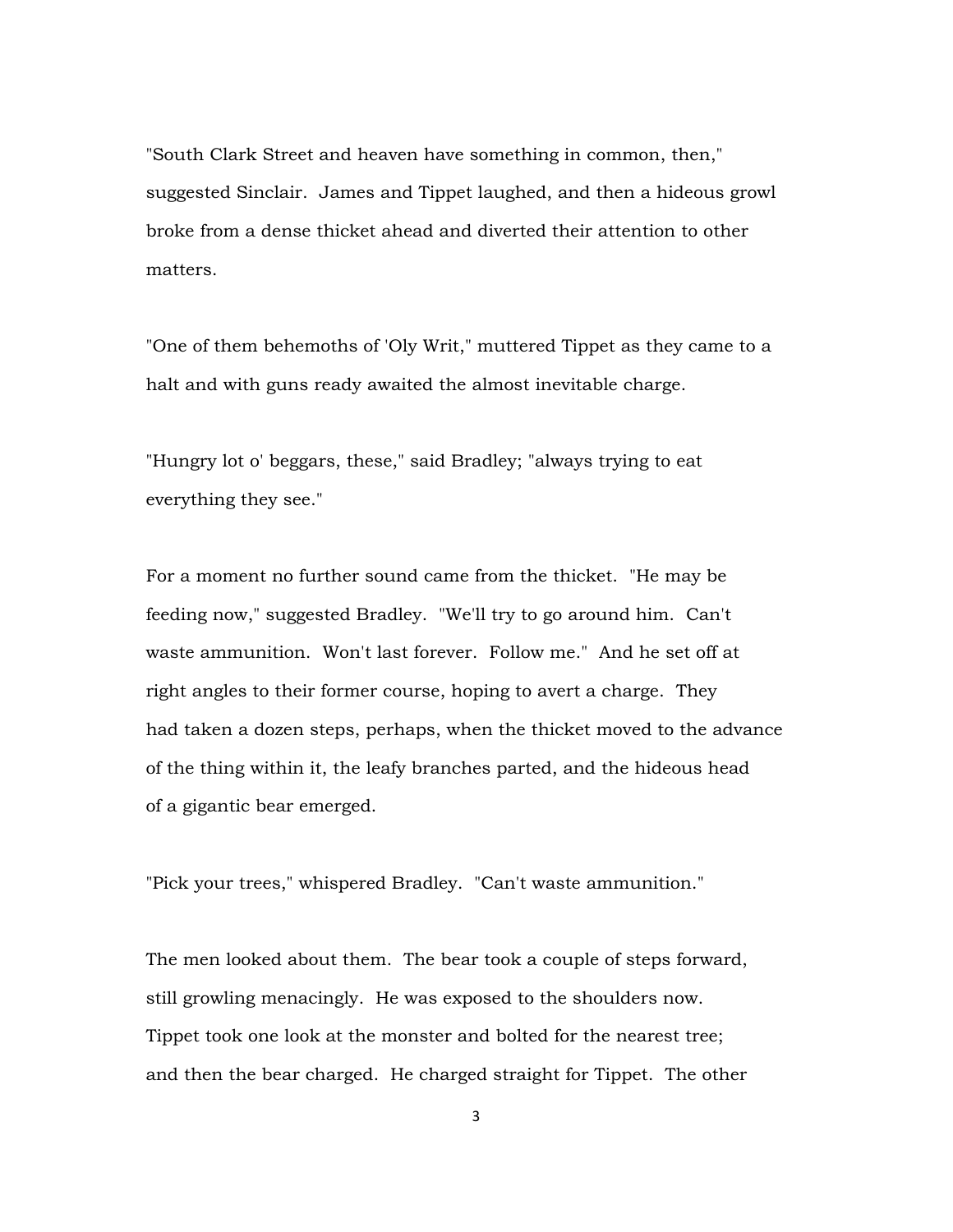"South Clark Street and heaven have something in common, then," suggested Sinclair. James and Tippet laughed, and then a hideous growl broke from a dense thicket ahead and diverted their attention to other matters.

"One of them behemoths of 'Oly Writ," muttered Tippet as they came to a halt and with guns ready awaited the almost inevitable charge.

"Hungry lot o' beggars, these," said Bradley; "always trying to eat everything they see."

For a moment no further sound came from the thicket. "He may be feeding now," suggested Bradley. "We'll try to go around him. Can't waste ammunition. Won't last forever. Follow me." And he set off at right angles to their former course, hoping to avert a charge. They had taken a dozen steps, perhaps, when the thicket moved to the advance of the thing within it, the leafy branches parted, and the hideous head of a gigantic bear emerged.

"Pick your trees," whispered Bradley. "Can't waste ammunition."

The men looked about them. The bear took a couple of steps forward, still growling menacingly. He was exposed to the shoulders now. Tippet took one look at the monster and bolted for the nearest tree; and then the bear charged. He charged straight for Tippet. The other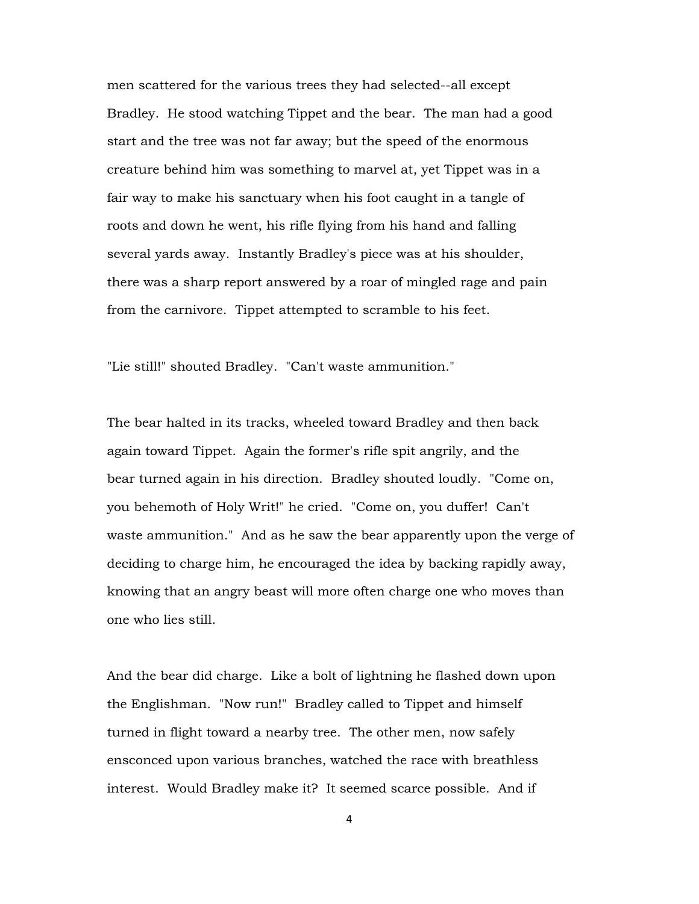men scattered for the various trees they had selected--all except Bradley. He stood watching Tippet and the bear. The man had a good start and the tree was not far away; but the speed of the enormous creature behind him was something to marvel at, yet Tippet was in a fair way to make his sanctuary when his foot caught in a tangle of roots and down he went, his rifle flying from his hand and falling several yards away. Instantly Bradley's piece was at his shoulder, there was a sharp report answered by a roar of mingled rage and pain from the carnivore. Tippet attempted to scramble to his feet.

"Lie still!" shouted Bradley. "Can't waste ammunition."

The bear halted in its tracks, wheeled toward Bradley and then back again toward Tippet. Again the former's rifle spit angrily, and the bear turned again in his direction. Bradley shouted loudly. "Come on, you behemoth of Holy Writ!" he cried. "Come on, you duffer! Can't waste ammunition." And as he saw the bear apparently upon the verge of deciding to charge him, he encouraged the idea by backing rapidly away, knowing that an angry beast will more often charge one who moves than one who lies still.

And the bear did charge. Like a bolt of lightning he flashed down upon the Englishman. "Now run!" Bradley called to Tippet and himself turned in flight toward a nearby tree. The other men, now safely ensconced upon various branches, watched the race with breathless interest. Would Bradley make it? It seemed scarce possible. And if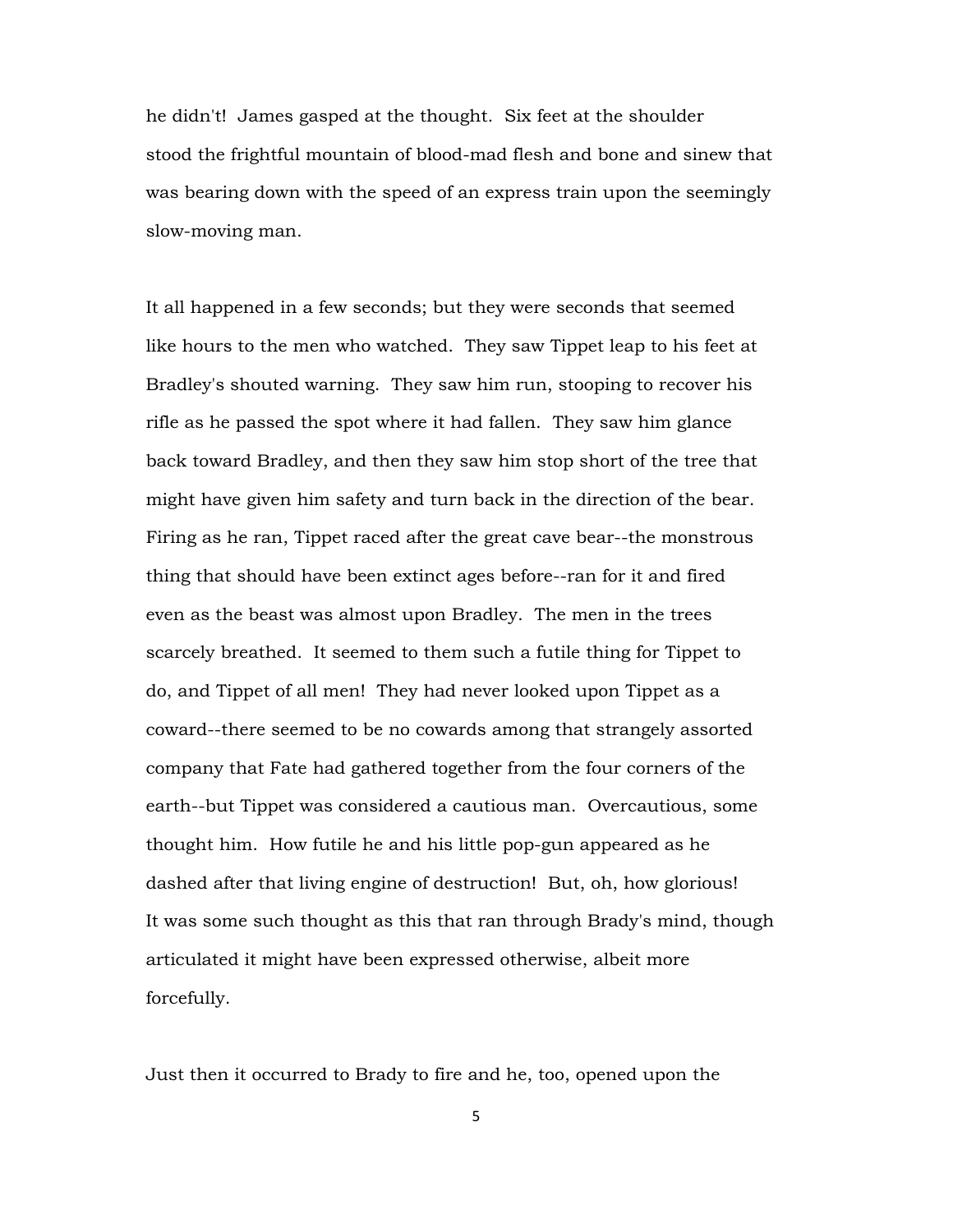he didn't! James gasped at the thought. Six feet at the shoulder stood the frightful mountain of blood-mad flesh and bone and sinew that was bearing down with the speed of an express train upon the seemingly slow-moving man.

It all happened in a few seconds; but they were seconds that seemed like hours to the men who watched. They saw Tippet leap to his feet at Bradley's shouted warning. They saw him run, stooping to recover his rifle as he passed the spot where it had fallen. They saw him glance back toward Bradley, and then they saw him stop short of the tree that might have given him safety and turn back in the direction of the bear. Firing as he ran, Tippet raced after the great cave bear--the monstrous thing that should have been extinct ages before--ran for it and fired even as the beast was almost upon Bradley. The men in the trees scarcely breathed. It seemed to them such a futile thing for Tippet to do, and Tippet of all men! They had never looked upon Tippet as a coward--there seemed to be no cowards among that strangely assorted company that Fate had gathered together from the four corners of the earth--but Tippet was considered a cautious man. Overcautious, some thought him. How futile he and his little pop-gun appeared as he dashed after that living engine of destruction! But, oh, how glorious! It was some such thought as this that ran through Brady's mind, though articulated it might have been expressed otherwise, albeit more forcefully.

Just then it occurred to Brady to fire and he, too, opened upon the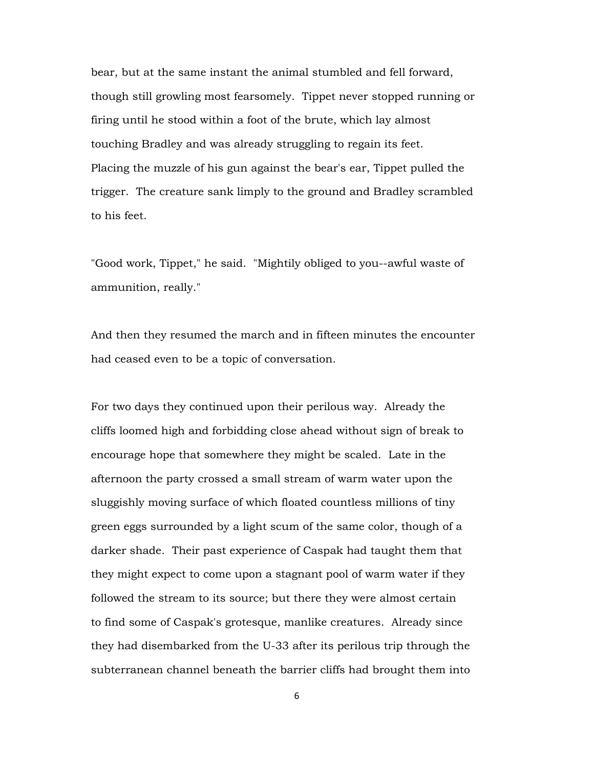bear, but at the same instant the animal stumbled and fell forward, though still growling most fearsomely. Tippet never stopped running or firing until he stood within a foot of the brute, which lay almost touching Bradley and was already struggling to regain its feet. Placing the muzzle of his gun against the bear's ear, Tippet pulled the trigger. The creature sank limply to the ground and Bradley scrambled to his feet.

"Good work, Tippet," he said. "Mightily obliged to you--awful waste of ammunition, really."

And then they resumed the march and in fifteen minutes the encounter had ceased even to be a topic of conversation.

For two days they continued upon their perilous way. Already the cliffs loomed high and forbidding close ahead without sign of break to encourage hope that somewhere they might be scaled. Late in the afternoon the party crossed a small stream of warm water upon the sluggishly moving surface of which floated countless millions of tiny green eggs surrounded by a light scum of the same color, though of a darker shade. Their past experience of Caspak had taught them that they might expect to come upon a stagnant pool of warm water if they followed the stream to its source; but there they were almost certain to find some of Caspak's grotesque, manlike creatures. Already since they had disembarked from the U-33 after its perilous trip through the subterranean channel beneath the barrier cliffs had brought them into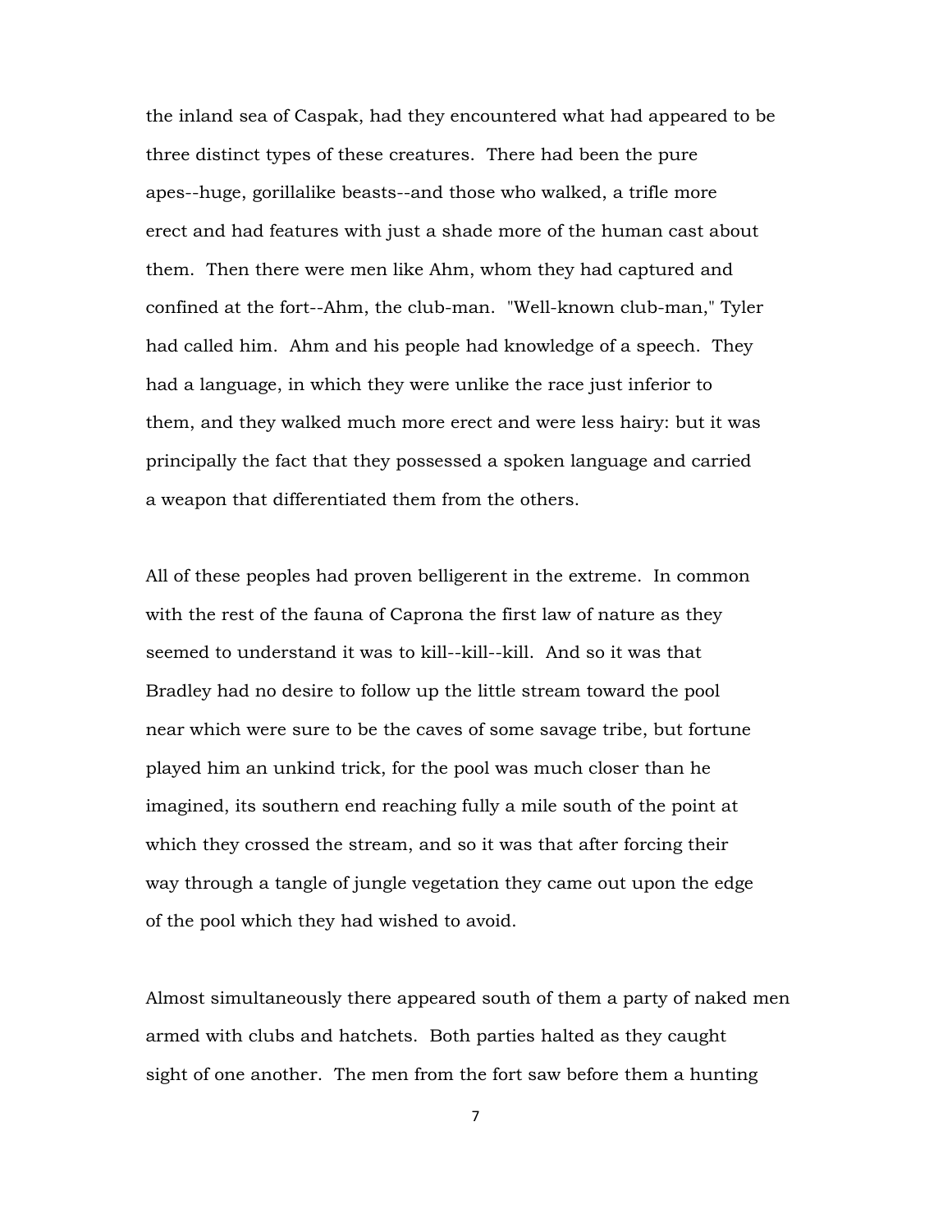the inland sea of Caspak, had they encountered what had appeared to be three distinct types of these creatures. There had been the pure apes--huge, gorillalike beasts--and those who walked, a trifle more erect and had features with just a shade more of the human cast about them. Then there were men like Ahm, whom they had captured and confined at the fort--Ahm, the club-man. "Well-known club-man," Tyler had called him. Ahm and his people had knowledge of a speech. They had a language, in which they were unlike the race just inferior to them, and they walked much more erect and were less hairy: but it was principally the fact that they possessed a spoken language and carried a weapon that differentiated them from the others.

All of these peoples had proven belligerent in the extreme. In common with the rest of the fauna of Caprona the first law of nature as they seemed to understand it was to kill--kill--kill. And so it was that Bradley had no desire to follow up the little stream toward the pool near which were sure to be the caves of some savage tribe, but fortune played him an unkind trick, for the pool was much closer than he imagined, its southern end reaching fully a mile south of the point at which they crossed the stream, and so it was that after forcing their way through a tangle of jungle vegetation they came out upon the edge of the pool which they had wished to avoid.

Almost simultaneously there appeared south of them a party of naked men armed with clubs and hatchets. Both parties halted as they caught sight of one another. The men from the fort saw before them a hunting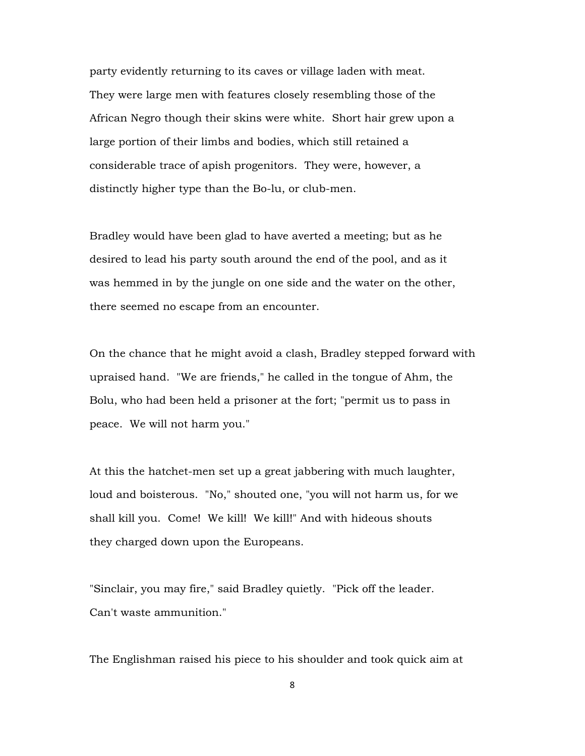party evidently returning to its caves or village laden with meat. They were large men with features closely resembling those of the African Negro though their skins were white. Short hair grew upon a large portion of their limbs and bodies, which still retained a considerable trace of apish progenitors. They were, however, a distinctly higher type than the Bo-lu, or club-men.

Bradley would have been glad to have averted a meeting; but as he desired to lead his party south around the end of the pool, and as it was hemmed in by the jungle on one side and the water on the other, there seemed no escape from an encounter.

On the chance that he might avoid a clash, Bradley stepped forward with upraised hand. "We are friends," he called in the tongue of Ahm, the Bolu, who had been held a prisoner at the fort; "permit us to pass in peace. We will not harm you."

At this the hatchet-men set up a great jabbering with much laughter, loud and boisterous. "No," shouted one, "you will not harm us, for we shall kill you. Come! We kill! We kill!" And with hideous shouts they charged down upon the Europeans.

"Sinclair, you may fire," said Bradley quietly. "Pick off the leader. Can't waste ammunition."

The Englishman raised his piece to his shoulder and took quick aim at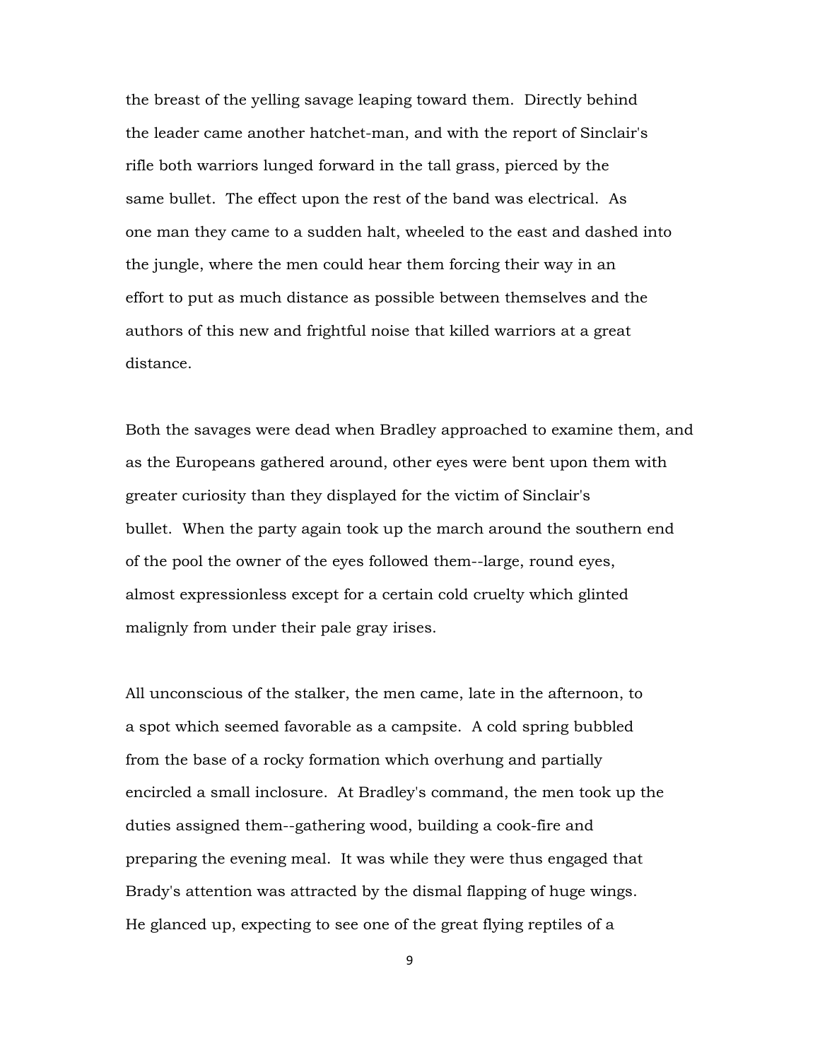the breast of the yelling savage leaping toward them. Directly behind the leader came another hatchet-man, and with the report of Sinclair's rifle both warriors lunged forward in the tall grass, pierced by the same bullet. The effect upon the rest of the band was electrical. As one man they came to a sudden halt, wheeled to the east and dashed into the jungle, where the men could hear them forcing their way in an effort to put as much distance as possible between themselves and the authors of this new and frightful noise that killed warriors at a great distance.

Both the savages were dead when Bradley approached to examine them, and as the Europeans gathered around, other eyes were bent upon them with greater curiosity than they displayed for the victim of Sinclair's bullet. When the party again took up the march around the southern end of the pool the owner of the eyes followed them--large, round eyes, almost expressionless except for a certain cold cruelty which glinted malignly from under their pale gray irises.

All unconscious of the stalker, the men came, late in the afternoon, to a spot which seemed favorable as a campsite. A cold spring bubbled from the base of a rocky formation which overhung and partially encircled a small inclosure. At Bradley's command, the men took up the duties assigned them--gathering wood, building a cook-fire and preparing the evening meal. It was while they were thus engaged that Brady's attention was attracted by the dismal flapping of huge wings. He glanced up, expecting to see one of the great flying reptiles of a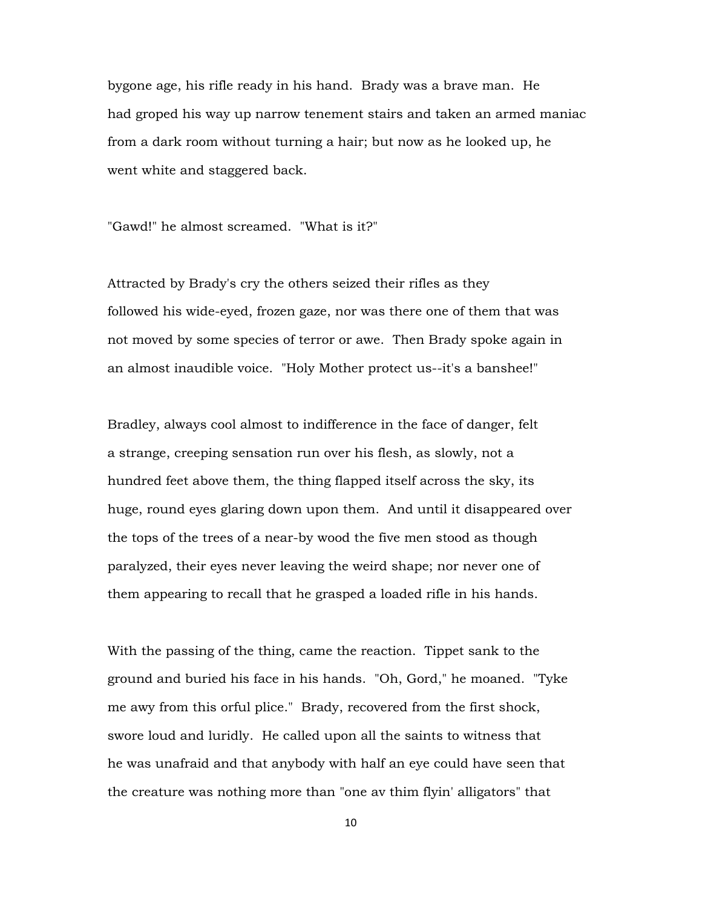bygone age, his rifle ready in his hand. Brady was a brave man. He had groped his way up narrow tenement stairs and taken an armed maniac from a dark room without turning a hair; but now as he looked up, he went white and staggered back.

"Gawd!" he almost screamed. "What is it?"

Attracted by Brady's cry the others seized their rifles as they followed his wide-eyed, frozen gaze, nor was there one of them that was not moved by some species of terror or awe. Then Brady spoke again in an almost inaudible voice. "Holy Mother protect us--it's a banshee!"

Bradley, always cool almost to indifference in the face of danger, felt a strange, creeping sensation run over his flesh, as slowly, not a hundred feet above them, the thing flapped itself across the sky, its huge, round eyes glaring down upon them. And until it disappeared over the tops of the trees of a near-by wood the five men stood as though paralyzed, their eyes never leaving the weird shape; nor never one of them appearing to recall that he grasped a loaded rifle in his hands.

With the passing of the thing, came the reaction. Tippet sank to the ground and buried his face in his hands. "Oh, Gord," he moaned. "Tyke me awy from this orful plice." Brady, recovered from the first shock, swore loud and luridly. He called upon all the saints to witness that he was unafraid and that anybody with half an eye could have seen that the creature was nothing more than "one av thim flyin' alligators" that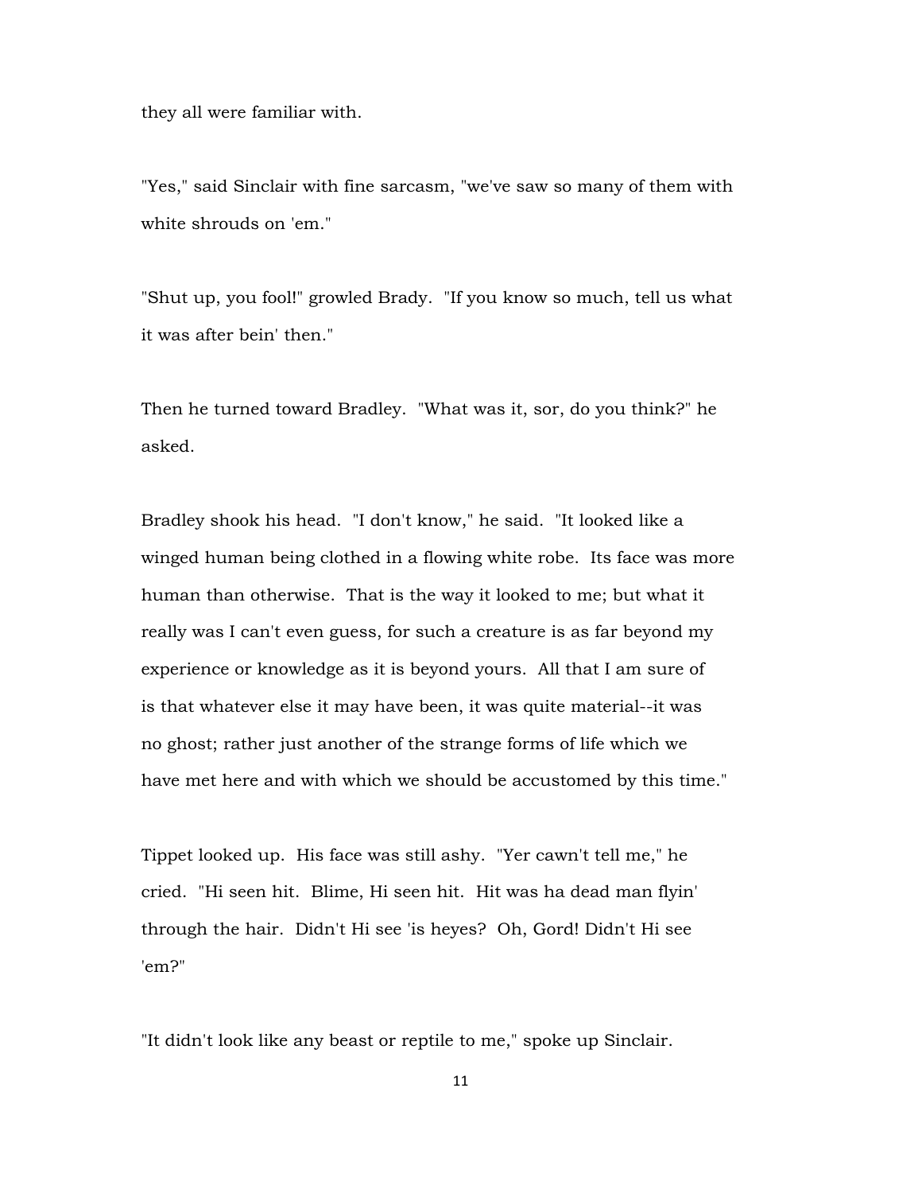they all were familiar with.

"Yes," said Sinclair with fine sarcasm, "we've saw so many of them with white shrouds on 'em."

"Shut up, you fool!" growled Brady. "If you know so much, tell us what it was after bein' then."

Then he turned toward Bradley. "What was it, sor, do you think?" he asked.

Bradley shook his head. "I don't know," he said. "It looked like a winged human being clothed in a flowing white robe. Its face was more human than otherwise. That is the way it looked to me; but what it really was I can't even guess, for such a creature is as far beyond my experience or knowledge as it is beyond yours. All that I am sure of is that whatever else it may have been, it was quite material--it was no ghost; rather just another of the strange forms of life which we have met here and with which we should be accustomed by this time."

Tippet looked up. His face was still ashy. "Yer cawn't tell me," he cried. "Hi seen hit. Blime, Hi seen hit. Hit was ha dead man flyin' through the hair. Didn't Hi see 'is heyes? Oh, Gord! Didn't Hi see 'em?"

"It didn't look like any beast or reptile to me," spoke up Sinclair.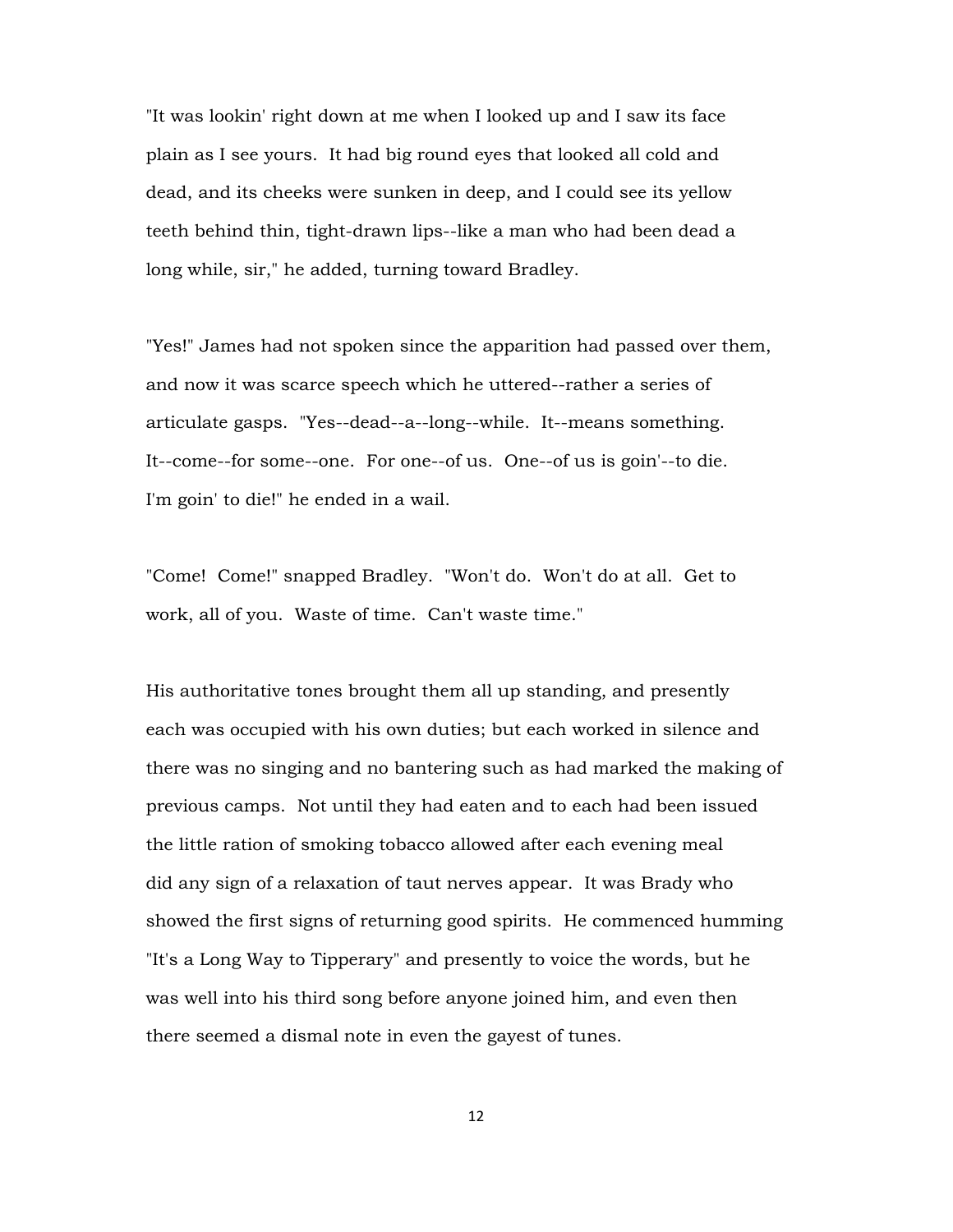"It was lookin' right down at me when I looked up and I saw its face plain as I see yours. It had big round eyes that looked all cold and dead, and its cheeks were sunken in deep, and I could see its yellow teeth behind thin, tight-drawn lips--like a man who had been dead a long while, sir," he added, turning toward Bradley.

"Yes!" James had not spoken since the apparition had passed over them, and now it was scarce speech which he uttered--rather a series of articulate gasps. "Yes--dead--a--long--while. It--means something. It--come--for some--one. For one--of us. One--of us is goin'--to die. I'm goin' to die!" he ended in a wail.

"Come! Come!" snapped Bradley. "Won't do. Won't do at all. Get to work, all of you. Waste of time. Can't waste time."

His authoritative tones brought them all up standing, and presently each was occupied with his own duties; but each worked in silence and there was no singing and no bantering such as had marked the making of previous camps. Not until they had eaten and to each had been issued the little ration of smoking tobacco allowed after each evening meal did any sign of a relaxation of taut nerves appear. It was Brady who showed the first signs of returning good spirits. He commenced humming "It's a Long Way to Tipperary" and presently to voice the words, but he was well into his third song before anyone joined him, and even then there seemed a dismal note in even the gayest of tunes.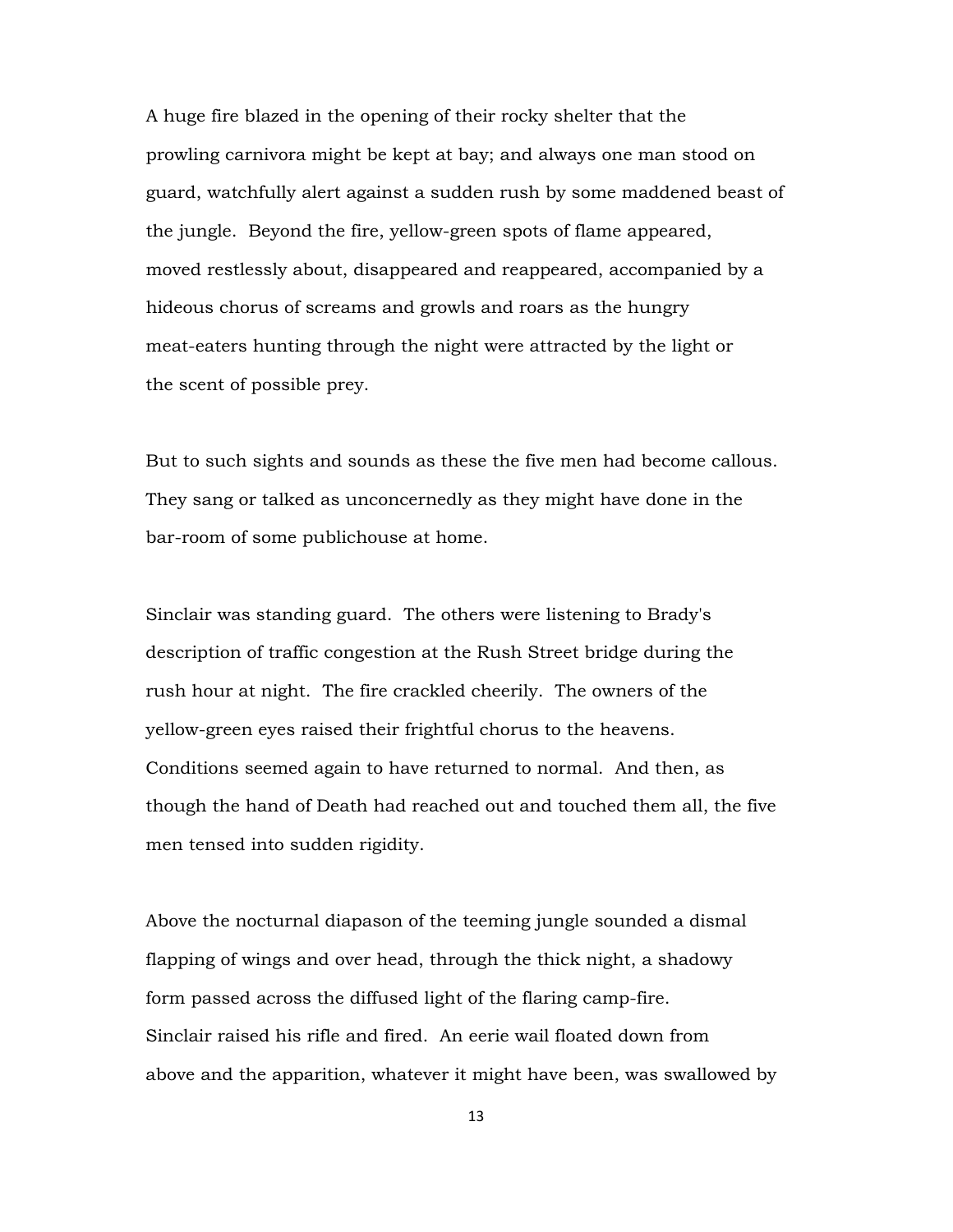A huge fire blazed in the opening of their rocky shelter that the prowling carnivora might be kept at bay; and always one man stood on guard, watchfully alert against a sudden rush by some maddened beast of the jungle. Beyond the fire, yellow-green spots of flame appeared, moved restlessly about, disappeared and reappeared, accompanied by a hideous chorus of screams and growls and roars as the hungry meat-eaters hunting through the night were attracted by the light or the scent of possible prey.

But to such sights and sounds as these the five men had become callous. They sang or talked as unconcernedly as they might have done in the bar-room of some publichouse at home.

Sinclair was standing guard. The others were listening to Brady's description of traffic congestion at the Rush Street bridge during the rush hour at night. The fire crackled cheerily. The owners of the yellow-green eyes raised their frightful chorus to the heavens. Conditions seemed again to have returned to normal. And then, as though the hand of Death had reached out and touched them all, the five men tensed into sudden rigidity.

Above the nocturnal diapason of the teeming jungle sounded a dismal flapping of wings and over head, through the thick night, a shadowy form passed across the diffused light of the flaring camp-fire. Sinclair raised his rifle and fired. An eerie wail floated down from above and the apparition, whatever it might have been, was swallowed by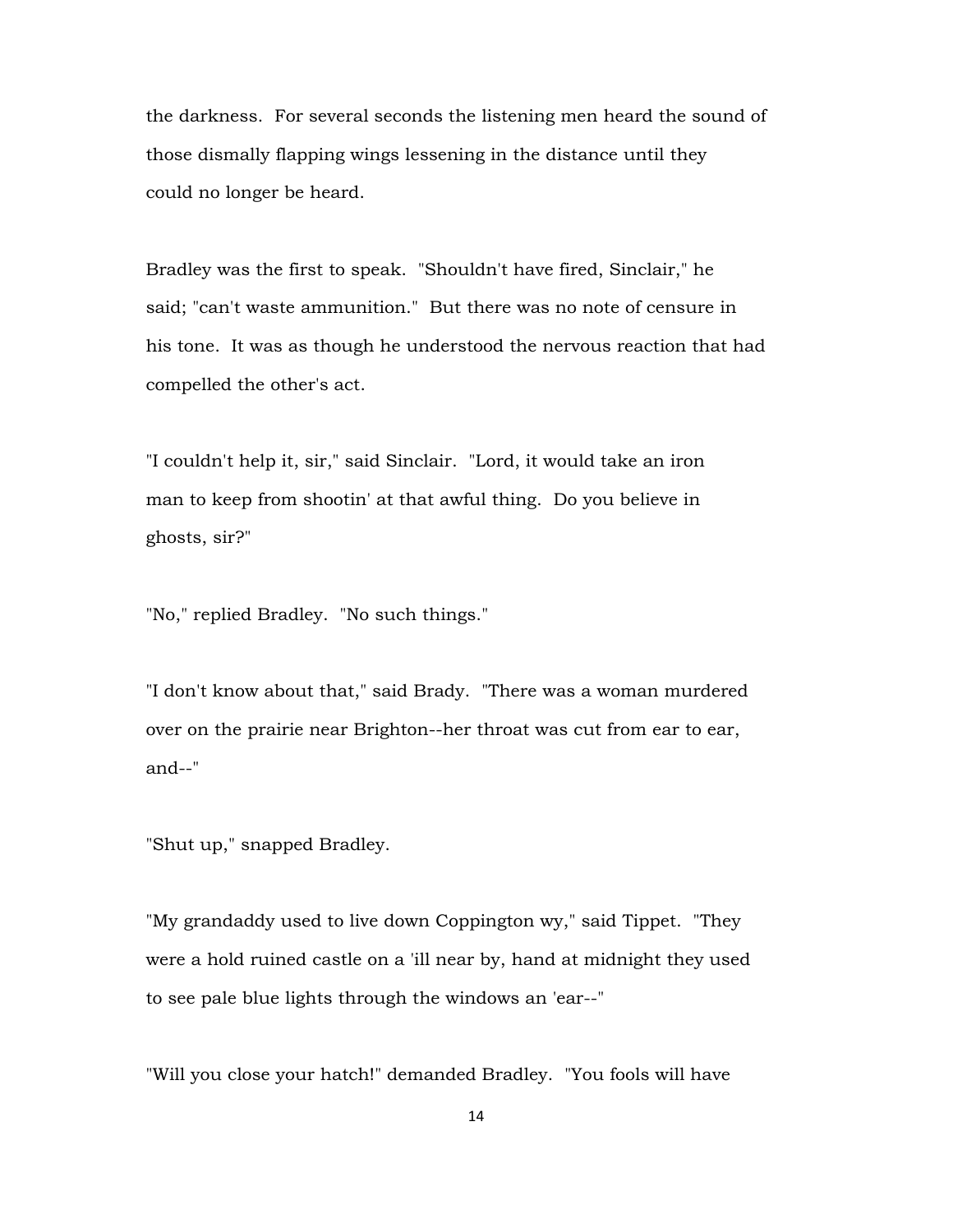the darkness. For several seconds the listening men heard the sound of those dismally flapping wings lessening in the distance until they could no longer be heard.

Bradley was the first to speak. "Shouldn't have fired, Sinclair," he said; "can't waste ammunition." But there was no note of censure in his tone. It was as though he understood the nervous reaction that had compelled the other's act.

"I couldn't help it, sir," said Sinclair. "Lord, it would take an iron man to keep from shootin' at that awful thing. Do you believe in ghosts, sir?"

"No," replied Bradley. "No such things."

"I don't know about that," said Brady. "There was a woman murdered over on the prairie near Brighton--her throat was cut from ear to ear, and--"

"Shut up," snapped Bradley.

"My grandaddy used to live down Coppington wy," said Tippet. "They were a hold ruined castle on a 'ill near by, hand at midnight they used to see pale blue lights through the windows an 'ear--"

"Will you close your hatch!" demanded Bradley. "You fools will have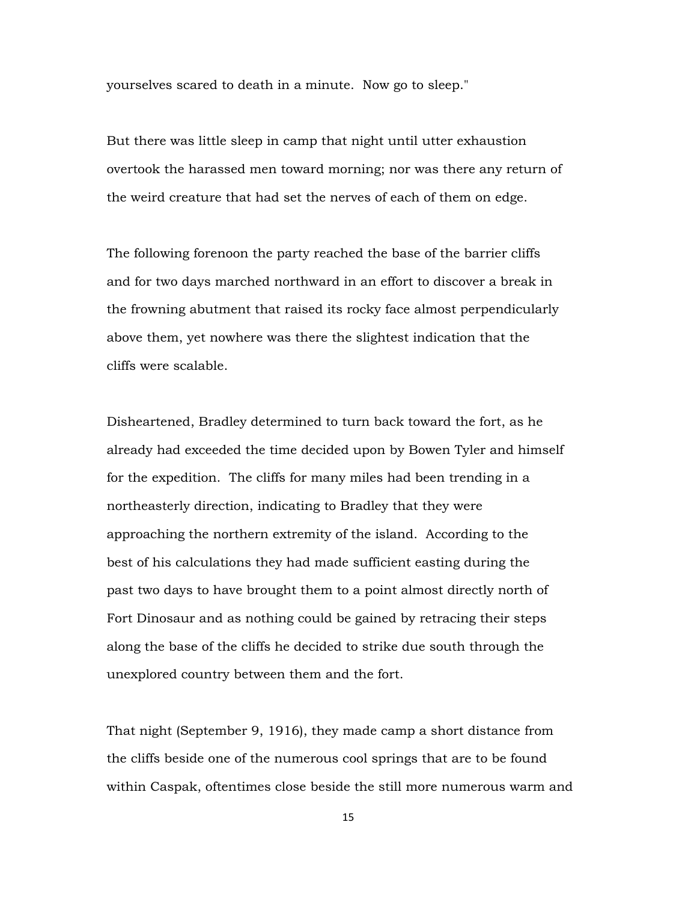yourselves scared to death in a minute. Now go to sleep."

But there was little sleep in camp that night until utter exhaustion overtook the harassed men toward morning; nor was there any return of the weird creature that had set the nerves of each of them on edge.

The following forenoon the party reached the base of the barrier cliffs and for two days marched northward in an effort to discover a break in the frowning abutment that raised its rocky face almost perpendicularly above them, yet nowhere was there the slightest indication that the cliffs were scalable.

Disheartened, Bradley determined to turn back toward the fort, as he already had exceeded the time decided upon by Bowen Tyler and himself for the expedition. The cliffs for many miles had been trending in a northeasterly direction, indicating to Bradley that they were approaching the northern extremity of the island. According to the best of his calculations they had made sufficient easting during the past two days to have brought them to a point almost directly north of Fort Dinosaur and as nothing could be gained by retracing their steps along the base of the cliffs he decided to strike due south through the unexplored country between them and the fort.

That night (September 9, 1916), they made camp a short distance from the cliffs beside one of the numerous cool springs that are to be found within Caspak, oftentimes close beside the still more numerous warm and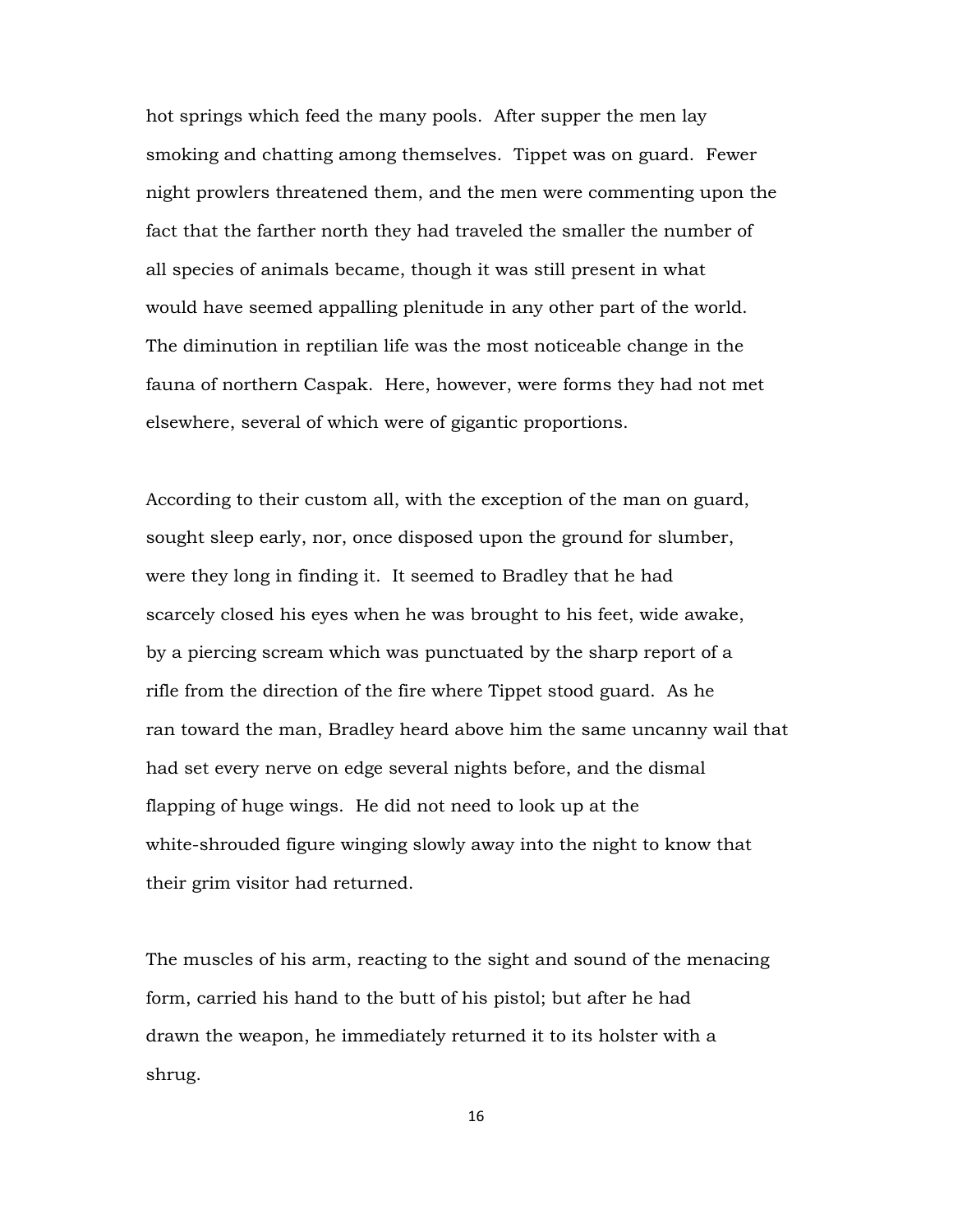hot springs which feed the many pools. After supper the men lay smoking and chatting among themselves. Tippet was on guard. Fewer night prowlers threatened them, and the men were commenting upon the fact that the farther north they had traveled the smaller the number of all species of animals became, though it was still present in what would have seemed appalling plenitude in any other part of the world. The diminution in reptilian life was the most noticeable change in the fauna of northern Caspak. Here, however, were forms they had not met elsewhere, several of which were of gigantic proportions.

According to their custom all, with the exception of the man on guard, sought sleep early, nor, once disposed upon the ground for slumber, were they long in finding it. It seemed to Bradley that he had scarcely closed his eyes when he was brought to his feet, wide awake, by a piercing scream which was punctuated by the sharp report of a rifle from the direction of the fire where Tippet stood guard. As he ran toward the man, Bradley heard above him the same uncanny wail that had set every nerve on edge several nights before, and the dismal flapping of huge wings. He did not need to look up at the white-shrouded figure winging slowly away into the night to know that their grim visitor had returned.

The muscles of his arm, reacting to the sight and sound of the menacing form, carried his hand to the butt of his pistol; but after he had drawn the weapon, he immediately returned it to its holster with a shrug.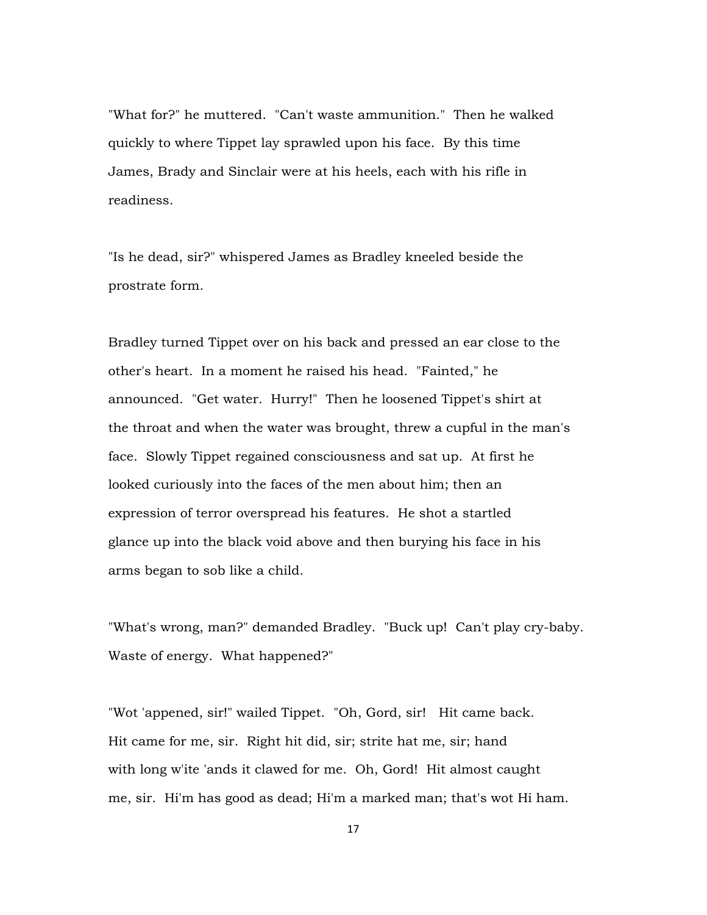"What for?" he muttered. "Can't waste ammunition." Then he walked quickly to where Tippet lay sprawled upon his face. By this time James, Brady and Sinclair were at his heels, each with his rifle in readiness.

"Is he dead, sir?" whispered James as Bradley kneeled beside the prostrate form.

Bradley turned Tippet over on his back and pressed an ear close to the other's heart. In a moment he raised his head. "Fainted," he announced. "Get water. Hurry!" Then he loosened Tippet's shirt at the throat and when the water was brought, threw a cupful in the man's face. Slowly Tippet regained consciousness and sat up. At first he looked curiously into the faces of the men about him; then an expression of terror overspread his features. He shot a startled glance up into the black void above and then burying his face in his arms began to sob like a child.

"What's wrong, man?" demanded Bradley. "Buck up! Can't play cry-baby. Waste of energy. What happened?"

"Wot 'appened, sir!" wailed Tippet. "Oh, Gord, sir! Hit came back. Hit came for me, sir. Right hit did, sir; strite hat me, sir; hand with long w'ite 'ands it clawed for me. Oh, Gord! Hit almost caught me, sir. Hi'm has good as dead; Hi'm a marked man; that's wot Hi ham.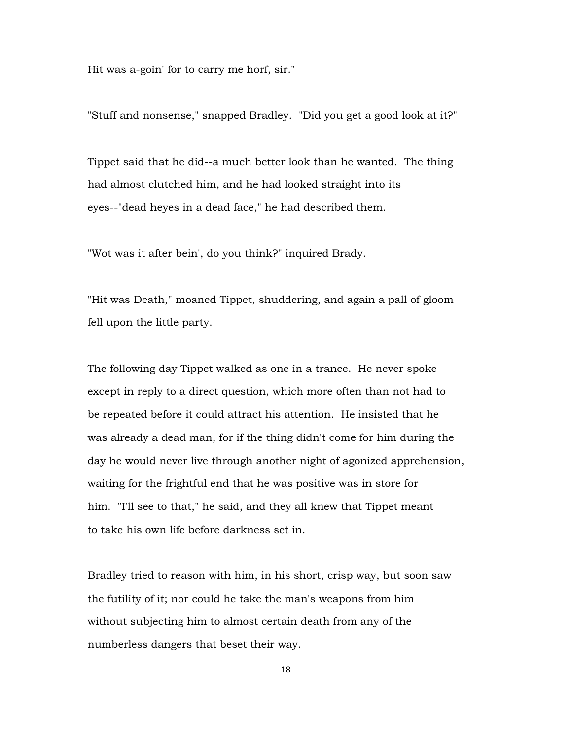Hit was a-goin' for to carry me horf, sir."

"Stuff and nonsense," snapped Bradley. "Did you get a good look at it?"

Tippet said that he did--a much better look than he wanted. The thing had almost clutched him, and he had looked straight into its eyes--"dead heyes in a dead face," he had described them.

"Wot was it after bein', do you think?" inquired Brady.

"Hit was Death," moaned Tippet, shuddering, and again a pall of gloom fell upon the little party.

The following day Tippet walked as one in a trance. He never spoke except in reply to a direct question, which more often than not had to be repeated before it could attract his attention. He insisted that he was already a dead man, for if the thing didn't come for him during the day he would never live through another night of agonized apprehension, waiting for the frightful end that he was positive was in store for him. "I'll see to that," he said, and they all knew that Tippet meant to take his own life before darkness set in.

Bradley tried to reason with him, in his short, crisp way, but soon saw the futility of it; nor could he take the man's weapons from him without subjecting him to almost certain death from any of the numberless dangers that beset their way.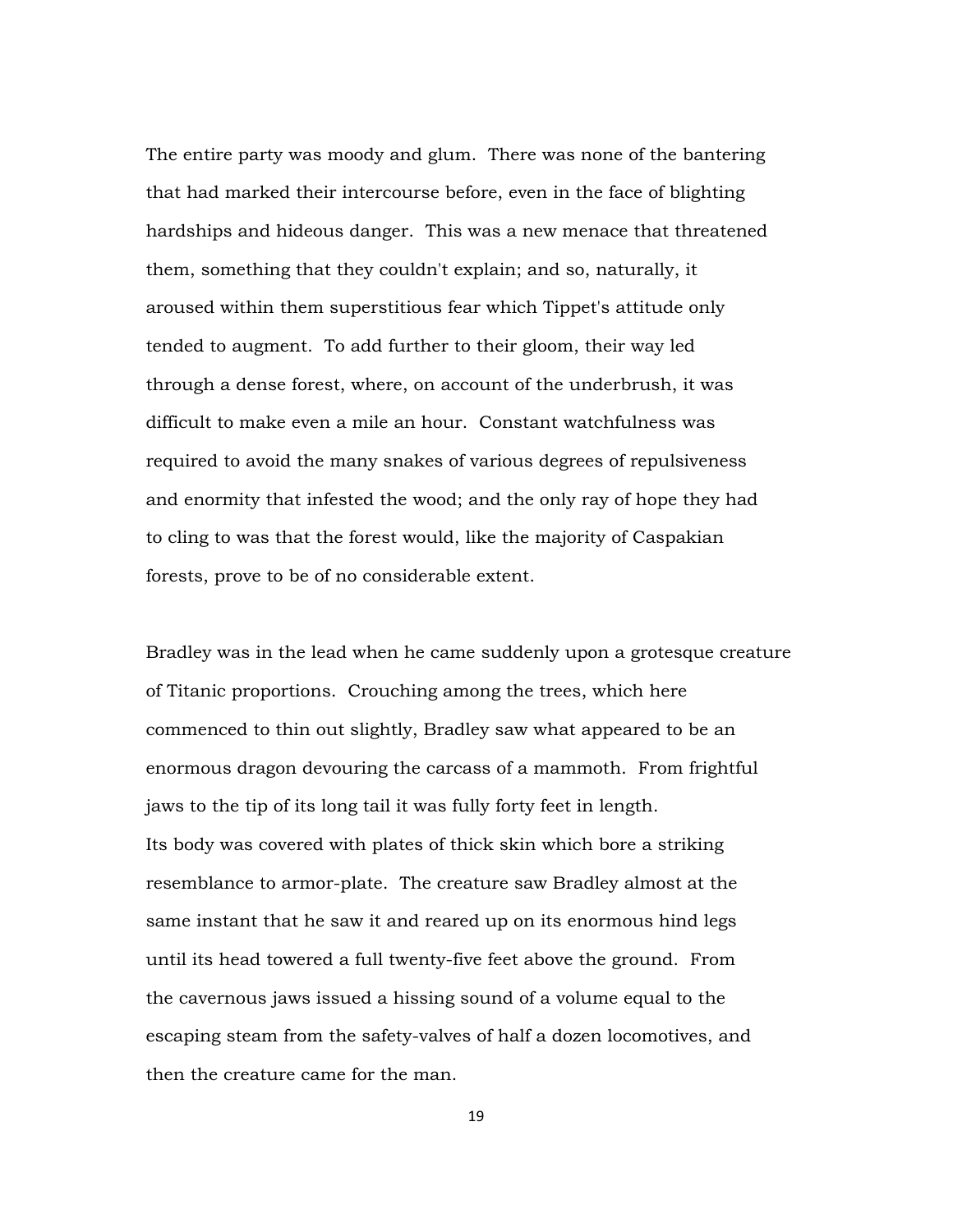The entire party was moody and glum. There was none of the bantering that had marked their intercourse before, even in the face of blighting hardships and hideous danger. This was a new menace that threatened them, something that they couldn't explain; and so, naturally, it aroused within them superstitious fear which Tippet's attitude only tended to augment. To add further to their gloom, their way led through a dense forest, where, on account of the underbrush, it was difficult to make even a mile an hour. Constant watchfulness was required to avoid the many snakes of various degrees of repulsiveness and enormity that infested the wood; and the only ray of hope they had to cling to was that the forest would, like the majority of Caspakian forests, prove to be of no considerable extent.

Bradley was in the lead when he came suddenly upon a grotesque creature of Titanic proportions. Crouching among the trees, which here commenced to thin out slightly, Bradley saw what appeared to be an enormous dragon devouring the carcass of a mammoth. From frightful jaws to the tip of its long tail it was fully forty feet in length. Its body was covered with plates of thick skin which bore a striking resemblance to armor-plate. The creature saw Bradley almost at the same instant that he saw it and reared up on its enormous hind legs until its head towered a full twenty-five feet above the ground. From the cavernous jaws issued a hissing sound of a volume equal to the escaping steam from the safety-valves of half a dozen locomotives, and then the creature came for the man.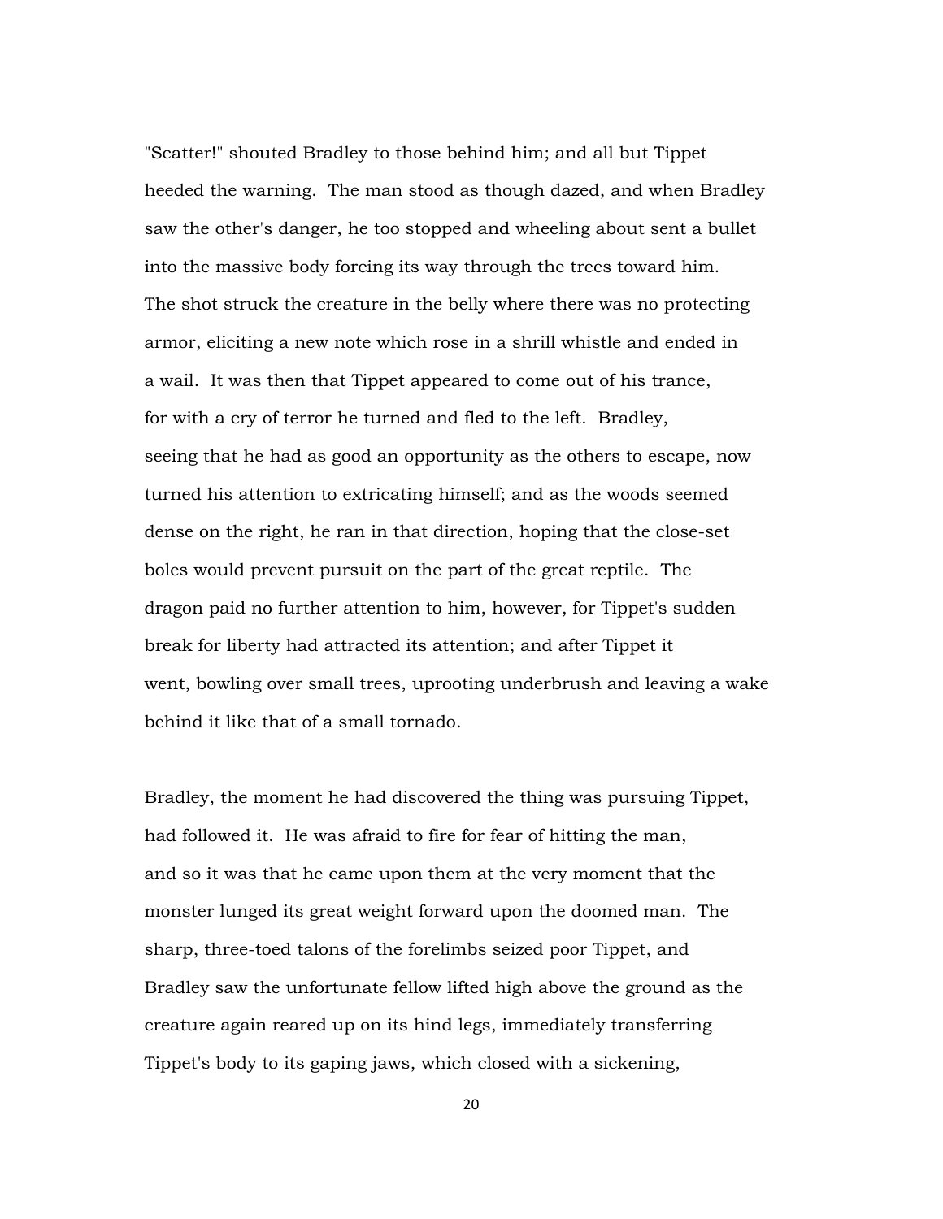"Scatter!" shouted Bradley to those behind him; and all but Tippet heeded the warning. The man stood as though dazed, and when Bradley saw the other's danger, he too stopped and wheeling about sent a bullet into the massive body forcing its way through the trees toward him. The shot struck the creature in the belly where there was no protecting armor, eliciting a new note which rose in a shrill whistle and ended in a wail. It was then that Tippet appeared to come out of his trance, for with a cry of terror he turned and fled to the left. Bradley, seeing that he had as good an opportunity as the others to escape, now turned his attention to extricating himself; and as the woods seemed dense on the right, he ran in that direction, hoping that the close-set boles would prevent pursuit on the part of the great reptile. The dragon paid no further attention to him, however, for Tippet's sudden break for liberty had attracted its attention; and after Tippet it went, bowling over small trees, uprooting underbrush and leaving a wake behind it like that of a small tornado.

Bradley, the moment he had discovered the thing was pursuing Tippet, had followed it. He was afraid to fire for fear of hitting the man, and so it was that he came upon them at the very moment that the monster lunged its great weight forward upon the doomed man. The sharp, three-toed talons of the forelimbs seized poor Tippet, and Bradley saw the unfortunate fellow lifted high above the ground as the creature again reared up on its hind legs, immediately transferring Tippet's body to its gaping jaws, which closed with a sickening,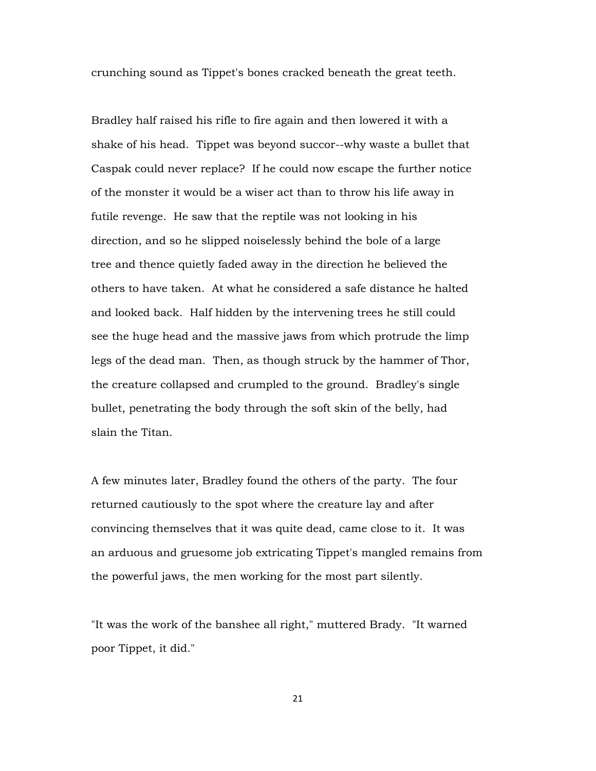crunching sound as Tippet's bones cracked beneath the great teeth.

Bradley half raised his rifle to fire again and then lowered it with a shake of his head. Tippet was beyond succor--why waste a bullet that Caspak could never replace? If he could now escape the further notice of the monster it would be a wiser act than to throw his life away in futile revenge. He saw that the reptile was not looking in his direction, and so he slipped noiselessly behind the bole of a large tree and thence quietly faded away in the direction he believed the others to have taken. At what he considered a safe distance he halted and looked back. Half hidden by the intervening trees he still could see the huge head and the massive jaws from which protrude the limp legs of the dead man. Then, as though struck by the hammer of Thor, the creature collapsed and crumpled to the ground. Bradley's single bullet, penetrating the body through the soft skin of the belly, had slain the Titan.

A few minutes later, Bradley found the others of the party. The four returned cautiously to the spot where the creature lay and after convincing themselves that it was quite dead, came close to it. It was an arduous and gruesome job extricating Tippet's mangled remains from the powerful jaws, the men working for the most part silently.

"It was the work of the banshee all right," muttered Brady. "It warned poor Tippet, it did."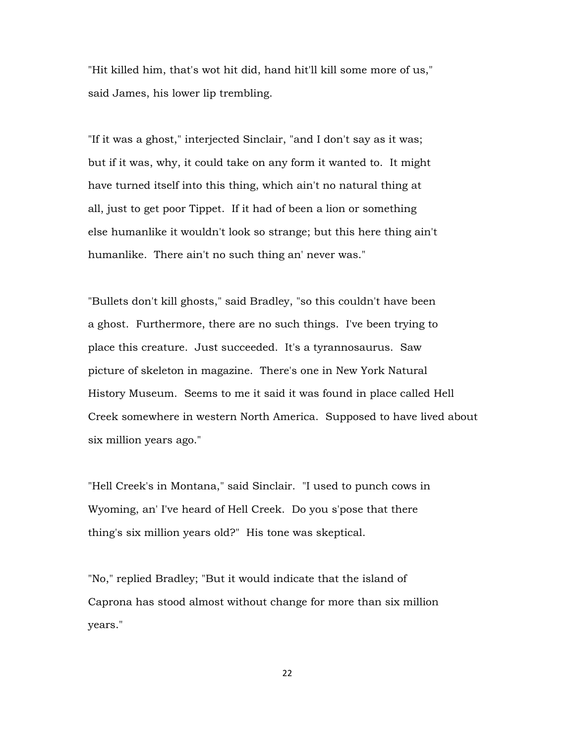"Hit killed him, that's wot hit did, hand hit'll kill some more of us," said James, his lower lip trembling.

"If it was a ghost," interjected Sinclair, "and I don't say as it was; but if it was, why, it could take on any form it wanted to. It might have turned itself into this thing, which ain't no natural thing at all, just to get poor Tippet. If it had of been a lion or something else humanlike it wouldn't look so strange; but this here thing ain't humanlike. There ain't no such thing an' never was."

"Bullets don't kill ghosts," said Bradley, "so this couldn't have been a ghost. Furthermore, there are no such things. I've been trying to place this creature. Just succeeded. It's a tyrannosaurus. Saw picture of skeleton in magazine. There's one in New York Natural History Museum. Seems to me it said it was found in place called Hell Creek somewhere in western North America. Supposed to have lived about six million years ago."

"Hell Creek's in Montana," said Sinclair. "I used to punch cows in Wyoming, an' I've heard of Hell Creek. Do you s'pose that there thing's six million years old?" His tone was skeptical.

"No," replied Bradley; "But it would indicate that the island of Caprona has stood almost without change for more than six million years."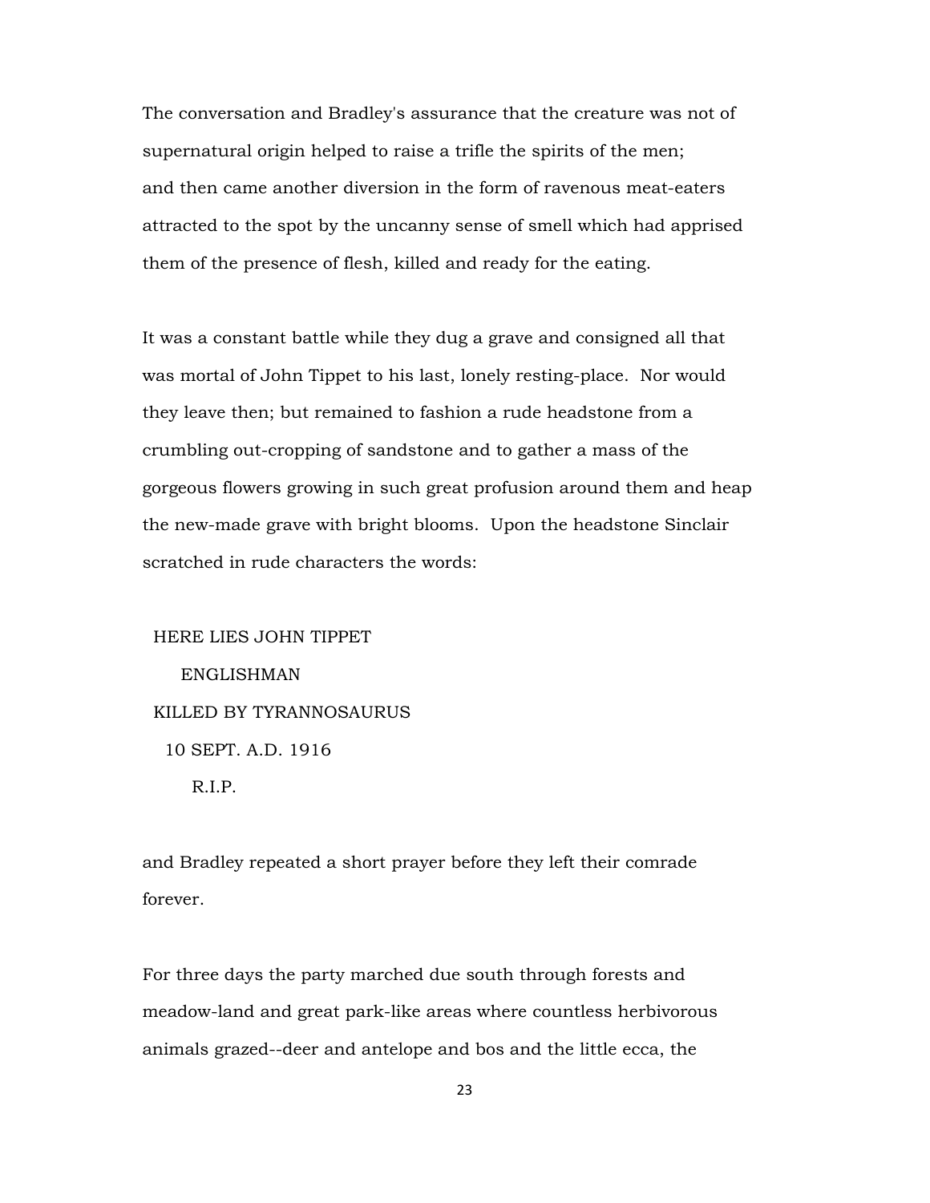The conversation and Bradley's assurance that the creature was not of supernatural origin helped to raise a trifle the spirits of the men; and then came another diversion in the form of ravenous meat-eaters attracted to the spot by the uncanny sense of smell which had apprised them of the presence of flesh, killed and ready for the eating.

It was a constant battle while they dug a grave and consigned all that was mortal of John Tippet to his last, lonely resting-place. Nor would they leave then; but remained to fashion a rude headstone from a crumbling out-cropping of sandstone and to gather a mass of the gorgeous flowers growing in such great profusion around them and heap the new-made grave with bright blooms. Upon the headstone Sinclair scratched in rude characters the words:

HERE LIES JOHN TIPPET  
ENGLISHMAN  
KILLED BY TYRANNOSAURUS  
10 SEPT. A.D. 1916  
R.I.P.

and Bradley repeated a short prayer before they left their comrade forever.

For three days the party marched due south through forests and meadow-land and great park-like areas where countless herbivorous animals grazed--deer and antelope and bos and the little ecca, the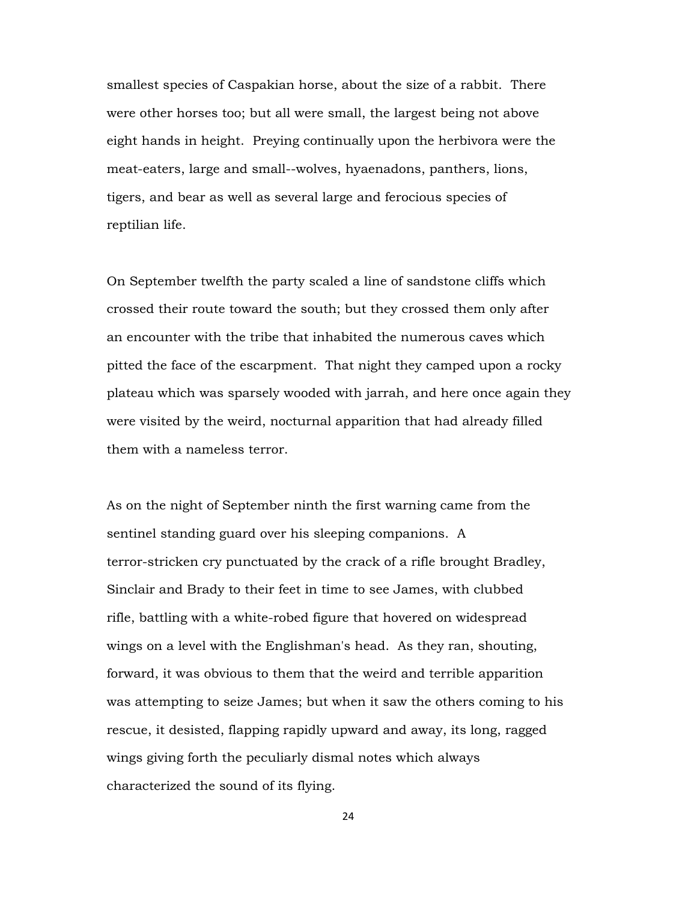smallest species of Caspakian horse, about the size of a rabbit. There were other horses too; but all were small, the largest being not above eight hands in height. Preying continually upon the herbivora were the meat-eaters, large and small--wolves, hyaenadons, panthers, lions, tigers, and bear as well as several large and ferocious species of reptilian life.

On September twelfth the party scaled a line of sandstone cliffs which crossed their route toward the south; but they crossed them only after an encounter with the tribe that inhabited the numerous caves which pitted the face of the escarpment. That night they camped upon a rocky plateau which was sparsely wooded with jarrah, and here once again they were visited by the weird, nocturnal apparition that had already filled them with a nameless terror.

As on the night of September ninth the first warning came from the sentinel standing guard over his sleeping companions. A terror-stricken cry punctuated by the crack of a rifle brought Bradley, Sinclair and Brady to their feet in time to see James, with clubbed rifle, battling with a white-robed figure that hovered on widespread wings on a level with the Englishman's head. As they ran, shouting, forward, it was obvious to them that the weird and terrible apparition was attempting to seize James; but when it saw the others coming to his rescue, it desisted, flapping rapidly upward and away, its long, ragged wings giving forth the peculiarly dismal notes which always characterized the sound of its flying.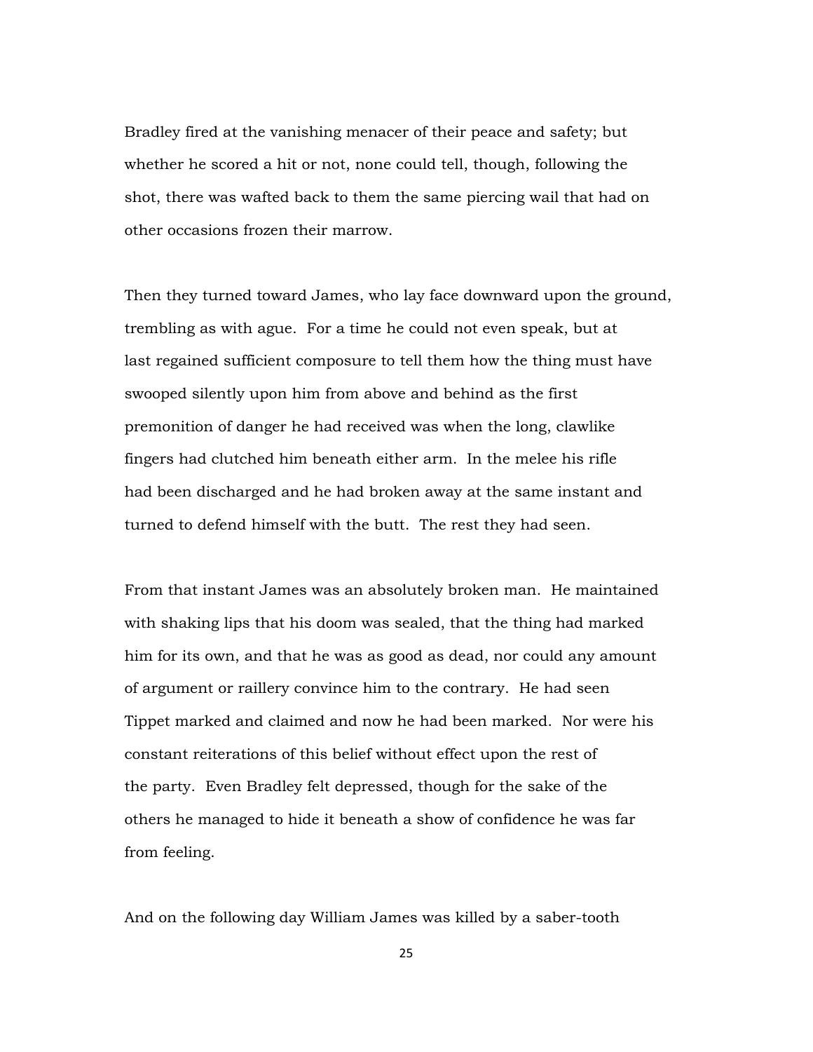Bradley fired at the vanishing menacer of their peace and safety; but whether he scored a hit or not, none could tell, though, following the shot, there was wafted back to them the same piercing wail that had on other occasions frozen their marrow.

Then they turned toward James, who lay face downward upon the ground, trembling as with ague. For a time he could not even speak, but at last regained sufficient composure to tell them how the thing must have swooped silently upon him from above and behind as the first premonition of danger he had received was when the long, clawlike fingers had clutched him beneath either arm. In the melee his rifle had been discharged and he had broken away at the same instant and turned to defend himself with the butt. The rest they had seen.

From that instant James was an absolutely broken man. He maintained with shaking lips that his doom was sealed, that the thing had marked him for its own, and that he was as good as dead, nor could any amount of argument or raillery convince him to the contrary. He had seen Tippet marked and claimed and now he had been marked. Nor were his constant reiterations of this belief without effect upon the rest of the party. Even Bradley felt depressed, though for the sake of the others he managed to hide it beneath a show of confidence he was far from feeling.

And on the following day William James was killed by a saber-tooth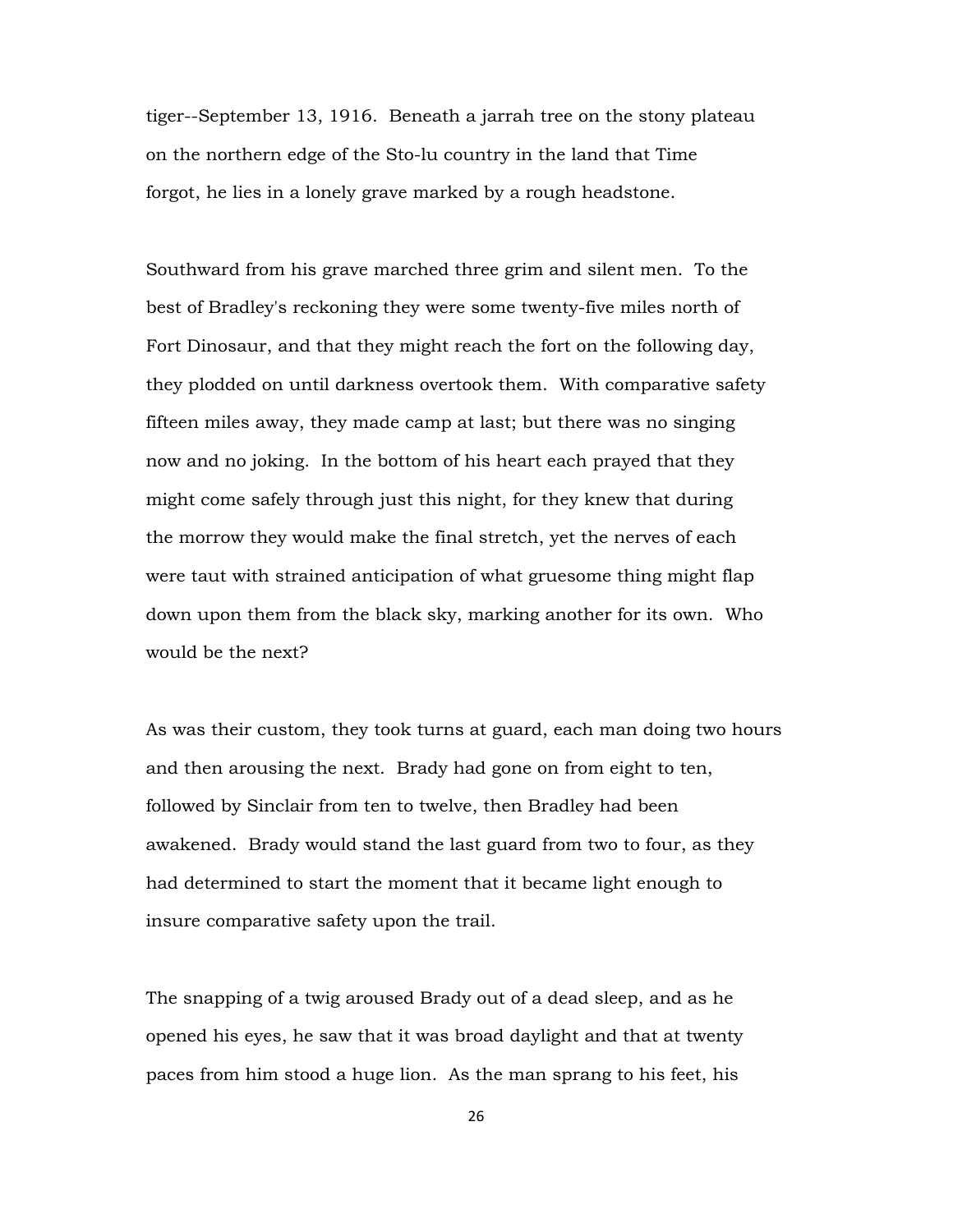tiger--September 13, 1916. Beneath a jarrah tree on the stony plateau on the northern edge of the Sto-lu country in the land that Time forgot, he lies in a lonely grave marked by a rough headstone.

Southward from his grave marched three grim and silent men. To the best of Bradley's reckoning they were some twenty-five miles north of Fort Dinosaur, and that they might reach the fort on the following day, they plodded on until darkness overtook them. With comparative safety fifteen miles away, they made camp at last; but there was no singing now and no joking. In the bottom of his heart each prayed that they might come safely through just this night, for they knew that during the morrow they would make the final stretch, yet the nerves of each were taut with strained anticipation of what gruesome thing might flap down upon them from the black sky, marking another for its own. Who would be the next?

As was their custom, they took turns at guard, each man doing two hours and then arousing the next. Brady had gone on from eight to ten, followed by Sinclair from ten to twelve, then Bradley had been awakened. Brady would stand the last guard from two to four, as they had determined to start the moment that it became light enough to insure comparative safety upon the trail.

The snapping of a twig aroused Brady out of a dead sleep, and as he opened his eyes, he saw that it was broad daylight and that at twenty paces from him stood a huge lion. As the man sprang to his feet, his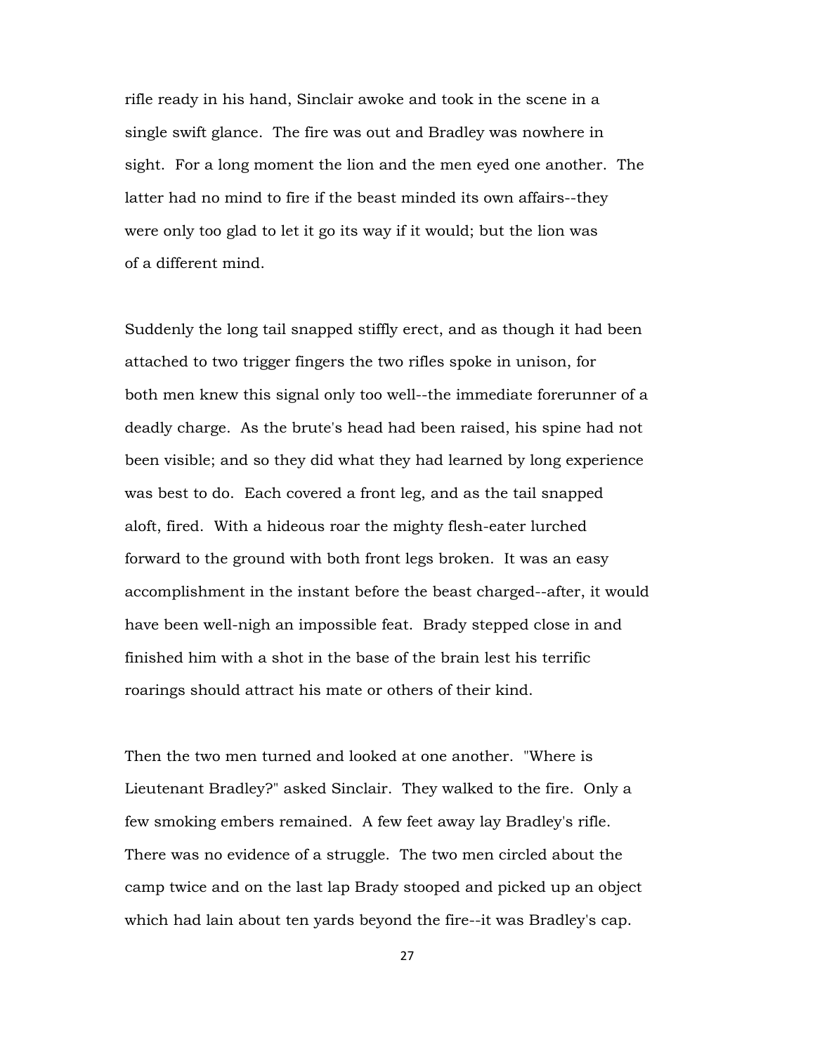rifle ready in his hand, Sinclair awoke and took in the scene in a single swift glance. The fire was out and Bradley was nowhere in sight. For a long moment the lion and the men eyed one another. The latter had no mind to fire if the beast minded its own affairs--they were only too glad to let it go its way if it would; but the lion was of a different mind.

Suddenly the long tail snapped stiffly erect, and as though it had been attached to two trigger fingers the two rifles spoke in unison, for both men knew this signal only too well--the immediate forerunner of a deadly charge. As the brute's head had been raised, his spine had not been visible; and so they did what they had learned by long experience was best to do. Each covered a front leg, and as the tail snapped aloft, fired. With a hideous roar the mighty flesh-eater lurched forward to the ground with both front legs broken. It was an easy accomplishment in the instant before the beast charged--after, it would have been well-nigh an impossible feat. Brady stepped close in and finished him with a shot in the base of the brain lest his terrific roarings should attract his mate or others of their kind.

Then the two men turned and looked at one another. "Where is Lieutenant Bradley?" asked Sinclair. They walked to the fire. Only a few smoking embers remained. A few feet away lay Bradley's rifle. There was no evidence of a struggle. The two men circled about the camp twice and on the last lap Brady stooped and picked up an object which had lain about ten yards beyond the fire--it was Bradley's cap.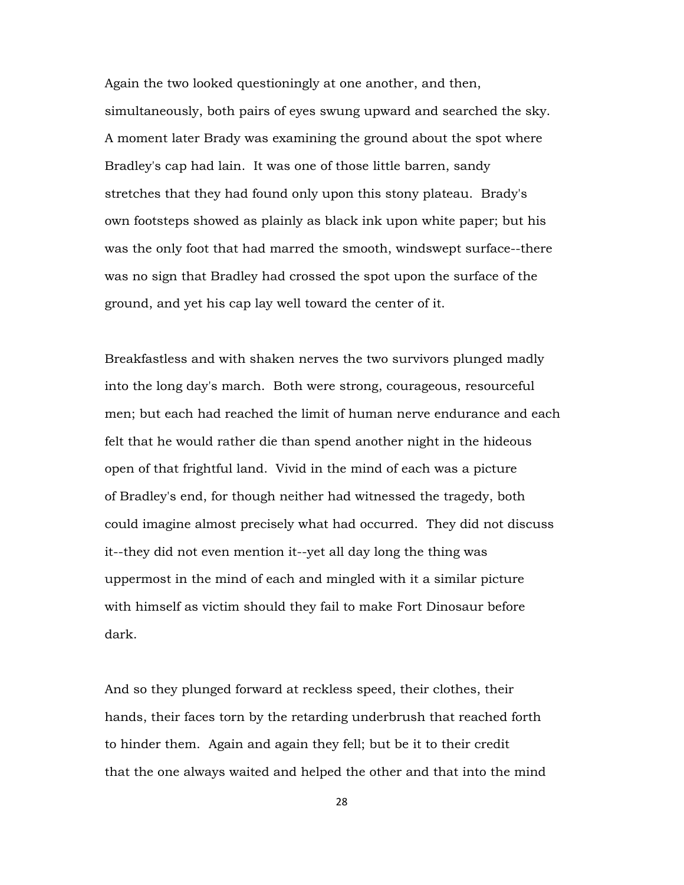Again the two looked questioningly at one another, and then, simultaneously, both pairs of eyes swung upward and searched the sky. A moment later Brady was examining the ground about the spot where Bradley's cap had lain. It was one of those little barren, sandy stretches that they had found only upon this stony plateau. Brady's own footsteps showed as plainly as black ink upon white paper; but his was the only foot that had marred the smooth, windswept surface--there was no sign that Bradley had crossed the spot upon the surface of the ground, and yet his cap lay well toward the center of it.

Breakfastless and with shaken nerves the two survivors plunged madly into the long day's march. Both were strong, courageous, resourceful men; but each had reached the limit of human nerve endurance and each felt that he would rather die than spend another night in the hideous open of that frightful land. Vivid in the mind of each was a picture of Bradley's end, for though neither had witnessed the tragedy, both could imagine almost precisely what had occurred. They did not discuss it--they did not even mention it--yet all day long the thing was uppermost in the mind of each and mingled with it a similar picture with himself as victim should they fail to make Fort Dinosaur before dark.

And so they plunged forward at reckless speed, their clothes, their hands, their faces torn by the retarding underbrush that reached forth to hinder them. Again and again they fell; but be it to their credit that the one always waited and helped the other and that into the mind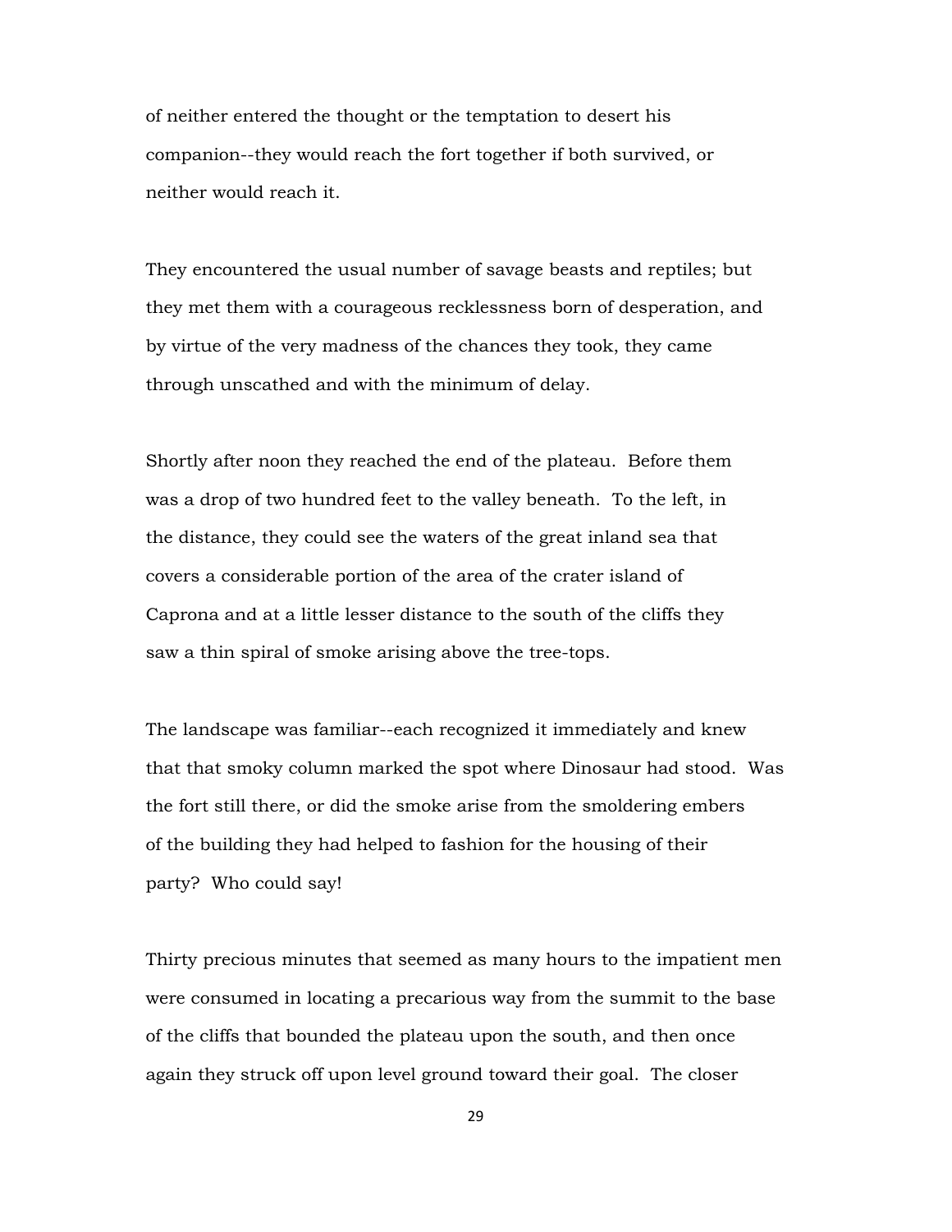of neither entered the thought or the temptation to desert his companion--they would reach the fort together if both survived, or neither would reach it.

They encountered the usual number of savage beasts and reptiles; but they met them with a courageous recklessness born of desperation, and by virtue of the very madness of the chances they took, they came through unscathed and with the minimum of delay.

Shortly after noon they reached the end of the plateau. Before them was a drop of two hundred feet to the valley beneath. To the left, in the distance, they could see the waters of the great inland sea that covers a considerable portion of the area of the crater island of Caprona and at a little lesser distance to the south of the cliffs they saw a thin spiral of smoke arising above the tree-tops.

The landscape was familiar--each recognized it immediately and knew that that smoky column marked the spot where Dinosaur had stood. Was the fort still there, or did the smoke arise from the smoldering embers of the building they had helped to fashion for the housing of their party? Who could say!

Thirty precious minutes that seemed as many hours to the impatient men were consumed in locating a precarious way from the summit to the base of the cliffs that bounded the plateau upon the south, and then once again they struck off upon level ground toward their goal. The closer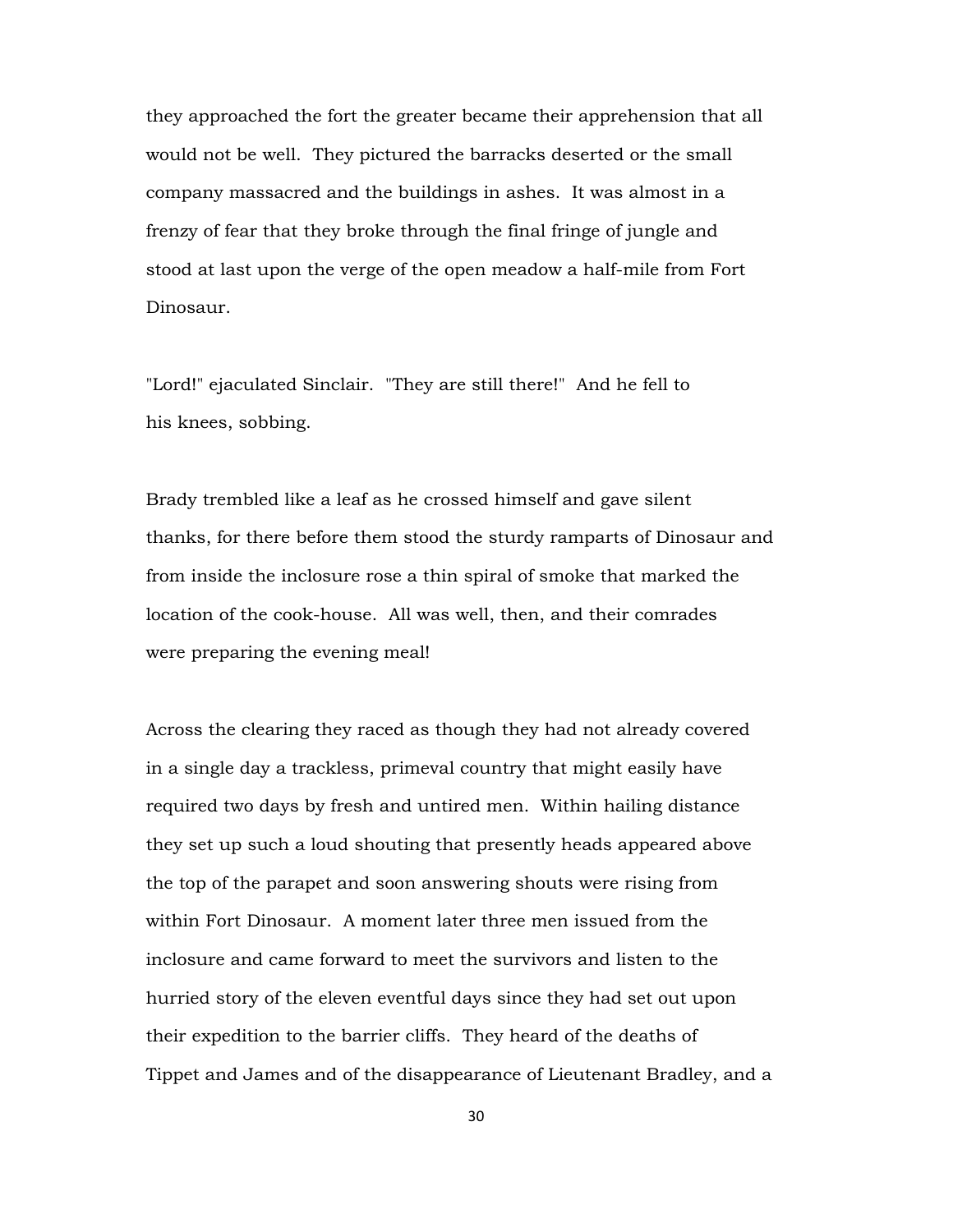they approached the fort the greater became their apprehension that all would not be well. They pictured the barracks deserted or the small company massacred and the buildings in ashes. It was almost in a frenzy of fear that they broke through the final fringe of jungle and stood at last upon the verge of the open meadow a half-mile from Fort Dinosaur.

"Lord!" ejaculated Sinclair. "They are still there!" And he fell to his knees, sobbing.

Brady trembled like a leaf as he crossed himself and gave silent thanks, for there before them stood the sturdy ramparts of Dinosaur and from inside the inclosure rose a thin spiral of smoke that marked the location of the cook-house. All was well, then, and their comrades were preparing the evening meal!

Across the clearing they raced as though they had not already covered in a single day a trackless, primeval country that might easily have required two days by fresh and untired men. Within hailing distance they set up such a loud shouting that presently heads appeared above the top of the parapet and soon answering shouts were rising from within Fort Dinosaur. A moment later three men issued from the inclosure and came forward to meet the survivors and listen to the hurried story of the eleven eventful days since they had set out upon their expedition to the barrier cliffs. They heard of the deaths of Tippet and James and of the disappearance of Lieutenant Bradley, and a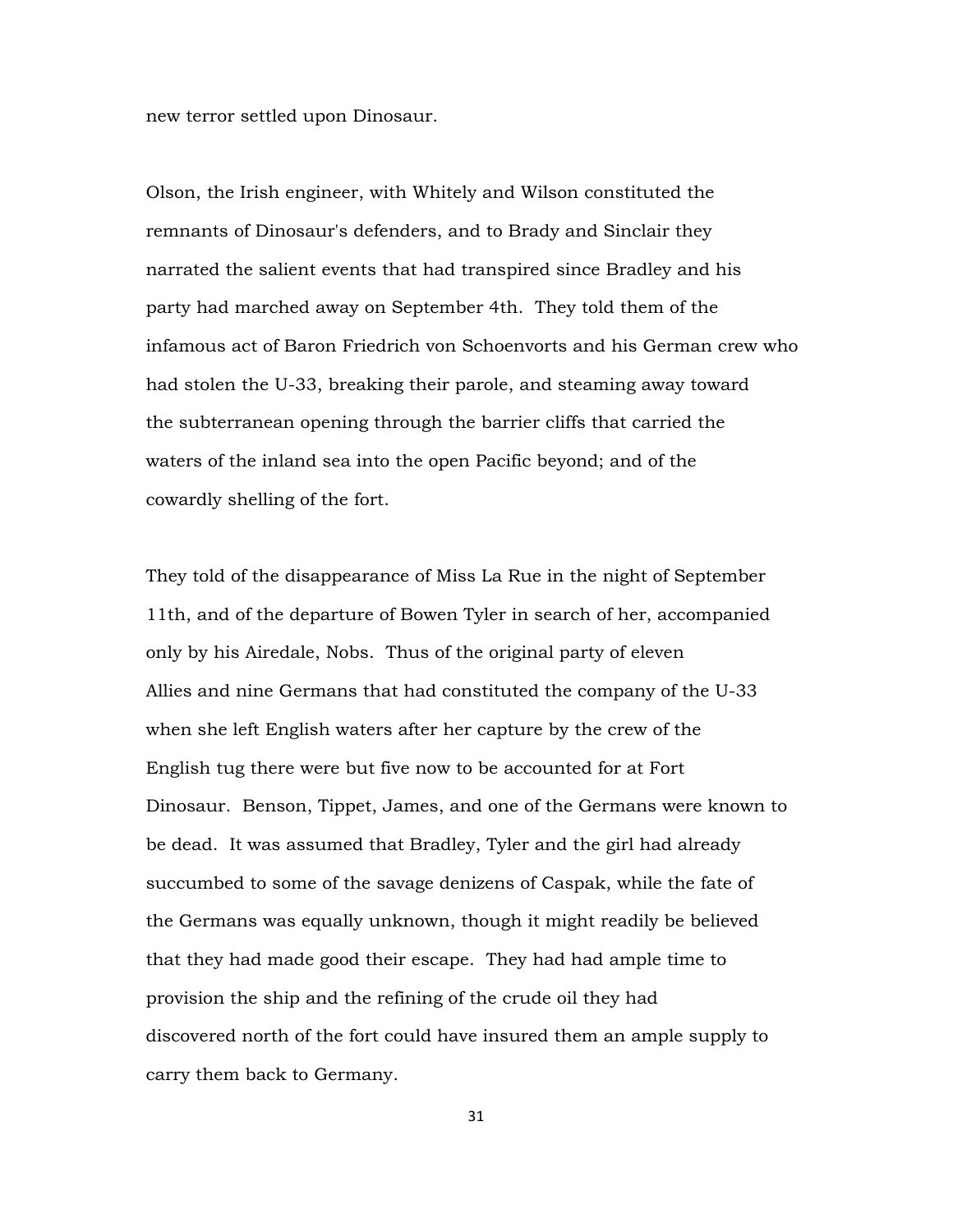new terror settled upon Dinosaur.

Olson, the Irish engineer, with Whitely and Wilson constituted the remnants of Dinosaur's defenders, and to Brady and Sinclair they narrated the salient events that had transpired since Bradley and his party had marched away on September 4th. They told them of the infamous act of Baron Friedrich von Schoenvorts and his German crew who had stolen the U-33, breaking their parole, and steaming away toward the subterranean opening through the barrier cliffs that carried the waters of the inland sea into the open Pacific beyond; and of the cowardly shelling of the fort.

They told of the disappearance of Miss La Rue in the night of September 11th, and of the departure of Bowen Tyler in search of her, accompanied only by his Airedale, Nobs. Thus of the original party of eleven Allies and nine Germans that had constituted the company of the U-33 when she left English waters after her capture by the crew of the English tug there were but five now to be accounted for at Fort Dinosaur. Benson, Tippet, James, and one of the Germans were known to be dead. It was assumed that Bradley, Tyler and the girl had already succumbed to some of the savage denizens of Caspak, while the fate of the Germans was equally unknown, though it might readily be believed that they had made good their escape. They had had ample time to provision the ship and the refining of the crude oil they had discovered north of the fort could have insured them an ample supply to carry them back to Germany.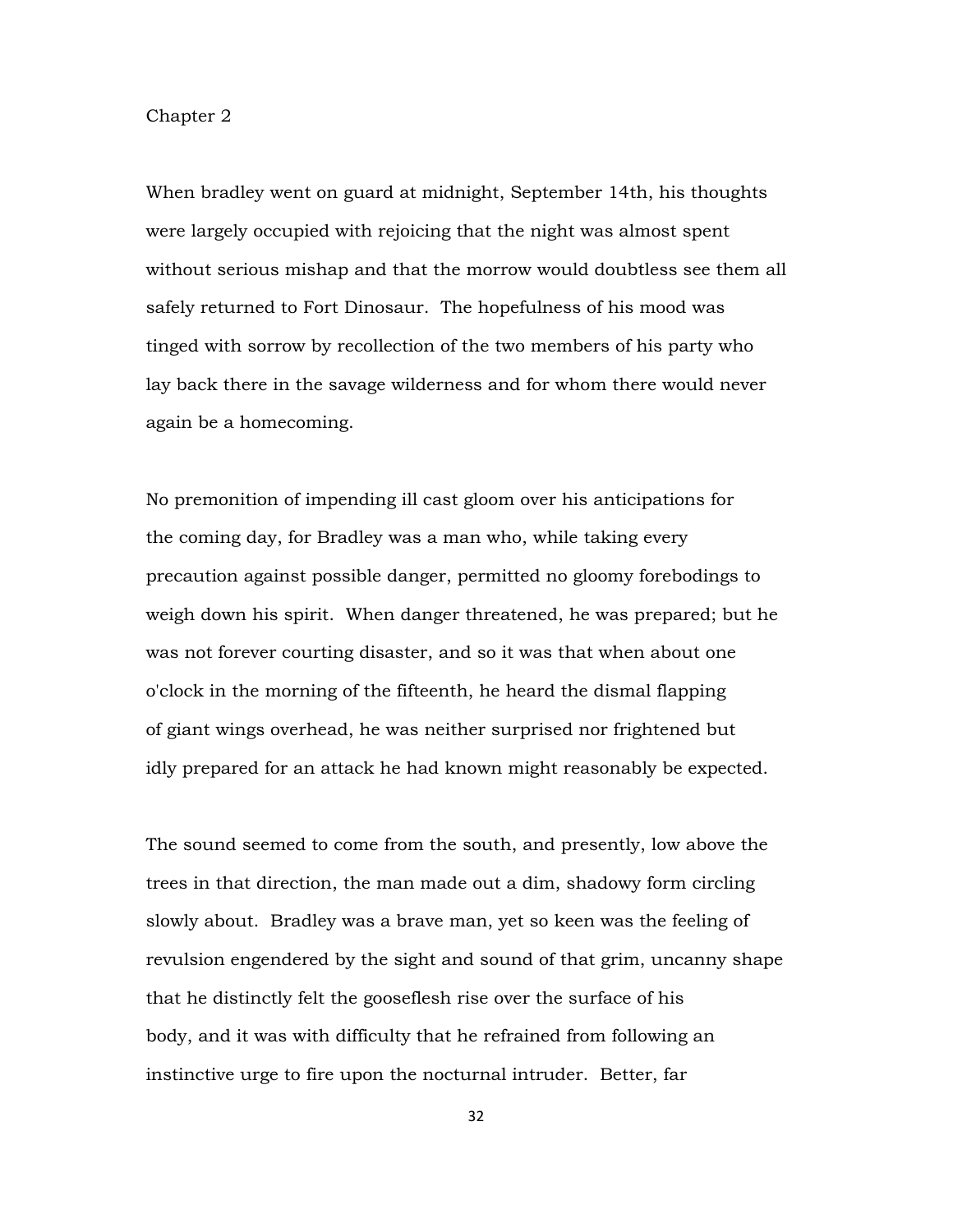## Chapter 2

When bradley went on guard at midnight, September 14th, his thoughts were largely occupied with rejoicing that the night was almost spent without serious mishap and that the morrow would doubtless see them all safely returned to Fort Dinosaur. The hopefulness of his mood was tinged with sorrow by recollection of the two members of his party who lay back there in the savage wilderness and for whom there would never again be a homecoming.

No premonition of impending ill cast gloom over his anticipations for the coming day, for Bradley was a man who, while taking every precaution against possible danger, permitted no gloomy forebodings to weigh down his spirit. When danger threatened, he was prepared; but he was not forever courting disaster, and so it was that when about one o'clock in the morning of the fifteenth, he heard the dismal flapping of giant wings overhead, he was neither surprised nor frightened but idly prepared for an attack he had known might reasonably be expected.

The sound seemed to come from the south, and presently, low above the trees in that direction, the man made out a dim, shadowy form circling slowly about. Bradley was a brave man, yet so keen was the feeling of revulsion engendered by the sight and sound of that grim, uncanny shape that he distinctly felt the gooseflesh rise over the surface of his body, and it was with difficulty that he refrained from following an instinctive urge to fire upon the nocturnal intruder. Better, far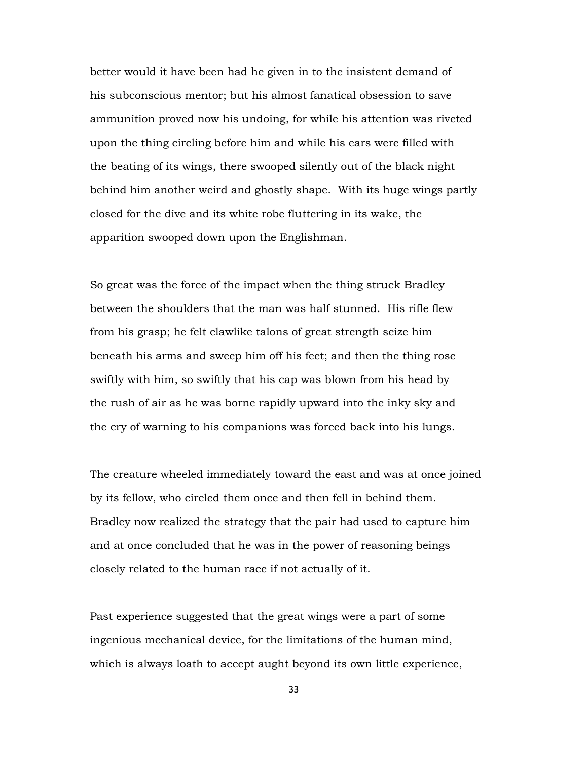better would it have been had he given in to the insistent demand of his subconscious mentor; but his almost fanatical obsession to save ammunition proved now his undoing, for while his attention was riveted upon the thing circling before him and while his ears were filled with the beating of its wings, there swooped silently out of the black night behind him another weird and ghostly shape. With its huge wings partly closed for the dive and its white robe fluttering in its wake, the apparition swooped down upon the Englishman.

So great was the force of the impact when the thing struck Bradley between the shoulders that the man was half stunned. His rifle flew from his grasp; he felt clawlike talons of great strength seize him beneath his arms and sweep him off his feet; and then the thing rose swiftly with him, so swiftly that his cap was blown from his head by the rush of air as he was borne rapidly upward into the inky sky and the cry of warning to his companions was forced back into his lungs.

The creature wheeled immediately toward the east and was at once joined by its fellow, who circled them once and then fell in behind them. Bradley now realized the strategy that the pair had used to capture him and at once concluded that he was in the power of reasoning beings closely related to the human race if not actually of it.

Past experience suggested that the great wings were a part of some ingenious mechanical device, for the limitations of the human mind, which is always loath to accept aught beyond its own little experience,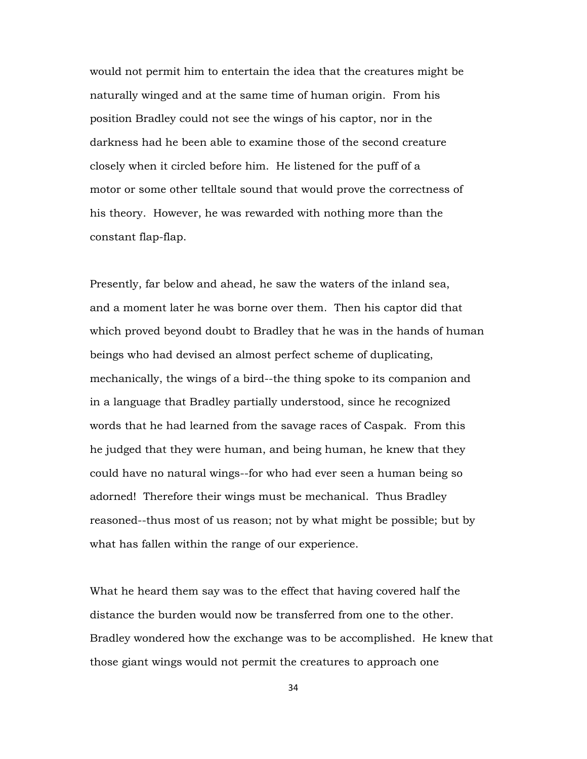would not permit him to entertain the idea that the creatures might be naturally winged and at the same time of human origin. From his position Bradley could not see the wings of his captor, nor in the darkness had he been able to examine those of the second creature closely when it circled before him. He listened for the puff of a motor or some other telltale sound that would prove the correctness of his theory. However, he was rewarded with nothing more than the constant flap-flap.

Presently, far below and ahead, he saw the waters of the inland sea, and a moment later he was borne over them. Then his captor did that which proved beyond doubt to Bradley that he was in the hands of human beings who had devised an almost perfect scheme of duplicating, mechanically, the wings of a bird--the thing spoke to its companion and in a language that Bradley partially understood, since he recognized words that he had learned from the savage races of Caspak. From this he judged that they were human, and being human, he knew that they could have no natural wings--for who had ever seen a human being so adorned! Therefore their wings must be mechanical. Thus Bradley reasoned--thus most of us reason; not by what might be possible; but by what has fallen within the range of our experience.

What he heard them say was to the effect that having covered half the distance the burden would now be transferred from one to the other. Bradley wondered how the exchange was to be accomplished. He knew that those giant wings would not permit the creatures to approach one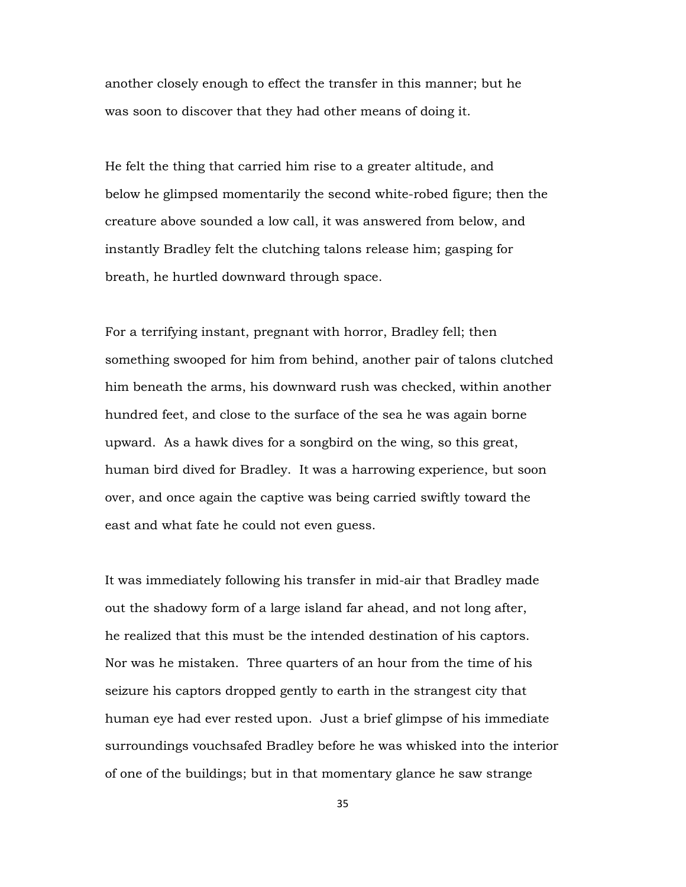another closely enough to effect the transfer in this manner; but he was soon to discover that they had other means of doing it.

He felt the thing that carried him rise to a greater altitude, and below he glimpsed momentarily the second white-robed figure; then the creature above sounded a low call, it was answered from below, and instantly Bradley felt the clutching talons release him; gasping for breath, he hurtled downward through space.

For a terrifying instant, pregnant with horror, Bradley fell; then something swooped for him from behind, another pair of talons clutched him beneath the arms, his downward rush was checked, within another hundred feet, and close to the surface of the sea he was again borne upward. As a hawk dives for a songbird on the wing, so this great, human bird dived for Bradley. It was a harrowing experience, but soon over, and once again the captive was being carried swiftly toward the east and what fate he could not even guess.

It was immediately following his transfer in mid-air that Bradley made out the shadowy form of a large island far ahead, and not long after, he realized that this must be the intended destination of his captors. Nor was he mistaken. Three quarters of an hour from the time of his seizure his captors dropped gently to earth in the strangest city that human eye had ever rested upon. Just a brief glimpse of his immediate surroundings vouchsafed Bradley before he was whisked into the interior of one of the buildings; but in that momentary glance he saw strange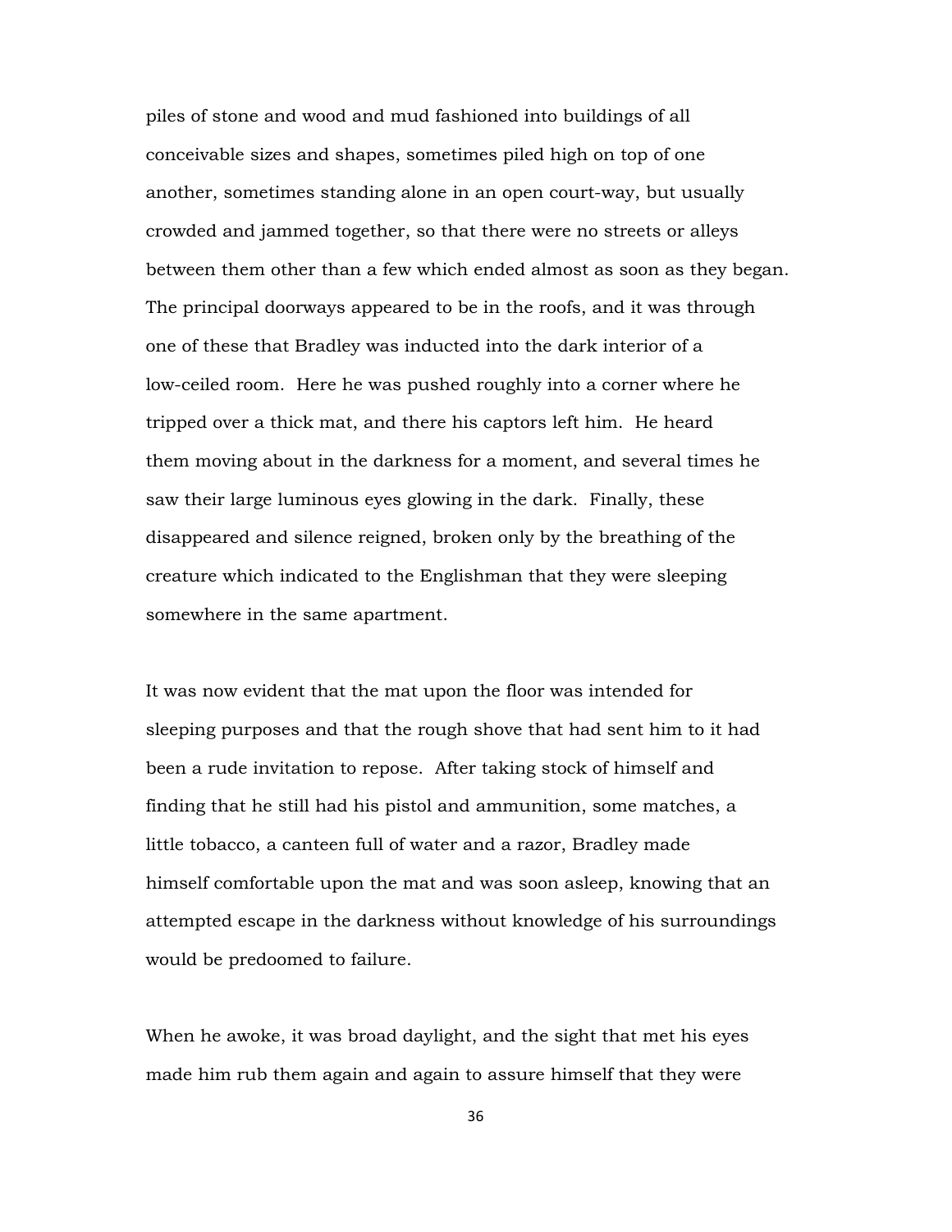piles of stone and wood and mud fashioned into buildings of all conceivable sizes and shapes, sometimes piled high on top of one another, sometimes standing alone in an open court-way, but usually crowded and jammed together, so that there were no streets or alleys between them other than a few which ended almost as soon as they began. The principal doorways appeared to be in the roofs, and it was through one of these that Bradley was inducted into the dark interior of a low-ceiled room. Here he was pushed roughly into a corner where he tripped over a thick mat, and there his captors left him. He heard them moving about in the darkness for a moment, and several times he saw their large luminous eyes glowing in the dark. Finally, these disappeared and silence reigned, broken only by the breathing of the creature which indicated to the Englishman that they were sleeping somewhere in the same apartment.

It was now evident that the mat upon the floor was intended for sleeping purposes and that the rough shove that had sent him to it had been a rude invitation to repose. After taking stock of himself and finding that he still had his pistol and ammunition, some matches, a little tobacco, a canteen full of water and a razor, Bradley made himself comfortable upon the mat and was soon asleep, knowing that an attempted escape in the darkness without knowledge of his surroundings would be predoomed to failure.

When he awoke, it was broad daylight, and the sight that met his eyes made him rub them again and again to assure himself that they were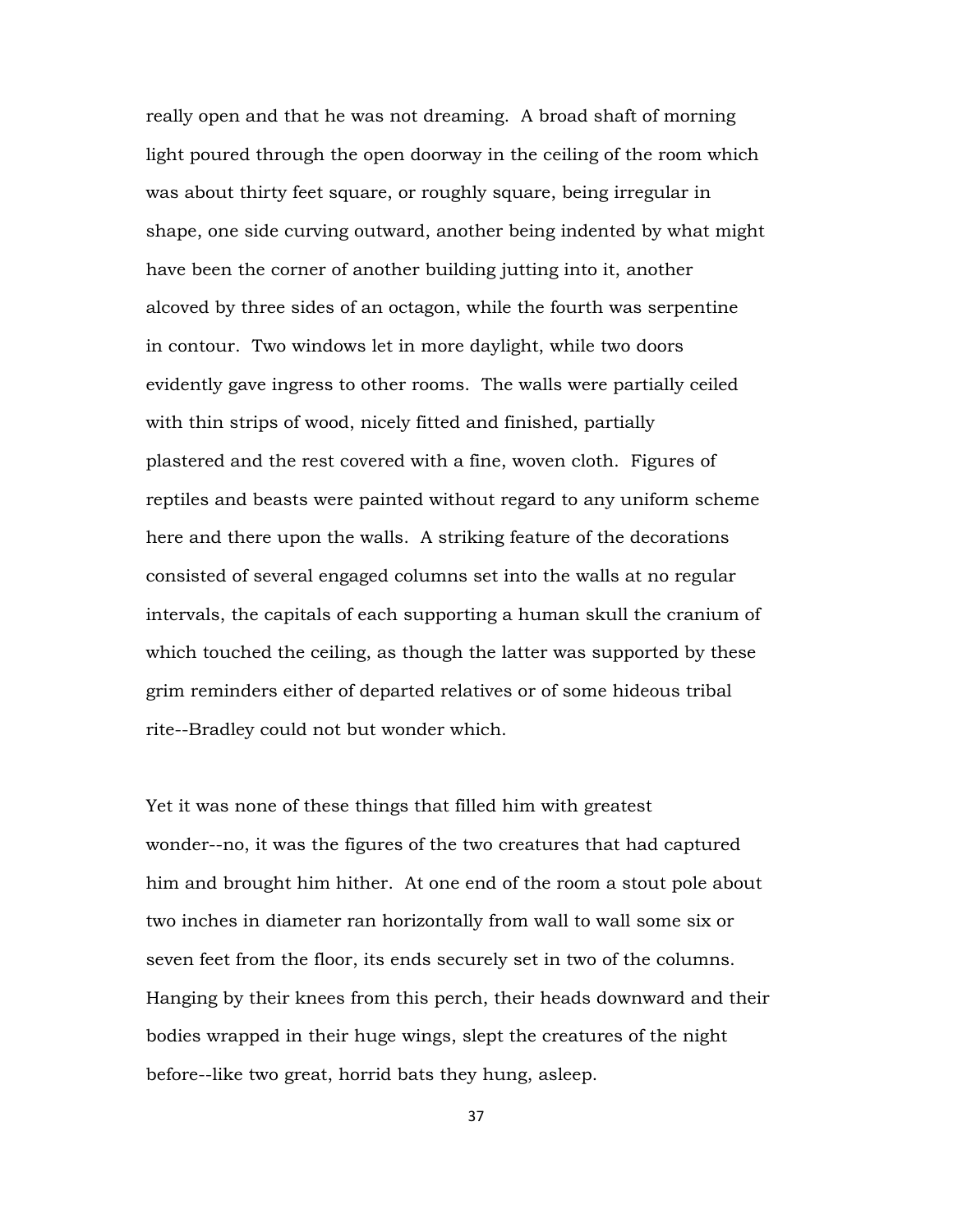really open and that he was not dreaming. A broad shaft of morning light poured through the open doorway in the ceiling of the room which was about thirty feet square, or roughly square, being irregular in shape, one side curving outward, another being indented by what might have been the corner of another building jutting into it, another alcoved by three sides of an octagon, while the fourth was serpentine in contour. Two windows let in more daylight, while two doors evidently gave ingress to other rooms. The walls were partially ceiled with thin strips of wood, nicely fitted and finished, partially plastered and the rest covered with a fine, woven cloth. Figures of reptiles and beasts were painted without regard to any uniform scheme here and there upon the walls. A striking feature of the decorations consisted of several engaged columns set into the walls at no regular intervals, the capitals of each supporting a human skull the cranium of which touched the ceiling, as though the latter was supported by these grim reminders either of departed relatives or of some hideous tribal rite--Bradley could not but wonder which.

Yet it was none of these things that filled him with greatest wonder--no, it was the figures of the two creatures that had captured him and brought him hither. At one end of the room a stout pole about two inches in diameter ran horizontally from wall to wall some six or seven feet from the floor, its ends securely set in two of the columns. Hanging by their knees from this perch, their heads downward and their bodies wrapped in their huge wings, slept the creatures of the night before--like two great, horrid bats they hung, asleep.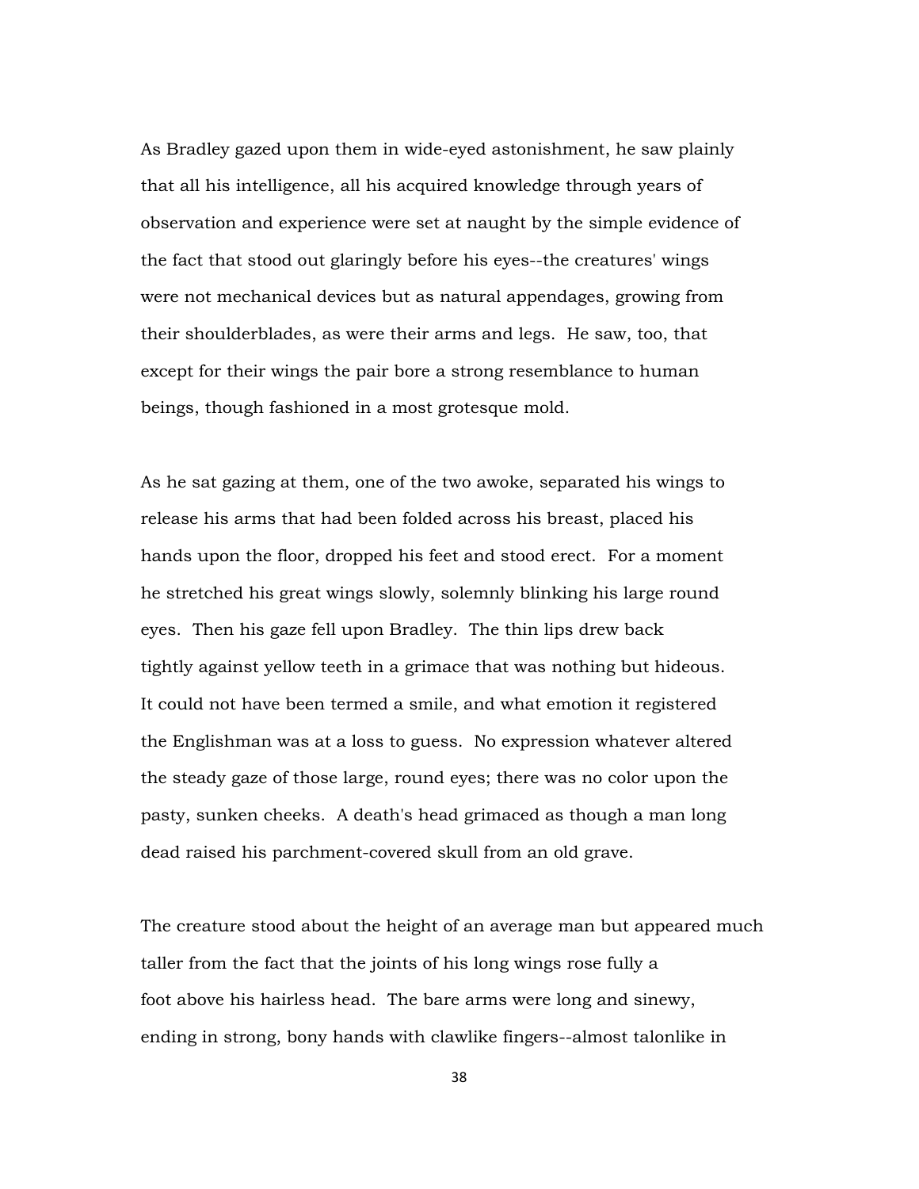As Bradley gazed upon them in wide-eyed astonishment, he saw plainly that all his intelligence, all his acquired knowledge through years of observation and experience were set at naught by the simple evidence of the fact that stood out glaringly before his eyes--the creatures' wings were not mechanical devices but as natural appendages, growing from their shoulderblades, as were their arms and legs. He saw, too, that except for their wings the pair bore a strong resemblance to human beings, though fashioned in a most grotesque mold.

As he sat gazing at them, one of the two awoke, separated his wings to release his arms that had been folded across his breast, placed his hands upon the floor, dropped his feet and stood erect. For a moment he stretched his great wings slowly, solemnly blinking his large round eyes. Then his gaze fell upon Bradley. The thin lips drew back tightly against yellow teeth in a grimace that was nothing but hideous. It could not have been termed a smile, and what emotion it registered the Englishman was at a loss to guess. No expression whatever altered the steady gaze of those large, round eyes; there was no color upon the pasty, sunken cheeks. A death's head grimaced as though a man long dead raised his parchment-covered skull from an old grave.

The creature stood about the height of an average man but appeared much taller from the fact that the joints of his long wings rose fully a foot above his hairless head. The bare arms were long and sinewy, ending in strong, bony hands with clawlike fingers--almost talonlike in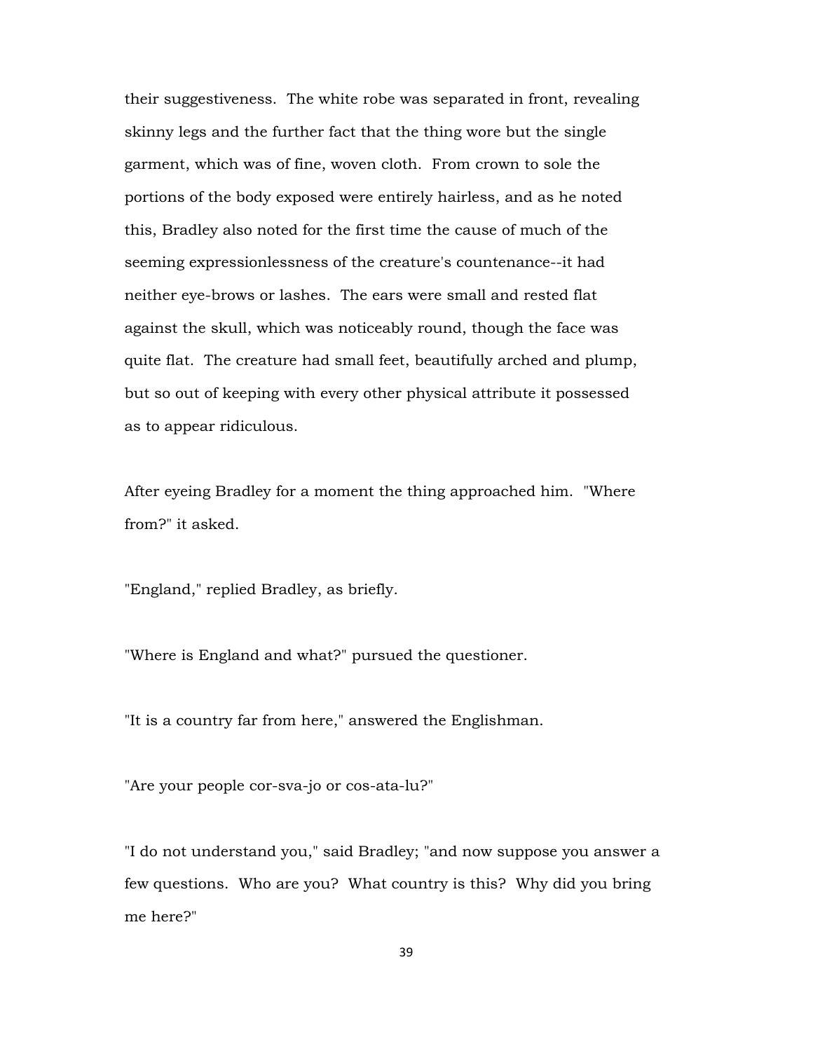their suggestiveness. The white robe was separated in front, revealing skinny legs and the further fact that the thing wore but the single garment, which was of fine, woven cloth. From crown to sole the portions of the body exposed were entirely hairless, and as he noted this, Bradley also noted for the first time the cause of much of the seeming expressionlessness of the creature's countenance--it had neither eye-brows or lashes. The ears were small and rested flat against the skull, which was noticeably round, though the face was quite flat. The creature had small feet, beautifully arched and plump, but so out of keeping with every other physical attribute it possessed as to appear ridiculous.

After eyeing Bradley for a moment the thing approached him. "Where from?" it asked.

"England," replied Bradley, as briefly.

"Where is England and what?" pursued the questioner.

"It is a country far from here," answered the Englishman.

"Are your people cor-sva-jo or cos-ata-lu?"

"I do not understand you," said Bradley; "and now suppose you answer a few questions. Who are you? What country is this? Why did you bring me here?"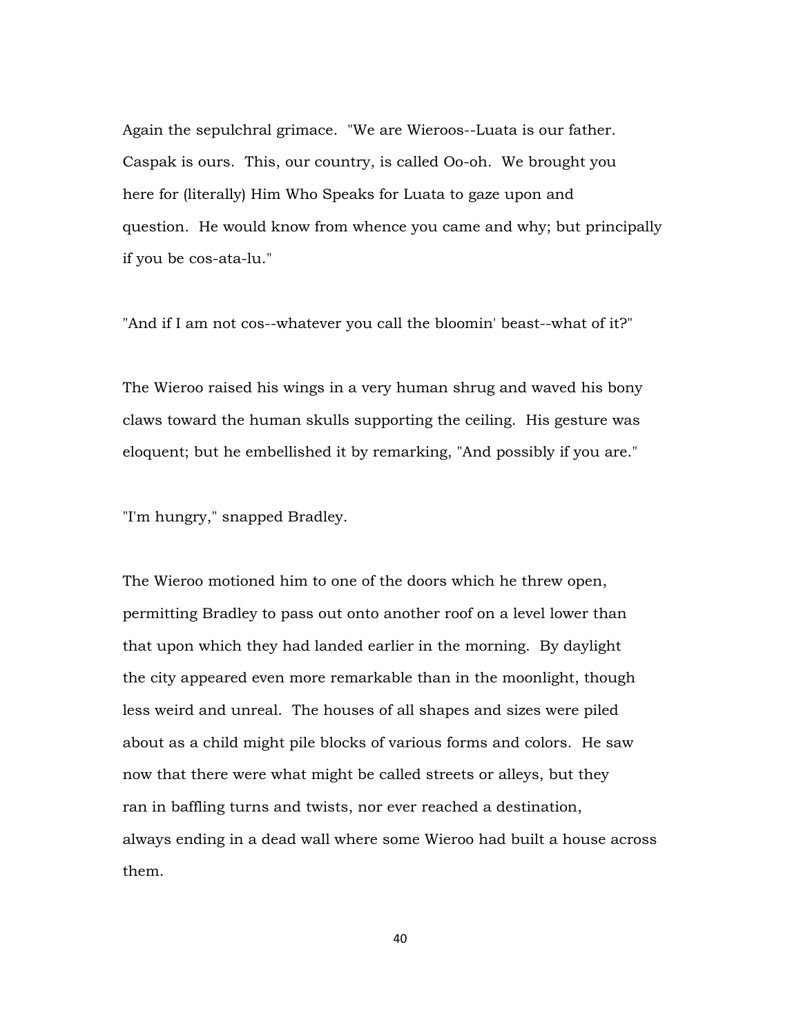Again the sepulchral grimace. "We are Wieroos--Luata is our father. Caspak is ours. This, our country, is called Oo-oh. We brought you here for (literally) Him Who Speaks for Luata to gaze upon and question. He would know from whence you came and why; but principally if you be cos-ata-lu."

"And if I am not cos--whatever you call the bloomin' beast--what of it?"

The Wieroo raised his wings in a very human shrug and waved his bony claws toward the human skulls supporting the ceiling. His gesture was eloquent; but he embellished it by remarking, "And possibly if you are."

"I'm hungry," snapped Bradley.

The Wieroo motioned him to one of the doors which he threw open, permitting Bradley to pass out onto another roof on a level lower than that upon which they had landed earlier in the morning. By daylight the city appeared even more remarkable than in the moonlight, though less weird and unreal. The houses of all shapes and sizes were piled about as a child might pile blocks of various forms and colors. He saw now that there were what might be called streets or alleys, but they ran in baffling turns and twists, nor ever reached a destination, always ending in a dead wall where some Wieroo had built a house across them.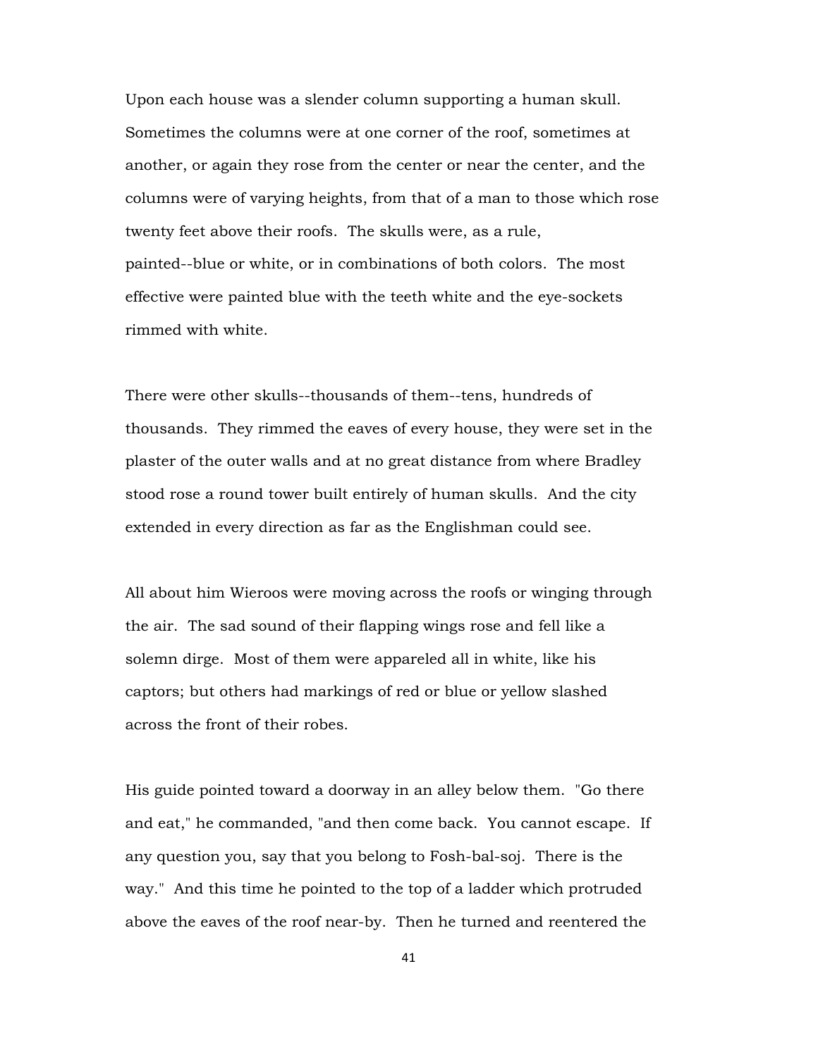Upon each house was a slender column supporting a human skull. Sometimes the columns were at one corner of the roof, sometimes at another, or again they rose from the center or near the center, and the columns were of varying heights, from that of a man to those which rose twenty feet above their roofs. The skulls were, as a rule, painted--blue or white, or in combinations of both colors. The most effective were painted blue with the teeth white and the eye-sockets rimmed with white.

There were other skulls--thousands of them--tens, hundreds of thousands. They rimmed the eaves of every house, they were set in the plaster of the outer walls and at no great distance from where Bradley stood rose a round tower built entirely of human skulls. And the city extended in every direction as far as the Englishman could see.

All about him Wieroos were moving across the roofs or winging through the air. The sad sound of their flapping wings rose and fell like a solemn dirge. Most of them were appareled all in white, like his captors; but others had markings of red or blue or yellow slashed across the front of their robes.

His guide pointed toward a doorway in an alley below them. "Go there and eat," he commanded, "and then come back. You cannot escape. If any question you, say that you belong to Fosh-bal-soj. There is the way." And this time he pointed to the top of a ladder which protruded above the eaves of the roof near-by. Then he turned and reentered the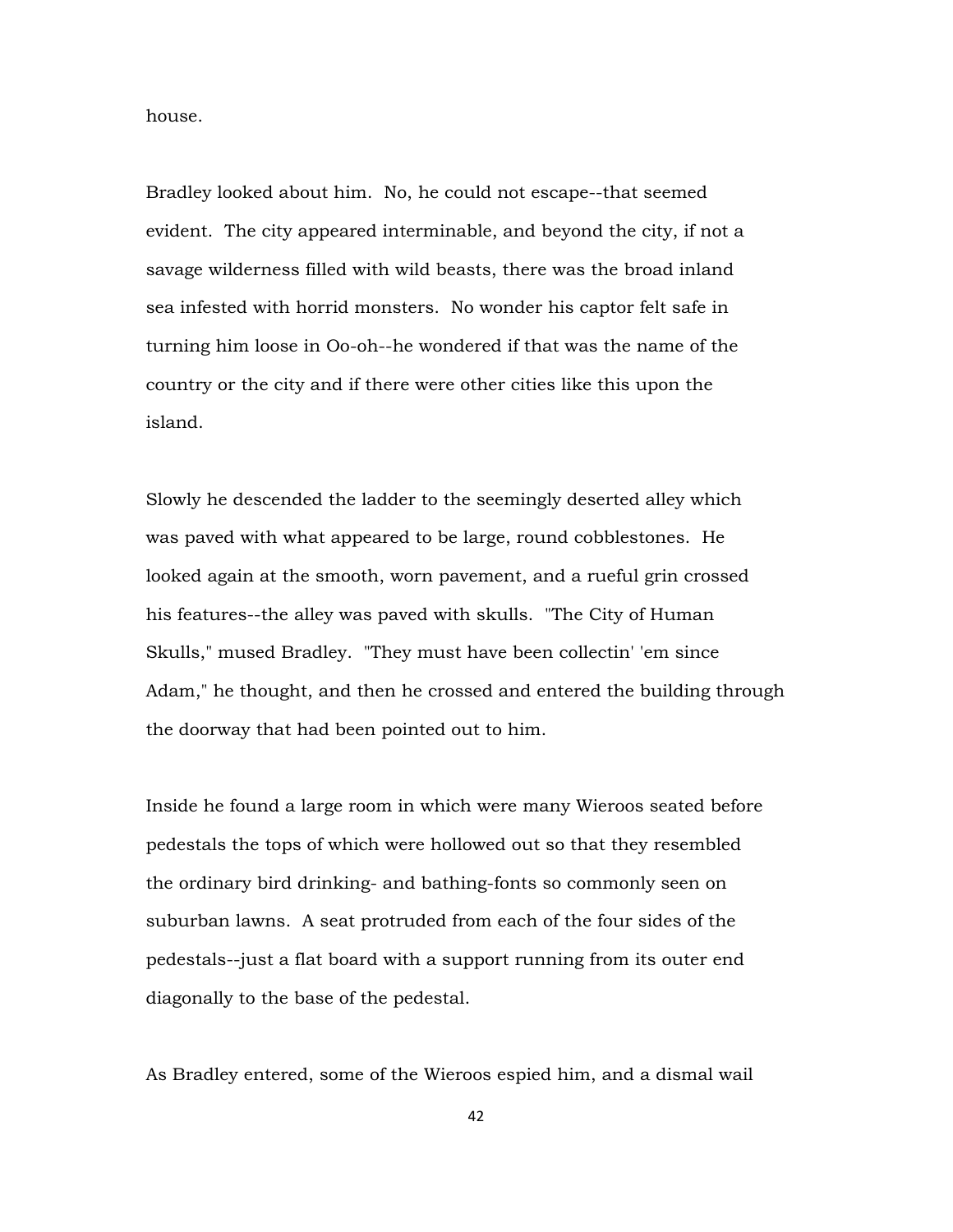house.

Bradley looked about him. No, he could not escape--that seemed evident. The city appeared interminable, and beyond the city, if not a savage wilderness filled with wild beasts, there was the broad inland sea infested with horrid monsters. No wonder his captor felt safe in turning him loose in Oo-oh--he wondered if that was the name of the country or the city and if there were other cities like this upon the island.

Slowly he descended the ladder to the seemingly deserted alley which was paved with what appeared to be large, round cobblestones. He looked again at the smooth, worn pavement, and a rueful grin crossed his features--the alley was paved with skulls. "The City of Human Skulls," mused Bradley. "They must have been collectin' 'em since Adam," he thought, and then he crossed and entered the building through the doorway that had been pointed out to him.

Inside he found a large room in which were many Wieroos seated before pedestals the tops of which were hollowed out so that they resembled the ordinary bird drinking- and bathing-fonts so commonly seen on suburban lawns. A seat protruded from each of the four sides of the pedestals--just a flat board with a support running from its outer end diagonally to the base of the pedestal.

As Bradley entered, some of the Wieroos espied him, and a dismal wail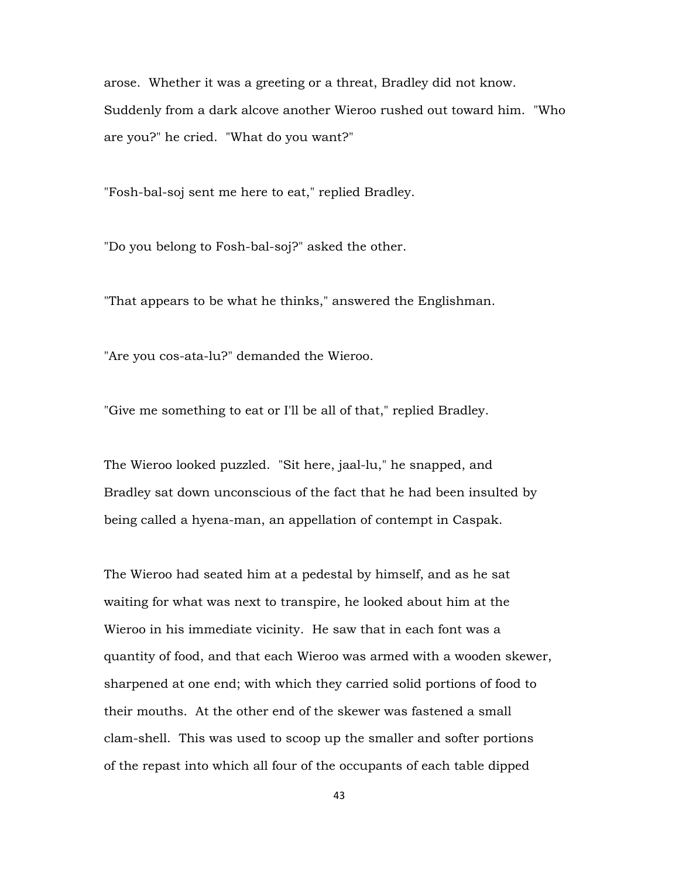arose. Whether it was a greeting or a threat, Bradley did not know. Suddenly from a dark alcove another Wieroo rushed out toward him. "Who are you?" he cried. "What do you want?"

"Fosh-bal-soj sent me here to eat," replied Bradley.

"Do you belong to Fosh-bal-soj?" asked the other.

"That appears to be what he thinks," answered the Englishman.

"Are you cos-ata-lu?" demanded the Wieroo.

"Give me something to eat or I'll be all of that," replied Bradley.

The Wieroo looked puzzled. "Sit here, jaal-lu," he snapped, and Bradley sat down unconscious of the fact that he had been insulted by being called a hyena-man, an appellation of contempt in Caspak.

The Wieroo had seated him at a pedestal by himself, and as he sat waiting for what was next to transpire, he looked about him at the Wieroo in his immediate vicinity. He saw that in each font was a quantity of food, and that each Wieroo was armed with a wooden skewer, sharpened at one end; with which they carried solid portions of food to their mouths. At the other end of the skewer was fastened a small clam-shell. This was used to scoop up the smaller and softer portions of the repast into which all four of the occupants of each table dipped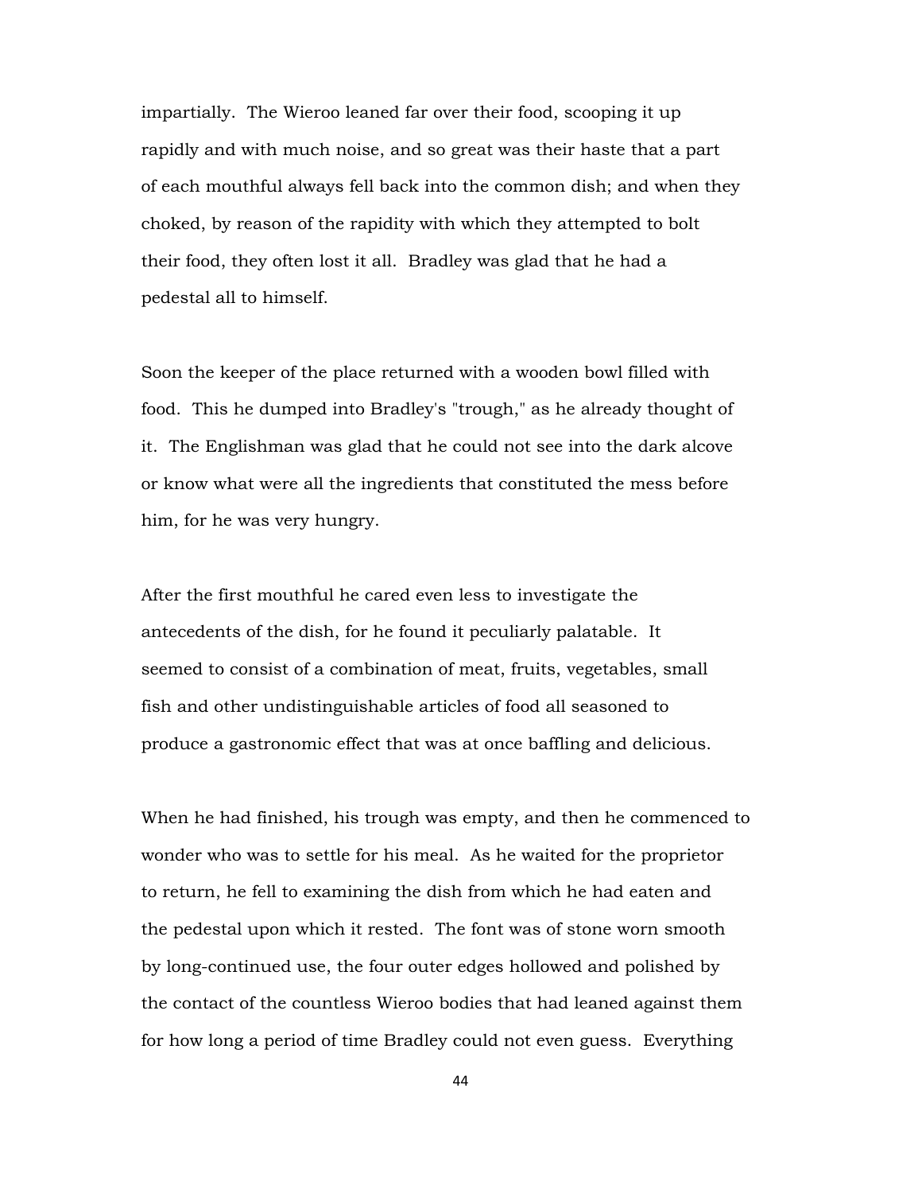impartially. The Wieroo leaned far over their food, scooping it up rapidly and with much noise, and so great was their haste that a part of each mouthful always fell back into the common dish; and when they choked, by reason of the rapidity with which they attempted to bolt their food, they often lost it all. Bradley was glad that he had a pedestal all to himself.

Soon the keeper of the place returned with a wooden bowl filled with food. This he dumped into Bradley's "trough," as he already thought of it. The Englishman was glad that he could not see into the dark alcove or know what were all the ingredients that constituted the mess before him, for he was very hungry.

After the first mouthful he cared even less to investigate the antecedents of the dish, for he found it peculiarly palatable. It seemed to consist of a combination of meat, fruits, vegetables, small fish and other undistinguishable articles of food all seasoned to produce a gastronomic effect that was at once baffling and delicious.

When he had finished, his trough was empty, and then he commenced to wonder who was to settle for his meal. As he waited for the proprietor to return, he fell to examining the dish from which he had eaten and the pedestal upon which it rested. The font was of stone worn smooth by long-continued use, the four outer edges hollowed and polished by the contact of the countless Wieroo bodies that had leaned against them for how long a period of time Bradley could not even guess. Everything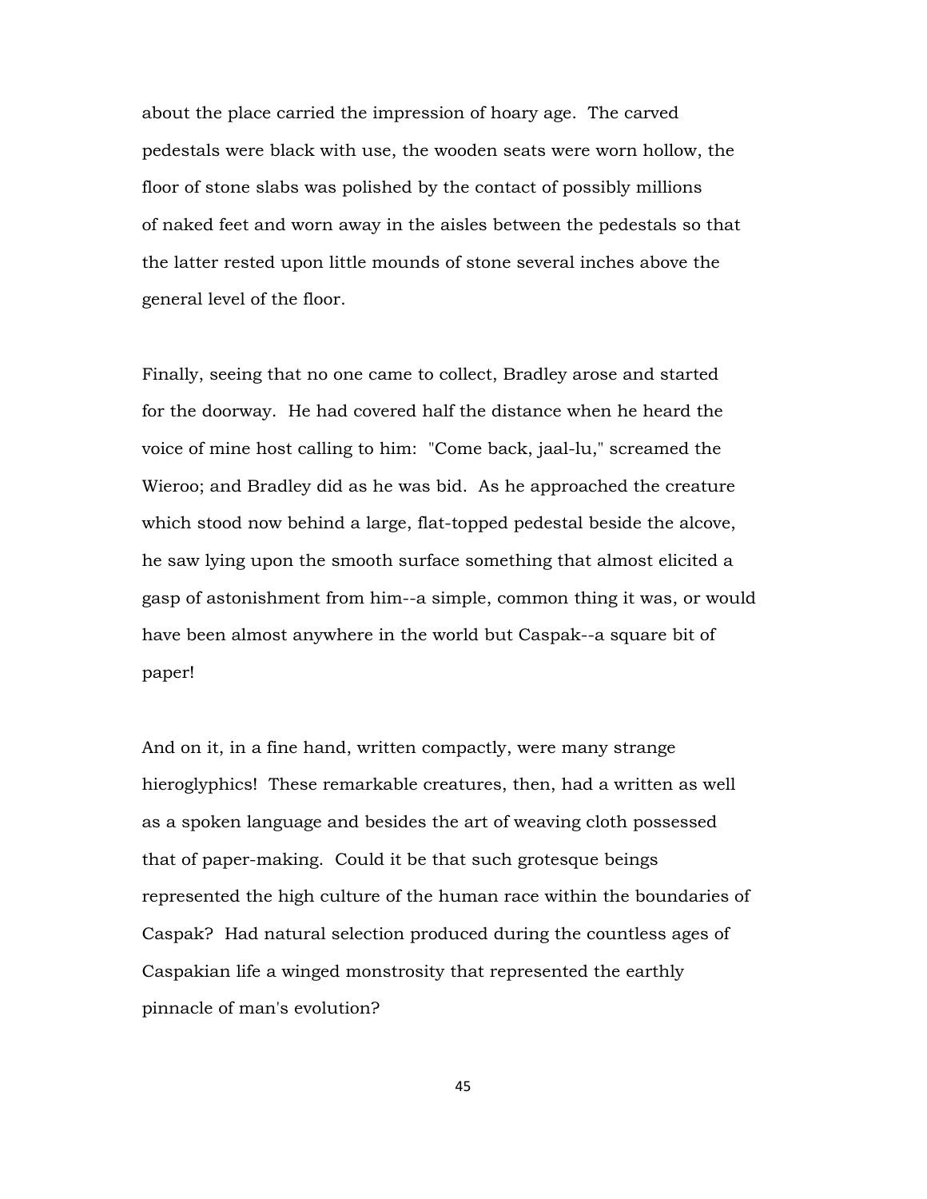about the place carried the impression of hoary age. The carved pedestals were black with use, the wooden seats were worn hollow, the floor of stone slabs was polished by the contact of possibly millions of naked feet and worn away in the aisles between the pedestals so that the latter rested upon little mounds of stone several inches above the general level of the floor.

Finally, seeing that no one came to collect, Bradley arose and started for the doorway. He had covered half the distance when he heard the voice of mine host calling to him: "Come back, jaal-lu," screamed the Wieroo; and Bradley did as he was bid. As he approached the creature which stood now behind a large, flat-topped pedestal beside the alcove, he saw lying upon the smooth surface something that almost elicited a gasp of astonishment from him--a simple, common thing it was, or would have been almost anywhere in the world but Caspak--a square bit of paper!

And on it, in a fine hand, written compactly, were many strange hieroglyphics! These remarkable creatures, then, had a written as well as a spoken language and besides the art of weaving cloth possessed that of paper-making. Could it be that such grotesque beings represented the high culture of the human race within the boundaries of Caspak? Had natural selection produced during the countless ages of Caspakian life a winged monstrosity that represented the earthly pinnacle of man's evolution?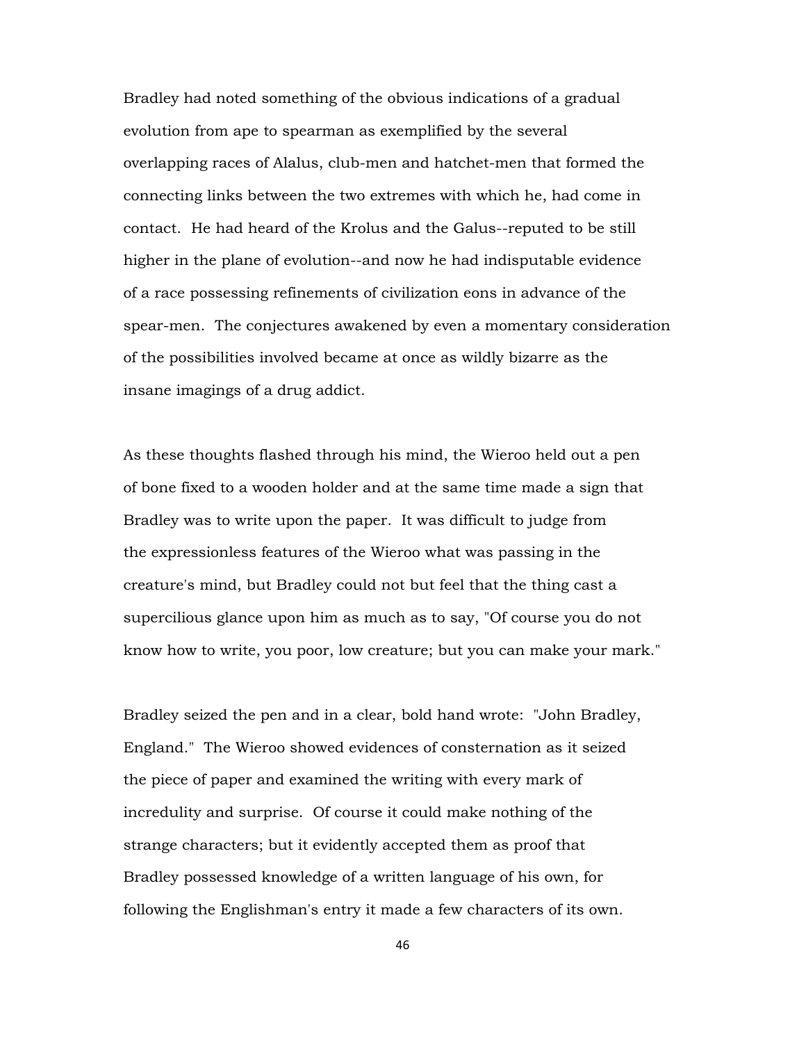Bradley had noted something of the obvious indications of a gradual evolution from ape to spearman as exemplified by the several overlapping races of Alalus, club-men and hatchet-men that formed the connecting links between the two extremes with which he, had come in contact. He had heard of the Krolus and the Galus--reputed to be still higher in the plane of evolution--and now he had indisputable evidence of a race possessing refinements of civilization eons in advance of the spear-men. The conjectures awakened by even a momentary consideration of the possibilities involved became at once as wildly bizarre as the insane imagings of a drug addict.

As these thoughts flashed through his mind, the Wieroo held out a pen of bone fixed to a wooden holder and at the same time made a sign that Bradley was to write upon the paper. It was difficult to judge from the expressionless features of the Wieroo what was passing in the creature's mind, but Bradley could not but feel that the thing cast a supercilious glance upon him as much as to say, "Of course you do not know how to write, you poor, low creature; but you can make your mark."

Bradley seized the pen and in a clear, bold hand wrote: "John Bradley, England." The Wieroo showed evidences of consternation as it seized the piece of paper and examined the writing with every mark of incredulity and surprise. Of course it could make nothing of the strange characters; but it evidently accepted them as proof that Bradley possessed knowledge of a written language of his own, for following the Englishman's entry it made a few characters of its own.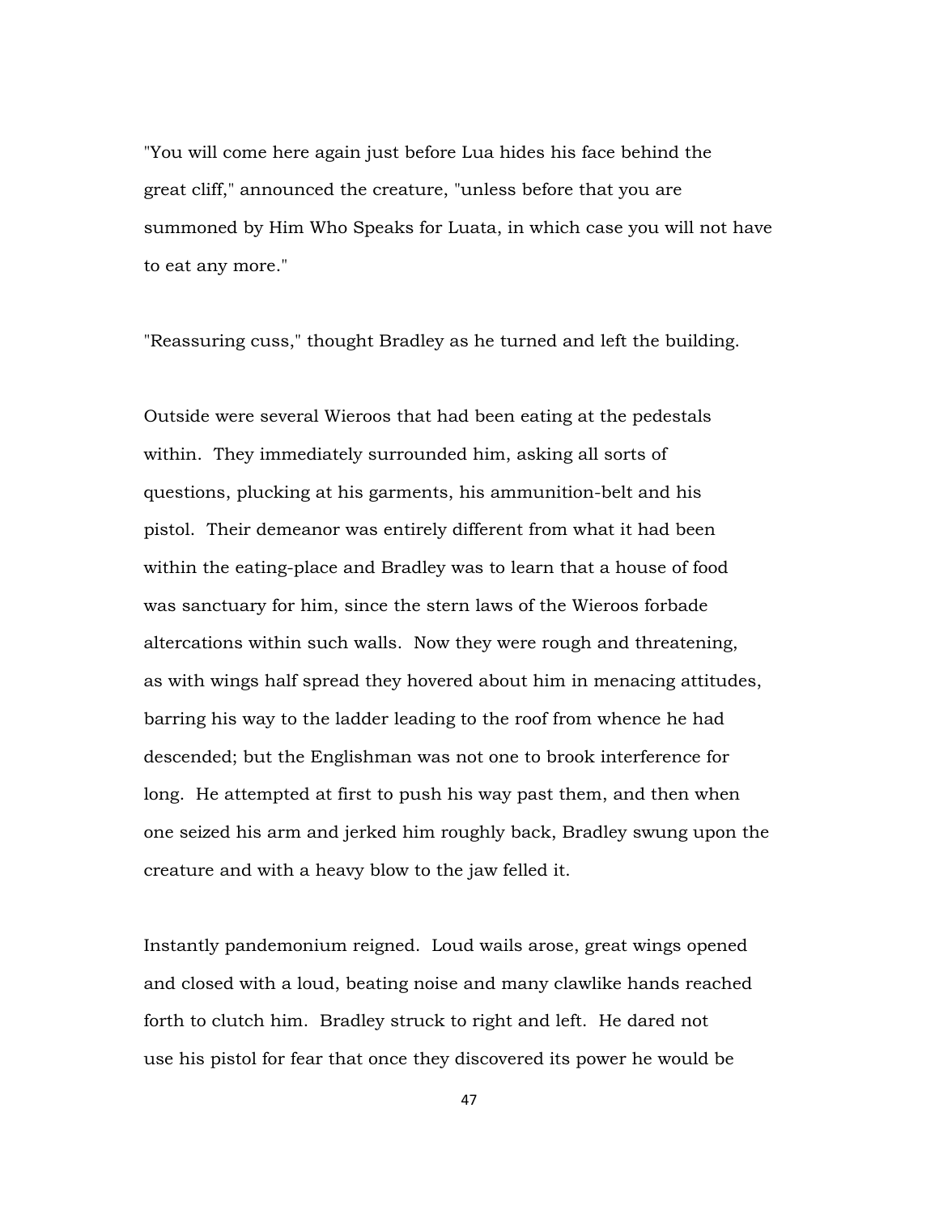"You will come here again just before Lua hides his face behind the great cliff," announced the creature, "unless before that you are summoned by Him Who Speaks for Luata, in which case you will not have to eat any more."

"Reassuring cuss," thought Bradley as he turned and left the building.

Outside were several Wieroos that had been eating at the pedestals within. They immediately surrounded him, asking all sorts of questions, plucking at his garments, his ammunition-belt and his pistol. Their demeanor was entirely different from what it had been within the eating-place and Bradley was to learn that a house of food was sanctuary for him, since the stern laws of the Wieroos forbade altercations within such walls. Now they were rough and threatening, as with wings half spread they hovered about him in menacing attitudes, barring his way to the ladder leading to the roof from whence he had descended; but the Englishman was not one to brook interference for long. He attempted at first to push his way past them, and then when one seized his arm and jerked him roughly back, Bradley swung upon the creature and with a heavy blow to the jaw felled it.

Instantly pandemonium reigned. Loud wails arose, great wings opened and closed with a loud, beating noise and many clawlike hands reached forth to clutch him. Bradley struck to right and left. He dared not use his pistol for fear that once they discovered its power he would be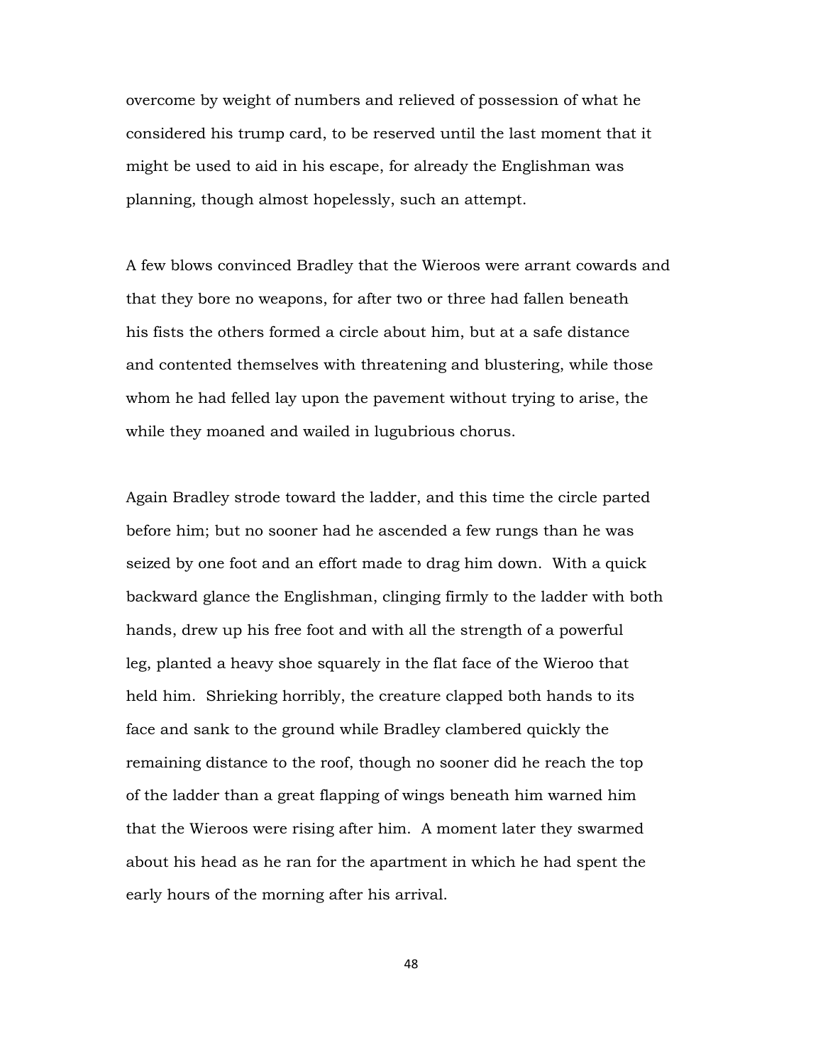overcome by weight of numbers and relieved of possession of what he considered his trump card, to be reserved until the last moment that it might be used to aid in his escape, for already the Englishman was planning, though almost hopelessly, such an attempt.

A few blows convinced Bradley that the Wieroos were arrant cowards and that they bore no weapons, for after two or three had fallen beneath his fists the others formed a circle about him, but at a safe distance and contented themselves with threatening and blustering, while those whom he had felled lay upon the pavement without trying to arise, the while they moaned and wailed in lugubrious chorus.

Again Bradley strode toward the ladder, and this time the circle parted before him; but no sooner had he ascended a few rungs than he was seized by one foot and an effort made to drag him down. With a quick backward glance the Englishman, clinging firmly to the ladder with both hands, drew up his free foot and with all the strength of a powerful leg, planted a heavy shoe squarely in the flat face of the Wieroo that held him. Shrieking horribly, the creature clapped both hands to its face and sank to the ground while Bradley clambered quickly the remaining distance to the roof, though no sooner did he reach the top of the ladder than a great flapping of wings beneath him warned him that the Wieroos were rising after him. A moment later they swarmed about his head as he ran for the apartment in which he had spent the early hours of the morning after his arrival.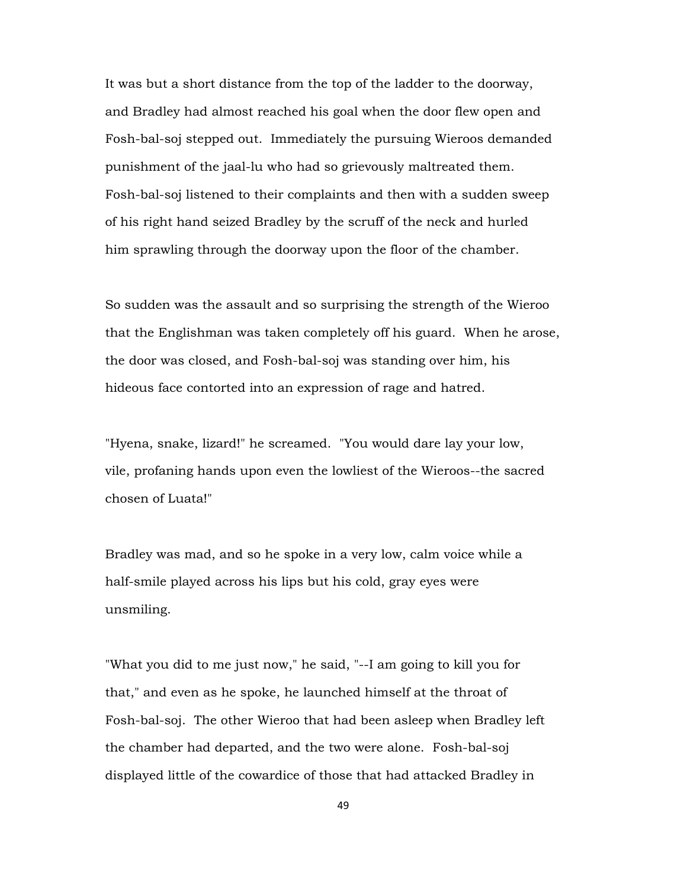It was but a short distance from the top of the ladder to the doorway, and Bradley had almost reached his goal when the door flew open and Fosh-bal-soj stepped out. Immediately the pursuing Wieroos demanded punishment of the jaal-lu who had so grievously maltreated them. Fosh-bal-soj listened to their complaints and then with a sudden sweep of his right hand seized Bradley by the scruff of the neck and hurled him sprawling through the doorway upon the floor of the chamber.

So sudden was the assault and so surprising the strength of the Wieroo that the Englishman was taken completely off his guard. When he arose, the door was closed, and Fosh-bal-soj was standing over him, his hideous face contorted into an expression of rage and hatred.

"Hyena, snake, lizard!" he screamed. "You would dare lay your low, vile, profaning hands upon even the lowliest of the Wieroos--the sacred chosen of Luata!"

Bradley was mad, and so he spoke in a very low, calm voice while a half-smile played across his lips but his cold, gray eyes were unsmiling.

"What you did to me just now," he said, "--I am going to kill you for that," and even as he spoke, he launched himself at the throat of Fosh-bal-soj. The other Wieroo that had been asleep when Bradley left the chamber had departed, and the two were alone. Fosh-bal-soj displayed little of the cowardice of those that had attacked Bradley in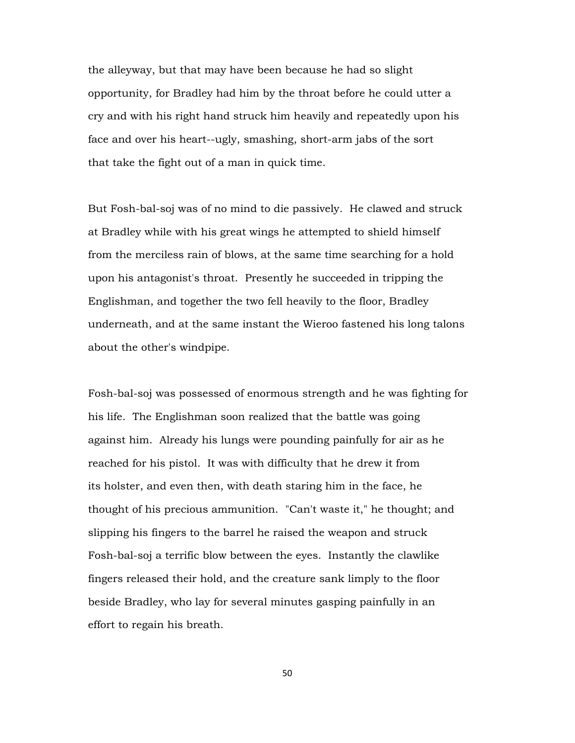the alleyway, but that may have been because he had so slight opportunity, for Bradley had him by the throat before he could utter a cry and with his right hand struck him heavily and repeatedly upon his face and over his heart--ugly, smashing, short-arm jabs of the sort that take the fight out of a man in quick time.

But Fosh-bal-soj was of no mind to die passively. He clawed and struck at Bradley while with his great wings he attempted to shield himself from the merciless rain of blows, at the same time searching for a hold upon his antagonist's throat. Presently he succeeded in tripping the Englishman, and together the two fell heavily to the floor, Bradley underneath, and at the same instant the Wieroo fastened his long talons about the other's windpipe.

Fosh-bal-soj was possessed of enormous strength and he was fighting for his life. The Englishman soon realized that the battle was going against him. Already his lungs were pounding painfully for air as he reached for his pistol. It was with difficulty that he drew it from its holster, and even then, with death staring him in the face, he thought of his precious ammunition. "Can't waste it," he thought; and slipping his fingers to the barrel he raised the weapon and struck Fosh-bal-soj a terrific blow between the eyes. Instantly the clawlike fingers released their hold, and the creature sank limply to the floor beside Bradley, who lay for several minutes gasping painfully in an effort to regain his breath.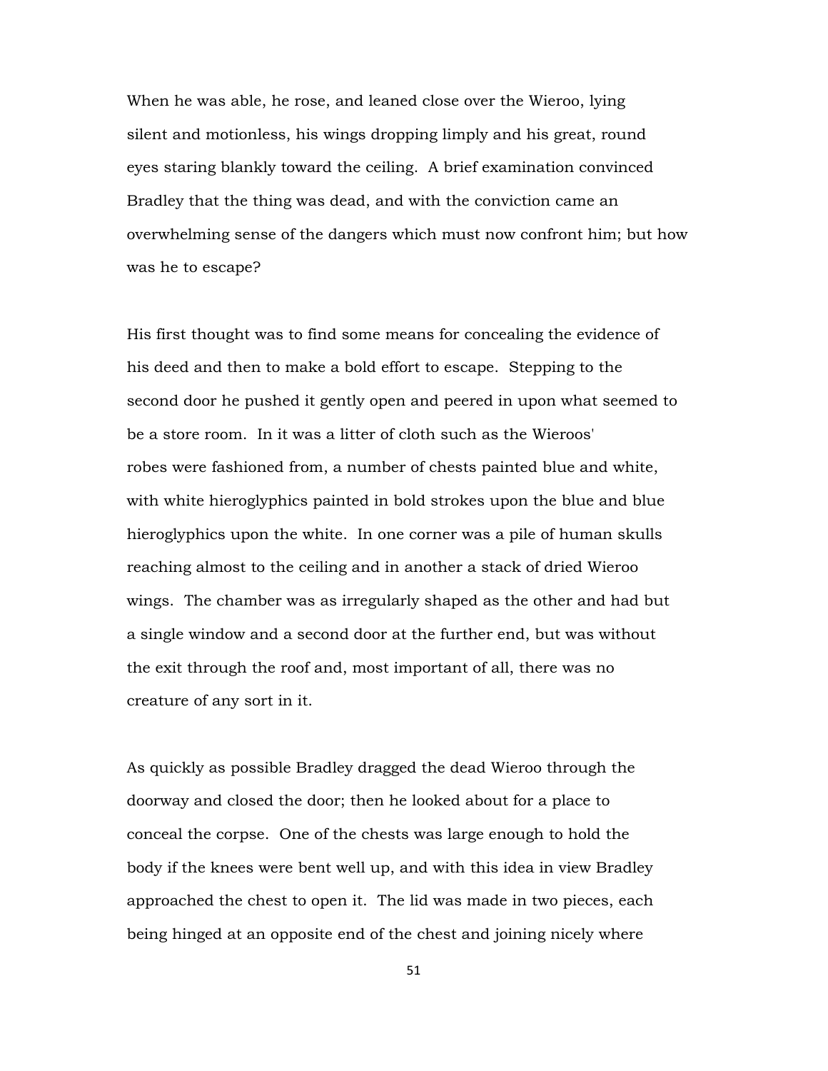When he was able, he rose, and leaned close over the Wieroo, lying silent and motionless, his wings dropping limply and his great, round eyes staring blankly toward the ceiling. A brief examination convinced Bradley that the thing was dead, and with the conviction came an overwhelming sense of the dangers which must now confront him; but how was he to escape?

His first thought was to find some means for concealing the evidence of his deed and then to make a bold effort to escape. Stepping to the second door he pushed it gently open and peered in upon what seemed to be a store room. In it was a litter of cloth such as the Wieroos' robes were fashioned from, a number of chests painted blue and white, with white hieroglyphics painted in bold strokes upon the blue and blue hieroglyphics upon the white. In one corner was a pile of human skulls reaching almost to the ceiling and in another a stack of dried Wieroo wings. The chamber was as irregularly shaped as the other and had but a single window and a second door at the further end, but was without the exit through the roof and, most important of all, there was no creature of any sort in it.

As quickly as possible Bradley dragged the dead Wieroo through the doorway and closed the door; then he looked about for a place to conceal the corpse. One of the chests was large enough to hold the body if the knees were bent well up, and with this idea in view Bradley approached the chest to open it. The lid was made in two pieces, each being hinged at an opposite end of the chest and joining nicely where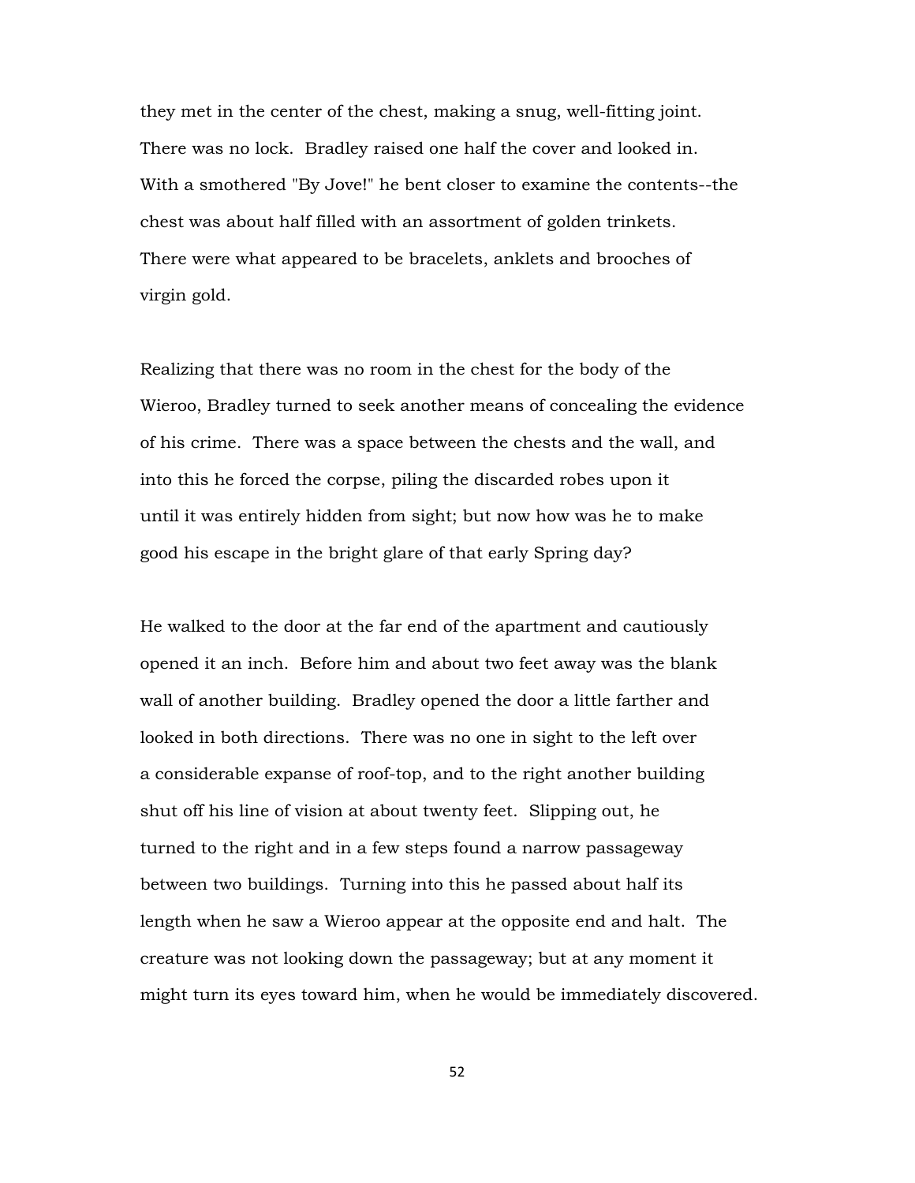they met in the center of the chest, making a snug, well-fitting joint. There was no lock. Bradley raised one half the cover and looked in. With a smothered "By Jove!" he bent closer to examine the contents--the chest was about half filled with an assortment of golden trinkets. There were what appeared to be bracelets, anklets and brooches of virgin gold.

Realizing that there was no room in the chest for the body of the Wieroo, Bradley turned to seek another means of concealing the evidence of his crime. There was a space between the chests and the wall, and into this he forced the corpse, piling the discarded robes upon it until it was entirely hidden from sight; but now how was he to make good his escape in the bright glare of that early Spring day?

He walked to the door at the far end of the apartment and cautiously opened it an inch. Before him and about two feet away was the blank wall of another building. Bradley opened the door a little farther and looked in both directions. There was no one in sight to the left over a considerable expanse of roof-top, and to the right another building shut off his line of vision at about twenty feet. Slipping out, he turned to the right and in a few steps found a narrow passageway between two buildings. Turning into this he passed about half its length when he saw a Wieroo appear at the opposite end and halt. The creature was not looking down the passageway; but at any moment it might turn its eyes toward him, when he would be immediately discovered.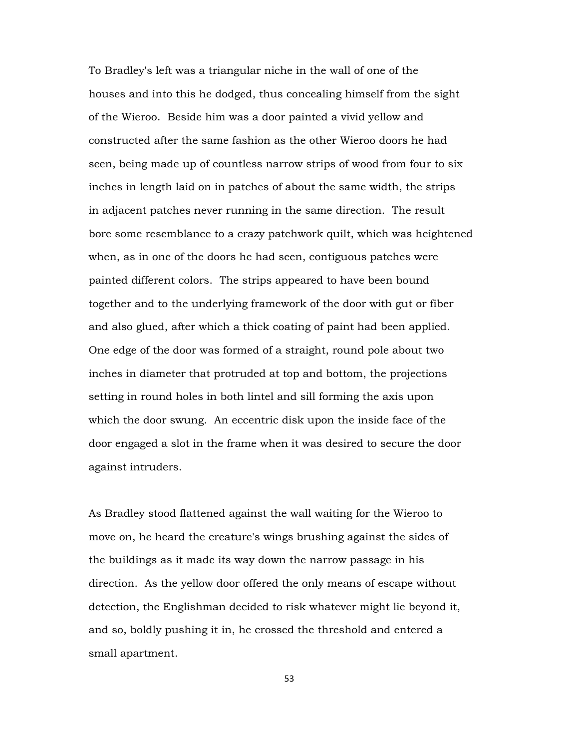To Bradley's left was a triangular niche in the wall of one of the houses and into this he dodged, thus concealing himself from the sight of the Wieroo. Beside him was a door painted a vivid yellow and constructed after the same fashion as the other Wieroo doors he had seen, being made up of countless narrow strips of wood from four to six inches in length laid on in patches of about the same width, the strips in adjacent patches never running in the same direction. The result bore some resemblance to a crazy patchwork quilt, which was heightened when, as in one of the doors he had seen, contiguous patches were painted different colors. The strips appeared to have been bound together and to the underlying framework of the door with gut or fiber and also glued, after which a thick coating of paint had been applied. One edge of the door was formed of a straight, round pole about two inches in diameter that protruded at top and bottom, the projections setting in round holes in both lintel and sill forming the axis upon which the door swung. An eccentric disk upon the inside face of the door engaged a slot in the frame when it was desired to secure the door against intruders.

As Bradley stood flattened against the wall waiting for the Wieroo to move on, he heard the creature's wings brushing against the sides of the buildings as it made its way down the narrow passage in his direction. As the yellow door offered the only means of escape without detection, the Englishman decided to risk whatever might lie beyond it, and so, boldly pushing it in, he crossed the threshold and entered a small apartment.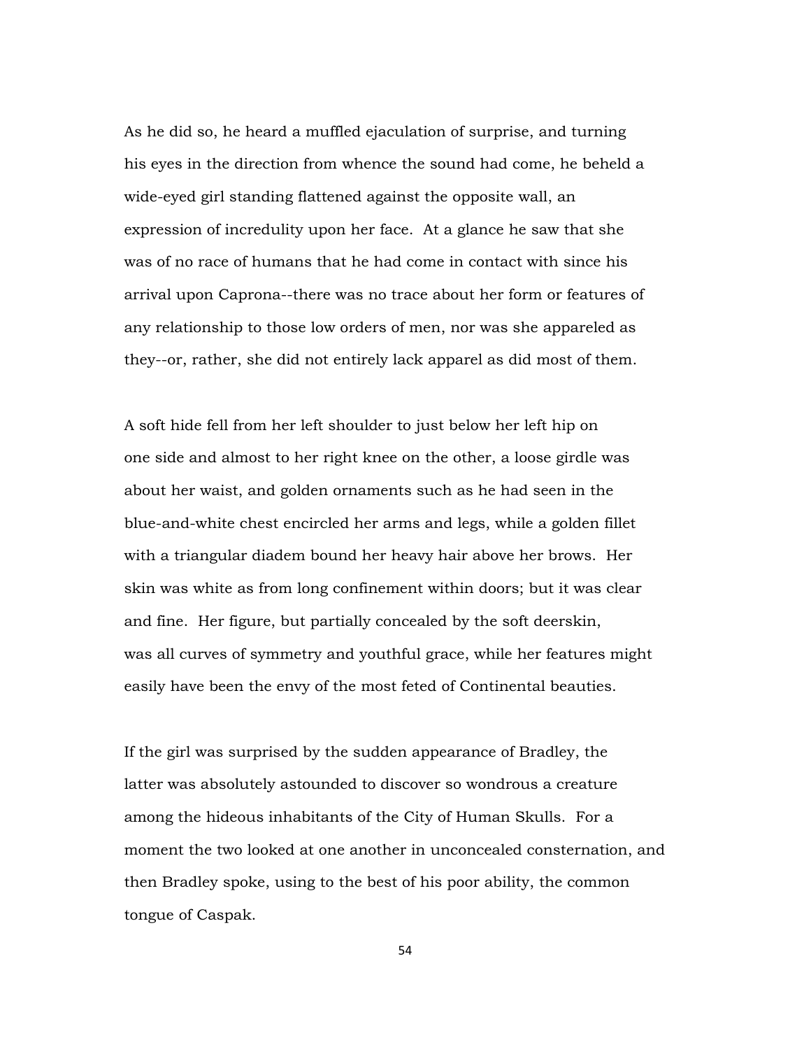As he did so, he heard a muffled ejaculation of surprise, and turning his eyes in the direction from whence the sound had come, he beheld a wide-eyed girl standing flattened against the opposite wall, an expression of incredulity upon her face. At a glance he saw that she was of no race of humans that he had come in contact with since his arrival upon Caprona--there was no trace about her form or features of any relationship to those low orders of men, nor was she appareled as they--or, rather, she did not entirely lack apparel as did most of them.

A soft hide fell from her left shoulder to just below her left hip on one side and almost to her right knee on the other, a loose girdle was about her waist, and golden ornaments such as he had seen in the blue-and-white chest encircled her arms and legs, while a golden fillet with a triangular diadem bound her heavy hair above her brows. Her skin was white as from long confinement within doors; but it was clear and fine. Her figure, but partially concealed by the soft deerskin, was all curves of symmetry and youthful grace, while her features might easily have been the envy of the most feted of Continental beauties.

If the girl was surprised by the sudden appearance of Bradley, the latter was absolutely astounded to discover so wondrous a creature among the hideous inhabitants of the City of Human Skulls. For a moment the two looked at one another in unconcealed consternation, and then Bradley spoke, using to the best of his poor ability, the common tongue of Caspak.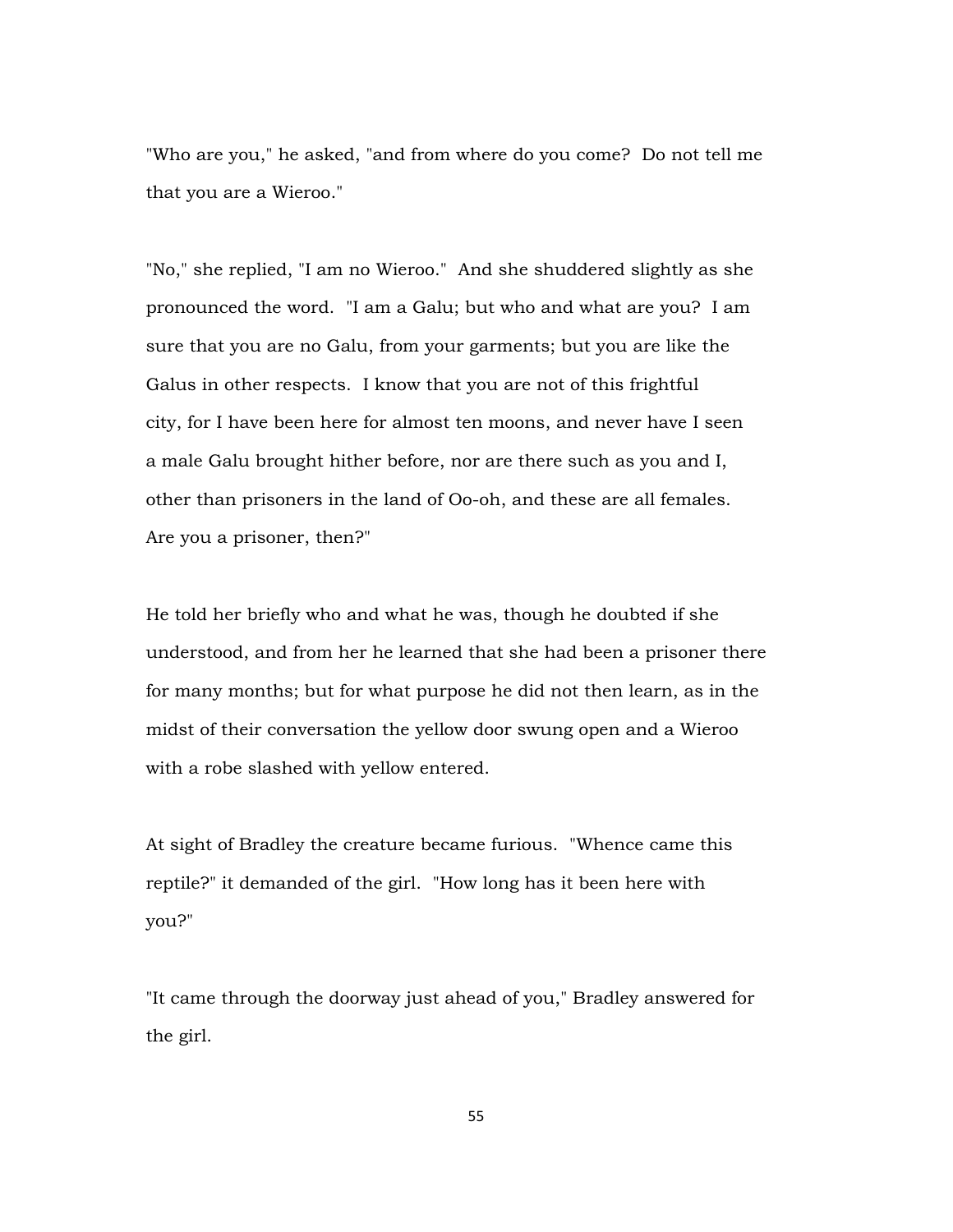"Who are you," he asked, "and from where do you come? Do not tell me that you are a Wieroo."

"No," she replied, "I am no Wieroo." And she shuddered slightly as she pronounced the word. "I am a Galu; but who and what are you? I am sure that you are no Galu, from your garments; but you are like the Galus in other respects. I know that you are not of this frightful city, for I have been here for almost ten moons, and never have I seen a male Galu brought hither before, nor are there such as you and I, other than prisoners in the land of Oo-oh, and these are all females. Are you a prisoner, then?"

He told her briefly who and what he was, though he doubted if she understood, and from her he learned that she had been a prisoner there for many months; but for what purpose he did not then learn, as in the midst of their conversation the yellow door swung open and a Wieroo with a robe slashed with yellow entered.

At sight of Bradley the creature became furious. "Whence came this reptile?" it demanded of the girl. "How long has it been here with you?"

"It came through the doorway just ahead of you," Bradley answered for the girl.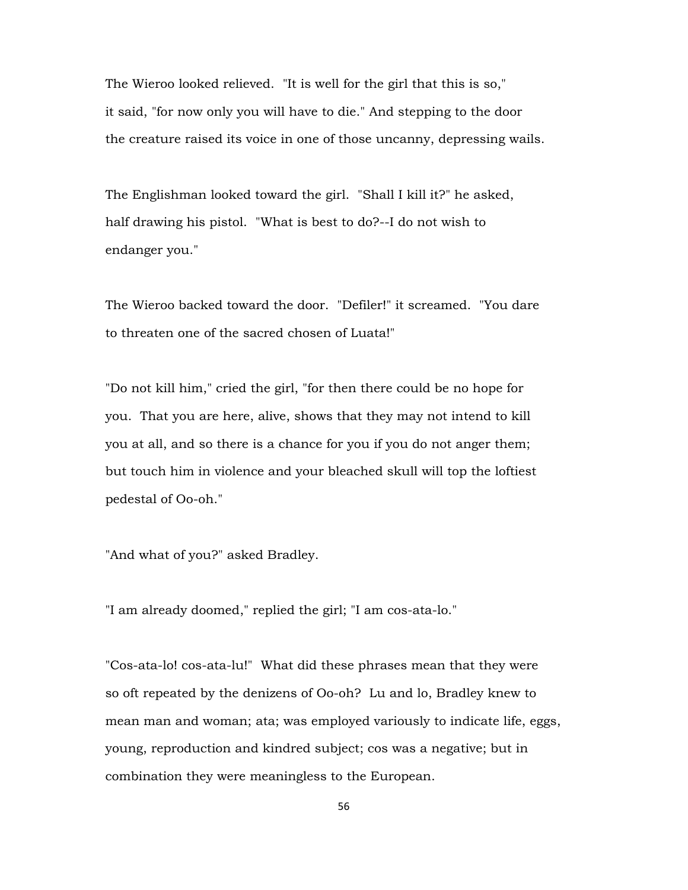The Wieroo looked relieved. "It is well for the girl that this is so," it said, "for now only you will have to die." And stepping to the door the creature raised its voice in one of those uncanny, depressing wails.

The Englishman looked toward the girl. "Shall I kill it?" he asked, half drawing his pistol. "What is best to do?--I do not wish to endanger you."

The Wieroo backed toward the door. "Defiler!" it screamed. "You dare to threaten one of the sacred chosen of Luata!"

"Do not kill him," cried the girl, "for then there could be no hope for you. That you are here, alive, shows that they may not intend to kill you at all, and so there is a chance for you if you do not anger them; but touch him in violence and your bleached skull will top the loftiest pedestal of Oo-oh."

"And what of you?" asked Bradley.

"I am already doomed," replied the girl; "I am cos-ata-lo."

"Cos-ata-lo! cos-ata-lu!" What did these phrases mean that they were so oft repeated by the denizens of Oo-oh? Lu and lo, Bradley knew to mean man and woman; ata; was employed variously to indicate life, eggs, young, reproduction and kindred subject; cos was a negative; but in combination they were meaningless to the European.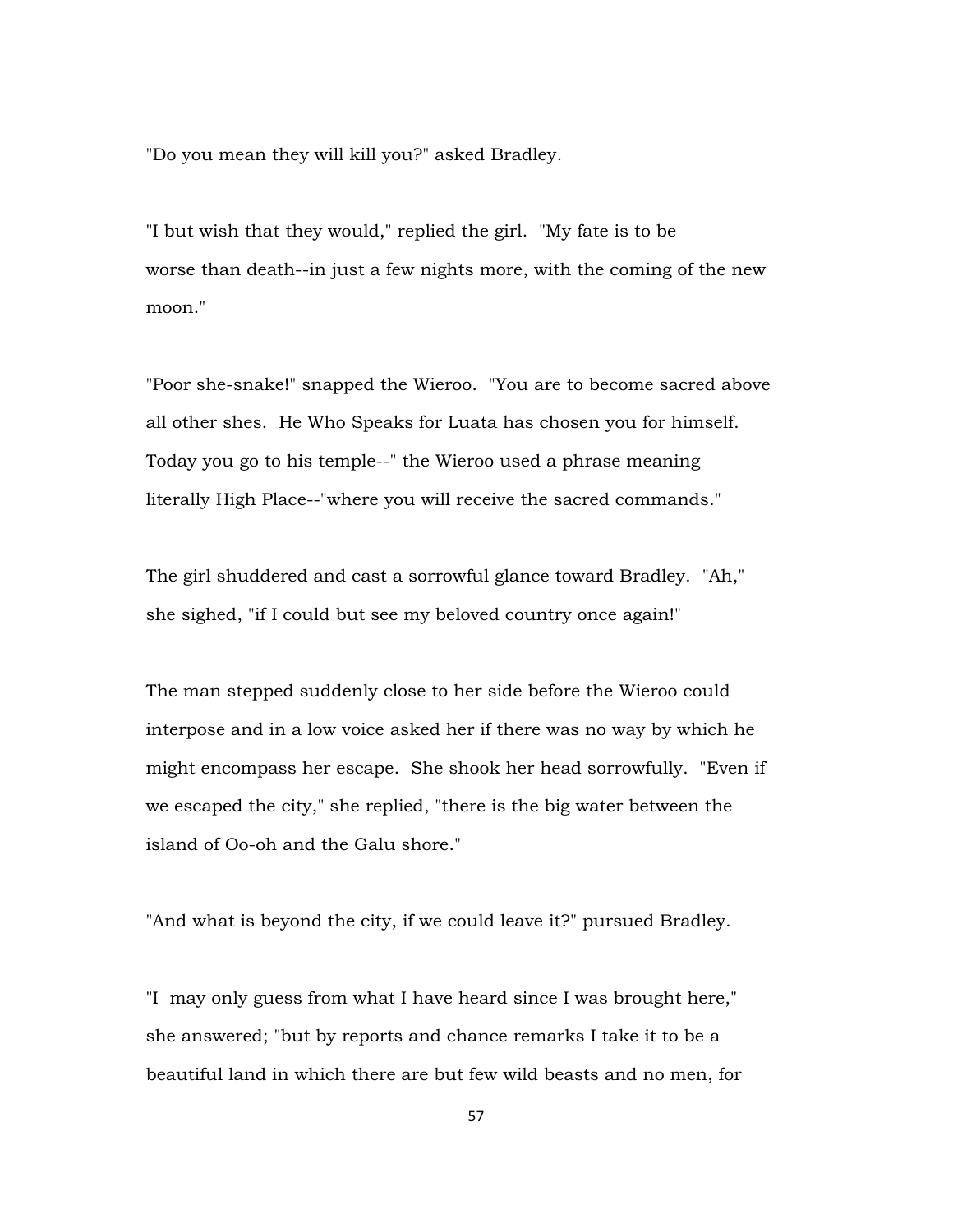"Do you mean they will kill you?" asked Bradley.

"I but wish that they would," replied the girl. "My fate is to be worse than death--in just a few nights more, with the coming of the new moon."

"Poor she-snake!" snapped the Wieroo. "You are to become sacred above all other shes. He Who Speaks for Luata has chosen you for himself. Today you go to his temple--" the Wieroo used a phrase meaning literally High Place--"where you will receive the sacred commands."

The girl shuddered and cast a sorrowful glance toward Bradley. "Ah," she sighed, "if I could but see my beloved country once again!"

The man stepped suddenly close to her side before the Wieroo could interpose and in a low voice asked her if there was no way by which he might encompass her escape. She shook her head sorrowfully. "Even if we escaped the city," she replied, "there is the big water between the island of Oo-oh and the Galu shore."

"And what is beyond the city, if we could leave it?" pursued Bradley.

"I may only guess from what I have heard since I was brought here," she answered; "but by reports and chance remarks I take it to be a beautiful land in which there are but few wild beasts and no men, for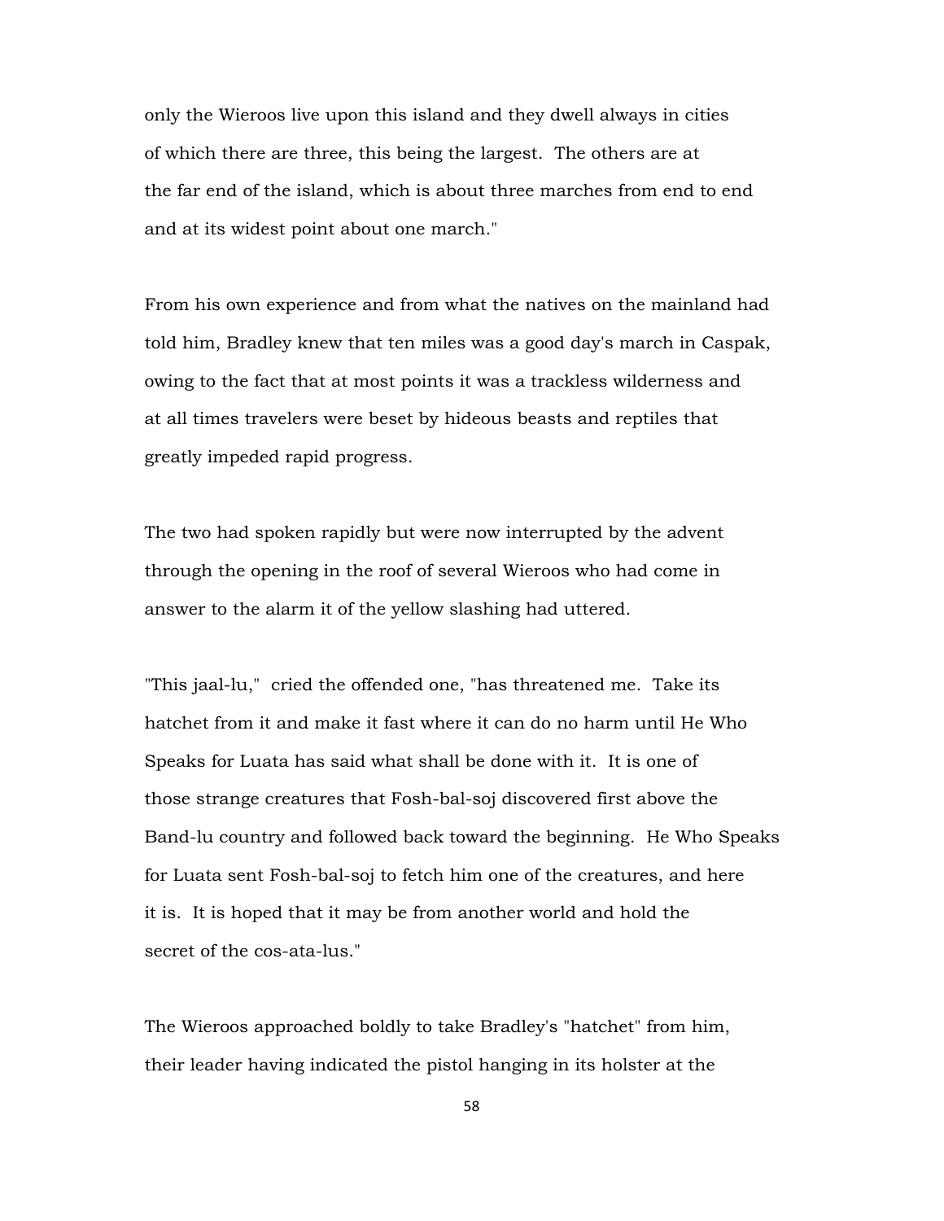only the Wieroos live upon this island and they dwell always in cities of which there are three, this being the largest. The others are at the far end of the island, which is about three marches from end to end and at its widest point about one march."

From his own experience and from what the natives on the mainland had told him, Bradley knew that ten miles was a good day's march in Caspak, owing to the fact that at most points it was a trackless wilderness and at all times travelers were beset by hideous beasts and reptiles that greatly impeded rapid progress.

The two had spoken rapidly but were now interrupted by the advent through the opening in the roof of several Wieroos who had come in answer to the alarm it of the yellow slashing had uttered.

"This jaal-lu," cried the offended one, "has threatened me. Take its hatchet from it and make it fast where it can do no harm until He Who Speaks for Luata has said what shall be done with it. It is one of those strange creatures that Fosh-bal-soj discovered first above the Band-lu country and followed back toward the beginning. He Who Speaks for Luata sent Fosh-bal-soj to fetch him one of the creatures, and here it is. It is hoped that it may be from another world and hold the secret of the cos-ata-lus."

The Wieroos approached boldly to take Bradley's "hatchet" from him, their leader having indicated the pistol hanging in its holster at the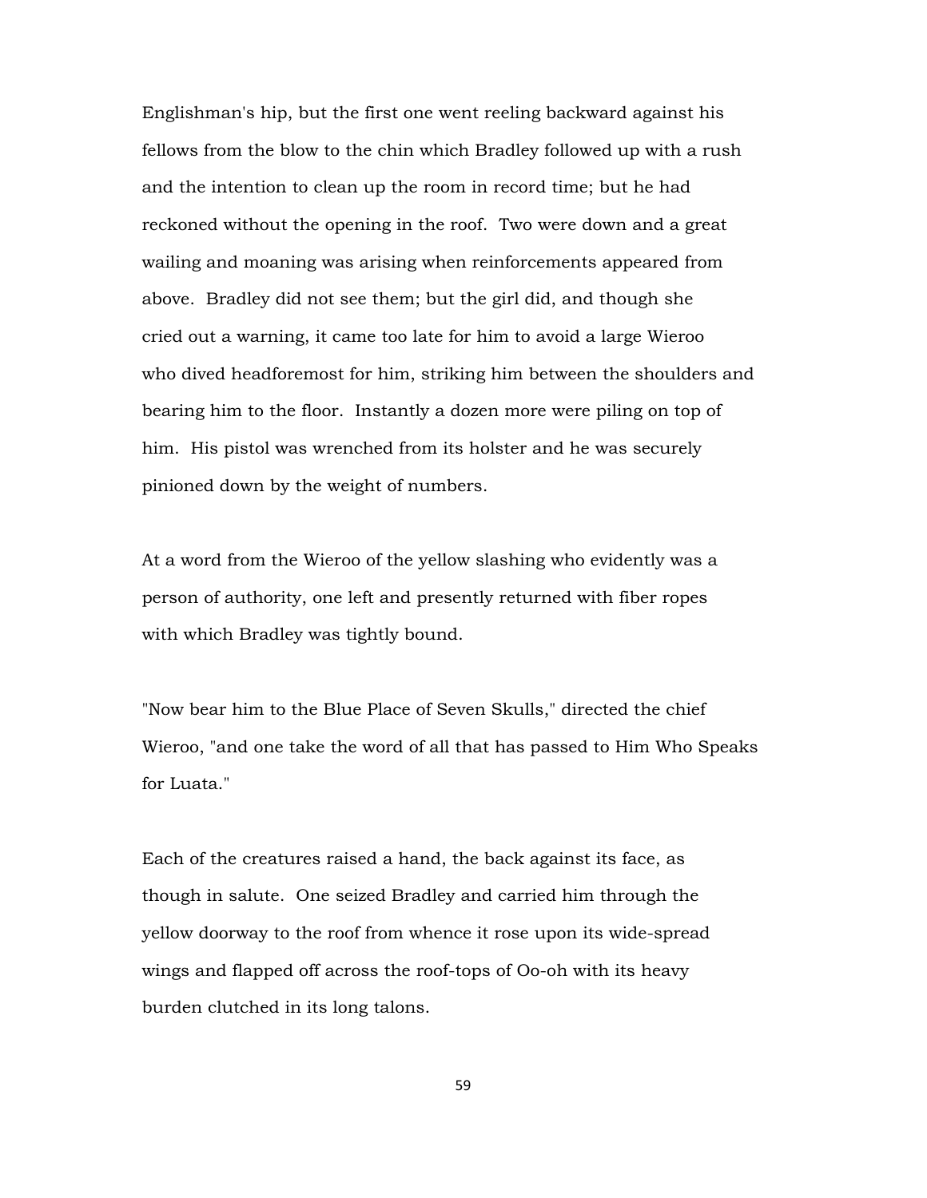Englishman's hip, but the first one went reeling backward against his fellows from the blow to the chin which Bradley followed up with a rush and the intention to clean up the room in record time; but he had reckoned without the opening in the roof. Two were down and a great wailing and moaning was arising when reinforcements appeared from above. Bradley did not see them; but the girl did, and though she cried out a warning, it came too late for him to avoid a large Wieroo who dived headforemost for him, striking him between the shoulders and bearing him to the floor. Instantly a dozen more were piling on top of him. His pistol was wrenched from its holster and he was securely pinioned down by the weight of numbers.

At a word from the Wieroo of the yellow slashing who evidently was a person of authority, one left and presently returned with fiber ropes with which Bradley was tightly bound.

"Now bear him to the Blue Place of Seven Skulls," directed the chief Wieroo, "and one take the word of all that has passed to Him Who Speaks for Luata."

Each of the creatures raised a hand, the back against its face, as though in salute. One seized Bradley and carried him through the yellow doorway to the roof from whence it rose upon its wide-spread wings and flapped off across the roof-tops of Oo-oh with its heavy burden clutched in its long talons.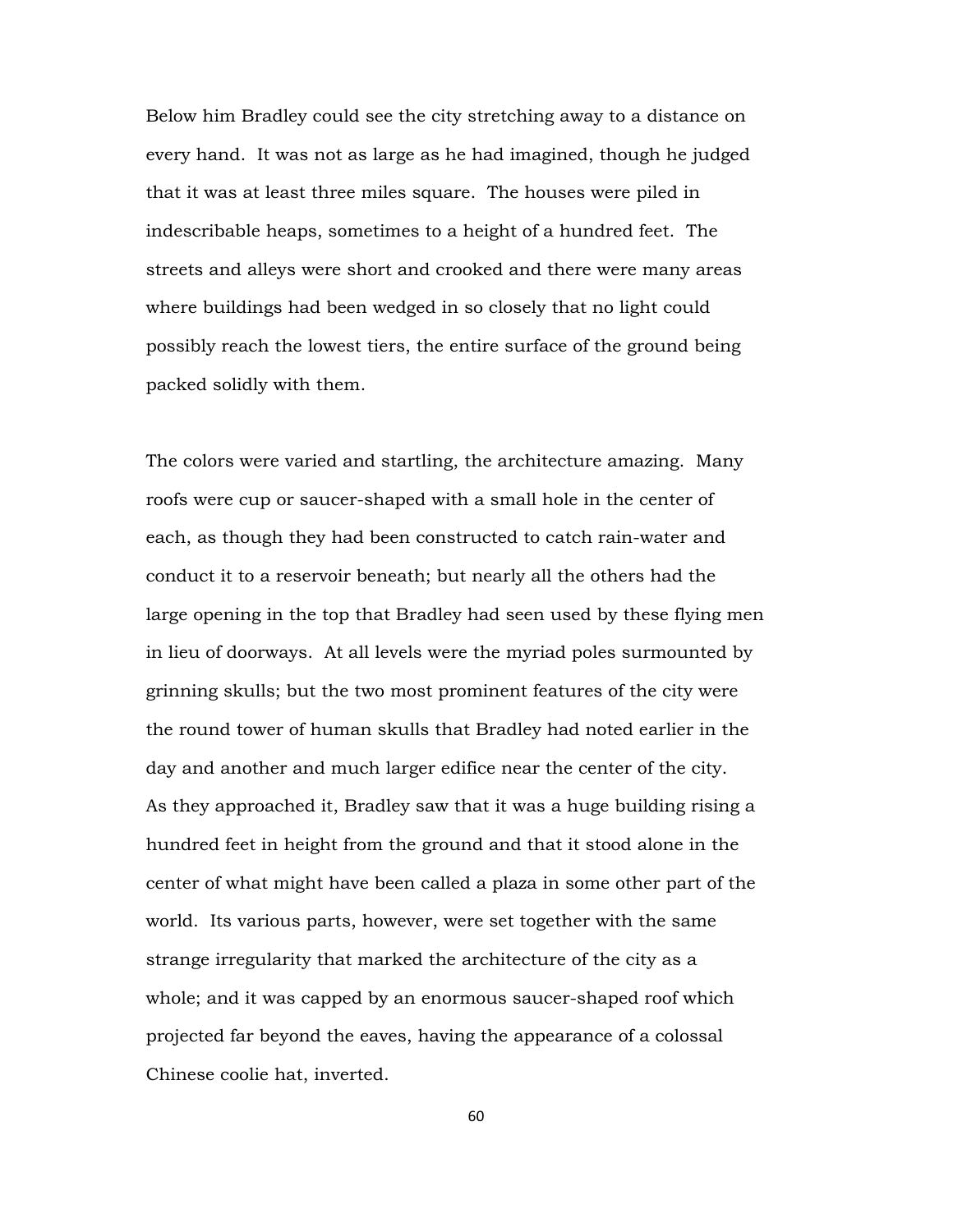Below him Bradley could see the city stretching away to a distance on every hand. It was not as large as he had imagined, though he judged that it was at least three miles square. The houses were piled in indescribable heaps, sometimes to a height of a hundred feet. The streets and alleys were short and crooked and there were many areas where buildings had been wedged in so closely that no light could possibly reach the lowest tiers, the entire surface of the ground being packed solidly with them.

The colors were varied and startling, the architecture amazing. Many roofs were cup or saucer-shaped with a small hole in the center of each, as though they had been constructed to catch rain-water and conduct it to a reservoir beneath; but nearly all the others had the large opening in the top that Bradley had seen used by these flying men in lieu of doorways. At all levels were the myriad poles surmounted by grinning skulls; but the two most prominent features of the city were the round tower of human skulls that Bradley had noted earlier in the day and another and much larger edifice near the center of the city. As they approached it, Bradley saw that it was a huge building rising a hundred feet in height from the ground and that it stood alone in the center of what might have been called a plaza in some other part of the world. Its various parts, however, were set together with the same strange irregularity that marked the architecture of the city as a whole; and it was capped by an enormous saucer-shaped roof which projected far beyond the eaves, having the appearance of a colossal Chinese coolie hat, inverted.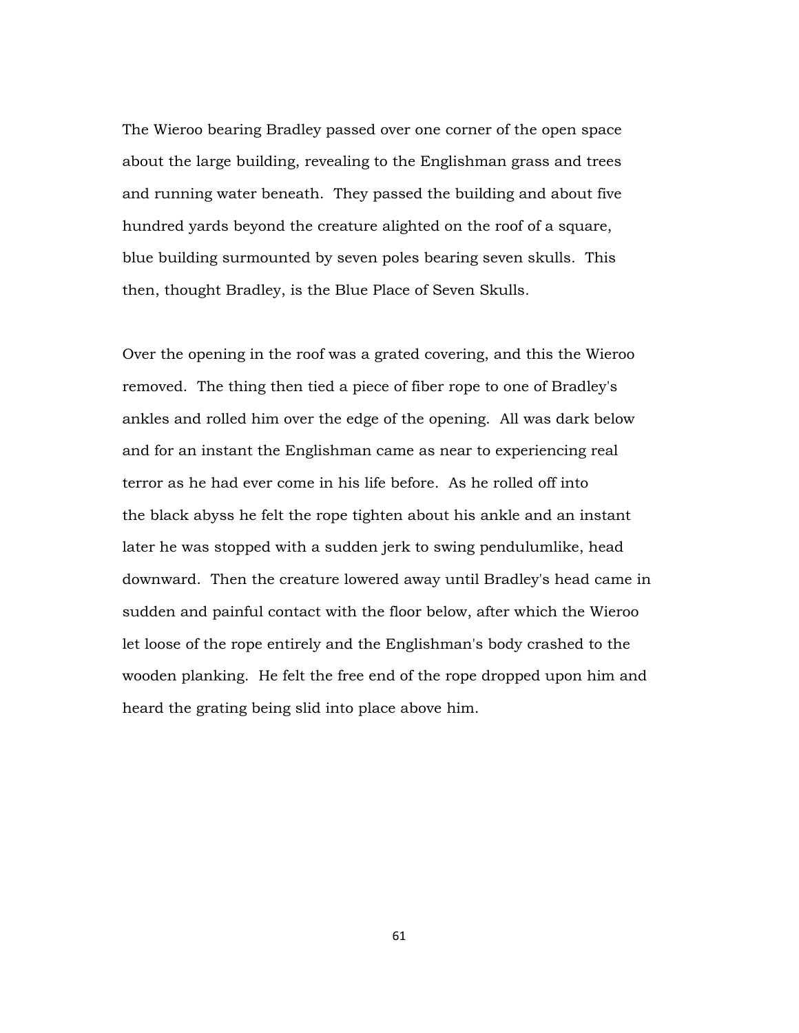The Wieroo bearing Bradley passed over one corner of the open space about the large building, revealing to the Englishman grass and trees and running water beneath. They passed the building and about five hundred yards beyond the creature alighted on the roof of a square, blue building surmounted by seven poles bearing seven skulls. This then, thought Bradley, is the Blue Place of Seven Skulls.

Over the opening in the roof was a grated covering, and this the Wieroo removed. The thing then tied a piece of fiber rope to one of Bradley's ankles and rolled him over the edge of the opening. All was dark below and for an instant the Englishman came as near to experiencing real terror as he had ever come in his life before. As he rolled off into the black abyss he felt the rope tighten about his ankle and an instant later he was stopped with a sudden jerk to swing pendulumlike, head downward. Then the creature lowered away until Bradley's head came in sudden and painful contact with the floor below, after which the Wieroo let loose of the rope entirely and the Englishman's body crashed to the wooden planking. He felt the free end of the rope dropped upon him and heard the grating being slid into place above him.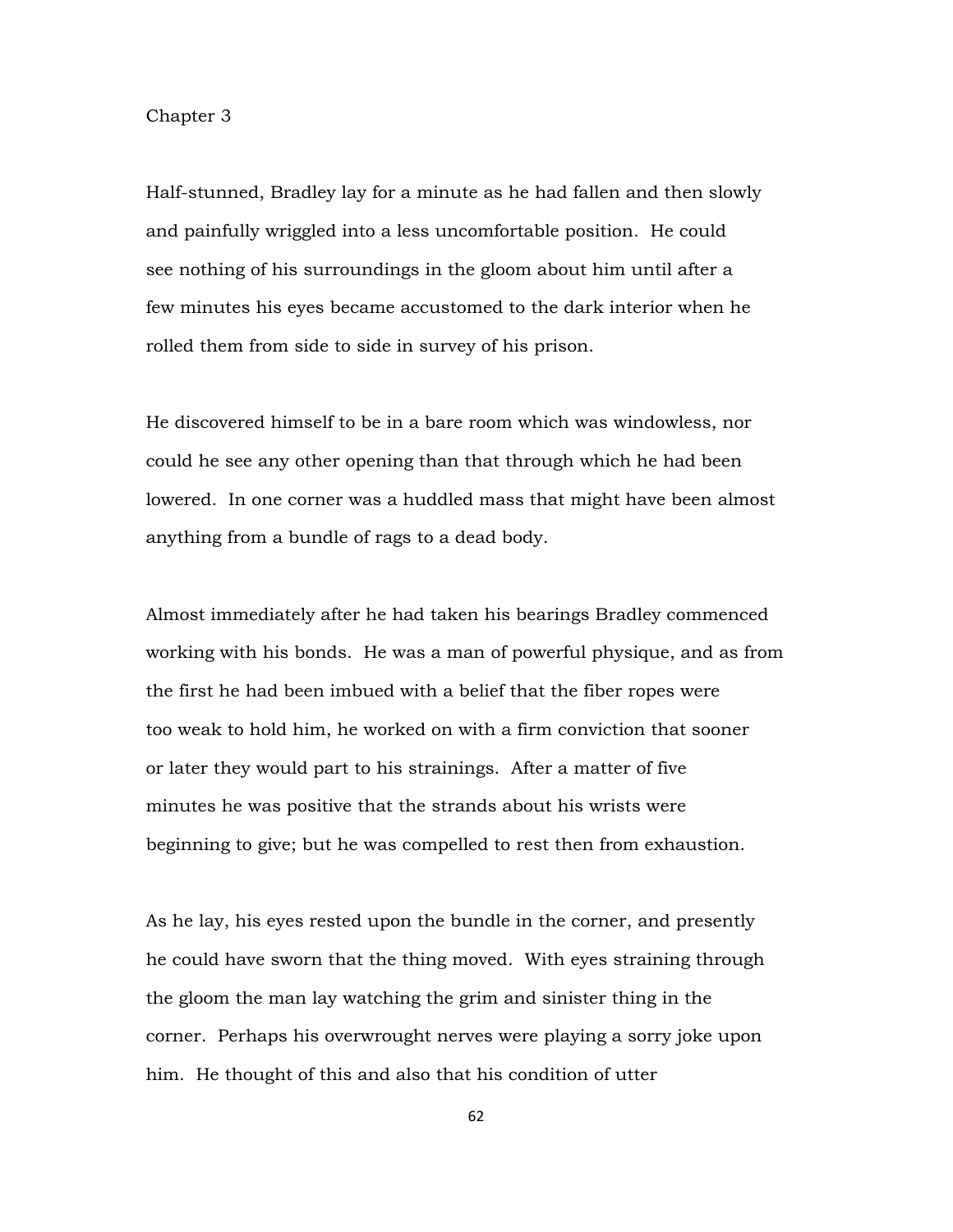## Chapter 3

Half-stunned, Bradley lay for a minute as he had fallen and then slowly and painfully wriggled into a less uncomfortable position. He could see nothing of his surroundings in the gloom about him until after a few minutes his eyes became accustomed to the dark interior when he rolled them from side to side in survey of his prison.

He discovered himself to be in a bare room which was windowless, nor could he see any other opening than that through which he had been lowered. In one corner was a huddled mass that might have been almost anything from a bundle of rags to a dead body.

Almost immediately after he had taken his bearings Bradley commenced working with his bonds. He was a man of powerful physique, and as from the first he had been imbued with a belief that the fiber ropes were too weak to hold him, he worked on with a firm conviction that sooner or later they would part to his strainings. After a matter of five minutes he was positive that the strands about his wrists were beginning to give; but he was compelled to rest then from exhaustion.

As he lay, his eyes rested upon the bundle in the corner, and presently he could have sworn that the thing moved. With eyes straining through the gloom the man lay watching the grim and sinister thing in the corner. Perhaps his overwrought nerves were playing a sorry joke upon him. He thought of this and also that his condition of utter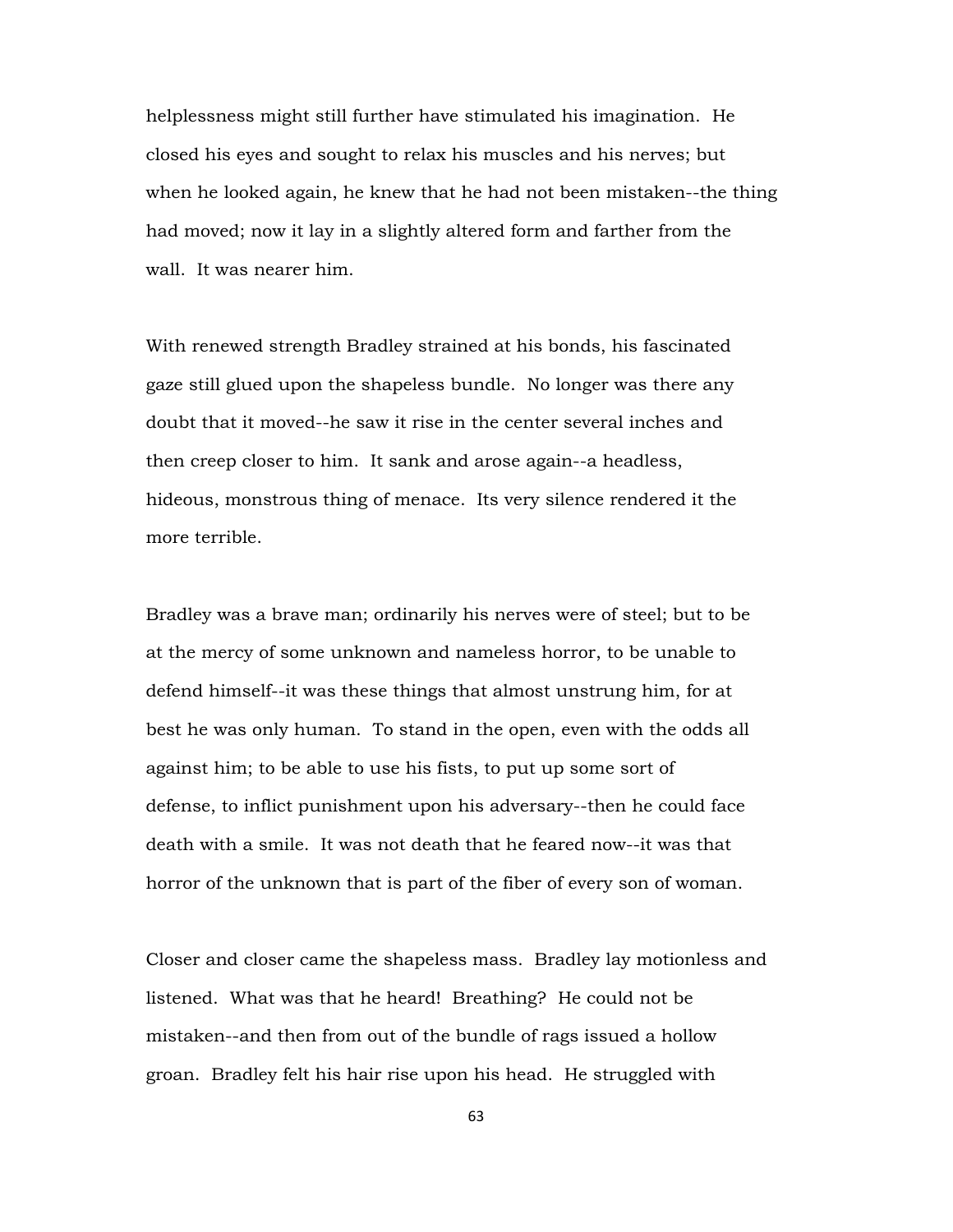helplessness might still further have stimulated his imagination. He closed his eyes and sought to relax his muscles and his nerves; but when he looked again, he knew that he had not been mistaken--the thing had moved; now it lay in a slightly altered form and farther from the wall. It was nearer him.

With renewed strength Bradley strained at his bonds, his fascinated gaze still glued upon the shapeless bundle. No longer was there any doubt that it moved--he saw it rise in the center several inches and then creep closer to him. It sank and arose again--a headless, hideous, monstrous thing of menace. Its very silence rendered it the more terrible.

Bradley was a brave man; ordinarily his nerves were of steel; but to be at the mercy of some unknown and nameless horror, to be unable to defend himself--it was these things that almost unstrung him, for at best he was only human. To stand in the open, even with the odds all against him; to be able to use his fists, to put up some sort of defense, to inflict punishment upon his adversary--then he could face death with a smile. It was not death that he feared now--it was that horror of the unknown that is part of the fiber of every son of woman.

Closer and closer came the shapeless mass. Bradley lay motionless and listened. What was that he heard! Breathing? He could not be mistaken--and then from out of the bundle of rags issued a hollow groan. Bradley felt his hair rise upon his head. He struggled with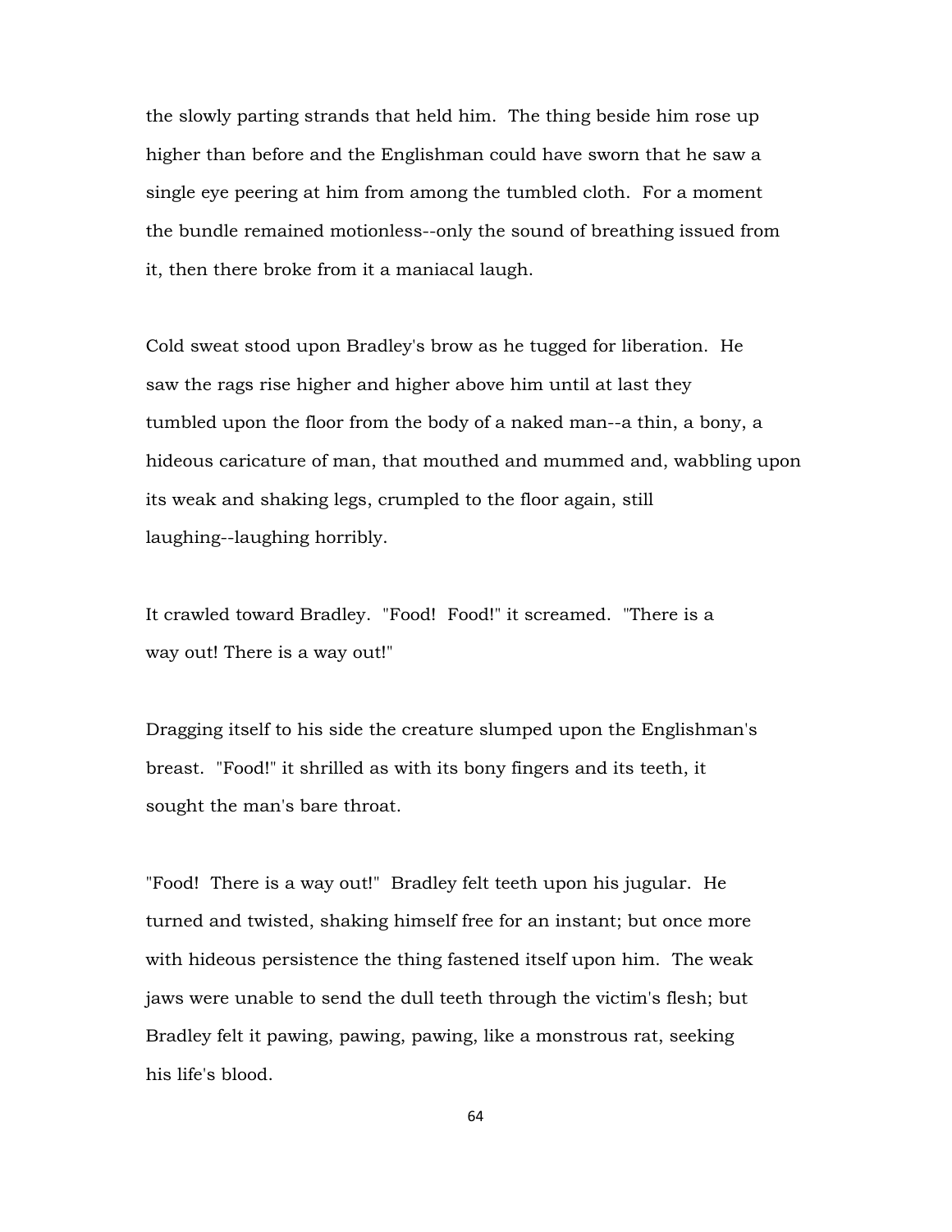the slowly parting strands that held him. The thing beside him rose up higher than before and the Englishman could have sworn that he saw a single eye peering at him from among the tumbled cloth. For a moment the bundle remained motionless--only the sound of breathing issued from it, then there broke from it a maniacal laugh.

Cold sweat stood upon Bradley's brow as he tugged for liberation. He saw the rags rise higher and higher above him until at last they tumbled upon the floor from the body of a naked man--a thin, a bony, a hideous caricature of man, that mouthed and mummed and, wabbling upon its weak and shaking legs, crumpled to the floor again, still laughing--laughing horribly.

It crawled toward Bradley. "Food! Food!" it screamed. "There is a way out! There is a way out!"

Dragging itself to his side the creature slumped upon the Englishman's breast. "Food!" it shrilled as with its bony fingers and its teeth, it sought the man's bare throat.

"Food! There is a way out!" Bradley felt teeth upon his jugular. He turned and twisted, shaking himself free for an instant; but once more with hideous persistence the thing fastened itself upon him. The weak jaws were unable to send the dull teeth through the victim's flesh; but Bradley felt it pawing, pawing, pawing, like a monstrous rat, seeking his life's blood.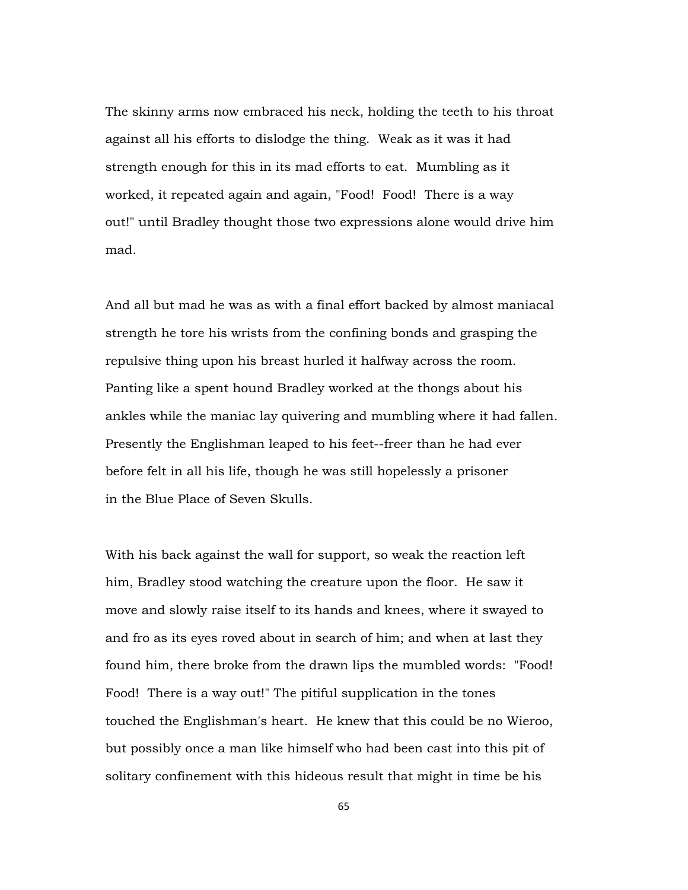The skinny arms now embraced his neck, holding the teeth to his throat against all his efforts to dislodge the thing. Weak as it was it had strength enough for this in its mad efforts to eat. Mumbling as it worked, it repeated again and again, "Food! Food! There is a way out!" until Bradley thought those two expressions alone would drive him mad.

And all but mad he was as with a final effort backed by almost maniacal strength he tore his wrists from the confining bonds and grasping the repulsive thing upon his breast hurled it halfway across the room. Panting like a spent hound Bradley worked at the thongs about his ankles while the maniac lay quivering and mumbling where it had fallen. Presently the Englishman leaped to his feet--freer than he had ever before felt in all his life, though he was still hopelessly a prisoner in the Blue Place of Seven Skulls.

With his back against the wall for support, so weak the reaction left him, Bradley stood watching the creature upon the floor. He saw it move and slowly raise itself to its hands and knees, where it swayed to and fro as its eyes roved about in search of him; and when at last they found him, there broke from the drawn lips the mumbled words: "Food! Food! There is a way out!" The pitiful supplication in the tones touched the Englishman's heart. He knew that this could be no Wieroo, but possibly once a man like himself who had been cast into this pit of solitary confinement with this hideous result that might in time be his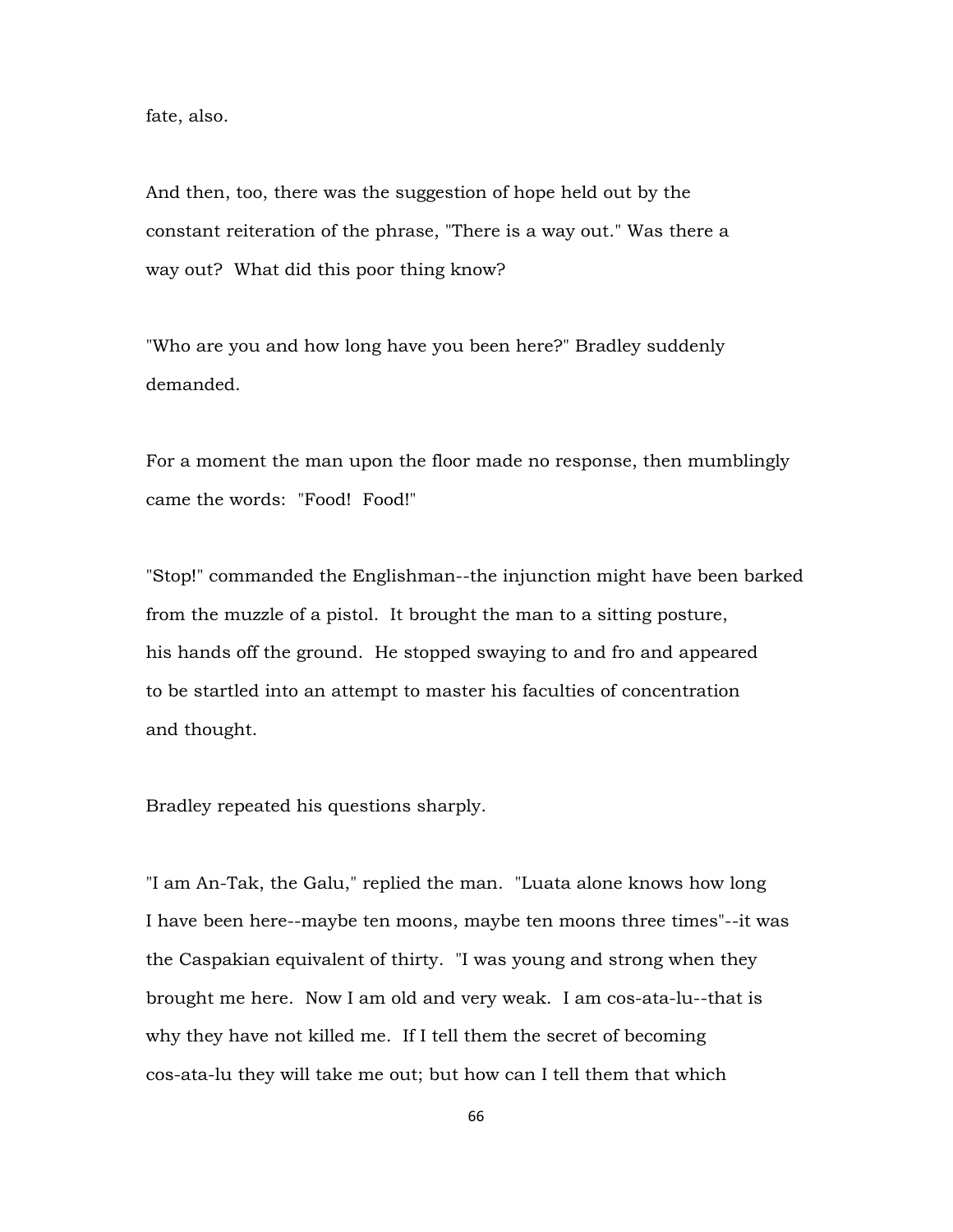fate, also.

And then, too, there was the suggestion of hope held out by the constant reiteration of the phrase, "There is a way out." Was there a way out? What did this poor thing know?

"Who are you and how long have you been here?" Bradley suddenly demanded.

For a moment the man upon the floor made no response, then mumblingly came the words: "Food! Food!"

"Stop!" commanded the Englishman--the injunction might have been barked from the muzzle of a pistol. It brought the man to a sitting posture, his hands off the ground. He stopped swaying to and fro and appeared to be startled into an attempt to master his faculties of concentration and thought.

Bradley repeated his questions sharply.

"I am An-Tak, the Galu," replied the man. "Luata alone knows how long I have been here--maybe ten moons, maybe ten moons three times"--it was the Caspakian equivalent of thirty. "I was young and strong when they brought me here. Now I am old and very weak. I am cos-ata-lu--that is why they have not killed me. If I tell them the secret of becoming cos-ata-lu they will take me out; but how can I tell them that which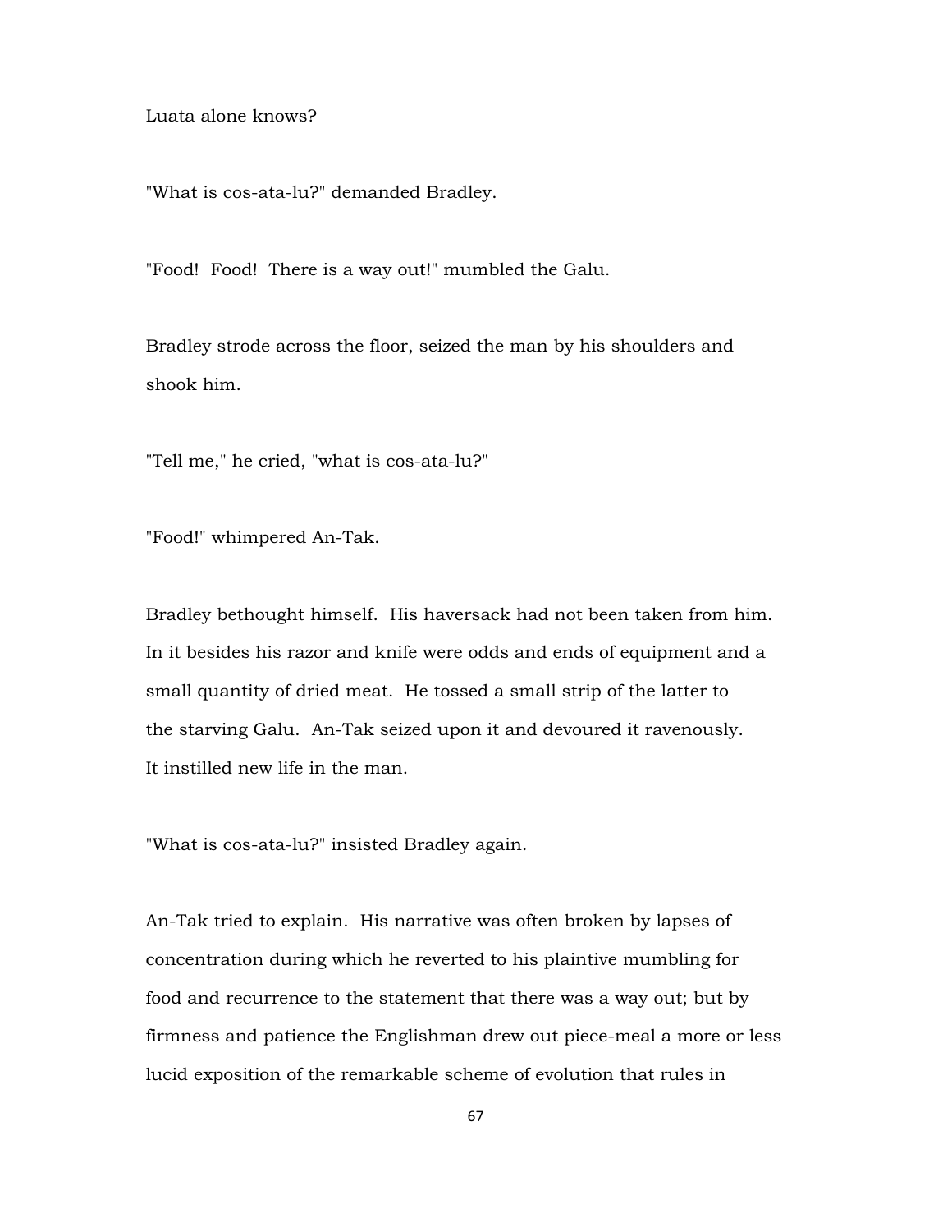Luata alone knows?

"What is cos-ata-lu?" demanded Bradley.

"Food! Food! There is a way out!" mumbled the Galu.

Bradley strode across the floor, seized the man by his shoulders and shook him.

"Tell me," he cried, "what is cos-ata-lu?"

"Food!" whimpered An-Tak.

Bradley bethought himself. His haversack had not been taken from him. In it besides his razor and knife were odds and ends of equipment and a small quantity of dried meat. He tossed a small strip of the latter to the starving Galu. An-Tak seized upon it and devoured it ravenously. It instilled new life in the man.

"What is cos-ata-lu?" insisted Bradley again.

An-Tak tried to explain. His narrative was often broken by lapses of concentration during which he reverted to his plaintive mumbling for food and recurrence to the statement that there was a way out; but by firmness and patience the Englishman drew out piece-meal a more or less lucid exposition of the remarkable scheme of evolution that rules in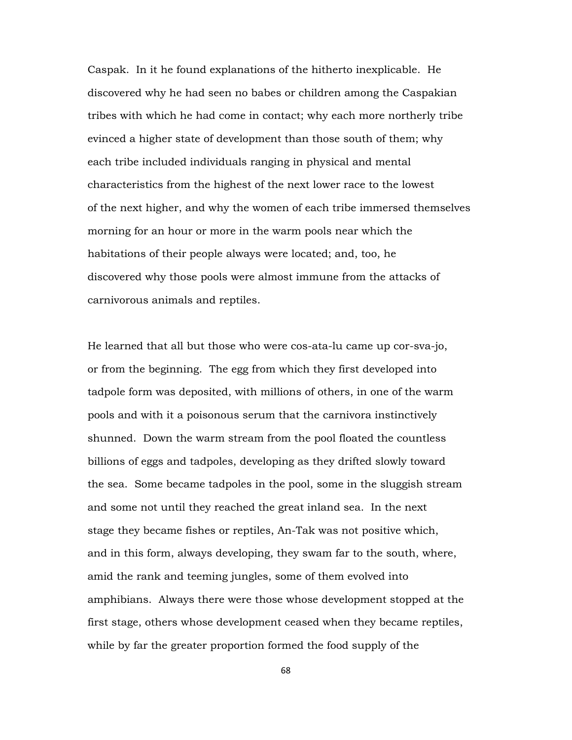Caspak. In it he found explanations of the hitherto inexplicable. He discovered why he had seen no babes or children among the Caspakian tribes with which he had come in contact; why each more northerly tribe evinced a higher state of development than those south of them; why each tribe included individuals ranging in physical and mental characteristics from the highest of the next lower race to the lowest of the next higher, and why the women of each tribe immersed themselves morning for an hour or more in the warm pools near which the habitations of their people always were located; and, too, he discovered why those pools were almost immune from the attacks of carnivorous animals and reptiles.

He learned that all but those who were cos-ata-lu came up cor-sva-jo, or from the beginning. The egg from which they first developed into tadpole form was deposited, with millions of others, in one of the warm pools and with it a poisonous serum that the carnivora instinctively shunned. Down the warm stream from the pool floated the countless billions of eggs and tadpoles, developing as they drifted slowly toward the sea. Some became tadpoles in the pool, some in the sluggish stream and some not until they reached the great inland sea. In the next stage they became fishes or reptiles, An-Tak was not positive which, and in this form, always developing, they swam far to the south, where, amid the rank and teeming jungles, some of them evolved into amphibians. Always there were those whose development stopped at the first stage, others whose development ceased when they became reptiles, while by far the greater proportion formed the food supply of the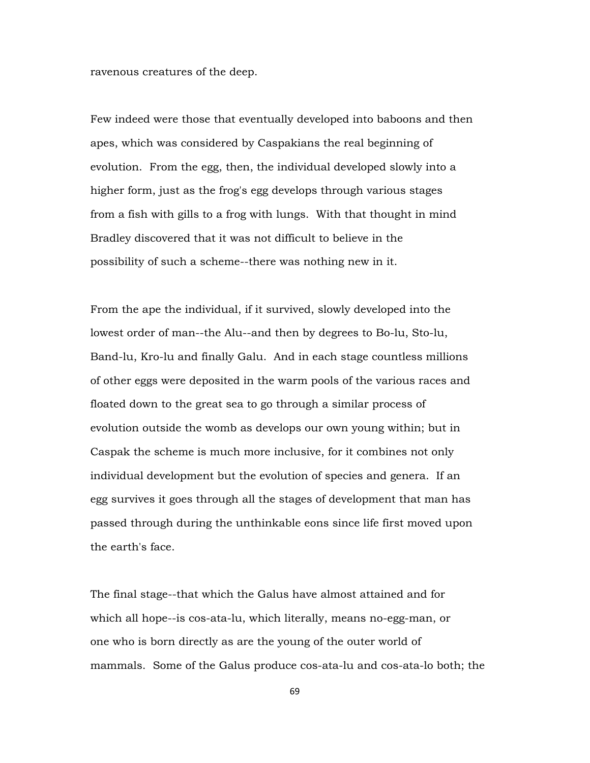ravenous creatures of the deep.

Few indeed were those that eventually developed into baboons and then apes, which was considered by Caspakians the real beginning of evolution. From the egg, then, the individual developed slowly into a higher form, just as the frog's egg develops through various stages from a fish with gills to a frog with lungs. With that thought in mind Bradley discovered that it was not difficult to believe in the possibility of such a scheme--there was nothing new in it.

From the ape the individual, if it survived, slowly developed into the lowest order of man--the Alu--and then by degrees to Bo-lu, Sto-lu, Band-lu, Kro-lu and finally Galu. And in each stage countless millions of other eggs were deposited in the warm pools of the various races and floated down to the great sea to go through a similar process of evolution outside the womb as develops our own young within; but in Caspak the scheme is much more inclusive, for it combines not only individual development but the evolution of species and genera. If an egg survives it goes through all the stages of development that man has passed through during the unthinkable eons since life first moved upon the earth's face.

The final stage--that which the Galus have almost attained and for which all hope--is cos-ata-lu, which literally, means no-egg-man, or one who is born directly as are the young of the outer world of mammals. Some of the Galus produce cos-ata-lu and cos-ata-lo both; the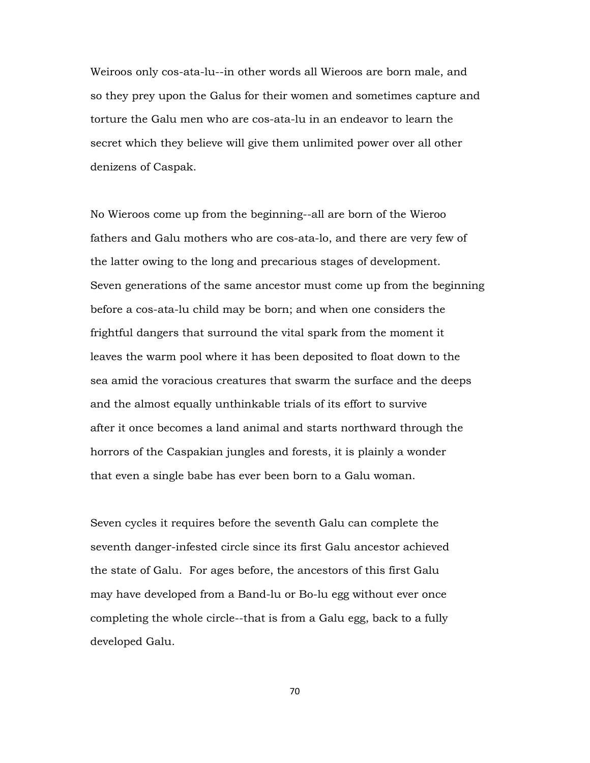Weiroos only cos-ata-lu--in other words all Wieroos are born male, and so they prey upon the Galus for their women and sometimes capture and torture the Galu men who are cos-ata-lu in an endeavor to learn the secret which they believe will give them unlimited power over all other denizens of Caspak.

No Wieroos come up from the beginning--all are born of the Wieroo fathers and Galu mothers who are cos-ata-lo, and there are very few of the latter owing to the long and precarious stages of development. Seven generations of the same ancestor must come up from the beginning before a cos-ata-lu child may be born; and when one considers the frightful dangers that surround the vital spark from the moment it leaves the warm pool where it has been deposited to float down to the sea amid the voracious creatures that swarm the surface and the deeps and the almost equally unthinkable trials of its effort to survive after it once becomes a land animal and starts northward through the horrors of the Caspakian jungles and forests, it is plainly a wonder that even a single babe has ever been born to a Galu woman.

Seven cycles it requires before the seventh Galu can complete the seventh danger-infested circle since its first Galu ancestor achieved the state of Galu. For ages before, the ancestors of this first Galu may have developed from a Band-lu or Bo-lu egg without ever once completing the whole circle--that is from a Galu egg, back to a fully developed Galu.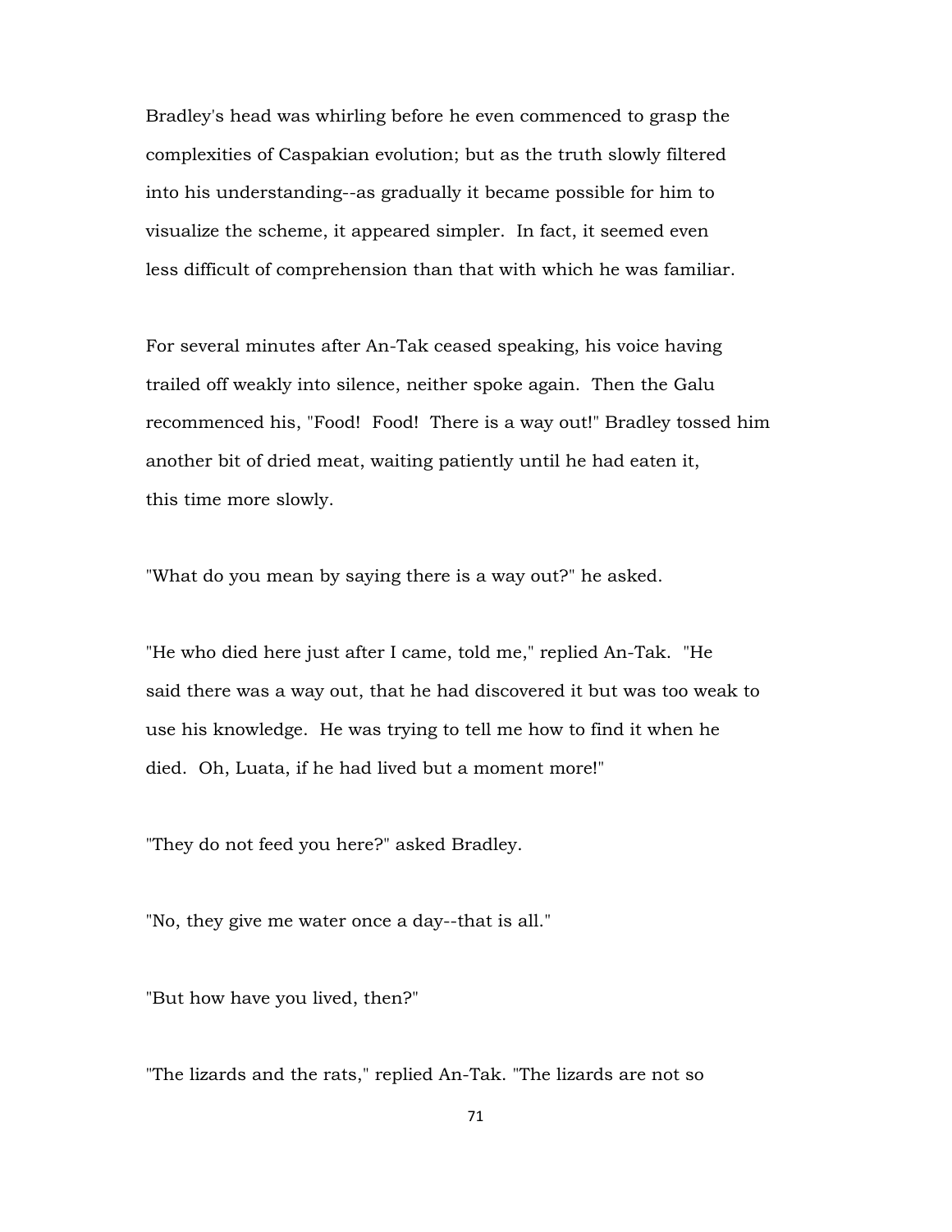Bradley's head was whirling before he even commenced to grasp the complexities of Caspakian evolution; but as the truth slowly filtered into his understanding--as gradually it became possible for him to visualize the scheme, it appeared simpler. In fact, it seemed even less difficult of comprehension than that with which he was familiar.

For several minutes after An-Tak ceased speaking, his voice having trailed off weakly into silence, neither spoke again. Then the Galu recommenced his, "Food! Food! There is a way out!" Bradley tossed him another bit of dried meat, waiting patiently until he had eaten it, this time more slowly.

"What do you mean by saying there is a way out?" he asked.

"He who died here just after I came, told me," replied An-Tak. "He said there was a way out, that he had discovered it but was too weak to use his knowledge. He was trying to tell me how to find it when he died. Oh, Luata, if he had lived but a moment more!"

"They do not feed you here?" asked Bradley.

"No, they give me water once a day--that is all."

"But how have you lived, then?"

"The lizards and the rats," replied An-Tak. "The lizards are not so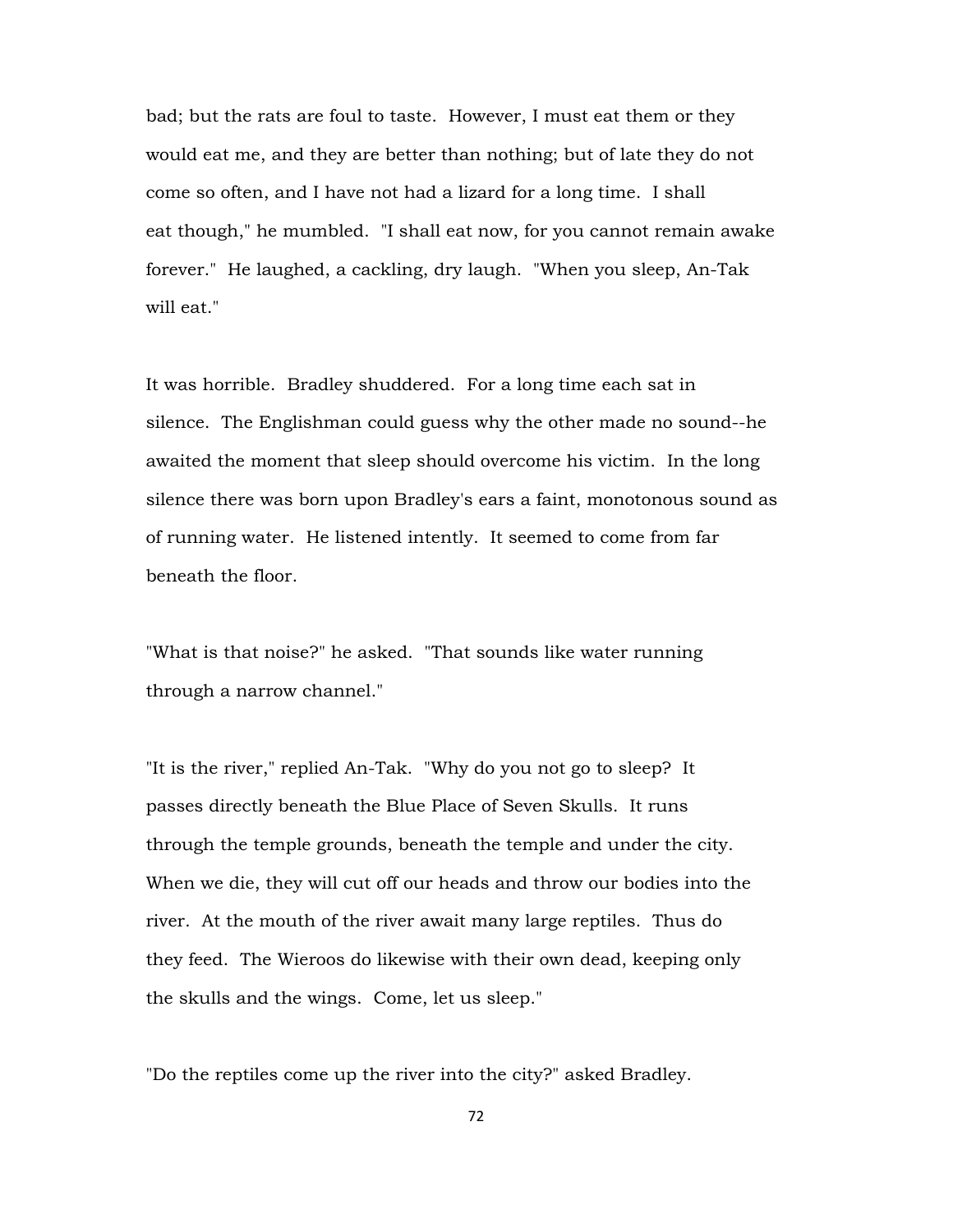bad; but the rats are foul to taste. However, I must eat them or they would eat me, and they are better than nothing; but of late they do not come so often, and I have not had a lizard for a long time. I shall eat though," he mumbled. "I shall eat now, for you cannot remain awake forever." He laughed, a cackling, dry laugh. "When you sleep, An-Tak will eat."

It was horrible. Bradley shuddered. For a long time each sat in silence. The Englishman could guess why the other made no sound--he awaited the moment that sleep should overcome his victim. In the long silence there was born upon Bradley's ears a faint, monotonous sound as of running water. He listened intently. It seemed to come from far beneath the floor.

"What is that noise?" he asked. "That sounds like water running through a narrow channel."

"It is the river," replied An-Tak. "Why do you not go to sleep? It passes directly beneath the Blue Place of Seven Skulls. It runs through the temple grounds, beneath the temple and under the city. When we die, they will cut off our heads and throw our bodies into the river. At the mouth of the river await many large reptiles. Thus do they feed. The Wieroos do likewise with their own dead, keeping only the skulls and the wings. Come, let us sleep."

"Do the reptiles come up the river into the city?" asked Bradley.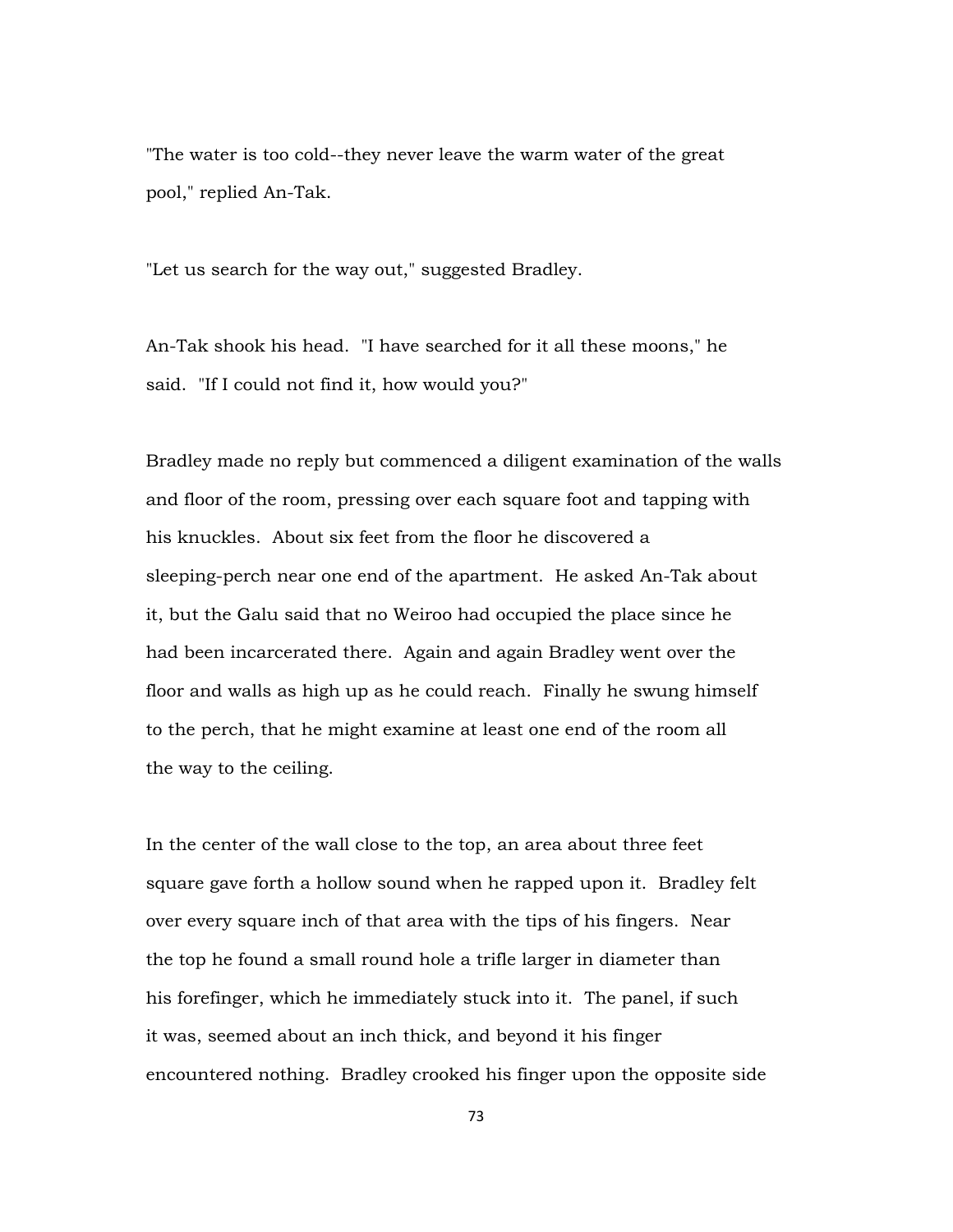"The water is too cold--they never leave the warm water of the great pool," replied An-Tak.

"Let us search for the way out," suggested Bradley.

An-Tak shook his head. "I have searched for it all these moons," he said. "If I could not find it, how would you?"

Bradley made no reply but commenced a diligent examination of the walls and floor of the room, pressing over each square foot and tapping with his knuckles. About six feet from the floor he discovered a sleeping-perch near one end of the apartment. He asked An-Tak about it, but the Galu said that no Weiroo had occupied the place since he had been incarcerated there. Again and again Bradley went over the floor and walls as high up as he could reach. Finally he swung himself to the perch, that he might examine at least one end of the room all the way to the ceiling.

In the center of the wall close to the top, an area about three feet square gave forth a hollow sound when he rapped upon it. Bradley felt over every square inch of that area with the tips of his fingers. Near the top he found a small round hole a trifle larger in diameter than his forefinger, which he immediately stuck into it. The panel, if such it was, seemed about an inch thick, and beyond it his finger encountered nothing. Bradley crooked his finger upon the opposite side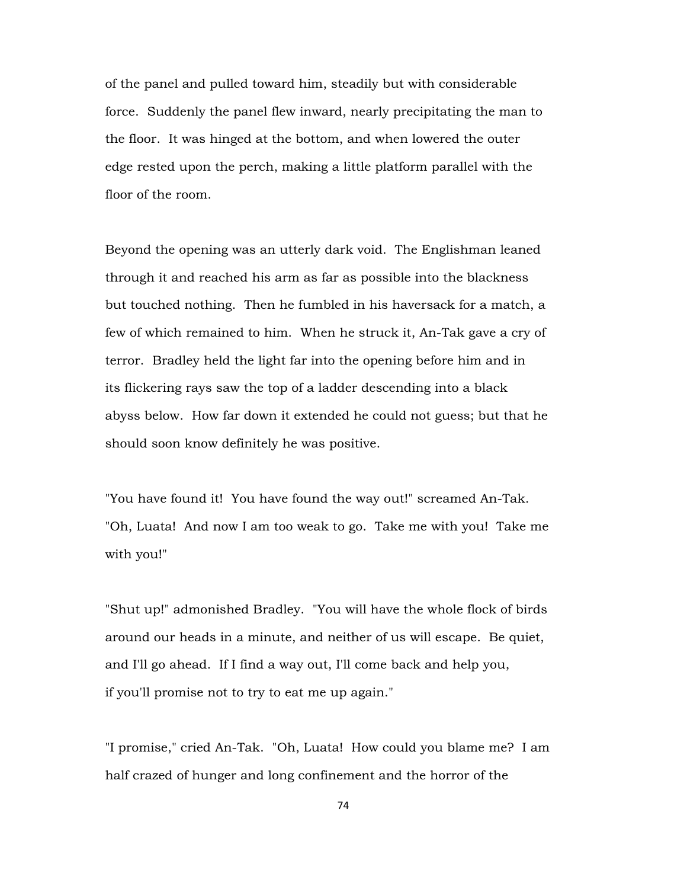of the panel and pulled toward him, steadily but with considerable force. Suddenly the panel flew inward, nearly precipitating the man to the floor. It was hinged at the bottom, and when lowered the outer edge rested upon the perch, making a little platform parallel with the floor of the room.

Beyond the opening was an utterly dark void. The Englishman leaned through it and reached his arm as far as possible into the blackness but touched nothing. Then he fumbled in his haversack for a match, a few of which remained to him. When he struck it, An-Tak gave a cry of terror. Bradley held the light far into the opening before him and in its flickering rays saw the top of a ladder descending into a black abyss below. How far down it extended he could not guess; but that he should soon know definitely he was positive.

"You have found it! You have found the way out!" screamed An-Tak. "Oh, Luata! And now I am too weak to go. Take me with you! Take me with you!"

"Shut up!" admonished Bradley. "You will have the whole flock of birds around our heads in a minute, and neither of us will escape. Be quiet, and I'll go ahead. If I find a way out, I'll come back and help you, if you'll promise not to try to eat me up again."

"I promise," cried An-Tak. "Oh, Luata! How could you blame me? I am half crazed of hunger and long confinement and the horror of the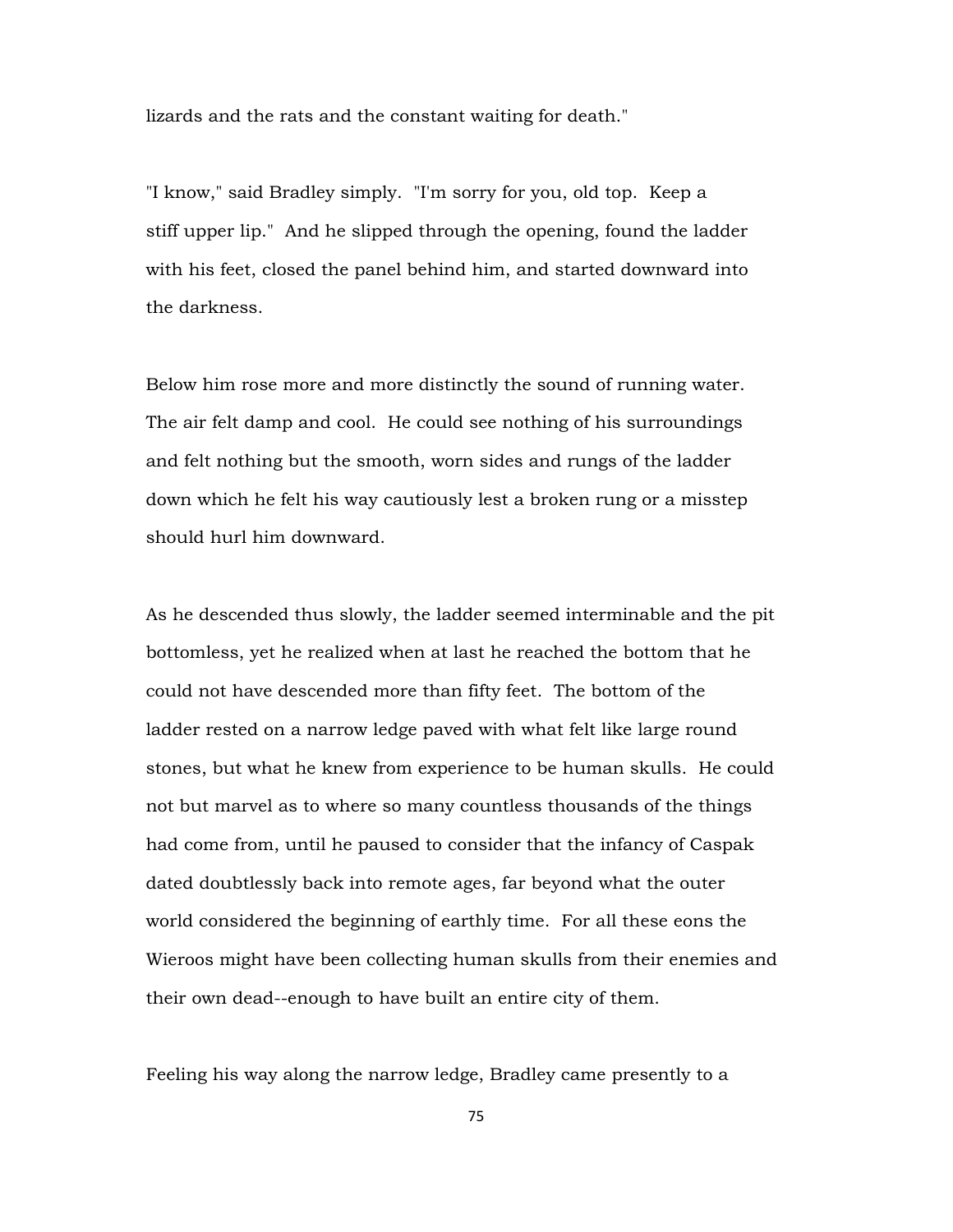lizards and the rats and the constant waiting for death."

"I know," said Bradley simply. "I'm sorry for you, old top. Keep a stiff upper lip." And he slipped through the opening, found the ladder with his feet, closed the panel behind him, and started downward into the darkness.

Below him rose more and more distinctly the sound of running water. The air felt damp and cool. He could see nothing of his surroundings and felt nothing but the smooth, worn sides and rungs of the ladder down which he felt his way cautiously lest a broken rung or a misstep should hurl him downward.

As he descended thus slowly, the ladder seemed interminable and the pit bottomless, yet he realized when at last he reached the bottom that he could not have descended more than fifty feet. The bottom of the ladder rested on a narrow ledge paved with what felt like large round stones, but what he knew from experience to be human skulls. He could not but marvel as to where so many countless thousands of the things had come from, until he paused to consider that the infancy of Caspak dated doubtlessly back into remote ages, far beyond what the outer world considered the beginning of earthly time. For all these eons the Wieroos might have been collecting human skulls from their enemies and their own dead--enough to have built an entire city of them.

Feeling his way along the narrow ledge, Bradley came presently to a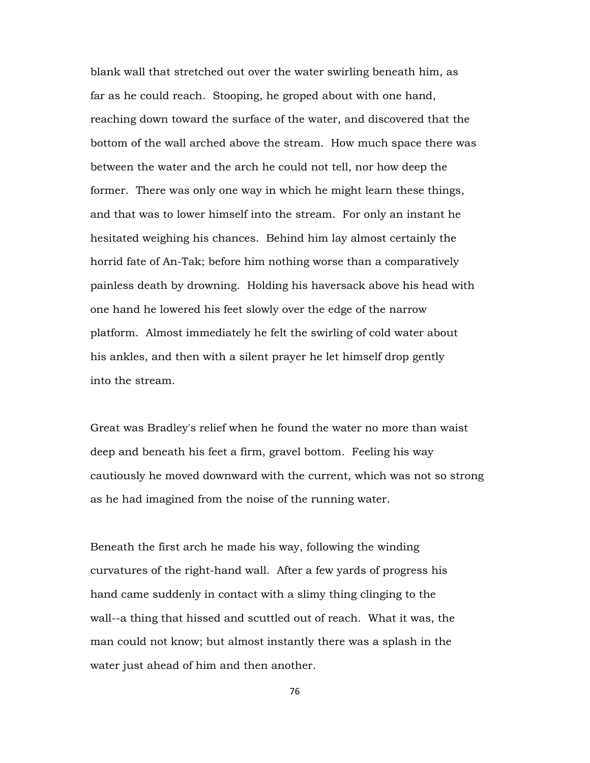blank wall that stretched out over the water swirling beneath him, as far as he could reach. Stooping, he groped about with one hand, reaching down toward the surface of the water, and discovered that the bottom of the wall arched above the stream. How much space there was between the water and the arch he could not tell, nor how deep the former. There was only one way in which he might learn these things, and that was to lower himself into the stream. For only an instant he hesitated weighing his chances. Behind him lay almost certainly the horrid fate of An-Tak; before him nothing worse than a comparatively painless death by drowning. Holding his haversack above his head with one hand he lowered his feet slowly over the edge of the narrow platform. Almost immediately he felt the swirling of cold water about his ankles, and then with a silent prayer he let himself drop gently into the stream.

Great was Bradley's relief when he found the water no more than waist deep and beneath his feet a firm, gravel bottom. Feeling his way cautiously he moved downward with the current, which was not so strong as he had imagined from the noise of the running water.

Beneath the first arch he made his way, following the winding curvatures of the right-hand wall. After a few yards of progress his hand came suddenly in contact with a slimy thing clinging to the wall--a thing that hissed and scuttled out of reach. What it was, the man could not know; but almost instantly there was a splash in the water just ahead of him and then another.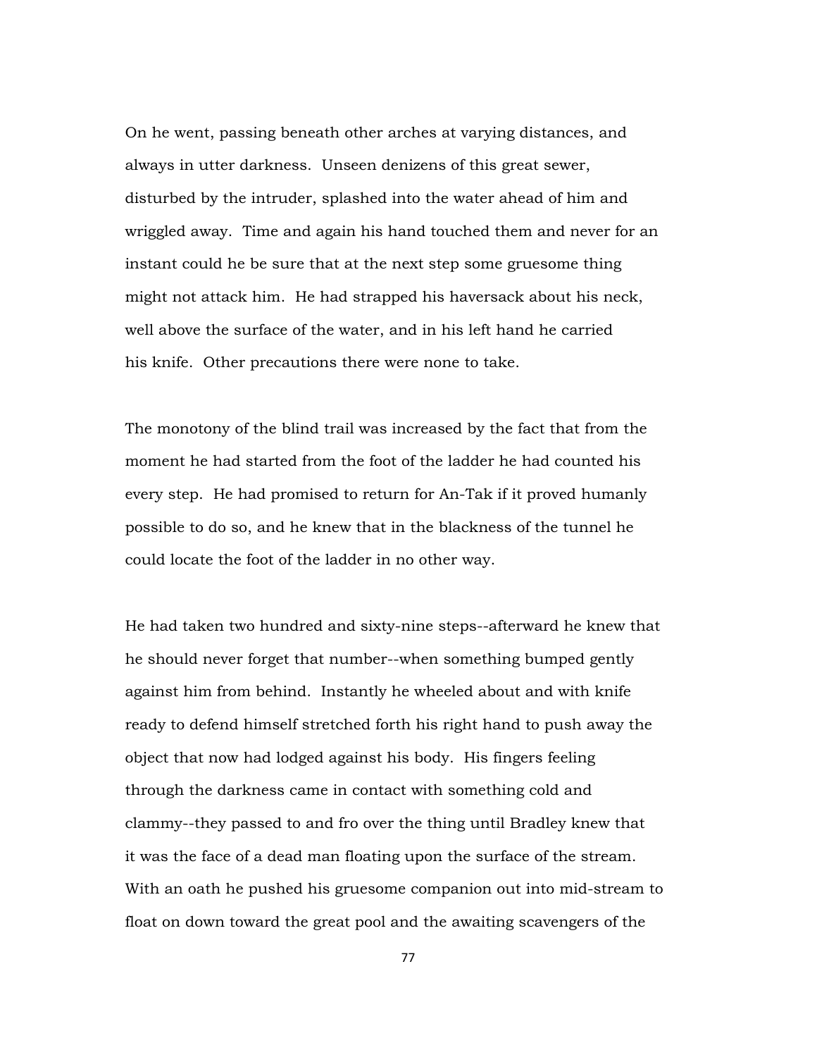On he went, passing beneath other arches at varying distances, and always in utter darkness. Unseen denizens of this great sewer, disturbed by the intruder, splashed into the water ahead of him and wriggled away. Time and again his hand touched them and never for an instant could he be sure that at the next step some gruesome thing might not attack him. He had strapped his haversack about his neck, well above the surface of the water, and in his left hand he carried his knife. Other precautions there were none to take.

The monotony of the blind trail was increased by the fact that from the moment he had started from the foot of the ladder he had counted his every step. He had promised to return for An-Tak if it proved humanly possible to do so, and he knew that in the blackness of the tunnel he could locate the foot of the ladder in no other way.

He had taken two hundred and sixty-nine steps--afterward he knew that he should never forget that number--when something bumped gently against him from behind. Instantly he wheeled about and with knife ready to defend himself stretched forth his right hand to push away the object that now had lodged against his body. His fingers feeling through the darkness came in contact with something cold and clammy--they passed to and fro over the thing until Bradley knew that it was the face of a dead man floating upon the surface of the stream. With an oath he pushed his gruesome companion out into mid-stream to float on down toward the great pool and the awaiting scavengers of the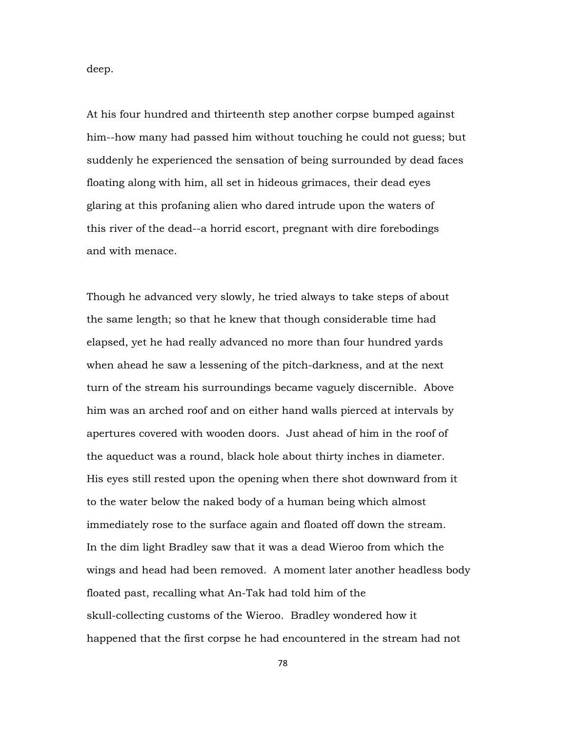deep.

At his four hundred and thirteenth step another corpse bumped against him--how many had passed him without touching he could not guess; but suddenly he experienced the sensation of being surrounded by dead faces floating along with him, all set in hideous grimaces, their dead eyes glaring at this profaning alien who dared intrude upon the waters of this river of the dead--a horrid escort, pregnant with dire forebodings and with menace.

Though he advanced very slowly, he tried always to take steps of about the same length; so that he knew that though considerable time had elapsed, yet he had really advanced no more than four hundred yards when ahead he saw a lessening of the pitch-darkness, and at the next turn of the stream his surroundings became vaguely discernible. Above him was an arched roof and on either hand walls pierced at intervals by apertures covered with wooden doors. Just ahead of him in the roof of the aqueduct was a round, black hole about thirty inches in diameter. His eyes still rested upon the opening when there shot downward from it to the water below the naked body of a human being which almost immediately rose to the surface again and floated off down the stream. In the dim light Bradley saw that it was a dead Wieroo from which the wings and head had been removed. A moment later another headless body floated past, recalling what An-Tak had told him of the skull-collecting customs of the Wieroo. Bradley wondered how it happened that the first corpse he had encountered in the stream had not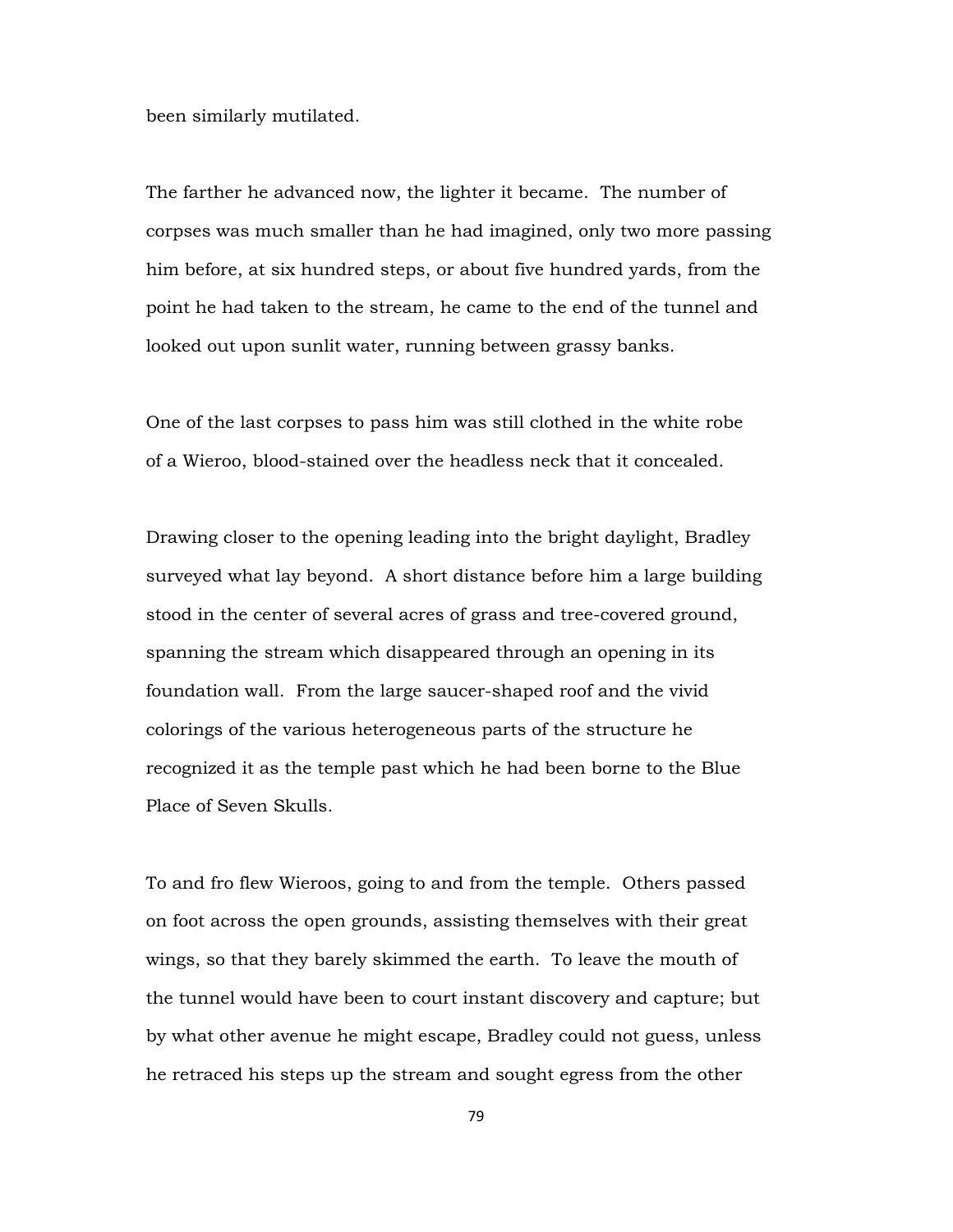been similarly mutilated.

The farther he advanced now, the lighter it became. The number of corpses was much smaller than he had imagined, only two more passing him before, at six hundred steps, or about five hundred yards, from the point he had taken to the stream, he came to the end of the tunnel and looked out upon sunlit water, running between grassy banks.

One of the last corpses to pass him was still clothed in the white robe of a Wieroo, blood-stained over the headless neck that it concealed.

Drawing closer to the opening leading into the bright daylight, Bradley surveyed what lay beyond. A short distance before him a large building stood in the center of several acres of grass and tree-covered ground, spanning the stream which disappeared through an opening in its foundation wall. From the large saucer-shaped roof and the vivid colorings of the various heterogeneous parts of the structure he recognized it as the temple past which he had been borne to the Blue Place of Seven Skulls.

To and fro flew Wieroos, going to and from the temple. Others passed on foot across the open grounds, assisting themselves with their great wings, so that they barely skimmed the earth. To leave the mouth of the tunnel would have been to court instant discovery and capture; but by what other avenue he might escape, Bradley could not guess, unless he retraced his steps up the stream and sought egress from the other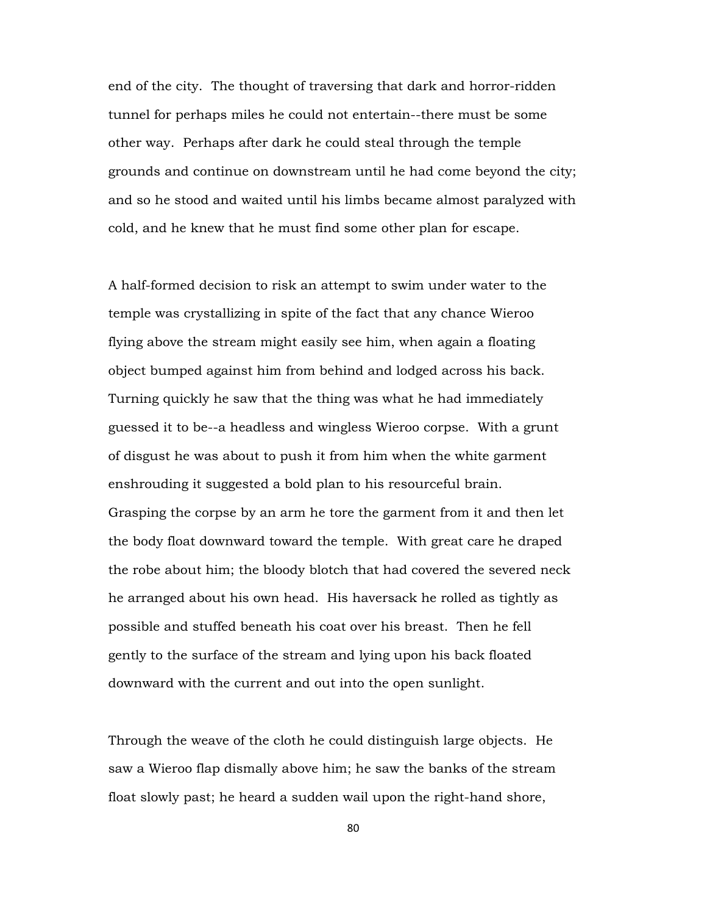end of the city. The thought of traversing that dark and horror-ridden tunnel for perhaps miles he could not entertain--there must be some other way. Perhaps after dark he could steal through the temple grounds and continue on downstream until he had come beyond the city; and so he stood and waited until his limbs became almost paralyzed with cold, and he knew that he must find some other plan for escape.

A half-formed decision to risk an attempt to swim under water to the temple was crystallizing in spite of the fact that any chance Wieroo flying above the stream might easily see him, when again a floating object bumped against him from behind and lodged across his back. Turning quickly he saw that the thing was what he had immediately guessed it to be--a headless and wingless Wieroo corpse. With a grunt of disgust he was about to push it from him when the white garment enshrouding it suggested a bold plan to his resourceful brain. Grasping the corpse by an arm he tore the garment from it and then let the body float downward toward the temple. With great care he draped the robe about him; the bloody blotch that had covered the severed neck he arranged about his own head. His haversack he rolled as tightly as possible and stuffed beneath his coat over his breast. Then he fell gently to the surface of the stream and lying upon his back floated downward with the current and out into the open sunlight.

Through the weave of the cloth he could distinguish large objects. He saw a Wieroo flap dismally above him; he saw the banks of the stream float slowly past; he heard a sudden wail upon the right-hand shore,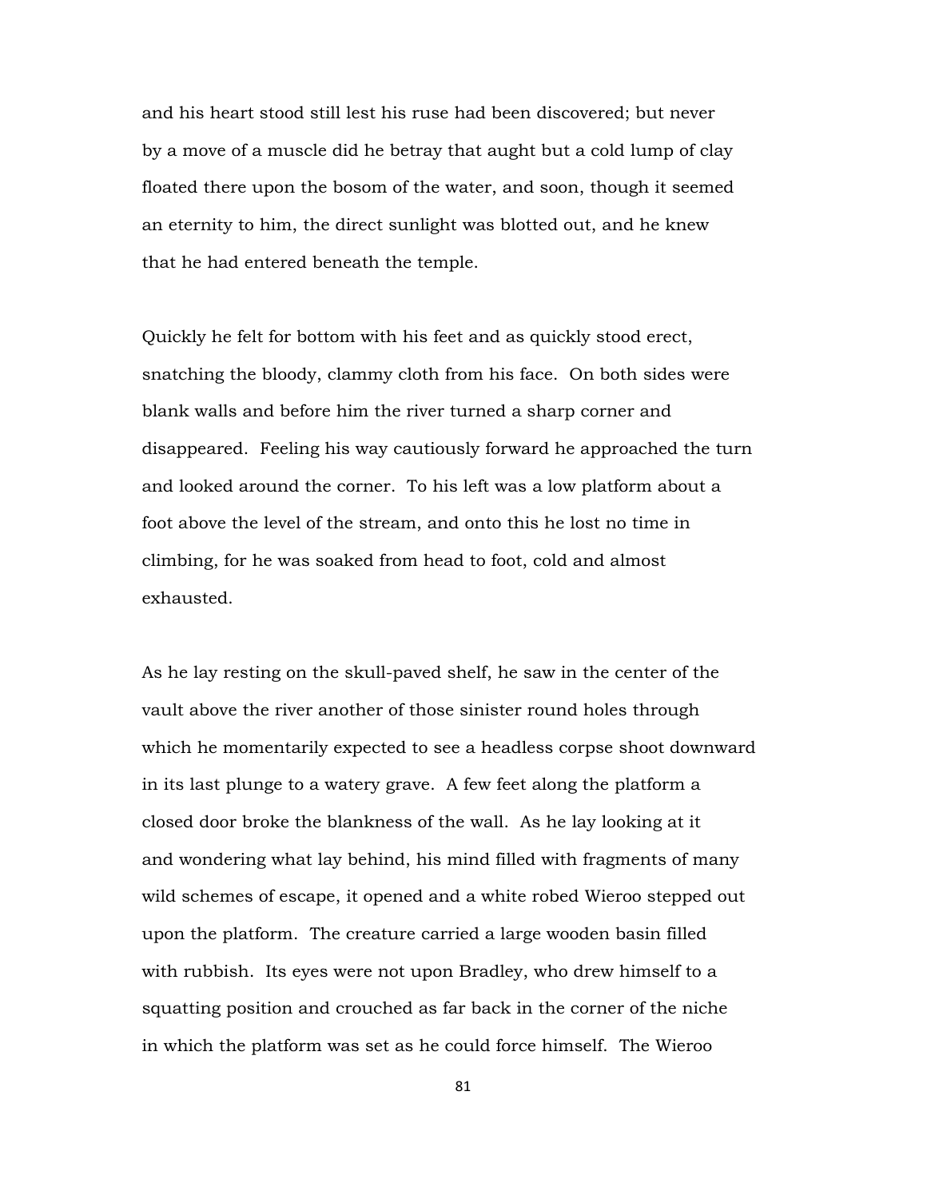and his heart stood still lest his ruse had been discovered; but never by a move of a muscle did he betray that aught but a cold lump of clay floated there upon the bosom of the water, and soon, though it seemed an eternity to him, the direct sunlight was blotted out, and he knew that he had entered beneath the temple.

Quickly he felt for bottom with his feet and as quickly stood erect, snatching the bloody, clammy cloth from his face. On both sides were blank walls and before him the river turned a sharp corner and disappeared. Feeling his way cautiously forward he approached the turn and looked around the corner. To his left was a low platform about a foot above the level of the stream, and onto this he lost no time in climbing, for he was soaked from head to foot, cold and almost exhausted.

As he lay resting on the skull-paved shelf, he saw in the center of the vault above the river another of those sinister round holes through which he momentarily expected to see a headless corpse shoot downward in its last plunge to a watery grave. A few feet along the platform a closed door broke the blankness of the wall. As he lay looking at it and wondering what lay behind, his mind filled with fragments of many wild schemes of escape, it opened and a white robed Wieroo stepped out upon the platform. The creature carried a large wooden basin filled with rubbish. Its eyes were not upon Bradley, who drew himself to a squatting position and crouched as far back in the corner of the niche in which the platform was set as he could force himself. The Wieroo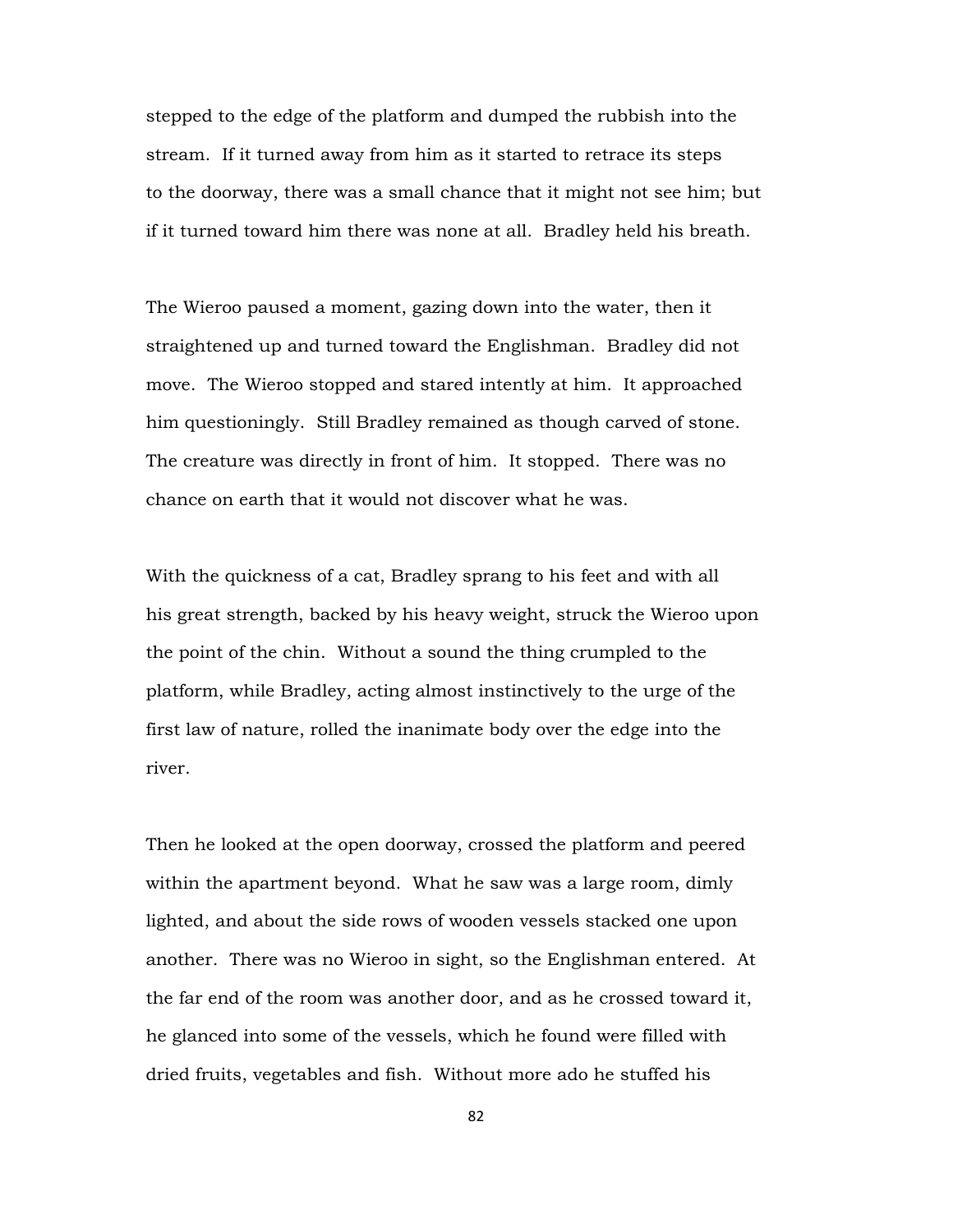stepped to the edge of the platform and dumped the rubbish into the stream. If it turned away from him as it started to retrace its steps to the doorway, there was a small chance that it might not see him; but if it turned toward him there was none at all. Bradley held his breath.

The Wieroo paused a moment, gazing down into the water, then it straightened up and turned toward the Englishman. Bradley did not move. The Wieroo stopped and stared intently at him. It approached him questioningly. Still Bradley remained as though carved of stone. The creature was directly in front of him. It stopped. There was no chance on earth that it would not discover what he was.

With the quickness of a cat, Bradley sprang to his feet and with all his great strength, backed by his heavy weight, struck the Wieroo upon the point of the chin. Without a sound the thing crumpled to the platform, while Bradley, acting almost instinctively to the urge of the first law of nature, rolled the inanimate body over the edge into the river.

Then he looked at the open doorway, crossed the platform and peered within the apartment beyond. What he saw was a large room, dimly lighted, and about the side rows of wooden vessels stacked one upon another. There was no Wieroo in sight, so the Englishman entered. At the far end of the room was another door, and as he crossed toward it, he glanced into some of the vessels, which he found were filled with dried fruits, vegetables and fish. Without more ado he stuffed his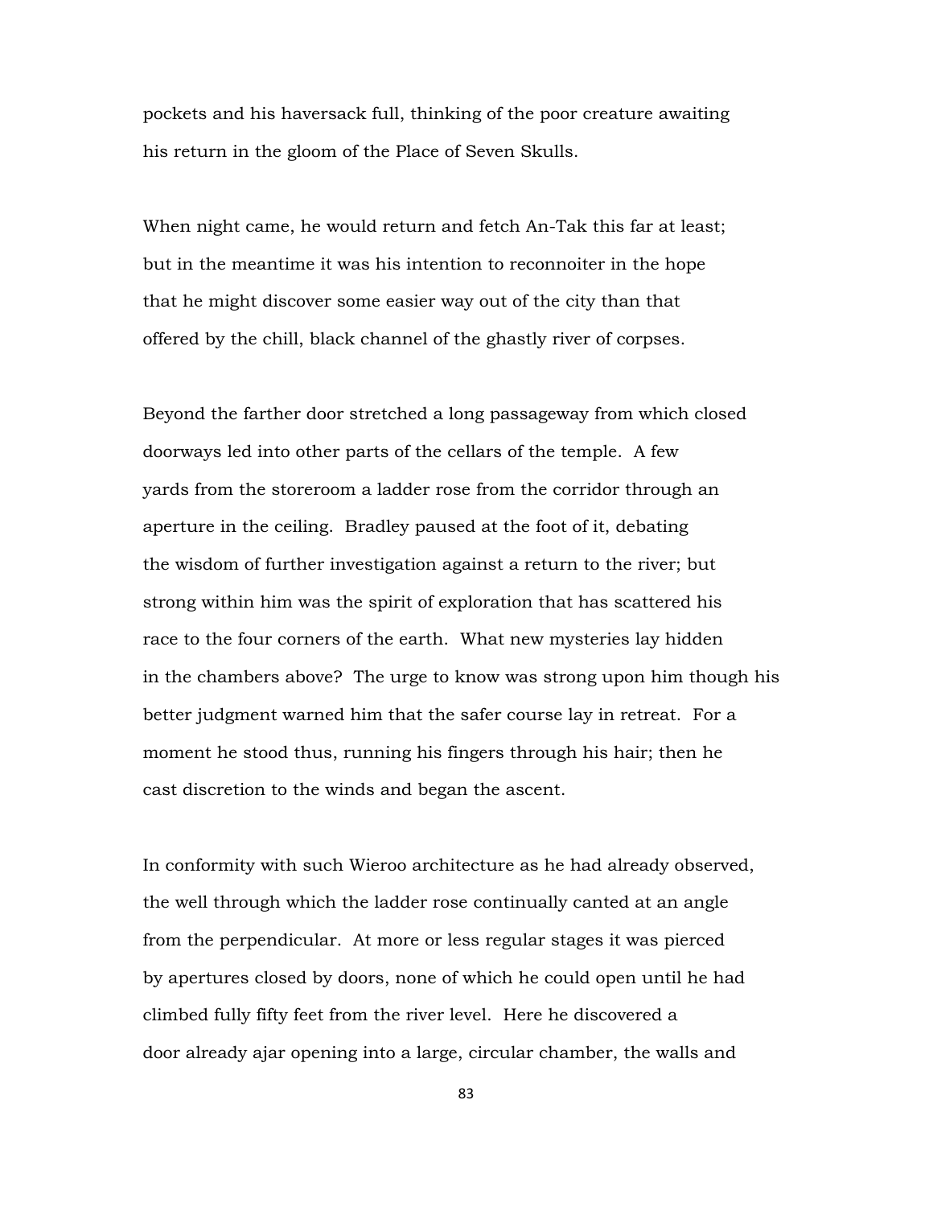pockets and his haversack full, thinking of the poor creature awaiting his return in the gloom of the Place of Seven Skulls.

When night came, he would return and fetch An-Tak this far at least; but in the meantime it was his intention to reconnoiter in the hope that he might discover some easier way out of the city than that offered by the chill, black channel of the ghastly river of corpses.

Beyond the farther door stretched a long passageway from which closed doorways led into other parts of the cellars of the temple. A few yards from the storeroom a ladder rose from the corridor through an aperture in the ceiling. Bradley paused at the foot of it, debating the wisdom of further investigation against a return to the river; but strong within him was the spirit of exploration that has scattered his race to the four corners of the earth. What new mysteries lay hidden in the chambers above? The urge to know was strong upon him though his better judgment warned him that the safer course lay in retreat. For a moment he stood thus, running his fingers through his hair; then he cast discretion to the winds and began the ascent.

In conformity with such Wieroo architecture as he had already observed, the well through which the ladder rose continually canted at an angle from the perpendicular. At more or less regular stages it was pierced by apertures closed by doors, none of which he could open until he had climbed fully fifty feet from the river level. Here he discovered a door already ajar opening into a large, circular chamber, the walls and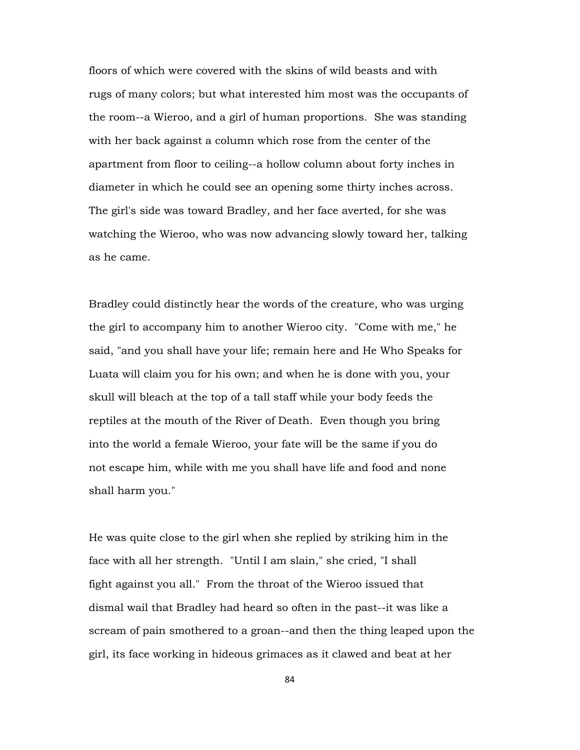floors of which were covered with the skins of wild beasts and with rugs of many colors; but what interested him most was the occupants of the room--a Wieroo, and a girl of human proportions. She was standing with her back against a column which rose from the center of the apartment from floor to ceiling--a hollow column about forty inches in diameter in which he could see an opening some thirty inches across. The girl's side was toward Bradley, and her face averted, for she was watching the Wieroo, who was now advancing slowly toward her, talking as he came.

Bradley could distinctly hear the words of the creature, who was urging the girl to accompany him to another Wieroo city. "Come with me," he said, "and you shall have your life; remain here and He Who Speaks for Luata will claim you for his own; and when he is done with you, your skull will bleach at the top of a tall staff while your body feeds the reptiles at the mouth of the River of Death. Even though you bring into the world a female Wieroo, your fate will be the same if you do not escape him, while with me you shall have life and food and none shall harm you."

He was quite close to the girl when she replied by striking him in the face with all her strength. "Until I am slain," she cried, "I shall fight against you all." From the throat of the Wieroo issued that dismal wail that Bradley had heard so often in the past--it was like a scream of pain smothered to a groan--and then the thing leaped upon the girl, its face working in hideous grimaces as it clawed and beat at her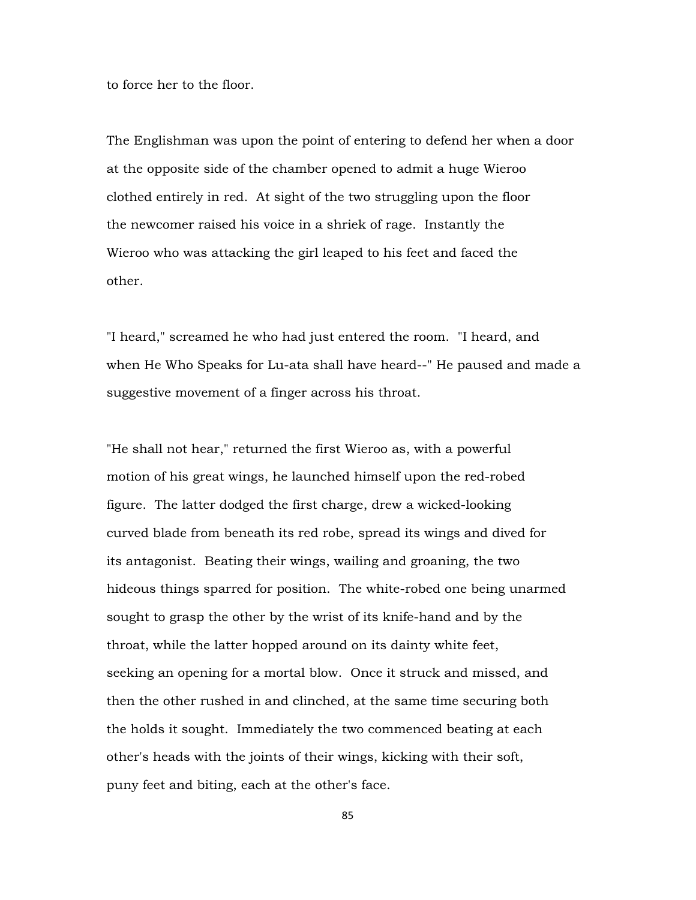to force her to the floor.

The Englishman was upon the point of entering to defend her when a door at the opposite side of the chamber opened to admit a huge Wieroo clothed entirely in red. At sight of the two struggling upon the floor the newcomer raised his voice in a shriek of rage. Instantly the Wieroo who was attacking the girl leaped to his feet and faced the other.

"I heard," screamed he who had just entered the room. "I heard, and when He Who Speaks for Lu-ata shall have heard--" He paused and made a suggestive movement of a finger across his throat.

"He shall not hear," returned the first Wieroo as, with a powerful motion of his great wings, he launched himself upon the red-robed figure. The latter dodged the first charge, drew a wicked-looking curved blade from beneath its red robe, spread its wings and dived for its antagonist. Beating their wings, wailing and groaning, the two hideous things sparred for position. The white-robed one being unarmed sought to grasp the other by the wrist of its knife-hand and by the throat, while the latter hopped around on its dainty white feet, seeking an opening for a mortal blow. Once it struck and missed, and then the other rushed in and clinched, at the same time securing both the holds it sought. Immediately the two commenced beating at each other's heads with the joints of their wings, kicking with their soft, puny feet and biting, each at the other's face.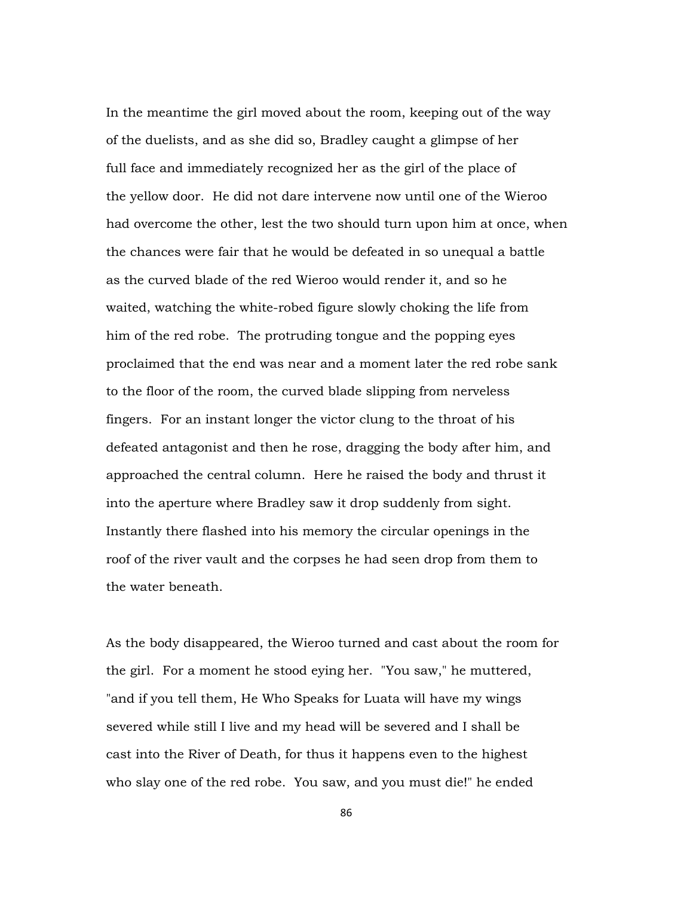In the meantime the girl moved about the room, keeping out of the way of the duelists, and as she did so, Bradley caught a glimpse of her full face and immediately recognized her as the girl of the place of the yellow door. He did not dare intervene now until one of the Wieroo had overcome the other, lest the two should turn upon him at once, when the chances were fair that he would be defeated in so unequal a battle as the curved blade of the red Wieroo would render it, and so he waited, watching the white-robed figure slowly choking the life from him of the red robe. The protruding tongue and the popping eyes proclaimed that the end was near and a moment later the red robe sank to the floor of the room, the curved blade slipping from nerveless fingers. For an instant longer the victor clung to the throat of his defeated antagonist and then he rose, dragging the body after him, and approached the central column. Here he raised the body and thrust it into the aperture where Bradley saw it drop suddenly from sight. Instantly there flashed into his memory the circular openings in the roof of the river vault and the corpses he had seen drop from them to the water beneath.

As the body disappeared, the Wieroo turned and cast about the room for the girl. For a moment he stood eying her. "You saw," he muttered, "and if you tell them, He Who Speaks for Luata will have my wings severed while still I live and my head will be severed and I shall be cast into the River of Death, for thus it happens even to the highest who slay one of the red robe. You saw, and you must die!" he ended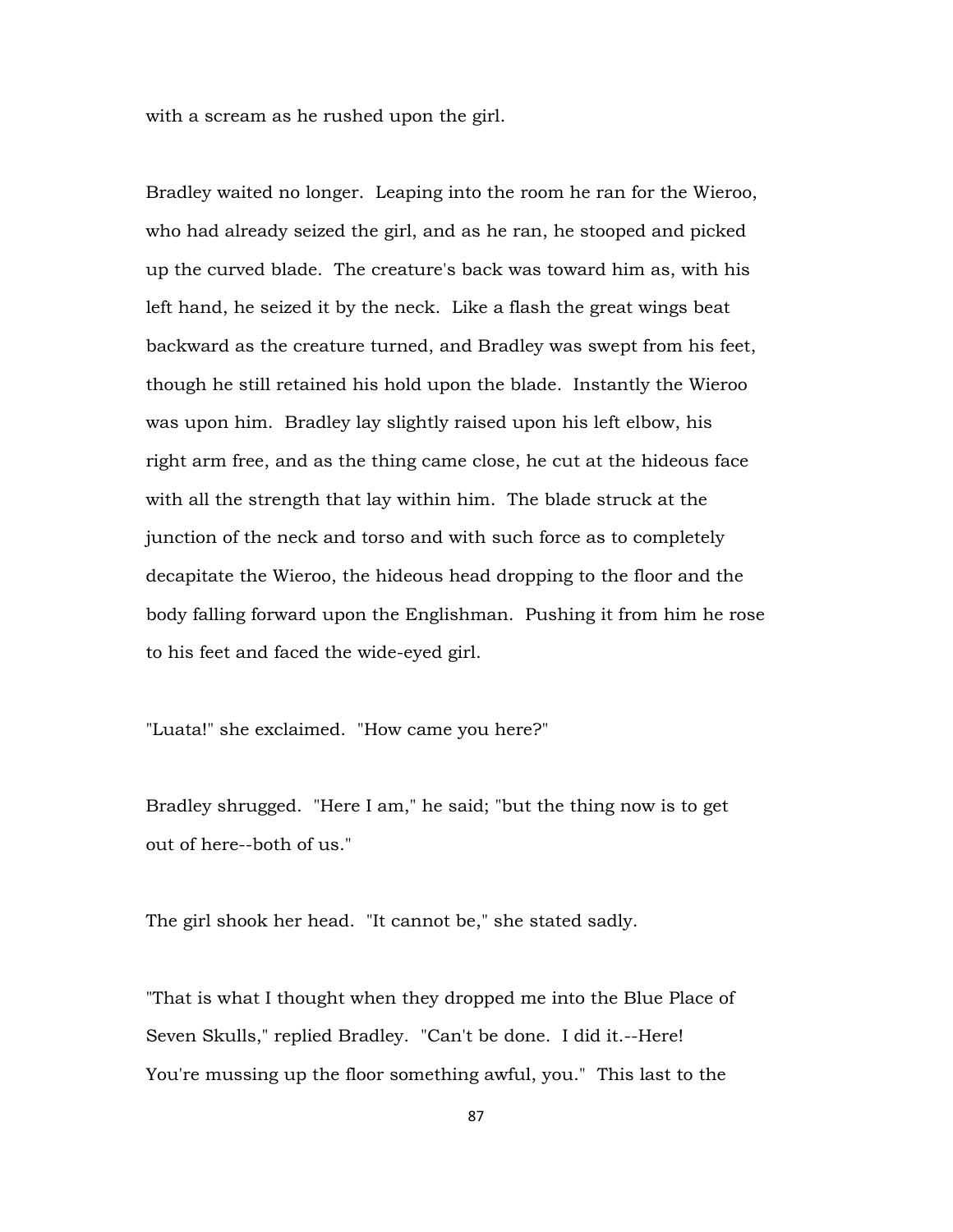with a scream as he rushed upon the girl.

Bradley waited no longer. Leaping into the room he ran for the Wieroo, who had already seized the girl, and as he ran, he stooped and picked up the curved blade. The creature's back was toward him as, with his left hand, he seized it by the neck. Like a flash the great wings beat backward as the creature turned, and Bradley was swept from his feet, though he still retained his hold upon the blade. Instantly the Wieroo was upon him. Bradley lay slightly raised upon his left elbow, his right arm free, and as the thing came close, he cut at the hideous face with all the strength that lay within him. The blade struck at the junction of the neck and torso and with such force as to completely decapitate the Wieroo, the hideous head dropping to the floor and the body falling forward upon the Englishman. Pushing it from him he rose to his feet and faced the wide-eyed girl.

"Luata!" she exclaimed. "How came you here?"

Bradley shrugged. "Here I am," he said; "but the thing now is to get out of here--both of us."

The girl shook her head. "It cannot be," she stated sadly.

"That is what I thought when they dropped me into the Blue Place of Seven Skulls," replied Bradley. "Can't be done. I did it.--Here! You're mussing up the floor something awful, you." This last to the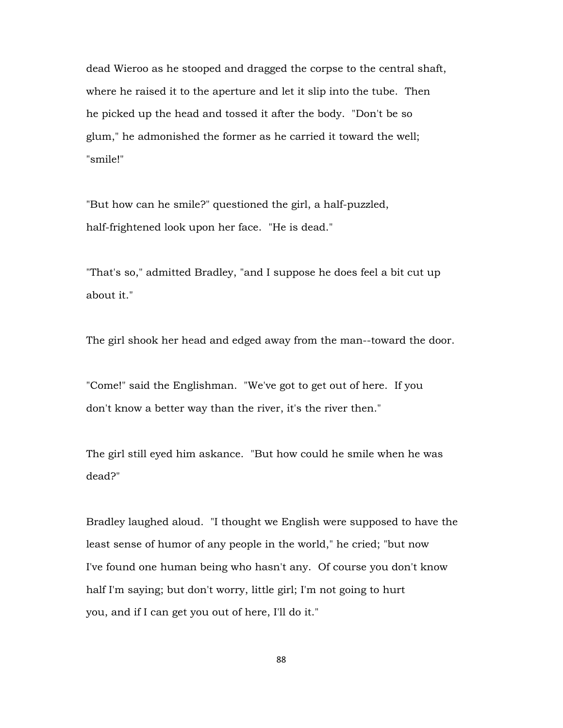dead Wieroo as he stooped and dragged the corpse to the central shaft, where he raised it to the aperture and let it slip into the tube. Then he picked up the head and tossed it after the body. "Don't be so glum," he admonished the former as he carried it toward the well; "smile!"

"But how can he smile?" questioned the girl, a half-puzzled, half-frightened look upon her face. "He is dead."

"That's so," admitted Bradley, "and I suppose he does feel a bit cut up about it."

The girl shook her head and edged away from the man--toward the door.

"Come!" said the Englishman. "We've got to get out of here. If you don't know a better way than the river, it's the river then."

The girl still eyed him askance. "But how could he smile when he was dead?"

Bradley laughed aloud. "I thought we English were supposed to have the least sense of humor of any people in the world," he cried; "but now I've found one human being who hasn't any. Of course you don't know half I'm saying; but don't worry, little girl; I'm not going to hurt you, and if I can get you out of here, I'll do it."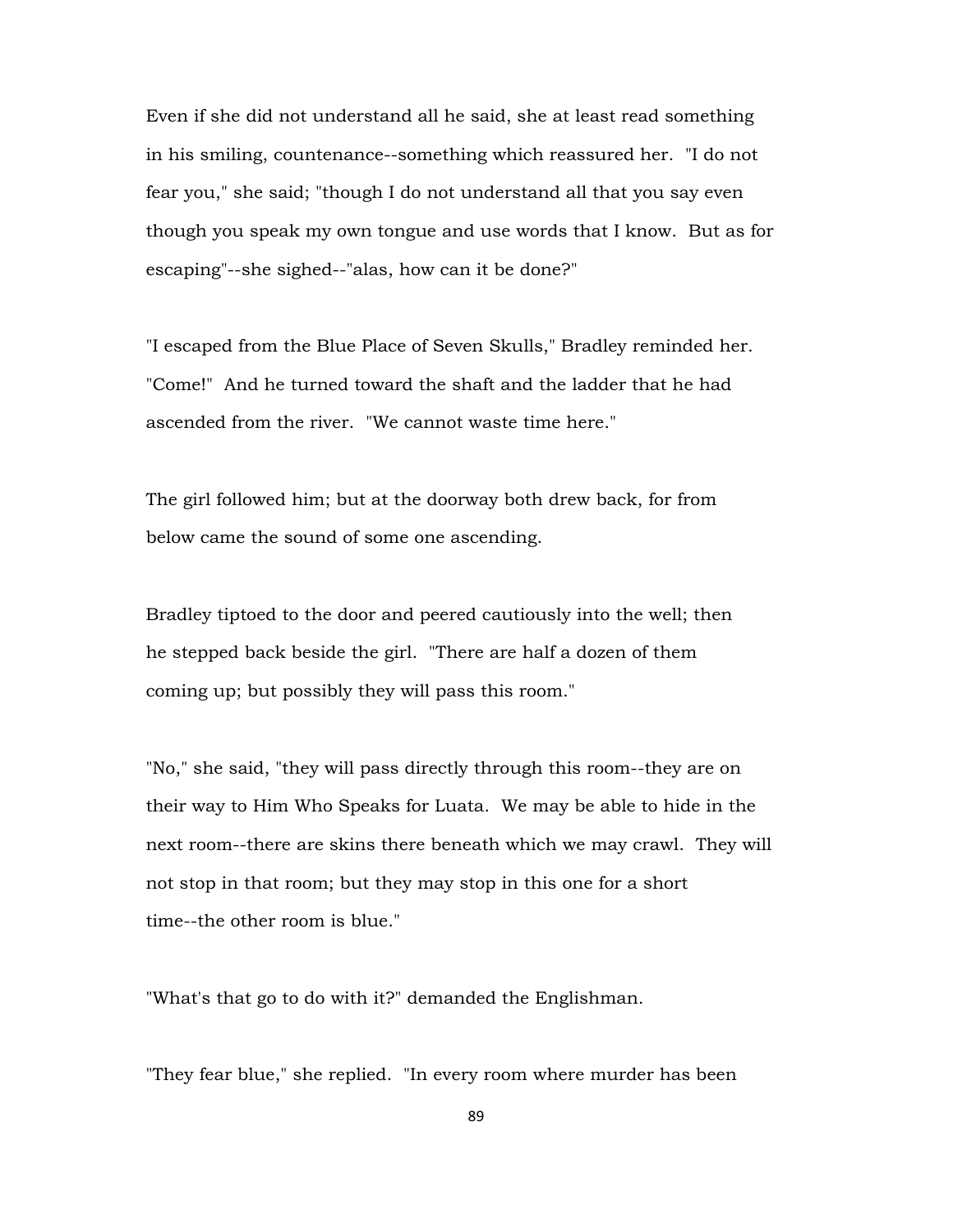Even if she did not understand all he said, she at least read something in his smiling, countenance--something which reassured her. "I do not fear you," she said; "though I do not understand all that you say even though you speak my own tongue and use words that I know. But as for escaping"--she sighed--"alas, how can it be done?"

"I escaped from the Blue Place of Seven Skulls," Bradley reminded her. "Come!" And he turned toward the shaft and the ladder that he had ascended from the river. "We cannot waste time here."

The girl followed him; but at the doorway both drew back, for from below came the sound of some one ascending.

Bradley tiptoed to the door and peered cautiously into the well; then he stepped back beside the girl. "There are half a dozen of them coming up; but possibly they will pass this room."

"No," she said, "they will pass directly through this room--they are on their way to Him Who Speaks for Luata. We may be able to hide in the next room--there are skins there beneath which we may crawl. They will not stop in that room; but they may stop in this one for a short time--the other room is blue."

"What's that go to do with it?" demanded the Englishman.

"They fear blue," she replied. "In every room where murder has been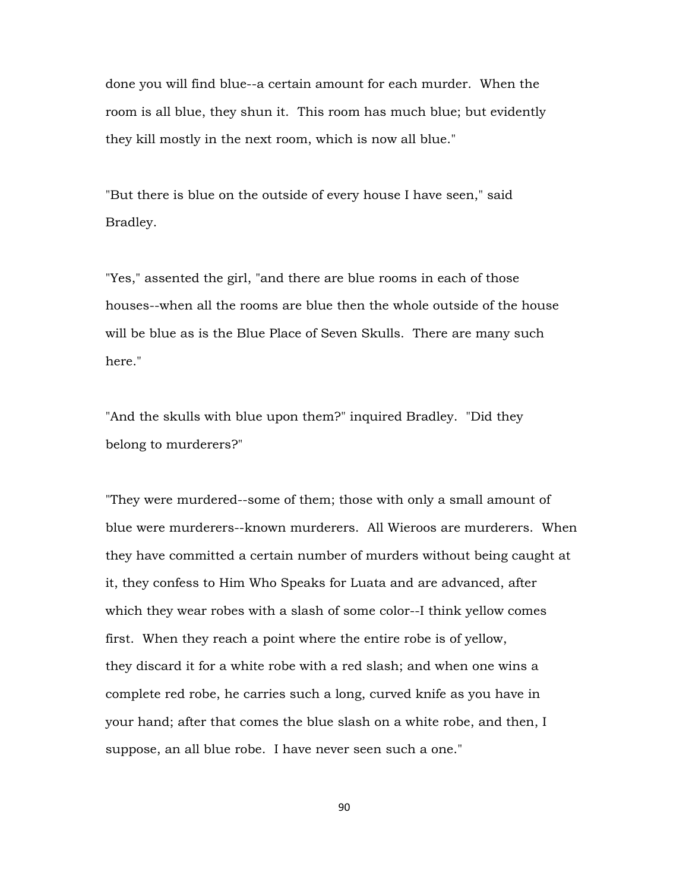done you will find blue--a certain amount for each murder. When the room is all blue, they shun it. This room has much blue; but evidently they kill mostly in the next room, which is now all blue."

"But there is blue on the outside of every house I have seen," said Bradley.

"Yes," assented the girl, "and there are blue rooms in each of those houses--when all the rooms are blue then the whole outside of the house will be blue as is the Blue Place of Seven Skulls. There are many such here."

"And the skulls with blue upon them?" inquired Bradley. "Did they belong to murderers?"

"They were murdered--some of them; those with only a small amount of blue were murderers--known murderers. All Wieroos are murderers. When they have committed a certain number of murders without being caught at it, they confess to Him Who Speaks for Luata and are advanced, after which they wear robes with a slash of some color--I think yellow comes first. When they reach a point where the entire robe is of yellow, they discard it for a white robe with a red slash; and when one wins a complete red robe, he carries such a long, curved knife as you have in your hand; after that comes the blue slash on a white robe, and then, I suppose, an all blue robe. I have never seen such a one."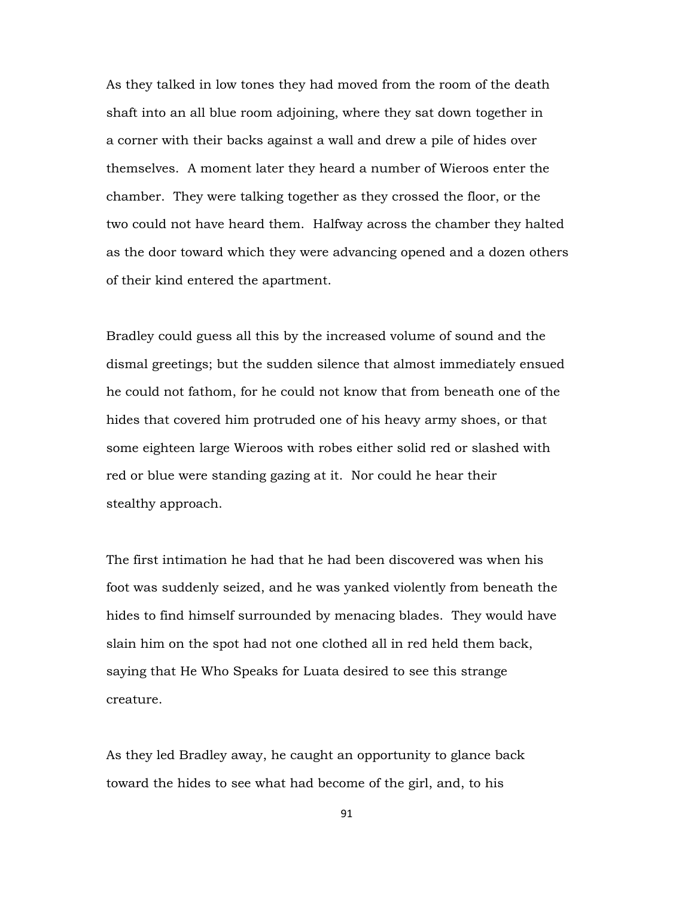As they talked in low tones they had moved from the room of the death shaft into an all blue room adjoining, where they sat down together in a corner with their backs against a wall and drew a pile of hides over themselves. A moment later they heard a number of Wieroos enter the chamber. They were talking together as they crossed the floor, or the two could not have heard them. Halfway across the chamber they halted as the door toward which they were advancing opened and a dozen others of their kind entered the apartment.

Bradley could guess all this by the increased volume of sound and the dismal greetings; but the sudden silence that almost immediately ensued he could not fathom, for he could not know that from beneath one of the hides that covered him protruded one of his heavy army shoes, or that some eighteen large Wieroos with robes either solid red or slashed with red or blue were standing gazing at it. Nor could he hear their stealthy approach.

The first intimation he had that he had been discovered was when his foot was suddenly seized, and he was yanked violently from beneath the hides to find himself surrounded by menacing blades. They would have slain him on the spot had not one clothed all in red held them back, saying that He Who Speaks for Luata desired to see this strange creature.

As they led Bradley away, he caught an opportunity to glance back toward the hides to see what had become of the girl, and, to his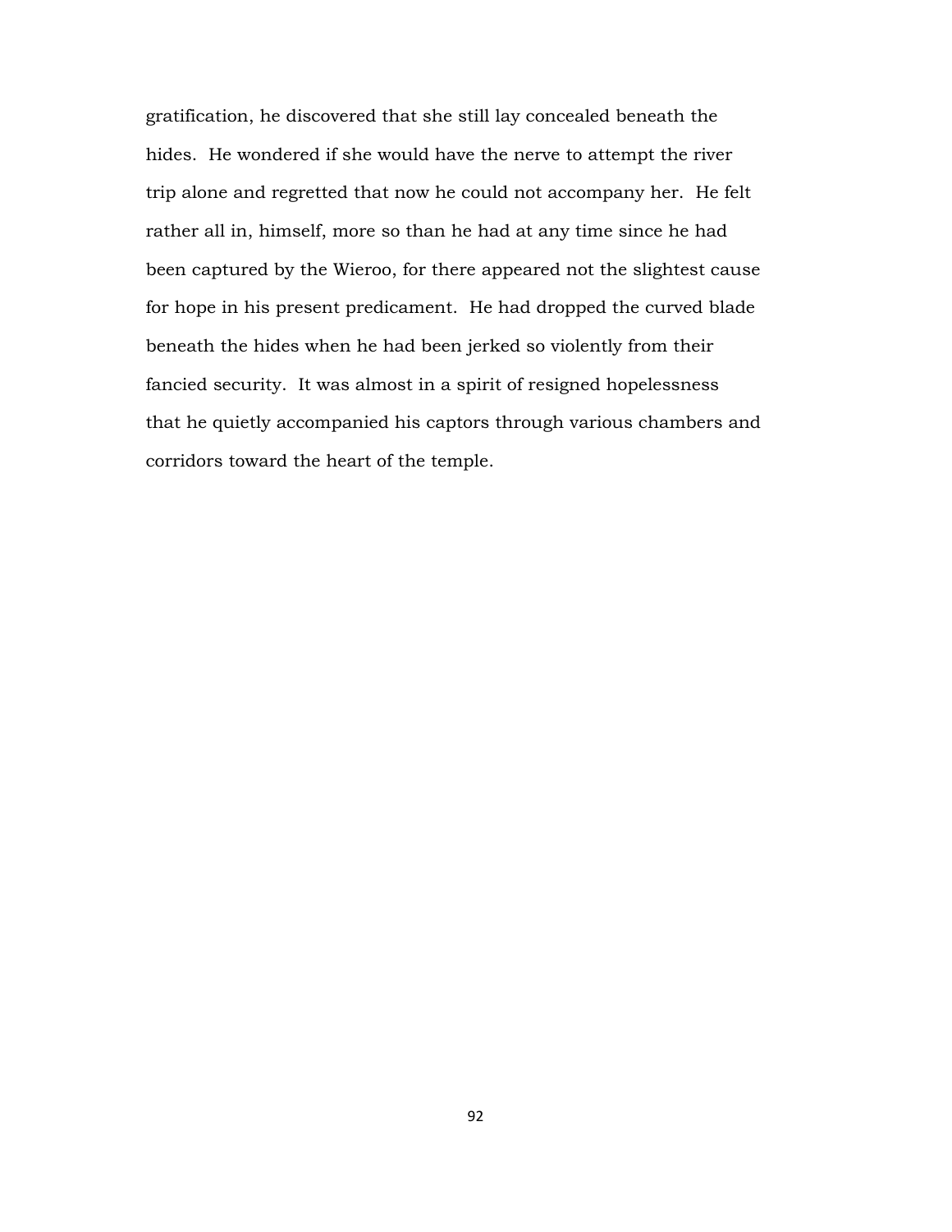gratification, he discovered that she still lay concealed beneath the hides. He wondered if she would have the nerve to attempt the river trip alone and regretted that now he could not accompany her. He felt rather all in, himself, more so than he had at any time since he had been captured by the Wieroo, for there appeared not the slightest cause for hope in his present predicament. He had dropped the curved blade beneath the hides when he had been jerked so violently from their fancied security. It was almost in a spirit of resigned hopelessness that he quietly accompanied his captors through various chambers and corridors toward the heart of the temple.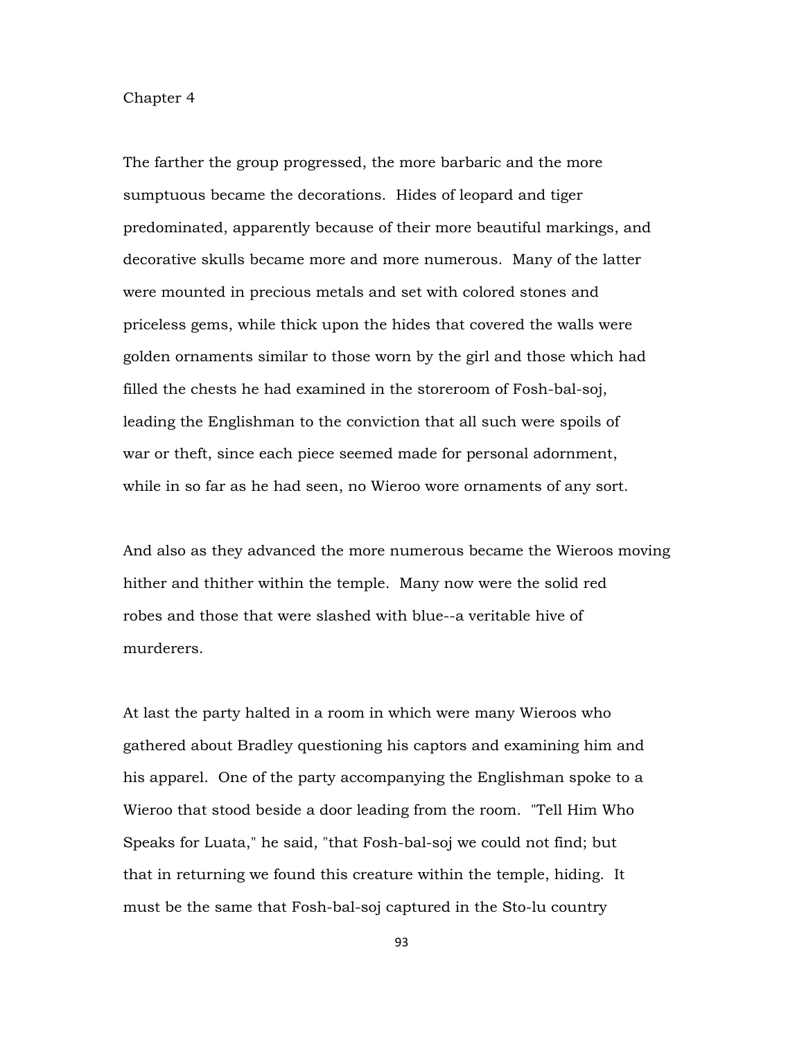# Chapter 4

The farther the group progressed, the more barbaric and the more sumptuous became the decorations. Hides of leopard and tiger predominated, apparently because of their more beautiful markings, and decorative skulls became more and more numerous. Many of the latter were mounted in precious metals and set with colored stones and priceless gems, while thick upon the hides that covered the walls were golden ornaments similar to those worn by the girl and those which had filled the chests he had examined in the storeroom of Fosh-bal-soj, leading the Englishman to the conviction that all such were spoils of war or theft, since each piece seemed made for personal adornment, while in so far as he had seen, no Wieroo wore ornaments of any sort.

And also as they advanced the more numerous became the Wieroos moving hither and thither within the temple. Many now were the solid red robes and those that were slashed with blue--a veritable hive of murderers.

At last the party halted in a room in which were many Wieroos who gathered about Bradley questioning his captors and examining him and his apparel. One of the party accompanying the Englishman spoke to a Wieroo that stood beside a door leading from the room. "Tell Him Who Speaks for Luata," he said, "that Fosh-bal-soj we could not find; but that in returning we found this creature within the temple, hiding. It must be the same that Fosh-bal-soj captured in the Sto-lu country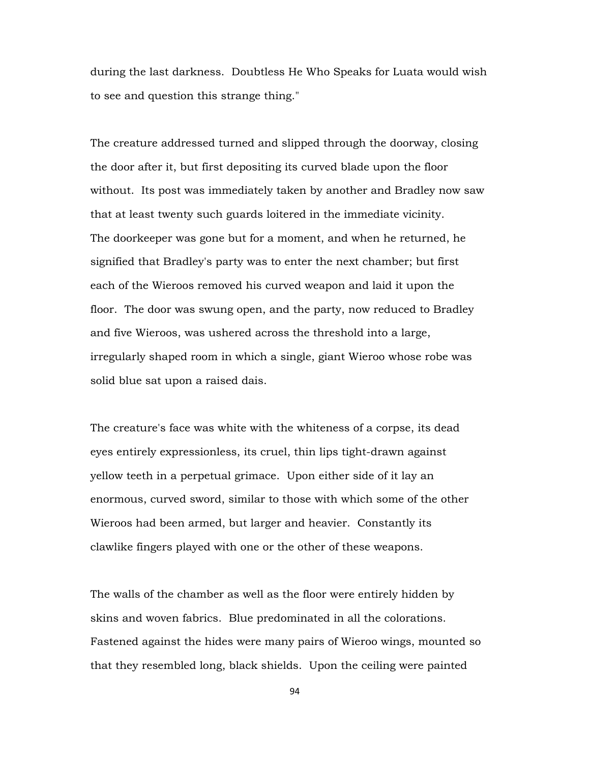during the last darkness. Doubtless He Who Speaks for Luata would wish to see and question this strange thing."

The creature addressed turned and slipped through the doorway, closing the door after it, but first depositing its curved blade upon the floor without. Its post was immediately taken by another and Bradley now saw that at least twenty such guards loitered in the immediate vicinity. The doorkeeper was gone but for a moment, and when he returned, he signified that Bradley's party was to enter the next chamber; but first each of the Wieroos removed his curved weapon and laid it upon the floor. The door was swung open, and the party, now reduced to Bradley and five Wieroos, was ushered across the threshold into a large, irregularly shaped room in which a single, giant Wieroo whose robe was solid blue sat upon a raised dais.

The creature's face was white with the whiteness of a corpse, its dead eyes entirely expressionless, its cruel, thin lips tight-drawn against yellow teeth in a perpetual grimace. Upon either side of it lay an enormous, curved sword, similar to those with which some of the other Wieroos had been armed, but larger and heavier. Constantly its clawlike fingers played with one or the other of these weapons.

The walls of the chamber as well as the floor were entirely hidden by skins and woven fabrics. Blue predominated in all the colorations. Fastened against the hides were many pairs of Wieroo wings, mounted so that they resembled long, black shields. Upon the ceiling were painted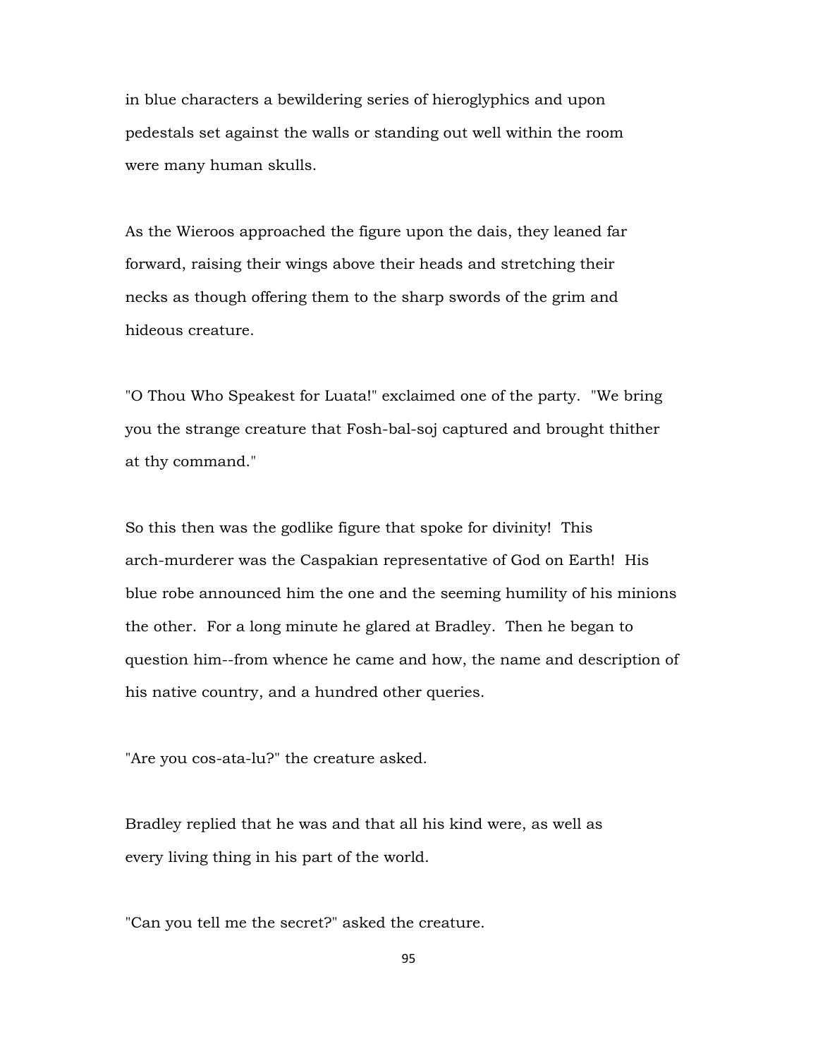in blue characters a bewildering series of hieroglyphics and upon pedestals set against the walls or standing out well within the room were many human skulls.

As the Wieroos approached the figure upon the dais, they leaned far forward, raising their wings above their heads and stretching their necks as though offering them to the sharp swords of the grim and hideous creature.

"O Thou Who Speakest for Luata!" exclaimed one of the party. "We bring you the strange creature that Fosh-bal-soj captured and brought thither at thy command."

So this then was the godlike figure that spoke for divinity! This arch-murderer was the Caspakian representative of God on Earth! His blue robe announced him the one and the seeming humility of his minions the other. For a long minute he glared at Bradley. Then he began to question him--from whence he came and how, the name and description of his native country, and a hundred other queries.

"Are you cos-ata-lu?" the creature asked.

Bradley replied that he was and that all his kind were, as well as every living thing in his part of the world.

"Can you tell me the secret?" asked the creature.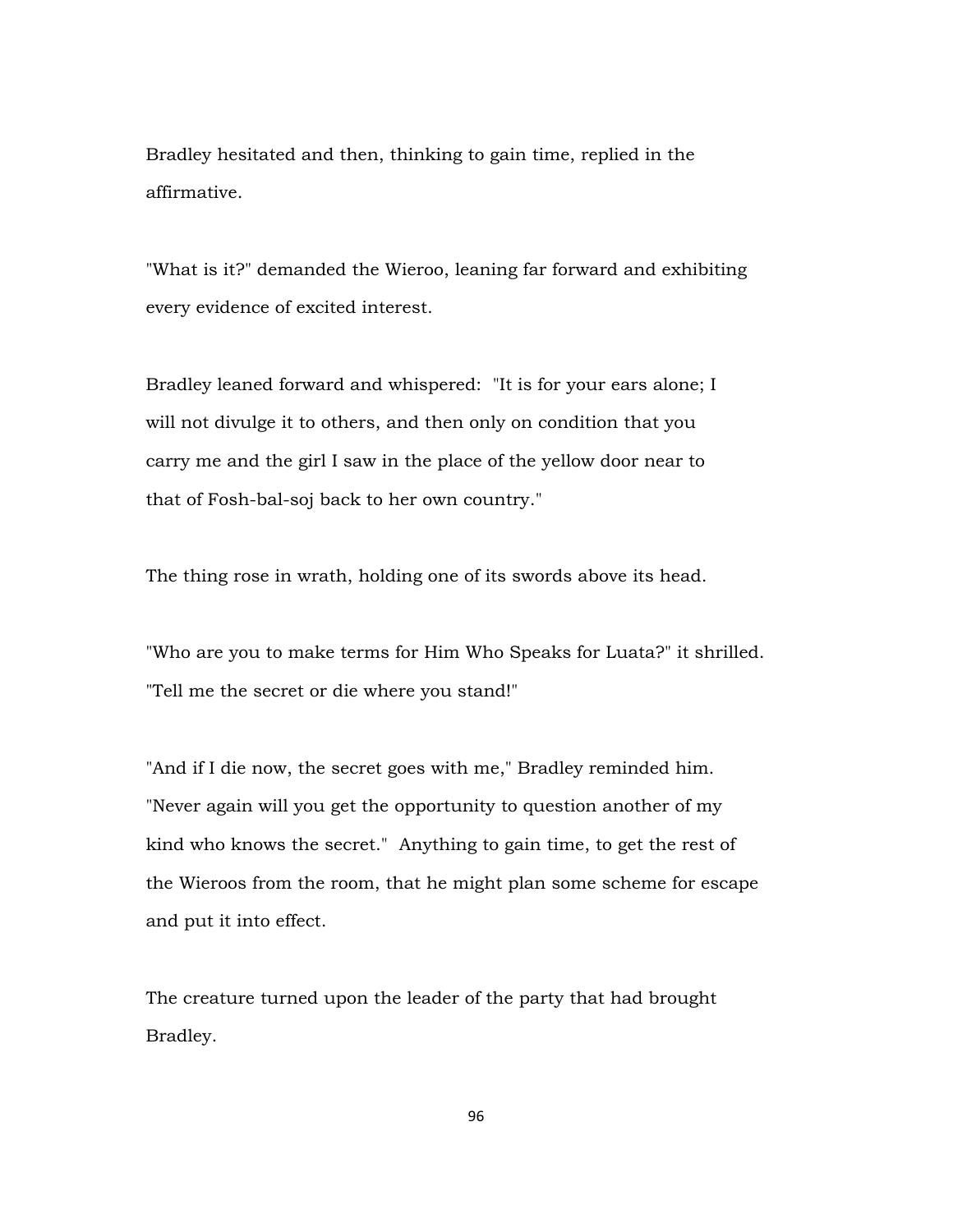Bradley hesitated and then, thinking to gain time, replied in the affirmative.

"What is it?" demanded the Wieroo, leaning far forward and exhibiting every evidence of excited interest.

Bradley leaned forward and whispered: "It is for your ears alone; I will not divulge it to others, and then only on condition that you carry me and the girl I saw in the place of the yellow door near to that of Fosh-bal-soj back to her own country."

The thing rose in wrath, holding one of its swords above its head.

"Who are you to make terms for Him Who Speaks for Luata?" it shrilled. "Tell me the secret or die where you stand!"

"And if I die now, the secret goes with me," Bradley reminded him. "Never again will you get the opportunity to question another of my kind who knows the secret." Anything to gain time, to get the rest of the Wieroos from the room, that he might plan some scheme for escape and put it into effect.

The creature turned upon the leader of the party that had brought Bradley.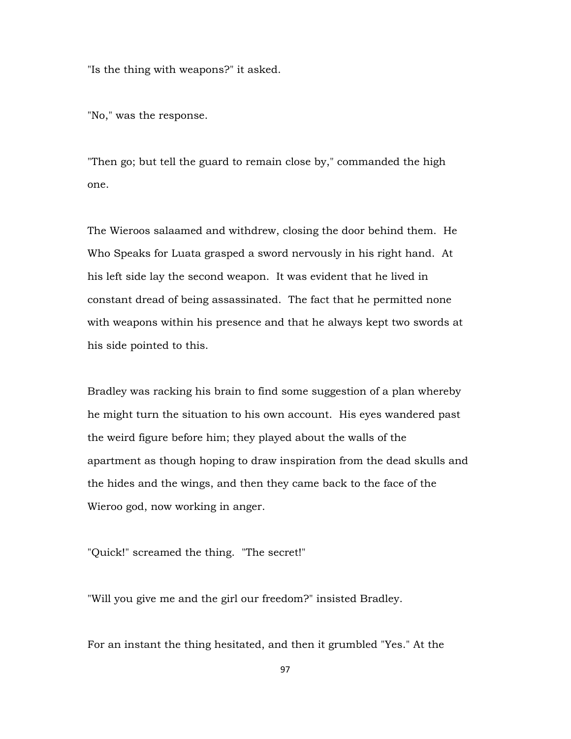"Is the thing with weapons?" it asked.

"No," was the response.

"Then go; but tell the guard to remain close by," commanded the high one.

The Wieroos salaamed and withdrew, closing the door behind them. He Who Speaks for Luata grasped a sword nervously in his right hand. At his left side lay the second weapon. It was evident that he lived in constant dread of being assassinated. The fact that he permitted none with weapons within his presence and that he always kept two swords at his side pointed to this.

Bradley was racking his brain to find some suggestion of a plan whereby he might turn the situation to his own account. His eyes wandered past the weird figure before him; they played about the walls of the apartment as though hoping to draw inspiration from the dead skulls and the hides and the wings, and then they came back to the face of the Wieroo god, now working in anger.

"Quick!" screamed the thing. "The secret!"

"Will you give me and the girl our freedom?" insisted Bradley.

For an instant the thing hesitated, and then it grumbled "Yes." At the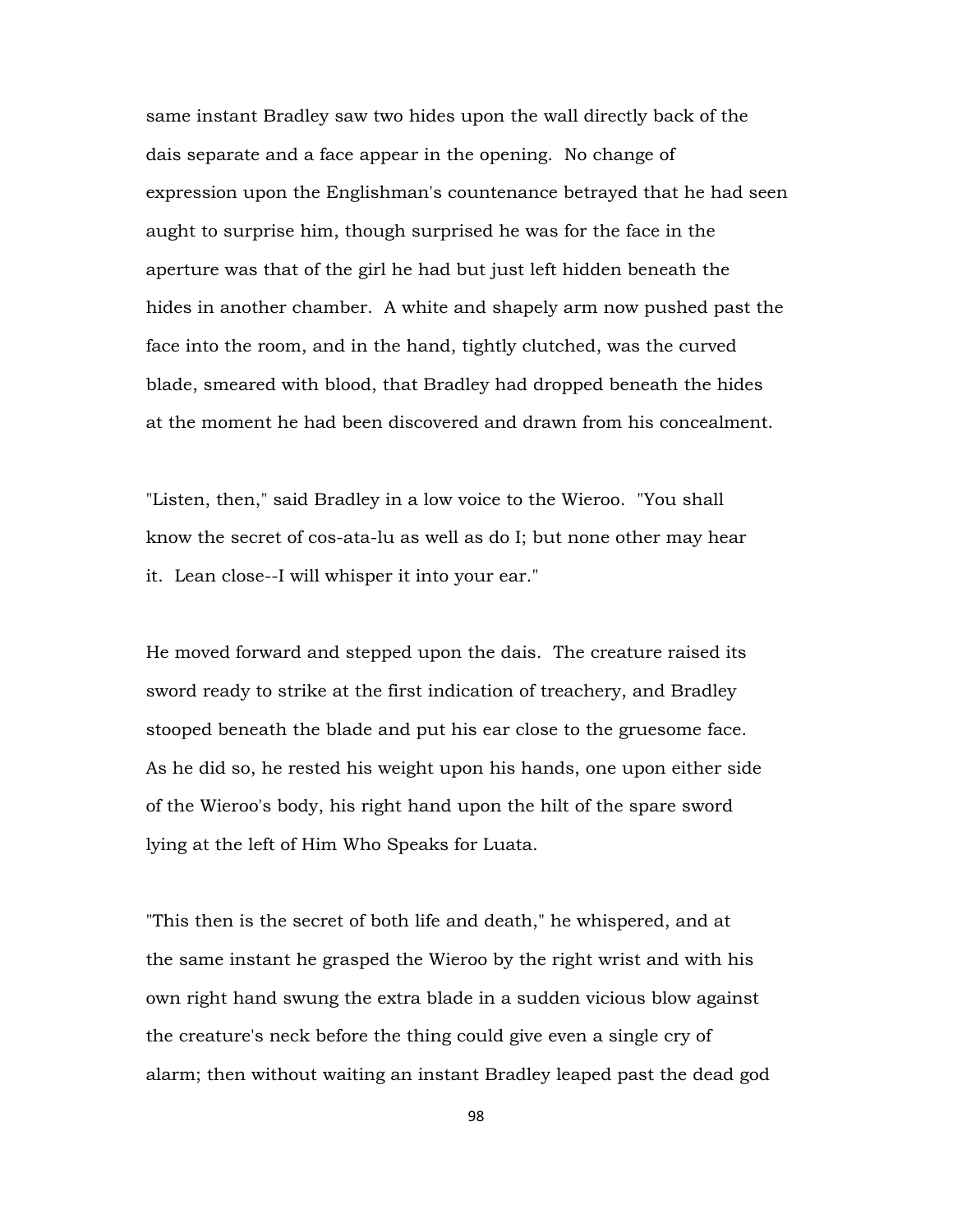same instant Bradley saw two hides upon the wall directly back of the dais separate and a face appear in the opening. No change of expression upon the Englishman's countenance betrayed that he had seen aught to surprise him, though surprised he was for the face in the aperture was that of the girl he had but just left hidden beneath the hides in another chamber. A white and shapely arm now pushed past the face into the room, and in the hand, tightly clutched, was the curved blade, smeared with blood, that Bradley had dropped beneath the hides at the moment he had been discovered and drawn from his concealment.

"Listen, then," said Bradley in a low voice to the Wieroo. "You shall know the secret of cos-ata-lu as well as do I; but none other may hear it. Lean close--I will whisper it into your ear."

He moved forward and stepped upon the dais. The creature raised its sword ready to strike at the first indication of treachery, and Bradley stooped beneath the blade and put his ear close to the gruesome face. As he did so, he rested his weight upon his hands, one upon either side of the Wieroo's body, his right hand upon the hilt of the spare sword lying at the left of Him Who Speaks for Luata.

"This then is the secret of both life and death," he whispered, and at the same instant he grasped the Wieroo by the right wrist and with his own right hand swung the extra blade in a sudden vicious blow against the creature's neck before the thing could give even a single cry of alarm; then without waiting an instant Bradley leaped past the dead god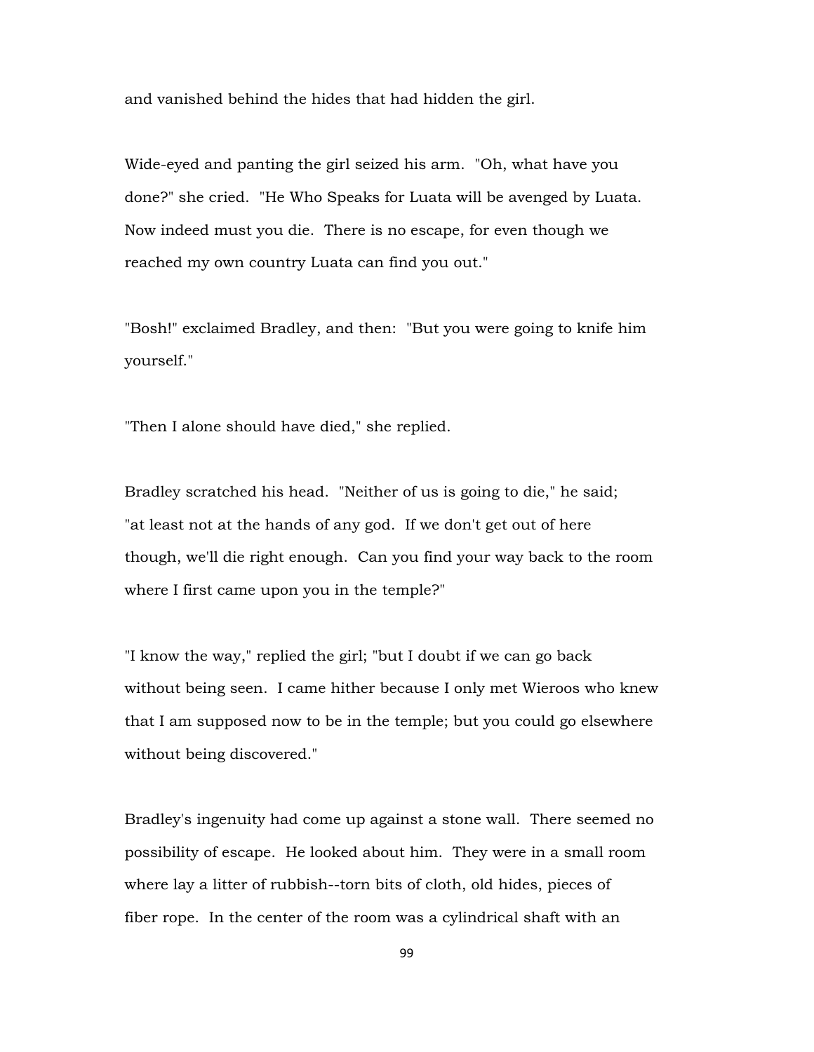and vanished behind the hides that had hidden the girl.

Wide-eyed and panting the girl seized his arm. "Oh, what have you done?" she cried. "He Who Speaks for Luata will be avenged by Luata. Now indeed must you die. There is no escape, for even though we reached my own country Luata can find you out."

"Bosh!" exclaimed Bradley, and then: "But you were going to knife him yourself."

"Then I alone should have died," she replied.

Bradley scratched his head. "Neither of us is going to die," he said; "at least not at the hands of any god. If we don't get out of here though, we'll die right enough. Can you find your way back to the room where I first came upon you in the temple?"

"I know the way," replied the girl; "but I doubt if we can go back without being seen. I came hither because I only met Wieroos who knew that I am supposed now to be in the temple; but you could go elsewhere without being discovered."

Bradley's ingenuity had come up against a stone wall. There seemed no possibility of escape. He looked about him. They were in a small room where lay a litter of rubbish--torn bits of cloth, old hides, pieces of fiber rope. In the center of the room was a cylindrical shaft with an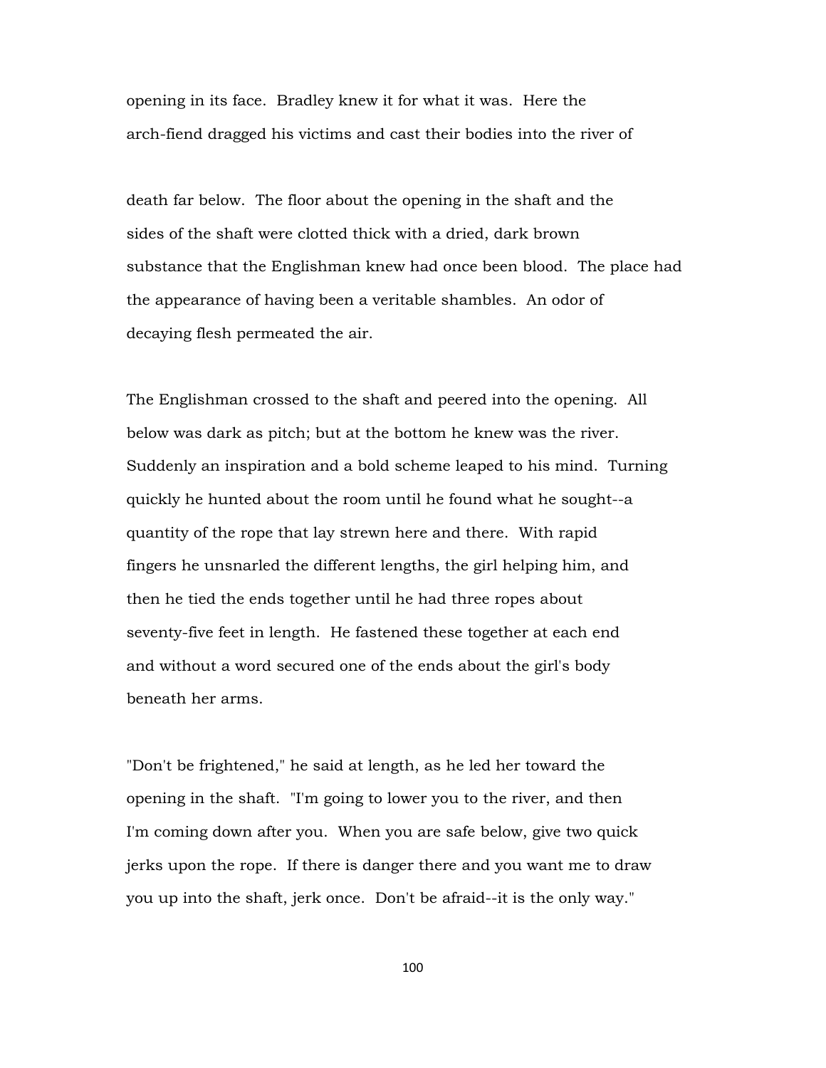opening in its face. Bradley knew it for what it was. Here the arch-fiend dragged his victims and cast their bodies into the river of

death far below. The floor about the opening in the shaft and the sides of the shaft were clotted thick with a dried, dark brown substance that the Englishman knew had once been blood. The place had the appearance of having been a veritable shambles. An odor of decaying flesh permeated the air.

The Englishman crossed to the shaft and peered into the opening. All below was dark as pitch; but at the bottom he knew was the river. Suddenly an inspiration and a bold scheme leaped to his mind. Turning quickly he hunted about the room until he found what he sought--a quantity of the rope that lay strewn here and there. With rapid fingers he unsnarled the different lengths, the girl helping him, and then he tied the ends together until he had three ropes about seventy-five feet in length. He fastened these together at each end and without a word secured one of the ends about the girl's body beneath her arms.

"Don't be frightened," he said at length, as he led her toward the opening in the shaft. "I'm going to lower you to the river, and then I'm coming down after you. When you are safe below, give two quick jerks upon the rope. If there is danger there and you want me to draw you up into the shaft, jerk once. Don't be afraid--it is the only way."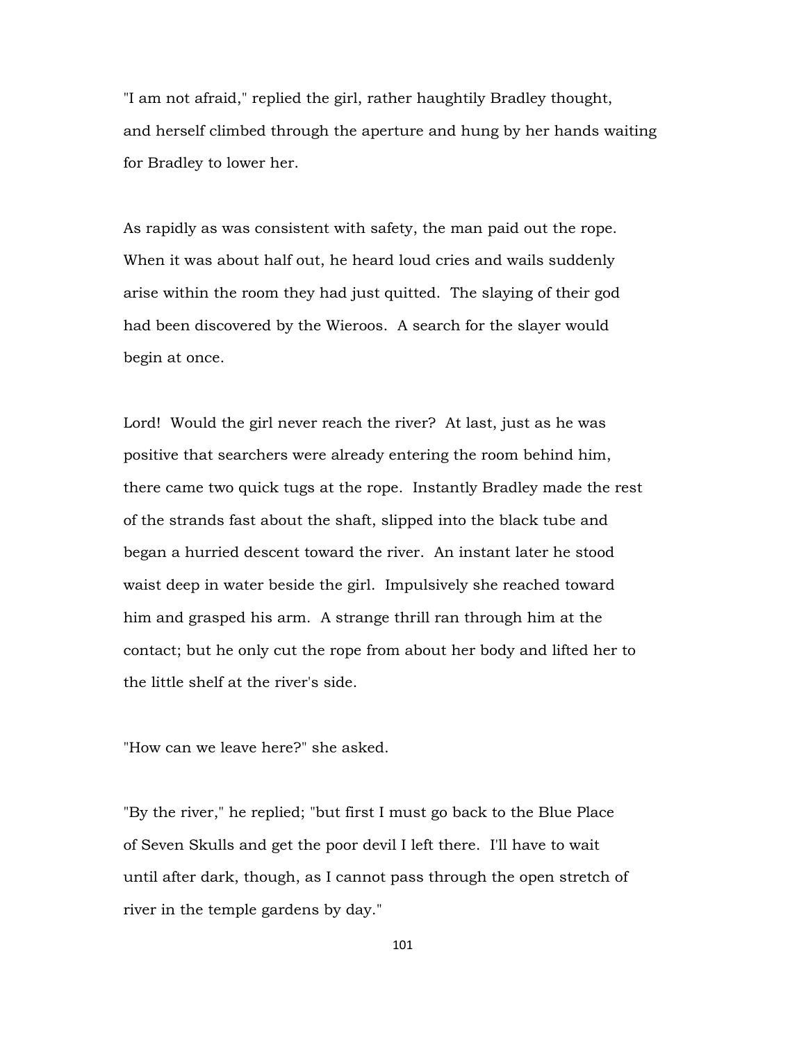"I am not afraid," replied the girl, rather haughtily Bradley thought, and herself climbed through the aperture and hung by her hands waiting for Bradley to lower her.

As rapidly as was consistent with safety, the man paid out the rope. When it was about half out, he heard loud cries and wails suddenly arise within the room they had just quitted. The slaying of their god had been discovered by the Wieroos. A search for the slayer would begin at once.

Lord! Would the girl never reach the river? At last, just as he was positive that searchers were already entering the room behind him, there came two quick tugs at the rope. Instantly Bradley made the rest of the strands fast about the shaft, slipped into the black tube and began a hurried descent toward the river. An instant later he stood waist deep in water beside the girl. Impulsively she reached toward him and grasped his arm. A strange thrill ran through him at the contact; but he only cut the rope from about her body and lifted her to the little shelf at the river's side.

"How can we leave here?" she asked.

"By the river," he replied; "but first I must go back to the Blue Place of Seven Skulls and get the poor devil I left there. I'll have to wait until after dark, though, as I cannot pass through the open stretch of river in the temple gardens by day."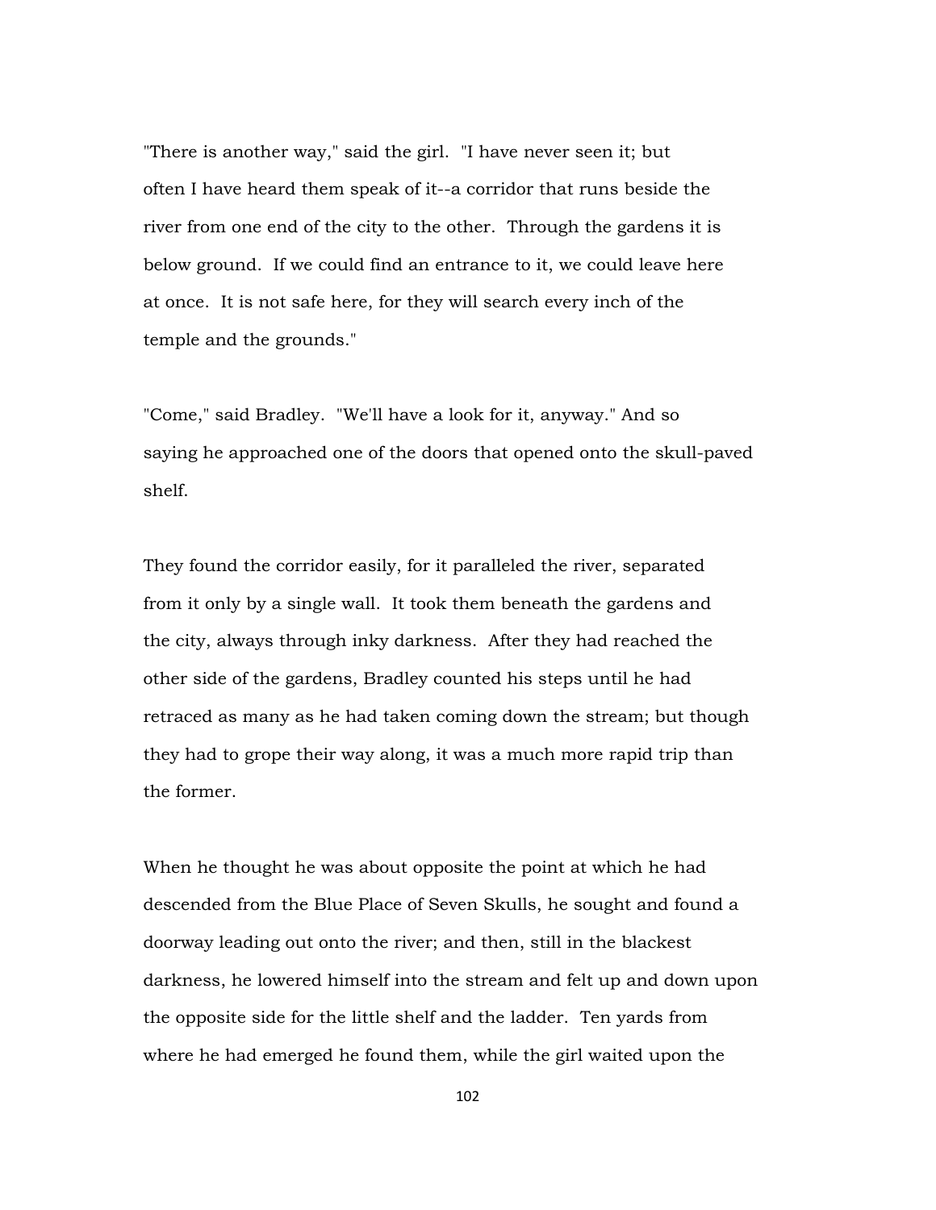"There is another way," said the girl. "I have never seen it; but often I have heard them speak of it--a corridor that runs beside the river from one end of the city to the other. Through the gardens it is below ground. If we could find an entrance to it, we could leave here at once. It is not safe here, for they will search every inch of the temple and the grounds."

"Come," said Bradley. "We'll have a look for it, anyway." And so saying he approached one of the doors that opened onto the skull-paved shelf.

They found the corridor easily, for it paralleled the river, separated from it only by a single wall. It took them beneath the gardens and the city, always through inky darkness. After they had reached the other side of the gardens, Bradley counted his steps until he had retraced as many as he had taken coming down the stream; but though they had to grope their way along, it was a much more rapid trip than the former.

When he thought he was about opposite the point at which he had descended from the Blue Place of Seven Skulls, he sought and found a doorway leading out onto the river; and then, still in the blackest darkness, he lowered himself into the stream and felt up and down upon the opposite side for the little shelf and the ladder. Ten yards from where he had emerged he found them, while the girl waited upon the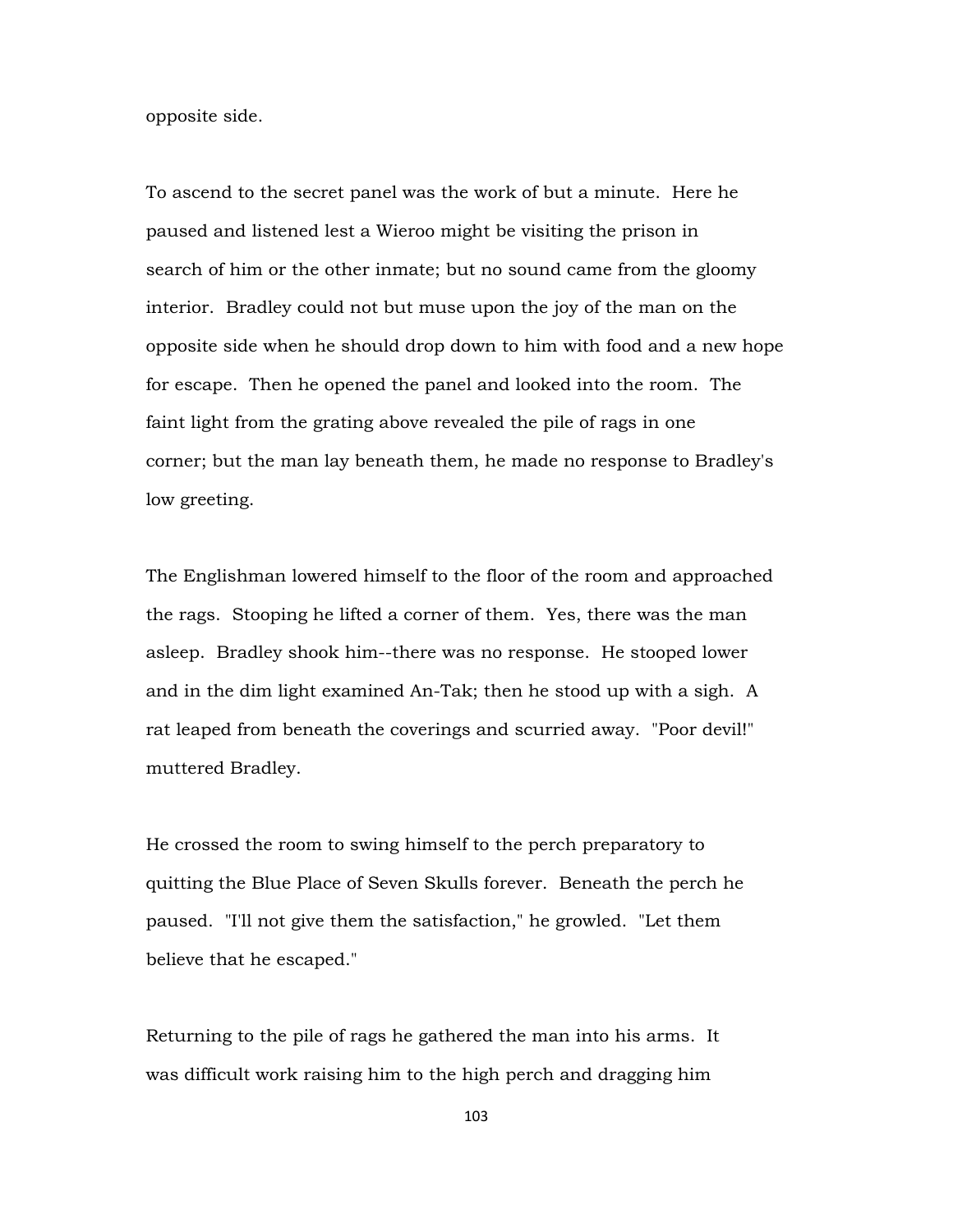opposite side.

To ascend to the secret panel was the work of but a minute. Here he paused and listened lest a Wieroo might be visiting the prison in search of him or the other inmate; but no sound came from the gloomy interior. Bradley could not but muse upon the joy of the man on the opposite side when he should drop down to him with food and a new hope for escape. Then he opened the panel and looked into the room. The faint light from the grating above revealed the pile of rags in one corner; but the man lay beneath them, he made no response to Bradley's low greeting.

The Englishman lowered himself to the floor of the room and approached the rags. Stooping he lifted a corner of them. Yes, there was the man asleep. Bradley shook him--there was no response. He stooped lower and in the dim light examined An-Tak; then he stood up with a sigh. A rat leaped from beneath the coverings and scurried away. "Poor devil!" muttered Bradley.

He crossed the room to swing himself to the perch preparatory to quitting the Blue Place of Seven Skulls forever. Beneath the perch he paused. "I'll not give them the satisfaction," he growled. "Let them believe that he escaped."

Returning to the pile of rags he gathered the man into his arms. It was difficult work raising him to the high perch and dragging him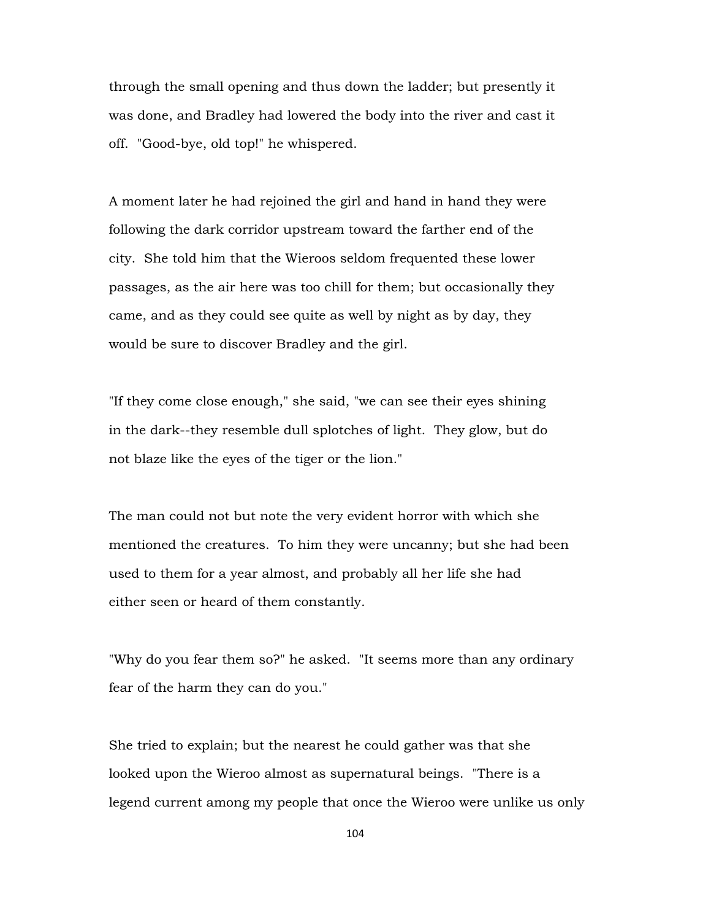through the small opening and thus down the ladder; but presently it was done, and Bradley had lowered the body into the river and cast it off. "Good-bye, old top!" he whispered.

A moment later he had rejoined the girl and hand in hand they were following the dark corridor upstream toward the farther end of the city. She told him that the Wieroos seldom frequented these lower passages, as the air here was too chill for them; but occasionally they came, and as they could see quite as well by night as by day, they would be sure to discover Bradley and the girl.

"If they come close enough," she said, "we can see their eyes shining in the dark--they resemble dull splotches of light. They glow, but do not blaze like the eyes of the tiger or the lion."

The man could not but note the very evident horror with which she mentioned the creatures. To him they were uncanny; but she had been used to them for a year almost, and probably all her life she had either seen or heard of them constantly.

"Why do you fear them so?" he asked. "It seems more than any ordinary fear of the harm they can do you."

She tried to explain; but the nearest he could gather was that she looked upon the Wieroo almost as supernatural beings. "There is a legend current among my people that once the Wieroo were unlike us only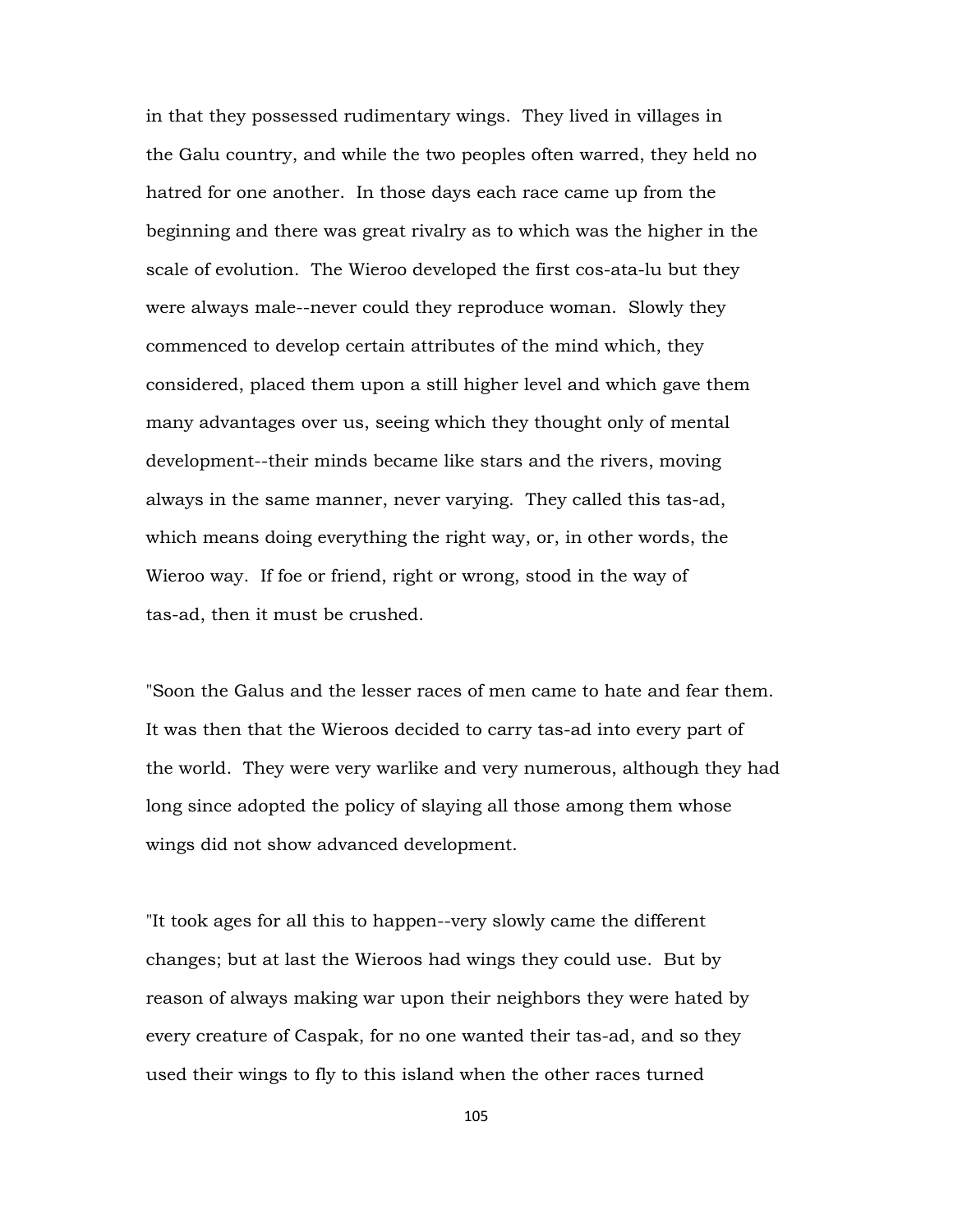in that they possessed rudimentary wings. They lived in villages in the Galu country, and while the two peoples often warred, they held no hatred for one another. In those days each race came up from the beginning and there was great rivalry as to which was the higher in the scale of evolution. The Wieroo developed the first cos-ata-lu but they were always male--never could they reproduce woman. Slowly they commenced to develop certain attributes of the mind which, they considered, placed them upon a still higher level and which gave them many advantages over us, seeing which they thought only of mental development--their minds became like stars and the rivers, moving always in the same manner, never varying. They called this tas-ad, which means doing everything the right way, or, in other words, the Wieroo way. If foe or friend, right or wrong, stood in the way of tas-ad, then it must be crushed.

"Soon the Galus and the lesser races of men came to hate and fear them. It was then that the Wieroos decided to carry tas-ad into every part of the world. They were very warlike and very numerous, although they had long since adopted the policy of slaying all those among them whose wings did not show advanced development.

"It took ages for all this to happen--very slowly came the different changes; but at last the Wieroos had wings they could use. But by reason of always making war upon their neighbors they were hated by every creature of Caspak, for no one wanted their tas-ad, and so they used their wings to fly to this island when the other races turned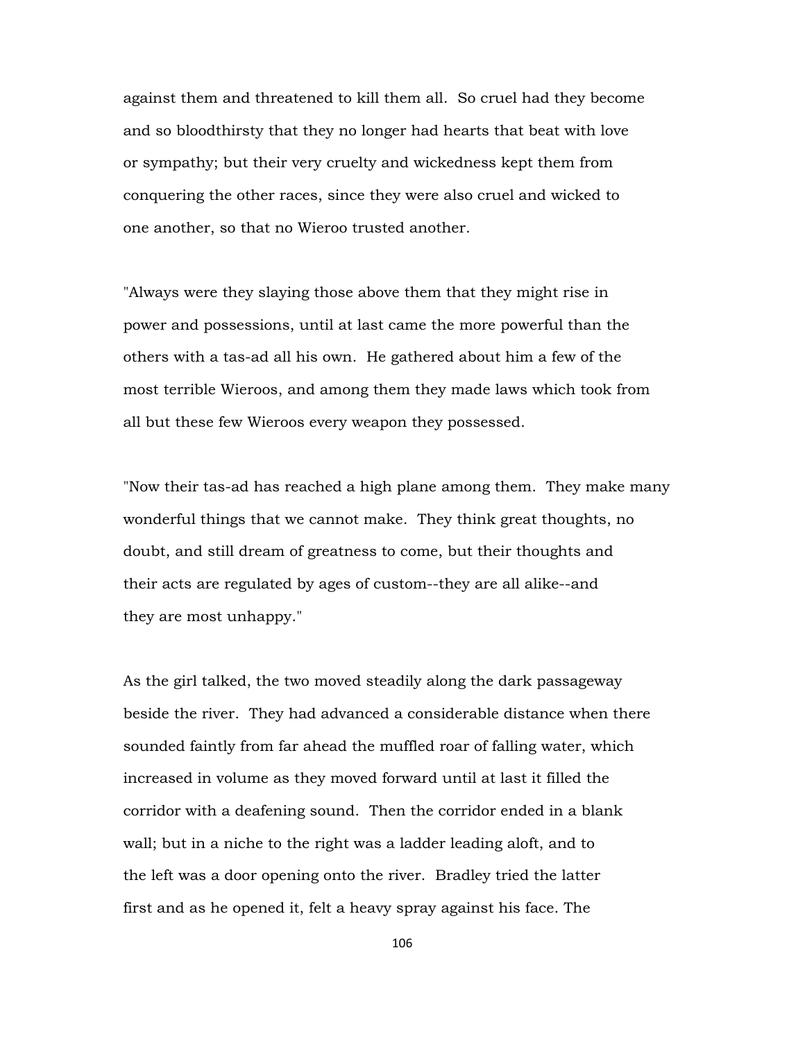against them and threatened to kill them all. So cruel had they become and so bloodthirsty that they no longer had hearts that beat with love or sympathy; but their very cruelty and wickedness kept them from conquering the other races, since they were also cruel and wicked to one another, so that no Wieroo trusted another.

"Always were they slaying those above them that they might rise in power and possessions, until at last came the more powerful than the others with a tas-ad all his own. He gathered about him a few of the most terrible Wieroos, and among them they made laws which took from all but these few Wieroos every weapon they possessed.

"Now their tas-ad has reached a high plane among them. They make many wonderful things that we cannot make. They think great thoughts, no doubt, and still dream of greatness to come, but their thoughts and their acts are regulated by ages of custom--they are all alike--and they are most unhappy."

As the girl talked, the two moved steadily along the dark passageway beside the river. They had advanced a considerable distance when there sounded faintly from far ahead the muffled roar of falling water, which increased in volume as they moved forward until at last it filled the corridor with a deafening sound. Then the corridor ended in a blank wall; but in a niche to the right was a ladder leading aloft, and to the left was a door opening onto the river. Bradley tried the latter first and as he opened it, felt a heavy spray against his face. The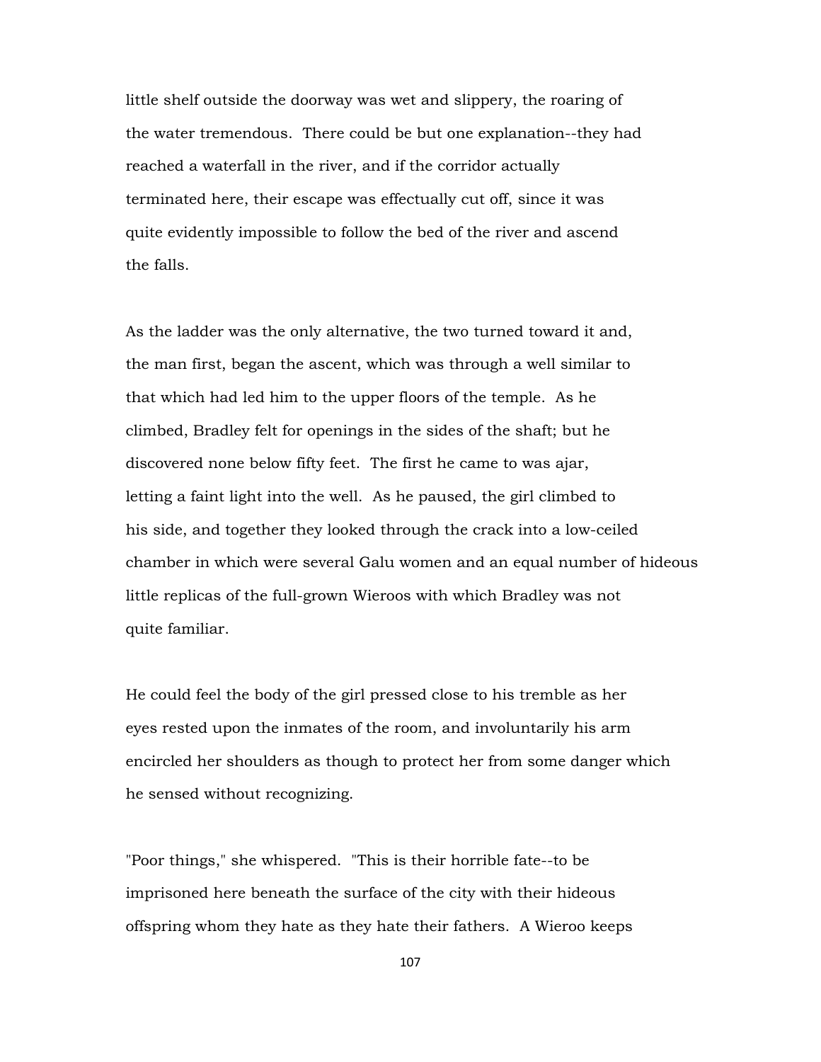little shelf outside the doorway was wet and slippery, the roaring of the water tremendous. There could be but one explanation--they had reached a waterfall in the river, and if the corridor actually terminated here, their escape was effectually cut off, since it was quite evidently impossible to follow the bed of the river and ascend the falls.

As the ladder was the only alternative, the two turned toward it and, the man first, began the ascent, which was through a well similar to that which had led him to the upper floors of the temple. As he climbed, Bradley felt for openings in the sides of the shaft; but he discovered none below fifty feet. The first he came to was ajar, letting a faint light into the well. As he paused, the girl climbed to his side, and together they looked through the crack into a low-ceiled chamber in which were several Galu women and an equal number of hideous little replicas of the full-grown Wieroos with which Bradley was not quite familiar.

He could feel the body of the girl pressed close to his tremble as her eyes rested upon the inmates of the room, and involuntarily his arm encircled her shoulders as though to protect her from some danger which he sensed without recognizing.

"Poor things," she whispered. "This is their horrible fate--to be imprisoned here beneath the surface of the city with their hideous offspring whom they hate as they hate their fathers. A Wieroo keeps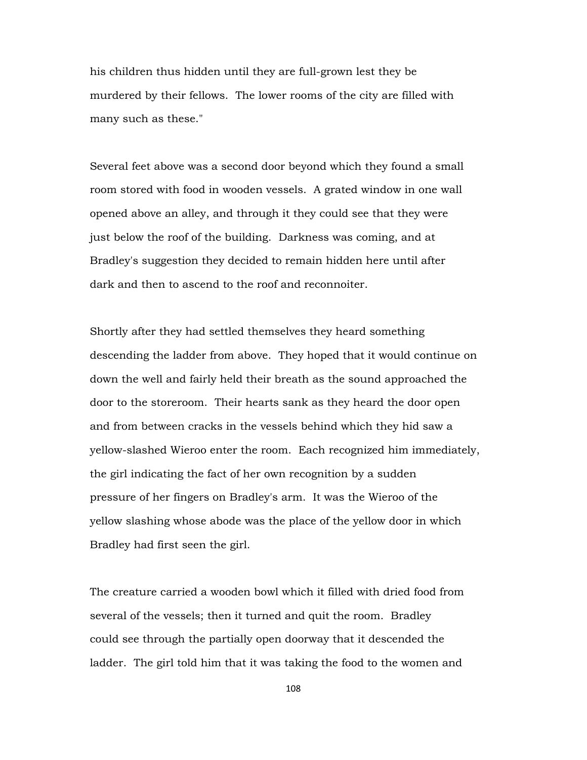his children thus hidden until they are full-grown lest they be murdered by their fellows. The lower rooms of the city are filled with many such as these."

Several feet above was a second door beyond which they found a small room stored with food in wooden vessels. A grated window in one wall opened above an alley, and through it they could see that they were just below the roof of the building. Darkness was coming, and at Bradley's suggestion they decided to remain hidden here until after dark and then to ascend to the roof and reconnoiter.

Shortly after they had settled themselves they heard something descending the ladder from above. They hoped that it would continue on down the well and fairly held their breath as the sound approached the door to the storeroom. Their hearts sank as they heard the door open and from between cracks in the vessels behind which they hid saw a yellow-slashed Wieroo enter the room. Each recognized him immediately, the girl indicating the fact of her own recognition by a sudden pressure of her fingers on Bradley's arm. It was the Wieroo of the yellow slashing whose abode was the place of the yellow door in which Bradley had first seen the girl.

The creature carried a wooden bowl which it filled with dried food from several of the vessels; then it turned and quit the room. Bradley could see through the partially open doorway that it descended the ladder. The girl told him that it was taking the food to the women and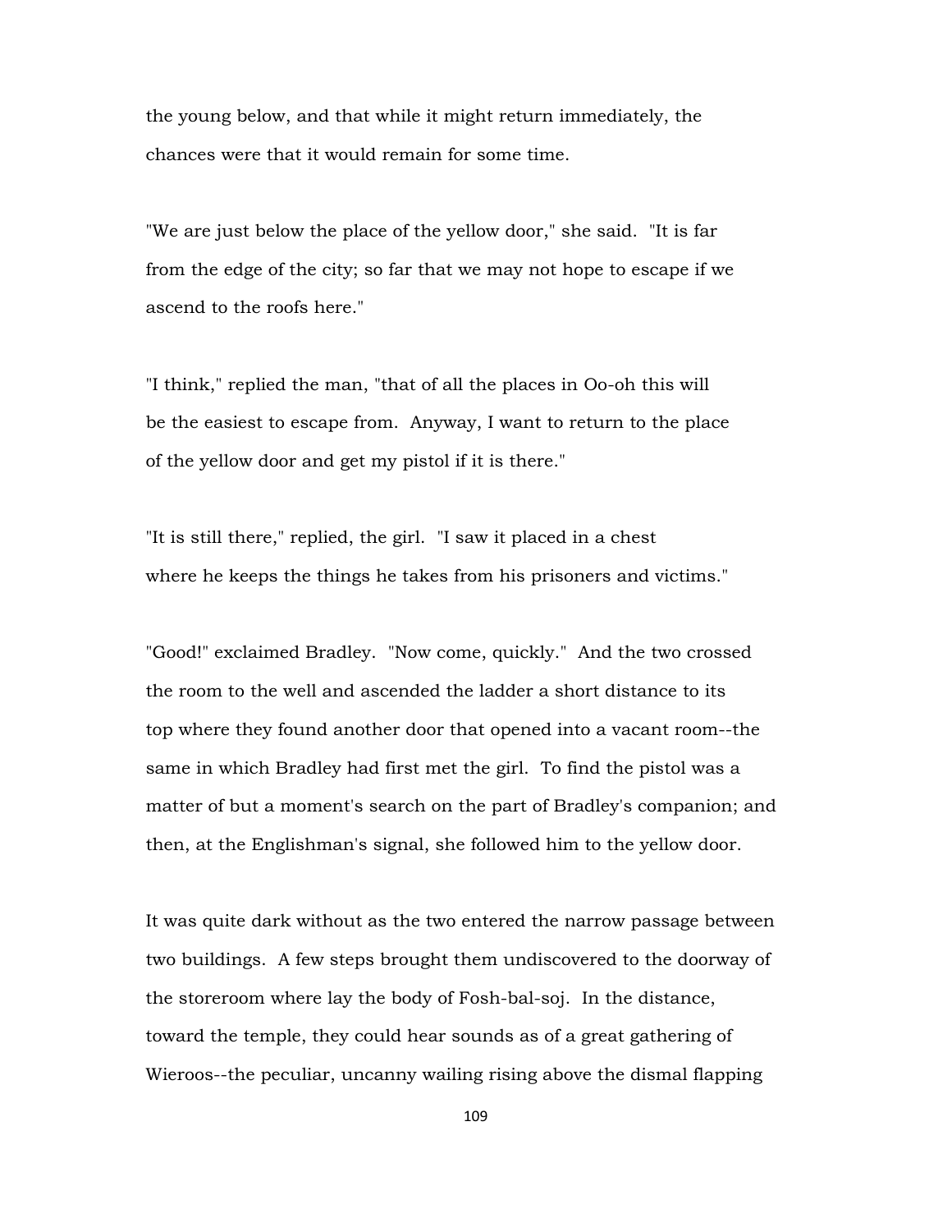the young below, and that while it might return immediately, the chances were that it would remain for some time.

"We are just below the place of the yellow door," she said. "It is far from the edge of the city; so far that we may not hope to escape if we ascend to the roofs here."

"I think," replied the man, "that of all the places in Oo-oh this will be the easiest to escape from. Anyway, I want to return to the place of the yellow door and get my pistol if it is there."

"It is still there," replied, the girl. "I saw it placed in a chest where he keeps the things he takes from his prisoners and victims."

"Good!" exclaimed Bradley. "Now come, quickly." And the two crossed the room to the well and ascended the ladder a short distance to its top where they found another door that opened into a vacant room--the same in which Bradley had first met the girl. To find the pistol was a matter of but a moment's search on the part of Bradley's companion; and then, at the Englishman's signal, she followed him to the yellow door.

It was quite dark without as the two entered the narrow passage between two buildings. A few steps brought them undiscovered to the doorway of the storeroom where lay the body of Fosh-bal-soj. In the distance, toward the temple, they could hear sounds as of a great gathering of Wieroos--the peculiar, uncanny wailing rising above the dismal flapping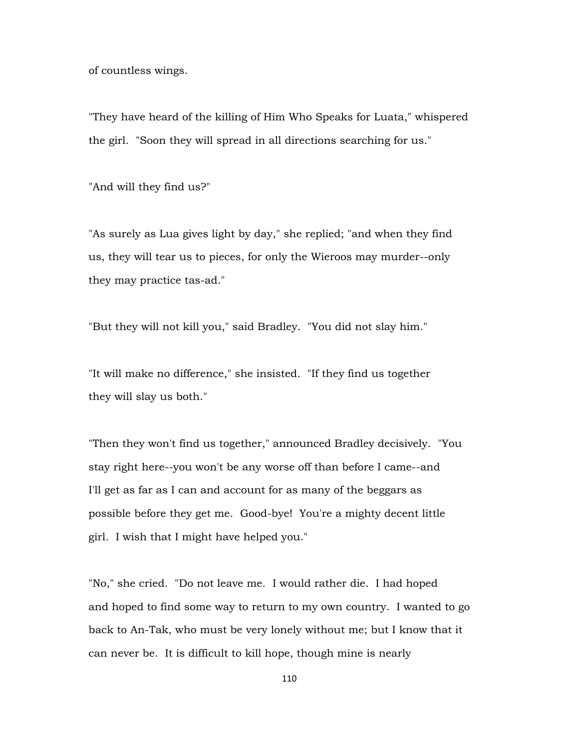of countless wings.

"They have heard of the killing of Him Who Speaks for Luata," whispered the girl. "Soon they will spread in all directions searching for us."

"And will they find us?"

"As surely as Lua gives light by day," she replied; "and when they find us, they will tear us to pieces, for only the Wieroos may murder--only they may practice tas-ad."

"But they will not kill you," said Bradley. "You did not slay him."

"It will make no difference," she insisted. "If they find us together they will slay us both."

"Then they won't find us together," announced Bradley decisively. "You stay right here--you won't be any worse off than before I came--and I'll get as far as I can and account for as many of the beggars as possible before they get me. Good-bye! You're a mighty decent little girl. I wish that I might have helped you."

"No," she cried. "Do not leave me. I would rather die. I had hoped and hoped to find some way to return to my own country. I wanted to go back to An-Tak, who must be very lonely without me; but I know that it can never be. It is difficult to kill hope, though mine is nearly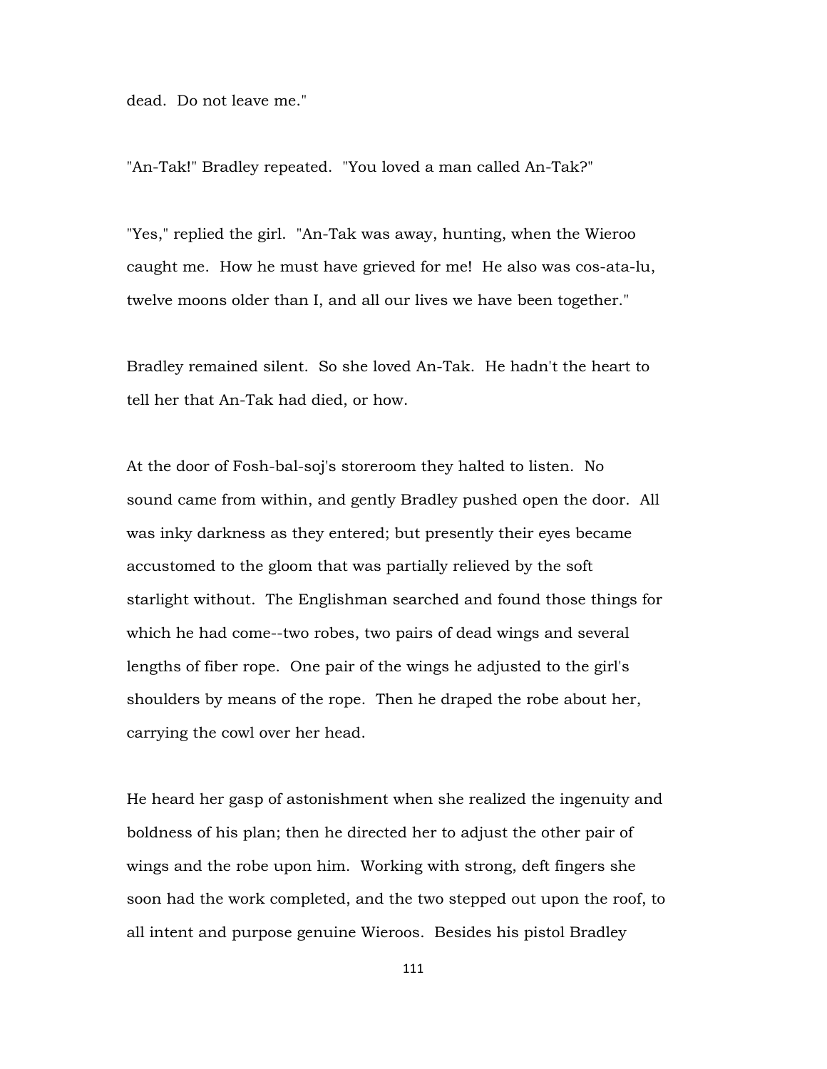dead. Do not leave me."

"An-Tak!" Bradley repeated. "You loved a man called An-Tak?"

"Yes," replied the girl. "An-Tak was away, hunting, when the Wieroo caught me. How he must have grieved for me! He also was cos-ata-lu, twelve moons older than I, and all our lives we have been together."

Bradley remained silent. So she loved An-Tak. He hadn't the heart to tell her that An-Tak had died, or how.

At the door of Fosh-bal-soj's storeroom they halted to listen. No sound came from within, and gently Bradley pushed open the door. All was inky darkness as they entered; but presently their eyes became accustomed to the gloom that was partially relieved by the soft starlight without. The Englishman searched and found those things for which he had come--two robes, two pairs of dead wings and several lengths of fiber rope. One pair of the wings he adjusted to the girl's shoulders by means of the rope. Then he draped the robe about her, carrying the cowl over her head.

He heard her gasp of astonishment when she realized the ingenuity and boldness of his plan; then he directed her to adjust the other pair of wings and the robe upon him. Working with strong, deft fingers she soon had the work completed, and the two stepped out upon the roof, to all intent and purpose genuine Wieroos. Besides his pistol Bradley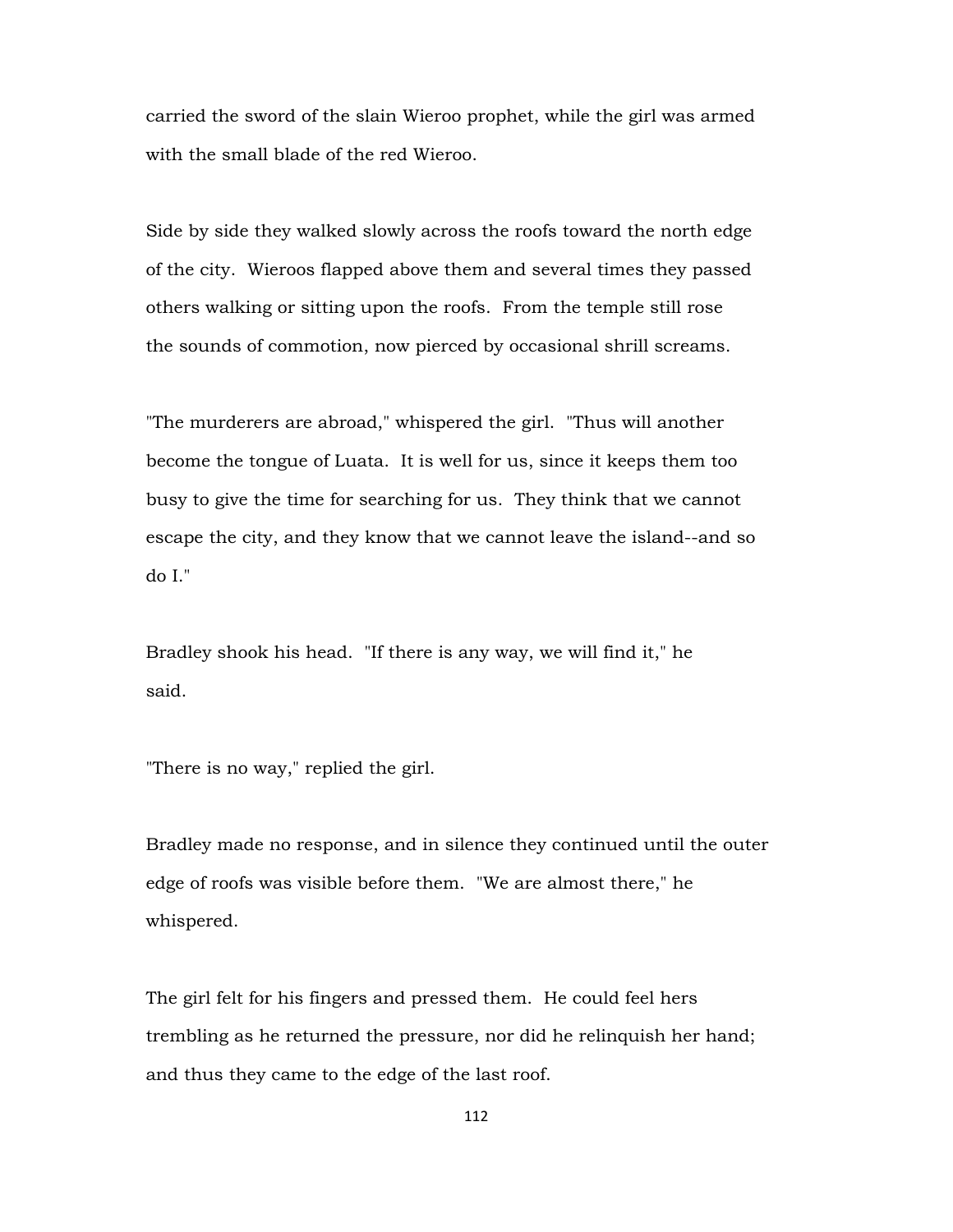carried the sword of the slain Wieroo prophet, while the girl was armed with the small blade of the red Wieroo.

Side by side they walked slowly across the roofs toward the north edge of the city. Wieroos flapped above them and several times they passed others walking or sitting upon the roofs. From the temple still rose the sounds of commotion, now pierced by occasional shrill screams.

"The murderers are abroad," whispered the girl. "Thus will another become the tongue of Luata. It is well for us, since it keeps them too busy to give the time for searching for us. They think that we cannot escape the city, and they know that we cannot leave the island--and so do I."

Bradley shook his head. "If there is any way, we will find it," he said.

"There is no way," replied the girl.

Bradley made no response, and in silence they continued until the outer edge of roofs was visible before them. "We are almost there," he whispered.

The girl felt for his fingers and pressed them. He could feel hers trembling as he returned the pressure, nor did he relinquish her hand; and thus they came to the edge of the last roof.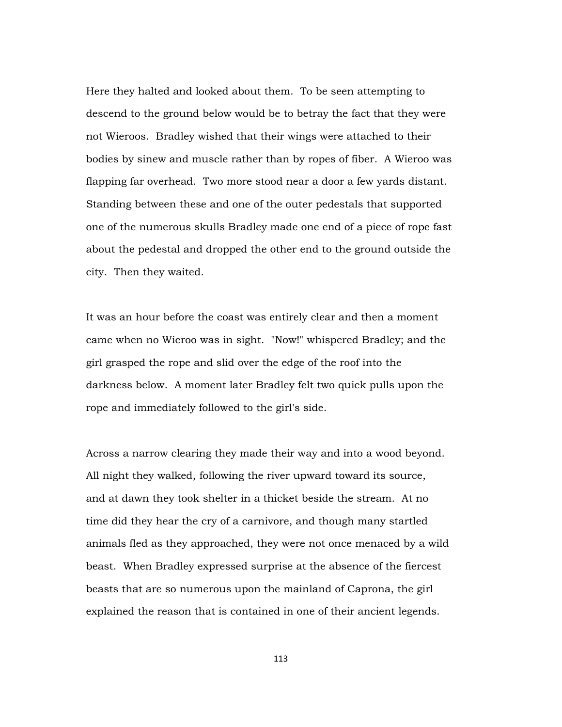Here they halted and looked about them. To be seen attempting to descend to the ground below would be to betray the fact that they were not Wieroos. Bradley wished that their wings were attached to their bodies by sinew and muscle rather than by ropes of fiber. A Wieroo was flapping far overhead. Two more stood near a door a few yards distant. Standing between these and one of the outer pedestals that supported one of the numerous skulls Bradley made one end of a piece of rope fast about the pedestal and dropped the other end to the ground outside the city. Then they waited.

It was an hour before the coast was entirely clear and then a moment came when no Wieroo was in sight. "Now!" whispered Bradley; and the girl grasped the rope and slid over the edge of the roof into the darkness below. A moment later Bradley felt two quick pulls upon the rope and immediately followed to the girl's side.

Across a narrow clearing they made their way and into a wood beyond. All night they walked, following the river upward toward its source, and at dawn they took shelter in a thicket beside the stream. At no time did they hear the cry of a carnivore, and though many startled animals fled as they approached, they were not once menaced by a wild beast. When Bradley expressed surprise at the absence of the fiercest beasts that are so numerous upon the mainland of Caprona, the girl explained the reason that is contained in one of their ancient legends.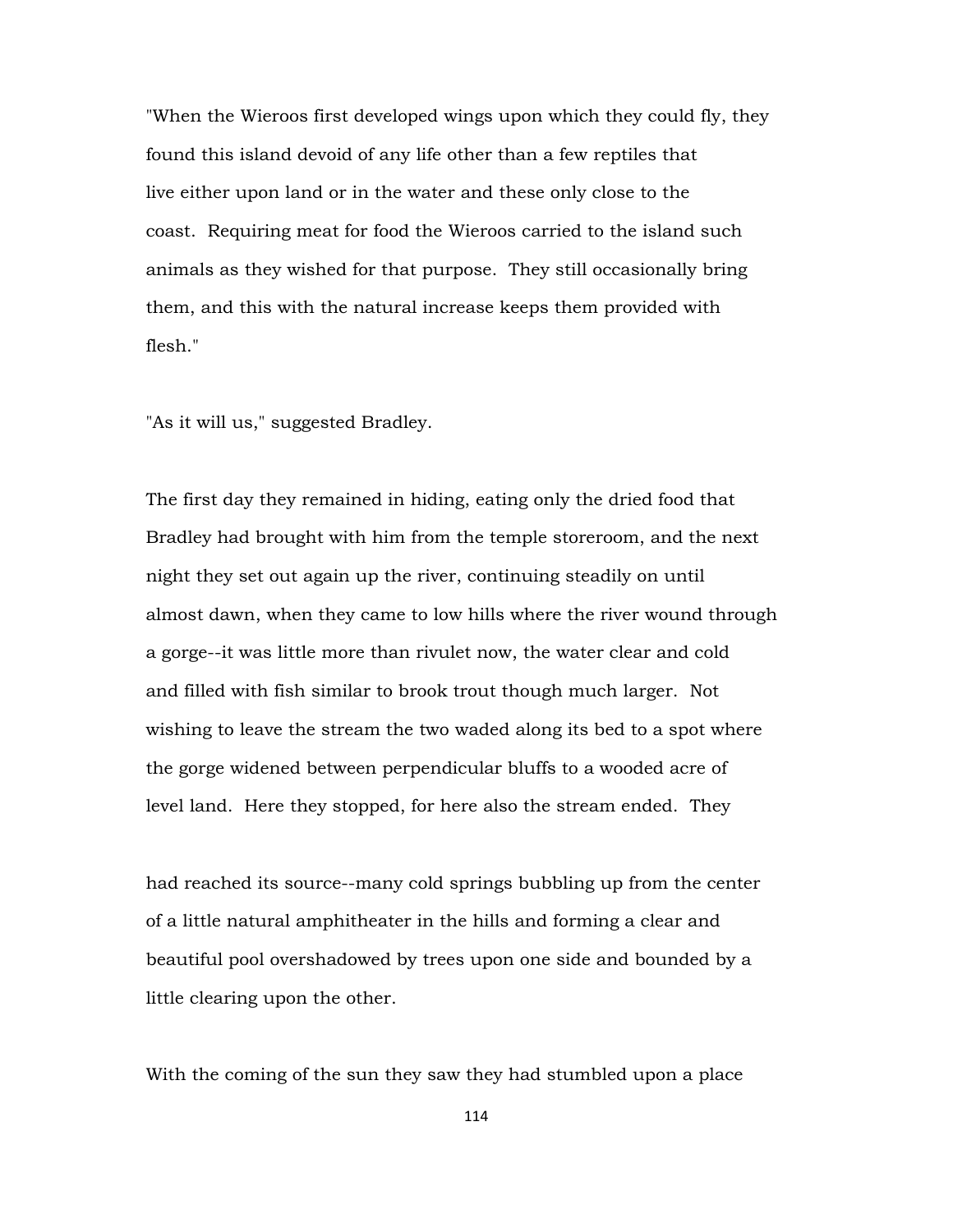"When the Wieroos first developed wings upon which they could fly, they found this island devoid of any life other than a few reptiles that live either upon land or in the water and these only close to the coast. Requiring meat for food the Wieroos carried to the island such animals as they wished for that purpose. They still occasionally bring them, and this with the natural increase keeps them provided with flesh."

"As it will us," suggested Bradley.

The first day they remained in hiding, eating only the dried food that Bradley had brought with him from the temple storeroom, and the next night they set out again up the river, continuing steadily on until almost dawn, when they came to low hills where the river wound through a gorge--it was little more than rivulet now, the water clear and cold and filled with fish similar to brook trout though much larger. Not wishing to leave the stream the two waded along its bed to a spot where the gorge widened between perpendicular bluffs to a wooded acre of level land. Here they stopped, for here also the stream ended. They had reached its source--many cold springs bubbling up from the center of a little natural amphitheater in the hills and forming a clear and beautiful pool overshadowed by trees upon one side and bounded by a little clearing upon the other.

With the coming of the sun they saw they had stumbled upon a place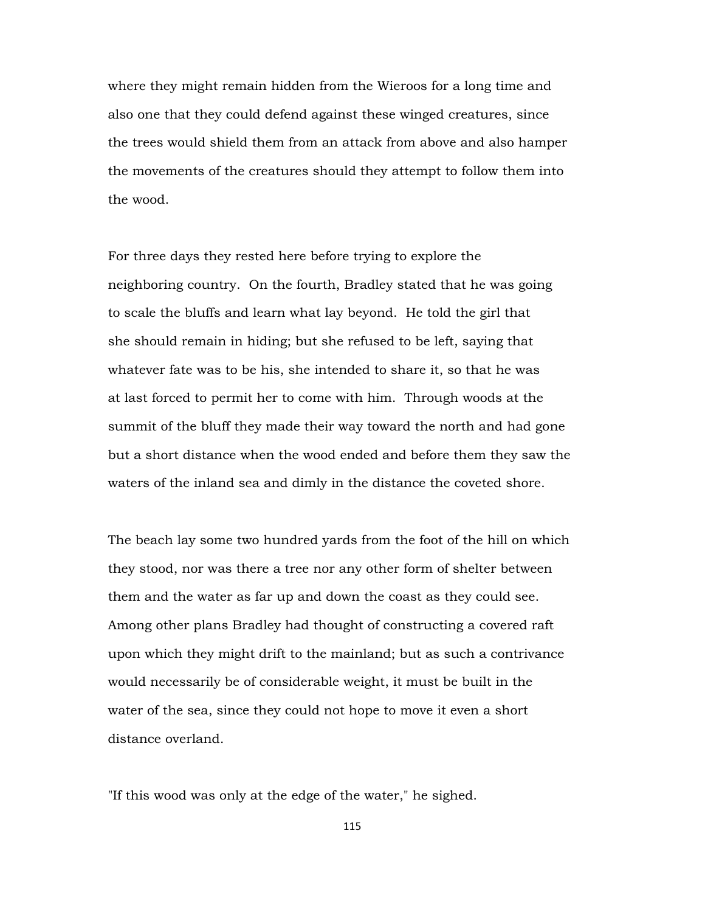where they might remain hidden from the Wieroos for a long time and also one that they could defend against these winged creatures, since the trees would shield them from an attack from above and also hamper the movements of the creatures should they attempt to follow them into the wood.

For three days they rested here before trying to explore the neighboring country. On the fourth, Bradley stated that he was going to scale the bluffs and learn what lay beyond. He told the girl that she should remain in hiding; but she refused to be left, saying that whatever fate was to be his, she intended to share it, so that he was at last forced to permit her to come with him. Through woods at the summit of the bluff they made their way toward the north and had gone but a short distance when the wood ended and before them they saw the waters of the inland sea and dimly in the distance the coveted shore.

The beach lay some two hundred yards from the foot of the hill on which they stood, nor was there a tree nor any other form of shelter between them and the water as far up and down the coast as they could see. Among other plans Bradley had thought of constructing a covered raft upon which they might drift to the mainland; but as such a contrivance would necessarily be of considerable weight, it must be built in the water of the sea, since they could not hope to move it even a short distance overland.

"If this wood was only at the edge of the water," he sighed.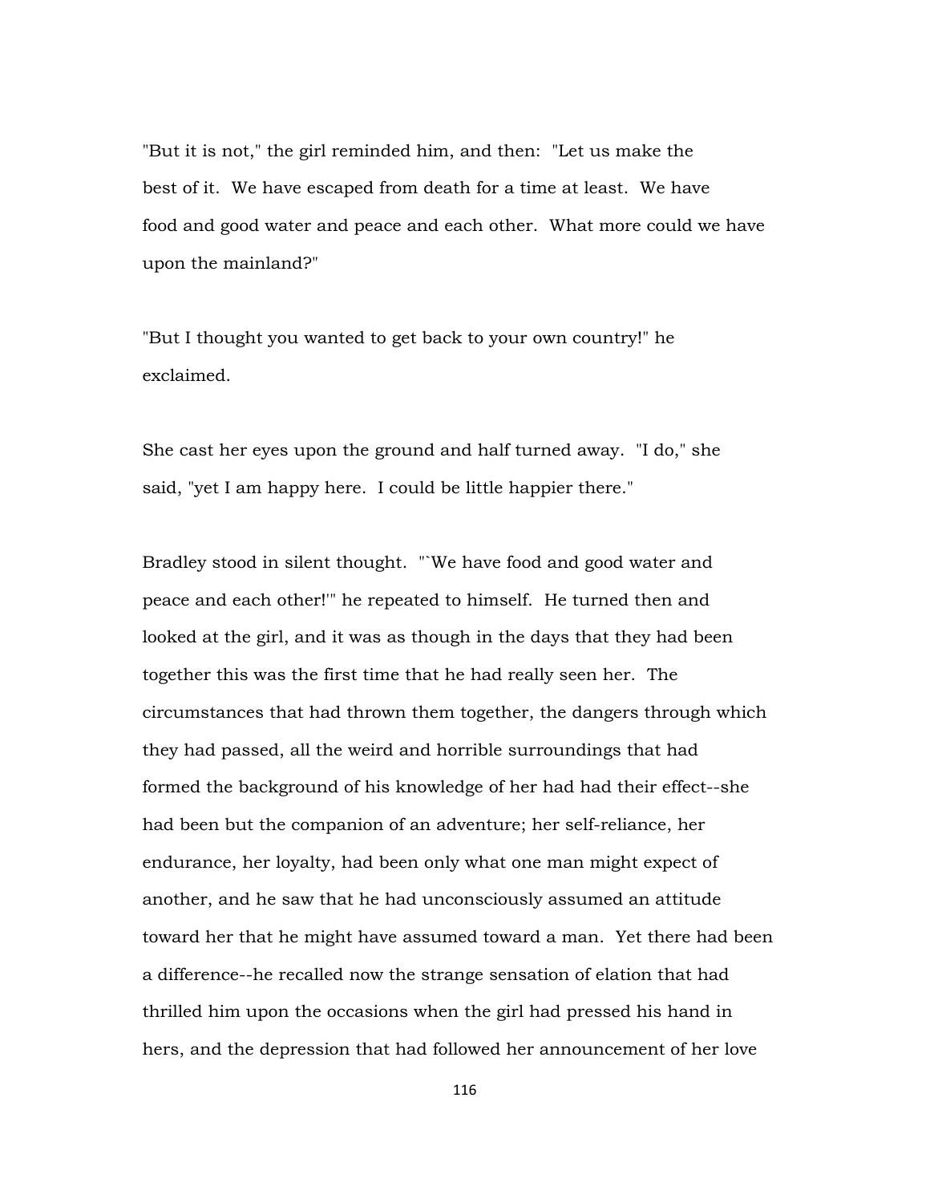"But it is not," the girl reminded him, and then: "Let us make the best of it. We have escaped from death for a time at least. We have food and good water and peace and each other. What more could we have upon the mainland?"

"But I thought you wanted to get back to your own country!" he exclaimed.

She cast her eyes upon the ground and half turned away. "I do," she said, "yet I am happy here. I could be little happier there."

Bradley stood in silent thought. "`We have food and good water and peace and each other!'" he repeated to himself. He turned then and looked at the girl, and it was as though in the days that they had been together this was the first time that he had really seen her. The circumstances that had thrown them together, the dangers through which they had passed, all the weird and horrible surroundings that had formed the background of his knowledge of her had had their effect--she had been but the companion of an adventure; her self-reliance, her endurance, her loyalty, had been only what one man might expect of another, and he saw that he had unconsciously assumed an attitude toward her that he might have assumed toward a man. Yet there had been a difference--he recalled now the strange sensation of elation that had thrilled him upon the occasions when the girl had pressed his hand in hers, and the depression that had followed her announcement of her love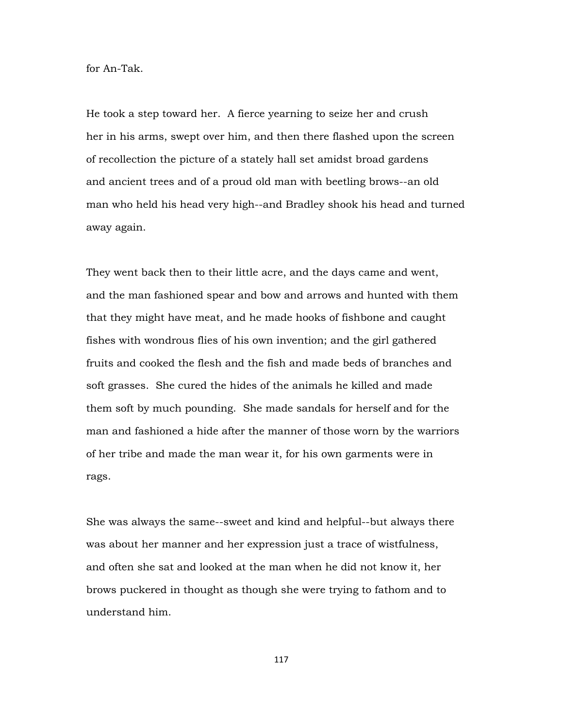for An-Tak.

He took a step toward her. A fierce yearning to seize her and crush her in his arms, swept over him, and then there flashed upon the screen of recollection the picture of a stately hall set amidst broad gardens and ancient trees and of a proud old man with beetling brows--an old man who held his head very high--and Bradley shook his head and turned away again.

They went back then to their little acre, and the days came and went, and the man fashioned spear and bow and arrows and hunted with them that they might have meat, and he made hooks of fishbone and caught fishes with wondrous flies of his own invention; and the girl gathered fruits and cooked the flesh and the fish and made beds of branches and soft grasses. She cured the hides of the animals he killed and made them soft by much pounding. She made sandals for herself and for the man and fashioned a hide after the manner of those worn by the warriors of her tribe and made the man wear it, for his own garments were in rags.

She was always the same--sweet and kind and helpful--but always there was about her manner and her expression just a trace of wistfulness, and often she sat and looked at the man when he did not know it, her brows puckered in thought as though she were trying to fathom and to understand him.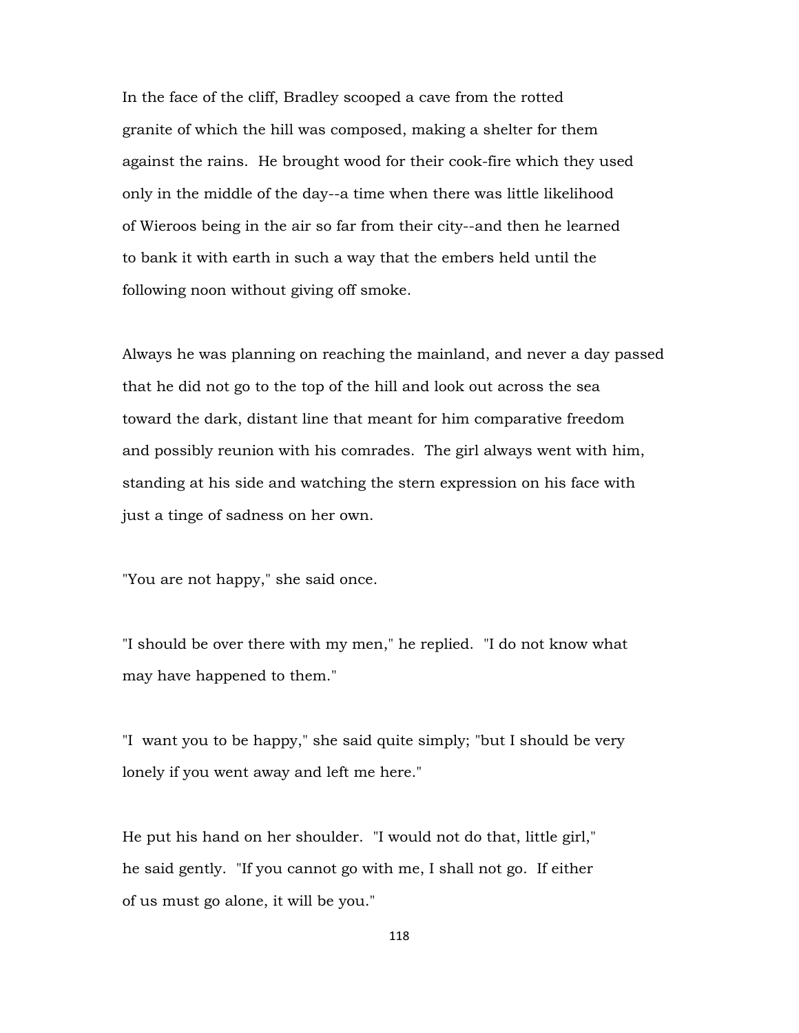In the face of the cliff, Bradley scooped a cave from the rotted granite of which the hill was composed, making a shelter for them against the rains. He brought wood for their cook-fire which they used only in the middle of the day--a time when there was little likelihood of Wieroos being in the air so far from their city--and then he learned to bank it with earth in such a way that the embers held until the following noon without giving off smoke.

Always he was planning on reaching the mainland, and never a day passed that he did not go to the top of the hill and look out across the sea toward the dark, distant line that meant for him comparative freedom and possibly reunion with his comrades. The girl always went with him, standing at his side and watching the stern expression on his face with just a tinge of sadness on her own.

"You are not happy," she said once.

"I should be over there with my men," he replied. "I do not know what may have happened to them."

"I want you to be happy," she said quite simply; "but I should be very lonely if you went away and left me here."

He put his hand on her shoulder. "I would not do that, little girl," he said gently. "If you cannot go with me, I shall not go. If either of us must go alone, it will be you."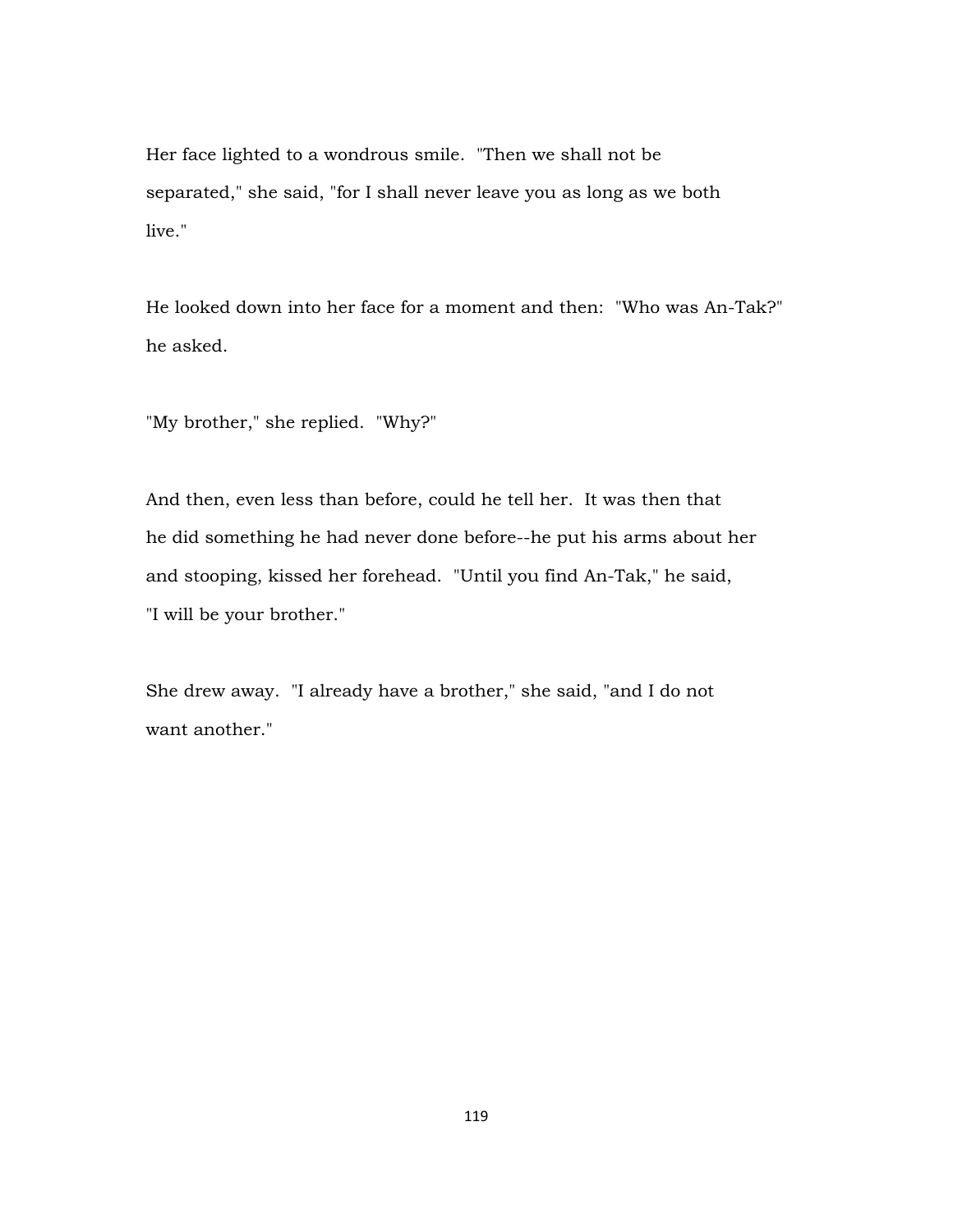Her face lighted to a wondrous smile. "Then we shall not be separated," she said, "for I shall never leave you as long as we both live."

He looked down into her face for a moment and then: "Who was An-Tak?" he asked.

"My brother," she replied. "Why?"

And then, even less than before, could he tell her. It was then that he did something he had never done before--he put his arms about her and stooping, kissed her forehead. "Until you find An-Tak," he said, "I will be your brother."

She drew away. "I already have a brother," she said, "and I do not want another."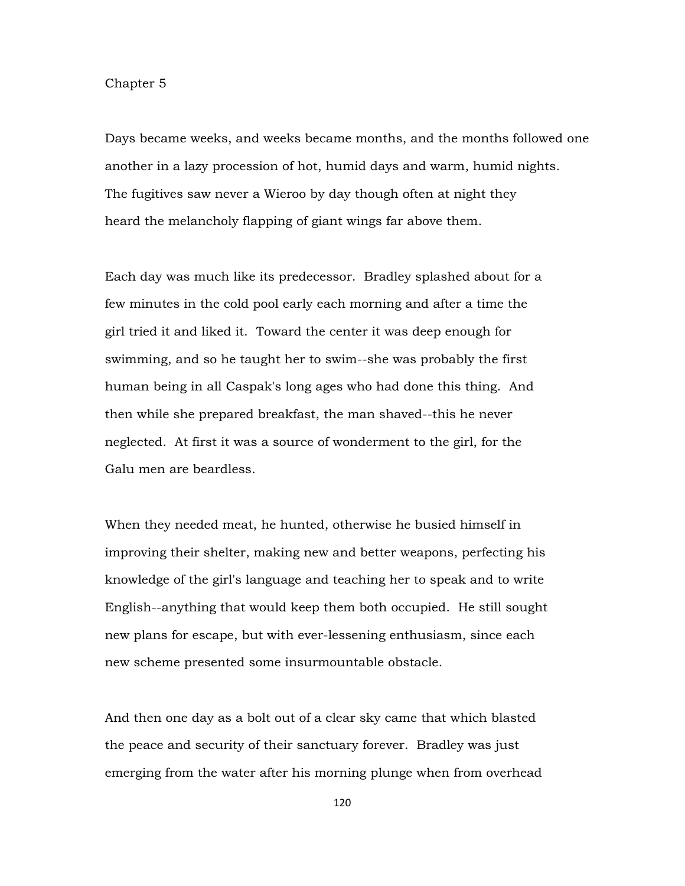## Chapter 5

Days became weeks, and weeks became months, and the months followed one another in a lazy procession of hot, humid days and warm, humid nights. The fugitives saw never a Wieroo by day though often at night they heard the melancholy flapping of giant wings far above them.

Each day was much like its predecessor. Bradley splashed about for a few minutes in the cold pool early each morning and after a time the girl tried it and liked it. Toward the center it was deep enough for swimming, and so he taught her to swim--she was probably the first human being in all Caspak's long ages who had done this thing. And then while she prepared breakfast, the man shaved--this he never neglected. At first it was a source of wonderment to the girl, for the Galu men are beardless.

When they needed meat, he hunted, otherwise he busied himself in improving their shelter, making new and better weapons, perfecting his knowledge of the girl's language and teaching her to speak and to write English--anything that would keep them both occupied. He still sought new plans for escape, but with ever-lessening enthusiasm, since each new scheme presented some insurmountable obstacle.

And then one day as a bolt out of a clear sky came that which blasted the peace and security of their sanctuary forever. Bradley was just emerging from the water after his morning plunge when from overhead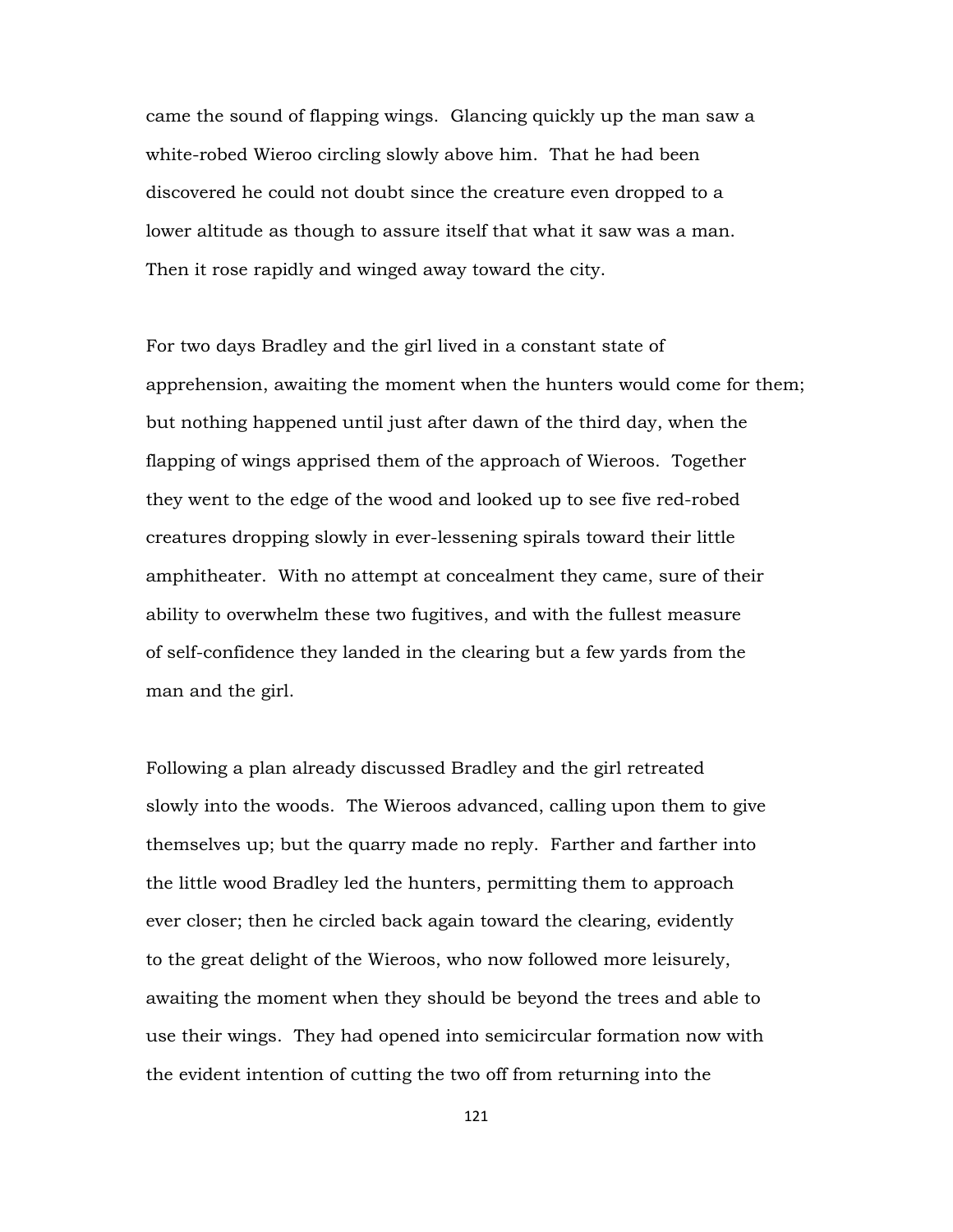came the sound of flapping wings. Glancing quickly up the man saw a white-robed Wieroo circling slowly above him. That he had been discovered he could not doubt since the creature even dropped to a lower altitude as though to assure itself that what it saw was a man. Then it rose rapidly and winged away toward the city.

For two days Bradley and the girl lived in a constant state of apprehension, awaiting the moment when the hunters would come for them; but nothing happened until just after dawn of the third day, when the flapping of wings apprised them of the approach of Wieroos. Together they went to the edge of the wood and looked up to see five red-robed creatures dropping slowly in ever-lessening spirals toward their little amphitheater. With no attempt at concealment they came, sure of their ability to overwhelm these two fugitives, and with the fullest measure of self-confidence they landed in the clearing but a few yards from the man and the girl.

Following a plan already discussed Bradley and the girl retreated slowly into the woods. The Wieroos advanced, calling upon them to give themselves up; but the quarry made no reply. Farther and farther into the little wood Bradley led the hunters, permitting them to approach ever closer; then he circled back again toward the clearing, evidently to the great delight of the Wieroos, who now followed more leisurely, awaiting the moment when they should be beyond the trees and able to use their wings. They had opened into semicircular formation now with the evident intention of cutting the two off from returning into the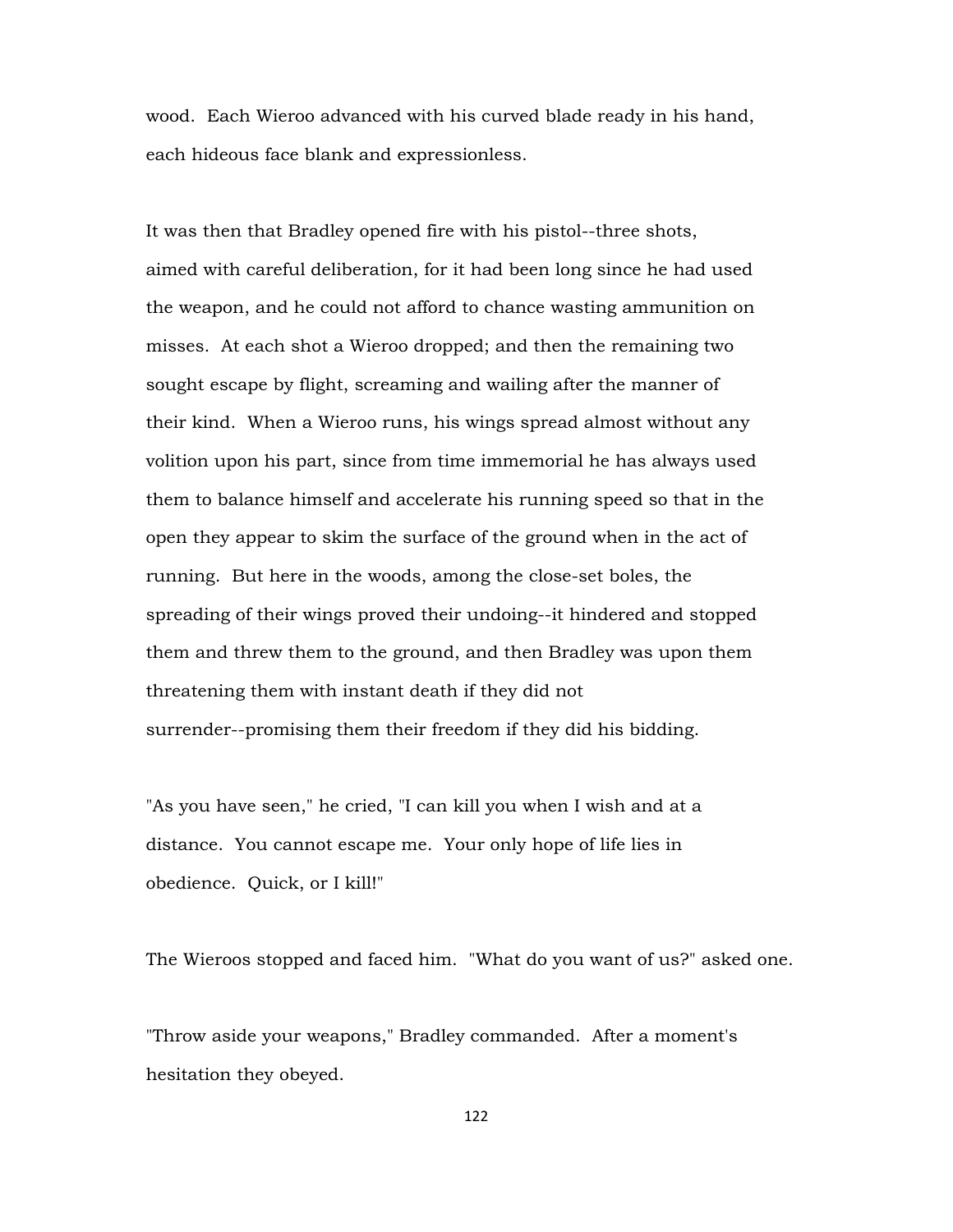wood. Each Wieroo advanced with his curved blade ready in his hand, each hideous face blank and expressionless.

It was then that Bradley opened fire with his pistol--three shots, aimed with careful deliberation, for it had been long since he had used the weapon, and he could not afford to chance wasting ammunition on misses. At each shot a Wieroo dropped; and then the remaining two sought escape by flight, screaming and wailing after the manner of their kind. When a Wieroo runs, his wings spread almost without any volition upon his part, since from time immemorial he has always used them to balance himself and accelerate his running speed so that in the open they appear to skim the surface of the ground when in the act of running. But here in the woods, among the close-set boles, the spreading of their wings proved their undoing--it hindered and stopped them and threw them to the ground, and then Bradley was upon them threatening them with instant death if they did not surrender--promising them their freedom if they did his bidding.

"As you have seen," he cried, "I can kill you when I wish and at a distance. You cannot escape me. Your only hope of life lies in obedience. Quick, or I kill!"

The Wieroos stopped and faced him. "What do you want of us?" asked one.

"Throw aside your weapons," Bradley commanded. After a moment's hesitation they obeyed.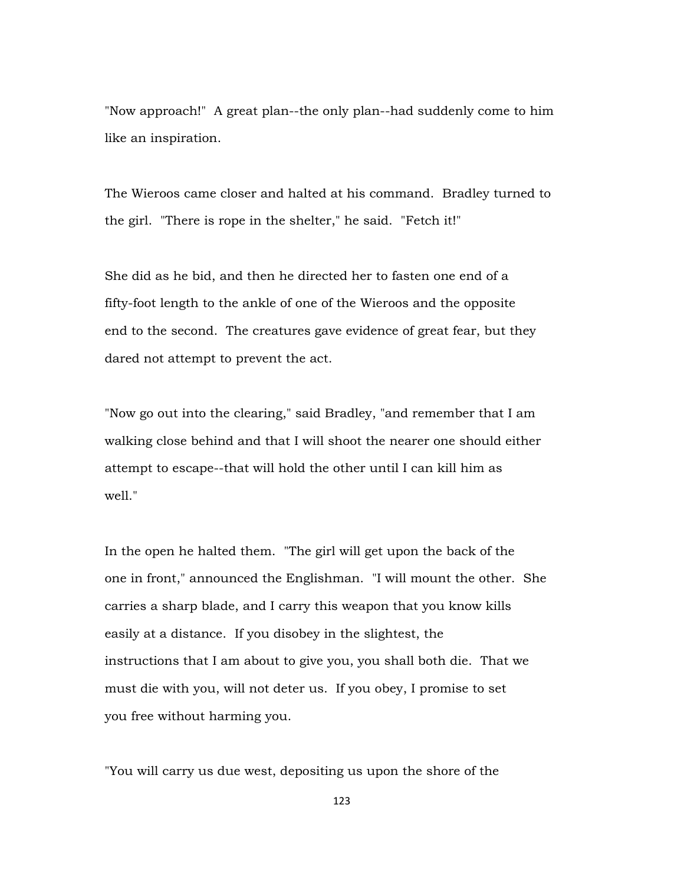"Now approach!" A great plan--the only plan--had suddenly come to him like an inspiration.

The Wieroos came closer and halted at his command. Bradley turned to the girl. "There is rope in the shelter," he said. "Fetch it!"

She did as he bid, and then he directed her to fasten one end of a fifty-foot length to the ankle of one of the Wieroos and the opposite end to the second. The creatures gave evidence of great fear, but they dared not attempt to prevent the act.

"Now go out into the clearing," said Bradley, "and remember that I am walking close behind and that I will shoot the nearer one should either attempt to escape--that will hold the other until I can kill him as well."

In the open he halted them. "The girl will get upon the back of the one in front," announced the Englishman. "I will mount the other. She carries a sharp blade, and I carry this weapon that you know kills easily at a distance. If you disobey in the slightest, the instructions that I am about to give you, you shall both die. That we must die with you, will not deter us. If you obey, I promise to set you free without harming you.

"You will carry us due west, depositing us upon the shore of the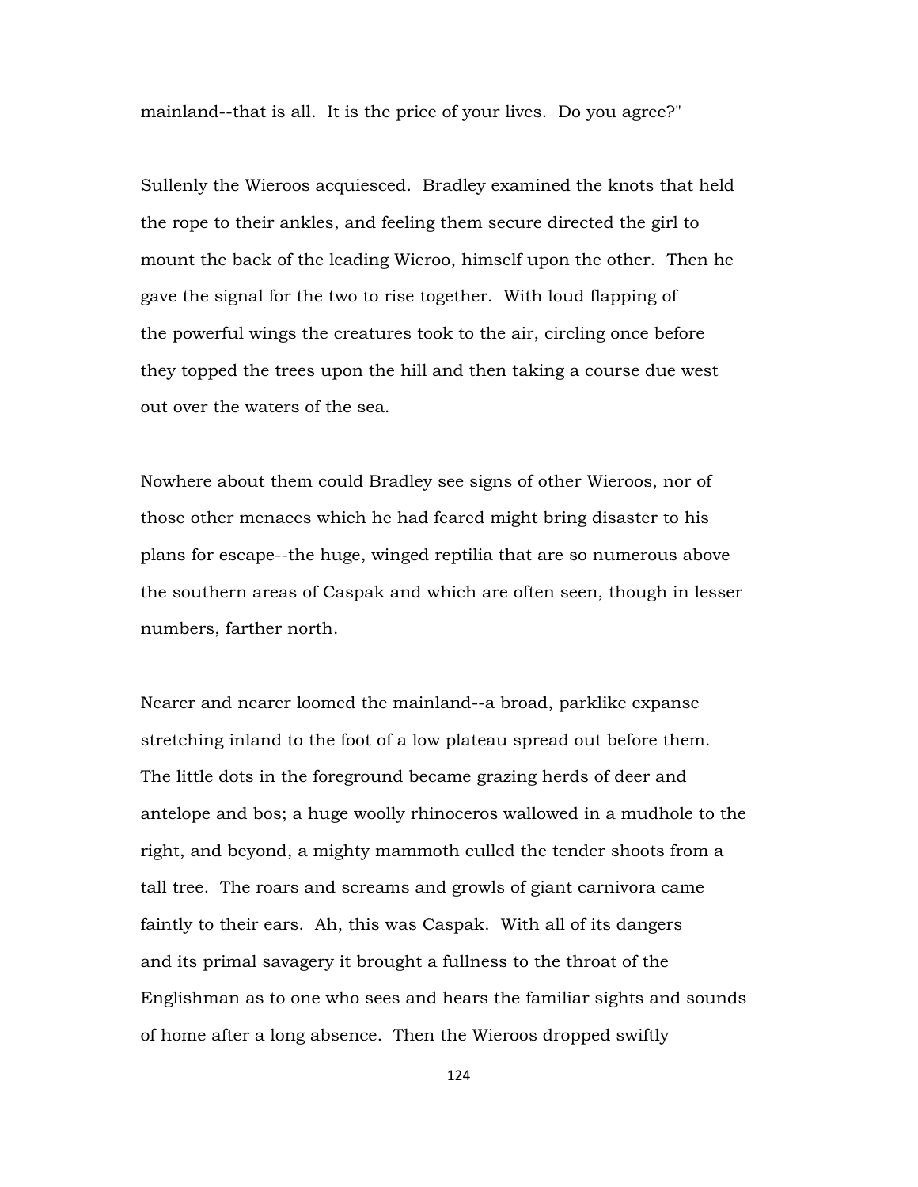mainland--that is all. It is the price of your lives. Do you agree?"

Sullenly the Wieroos acquiesced. Bradley examined the knots that held the rope to their ankles, and feeling them secure directed the girl to mount the back of the leading Wieroo, himself upon the other. Then he gave the signal for the two to rise together. With loud flapping of the powerful wings the creatures took to the air, circling once before they topped the trees upon the hill and then taking a course due west out over the waters of the sea.

Nowhere about them could Bradley see signs of other Wieroos, nor of those other menaces which he had feared might bring disaster to his plans for escape--the huge, winged reptilia that are so numerous above the southern areas of Caspak and which are often seen, though in lesser numbers, farther north.

Nearer and nearer loomed the mainland--a broad, parklike expanse stretching inland to the foot of a low plateau spread out before them. The little dots in the foreground became grazing herds of deer and antelope and bos; a huge woolly rhinoceros wallowed in a mudhole to the right, and beyond, a mighty mammoth culled the tender shoots from a tall tree. The roars and screams and growls of giant carnivora came faintly to their ears. Ah, this was Caspak. With all of its dangers and its primal savagery it brought a fullness to the throat of the Englishman as to one who sees and hears the familiar sights and sounds of home after a long absence. Then the Wieroos dropped swiftly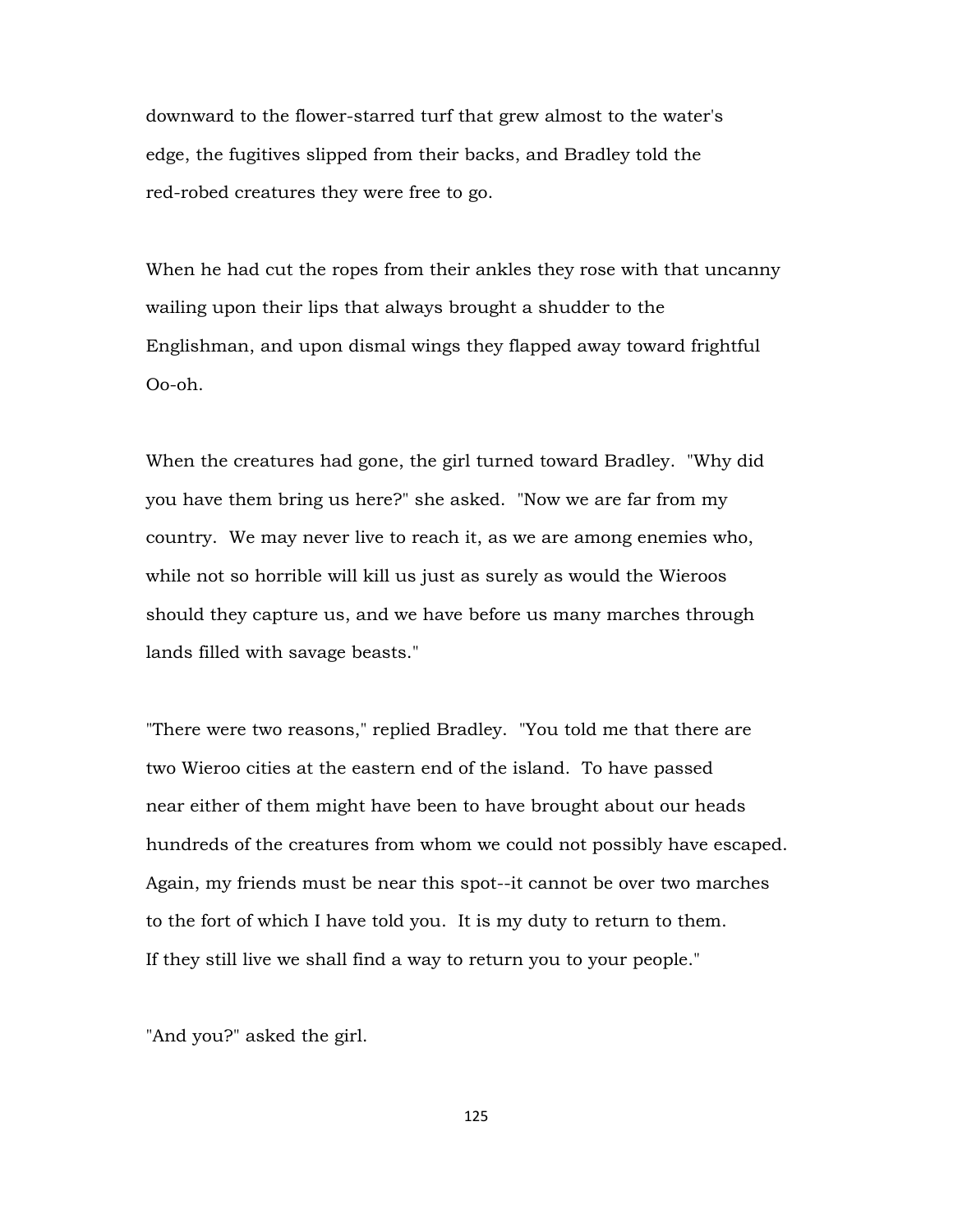downward to the flower-starred turf that grew almost to the water's edge, the fugitives slipped from their backs, and Bradley told the red-robed creatures they were free to go.

When he had cut the ropes from their ankles they rose with that uncanny wailing upon their lips that always brought a shudder to the Englishman, and upon dismal wings they flapped away toward frightful Oo-oh.

When the creatures had gone, the girl turned toward Bradley. "Why did you have them bring us here?" she asked. "Now we are far from my country. We may never live to reach it, as we are among enemies who, while not so horrible will kill us just as surely as would the Wieroos should they capture us, and we have before us many marches through lands filled with savage beasts."

"There were two reasons," replied Bradley. "You told me that there are two Wieroo cities at the eastern end of the island. To have passed near either of them might have been to have brought about our heads hundreds of the creatures from whom we could not possibly have escaped. Again, my friends must be near this spot--it cannot be over two marches to the fort of which I have told you. It is my duty to return to them. If they still live we shall find a way to return you to your people."

"And you?" asked the girl.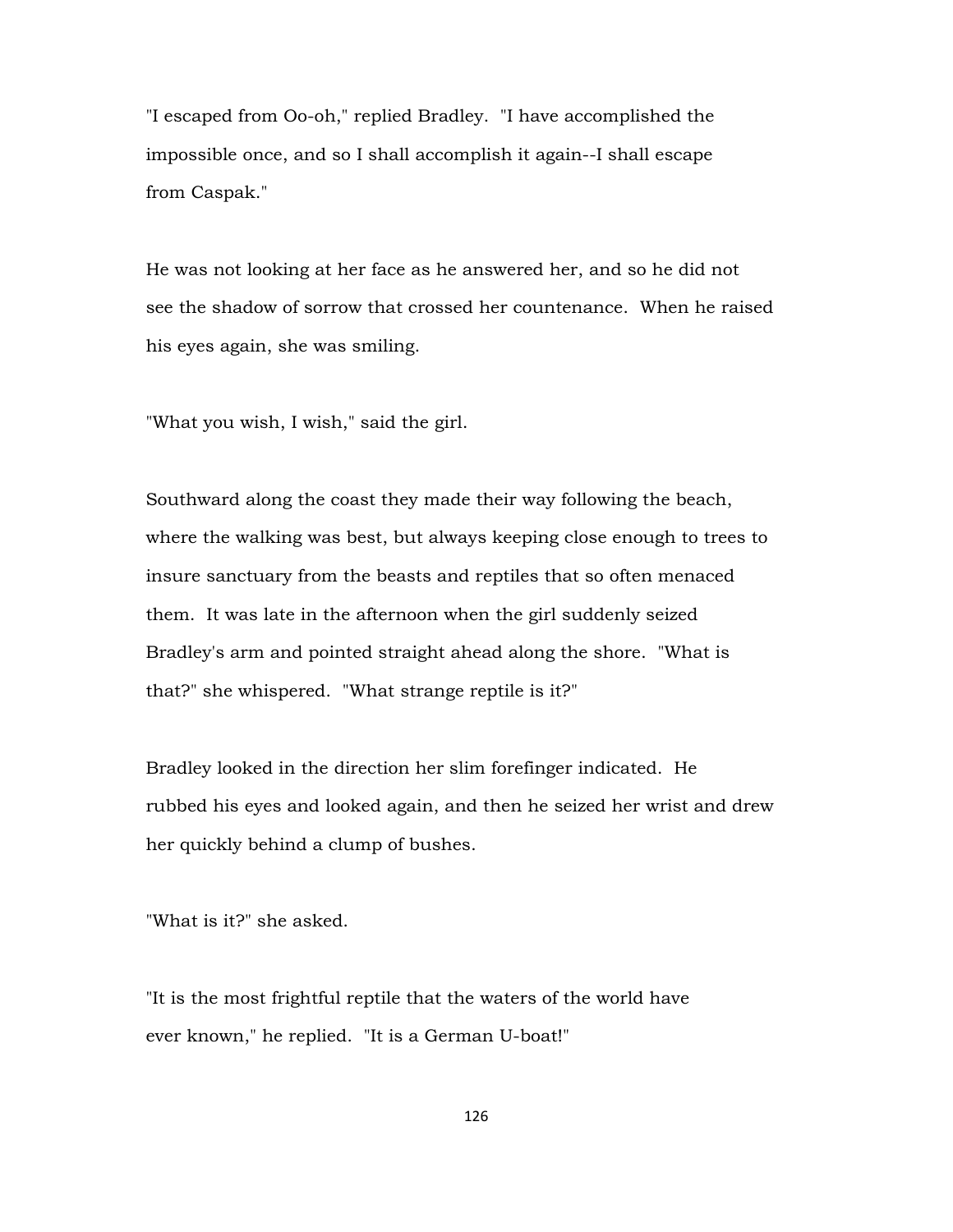"I escaped from Oo-oh," replied Bradley. "I have accomplished the impossible once, and so I shall accomplish it again--I shall escape from Caspak."

He was not looking at her face as he answered her, and so he did not see the shadow of sorrow that crossed her countenance. When he raised his eyes again, she was smiling.

"What you wish, I wish," said the girl.

Southward along the coast they made their way following the beach, where the walking was best, but always keeping close enough to trees to insure sanctuary from the beasts and reptiles that so often menaced them. It was late in the afternoon when the girl suddenly seized Bradley's arm and pointed straight ahead along the shore. "What is that?" she whispered. "What strange reptile is it?"

Bradley looked in the direction her slim forefinger indicated. He rubbed his eyes and looked again, and then he seized her wrist and drew her quickly behind a clump of bushes.

"What is it?" she asked.

"It is the most frightful reptile that the waters of the world have ever known," he replied. "It is a German U-boat!"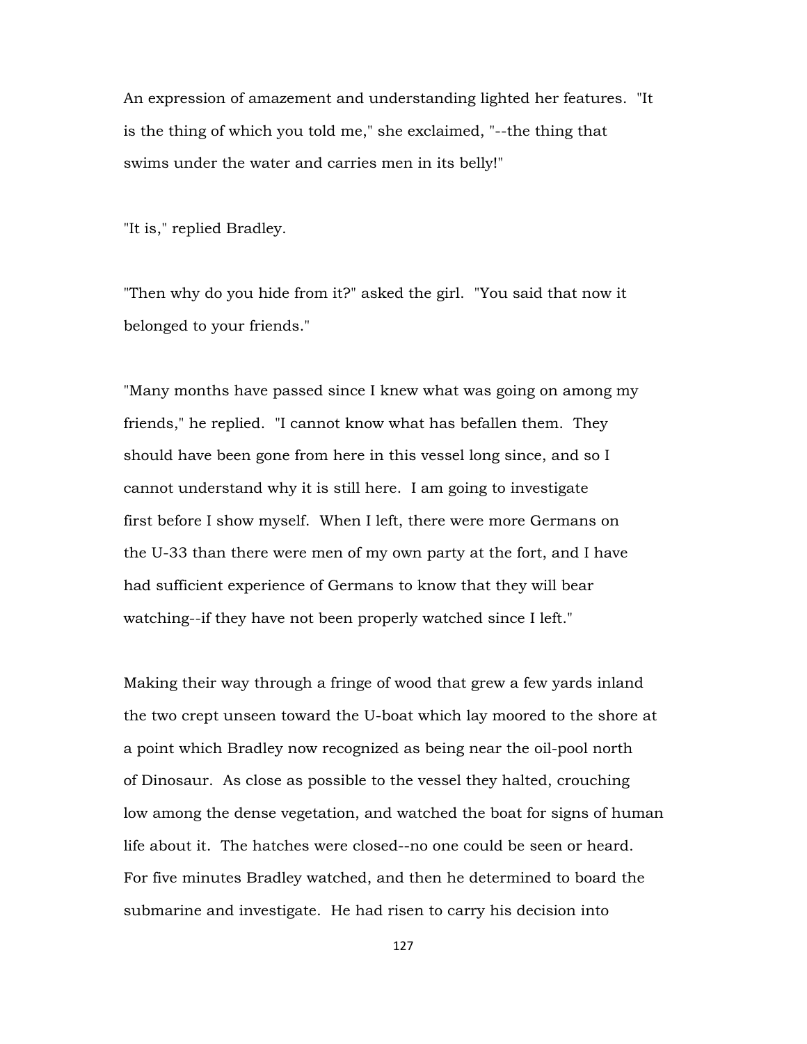An expression of amazement and understanding lighted her features. "It is the thing of which you told me," she exclaimed, "--the thing that swims under the water and carries men in its belly!"

"It is," replied Bradley.

"Then why do you hide from it?" asked the girl. "You said that now it belonged to your friends."

"Many months have passed since I knew what was going on among my friends," he replied. "I cannot know what has befallen them. They should have been gone from here in this vessel long since, and so I cannot understand why it is still here. I am going to investigate first before I show myself. When I left, there were more Germans on the U-33 than there were men of my own party at the fort, and I have had sufficient experience of Germans to know that they will bear watching--if they have not been properly watched since I left."

Making their way through a fringe of wood that grew a few yards inland the two crept unseen toward the U-boat which lay moored to the shore at a point which Bradley now recognized as being near the oil-pool north of Dinosaur. As close as possible to the vessel they halted, crouching low among the dense vegetation, and watched the boat for signs of human life about it. The hatches were closed--no one could be seen or heard. For five minutes Bradley watched, and then he determined to board the submarine and investigate. He had risen to carry his decision into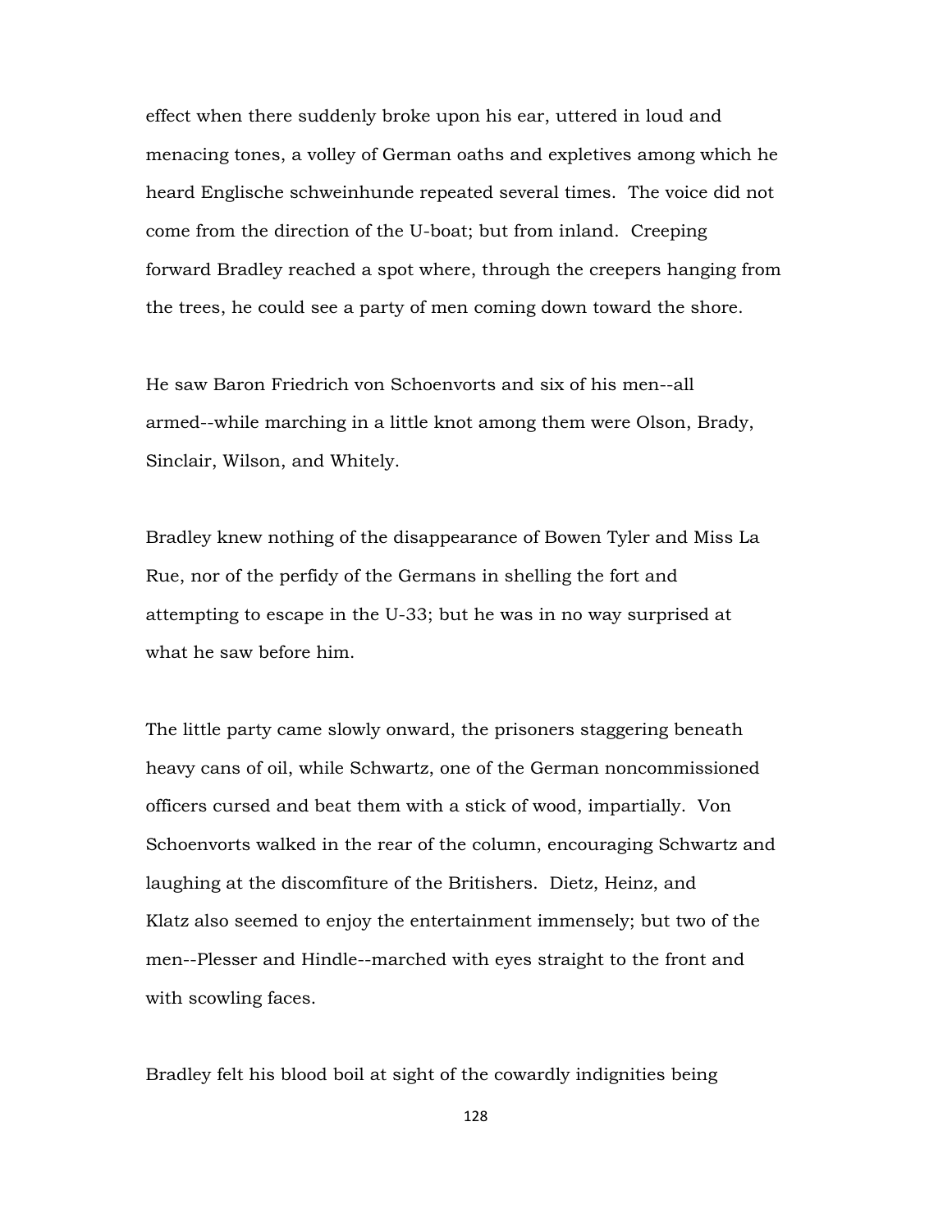effect when there suddenly broke upon his ear, uttered in loud and menacing tones, a volley of German oaths and expletives among which he heard Englische schweinhunde repeated several times. The voice did not come from the direction of the U-boat; but from inland. Creeping forward Bradley reached a spot where, through the creepers hanging from the trees, he could see a party of men coming down toward the shore.

He saw Baron Friedrich von Schoenvorts and six of his men--all armed--while marching in a little knot among them were Olson, Brady, Sinclair, Wilson, and Whitely.

Bradley knew nothing of the disappearance of Bowen Tyler and Miss La Rue, nor of the perfidy of the Germans in shelling the fort and attempting to escape in the U-33; but he was in no way surprised at what he saw before him.

The little party came slowly onward, the prisoners staggering beneath heavy cans of oil, while Schwartz, one of the German noncommissioned officers cursed and beat them with a stick of wood, impartially. Von Schoenvorts walked in the rear of the column, encouraging Schwartz and laughing at the discomfiture of the Britishers. Dietz, Heinz, and Klatz also seemed to enjoy the entertainment immensely; but two of the men--Plesser and Hindle--marched with eyes straight to the front and with scowling faces.

Bradley felt his blood boil at sight of the cowardly indignities being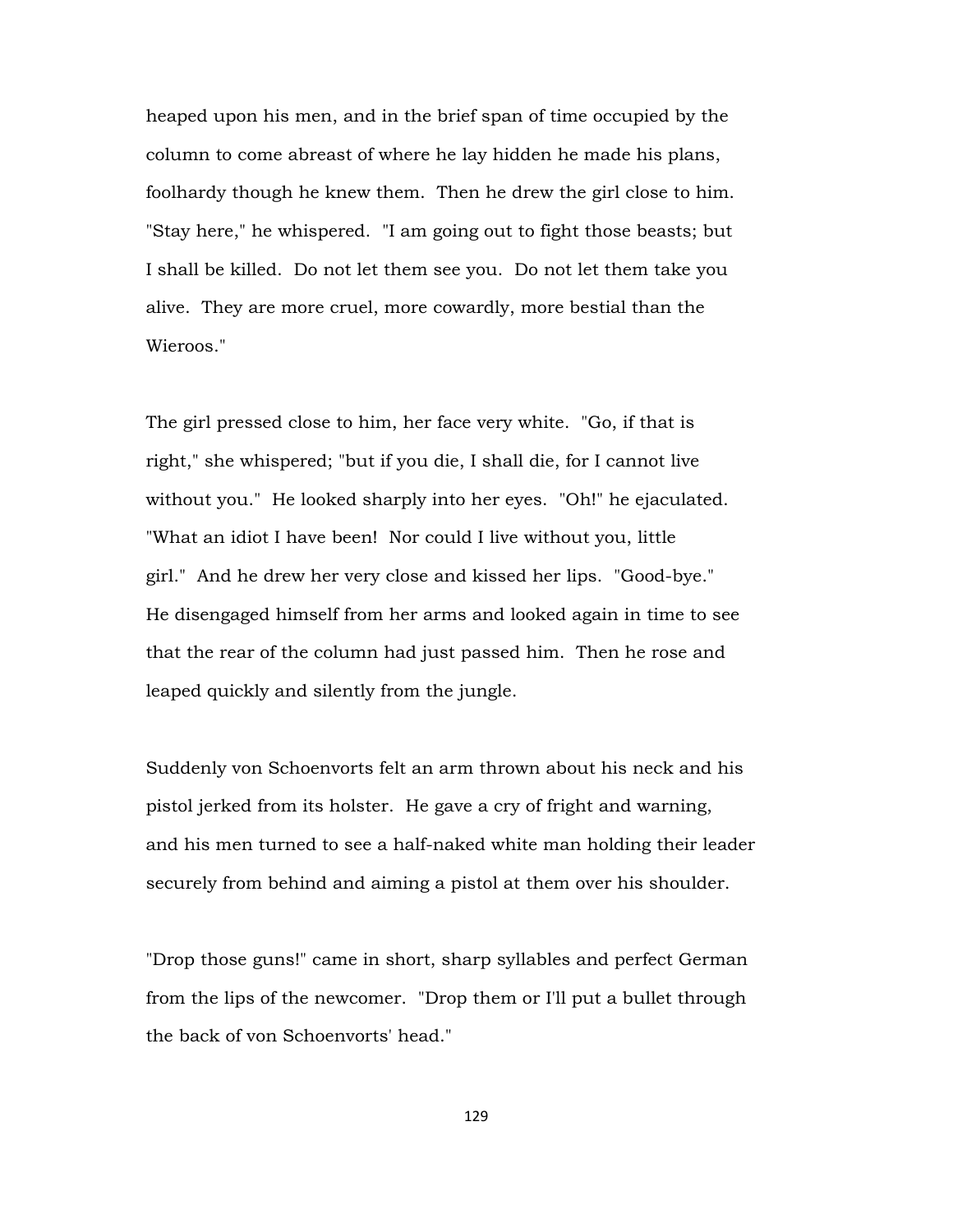heaped upon his men, and in the brief span of time occupied by the column to come abreast of where he lay hidden he made his plans, foolhardy though he knew them. Then he drew the girl close to him. "Stay here," he whispered. "I am going out to fight those beasts; but I shall be killed. Do not let them see you. Do not let them take you alive. They are more cruel, more cowardly, more bestial than the Wieroos."

The girl pressed close to him, her face very white. "Go, if that is right," she whispered; "but if you die, I shall die, for I cannot live without you." He looked sharply into her eyes. "Oh!" he ejaculated. "What an idiot I have been! Nor could I live without you, little girl." And he drew her very close and kissed her lips. "Good-bye." He disengaged himself from her arms and looked again in time to see that the rear of the column had just passed him. Then he rose and leaped quickly and silently from the jungle.

Suddenly von Schoenvorts felt an arm thrown about his neck and his pistol jerked from its holster. He gave a cry of fright and warning, and his men turned to see a half-naked white man holding their leader securely from behind and aiming a pistol at them over his shoulder.

"Drop those guns!" came in short, sharp syllables and perfect German from the lips of the newcomer. "Drop them or I'll put a bullet through the back of von Schoenvorts' head."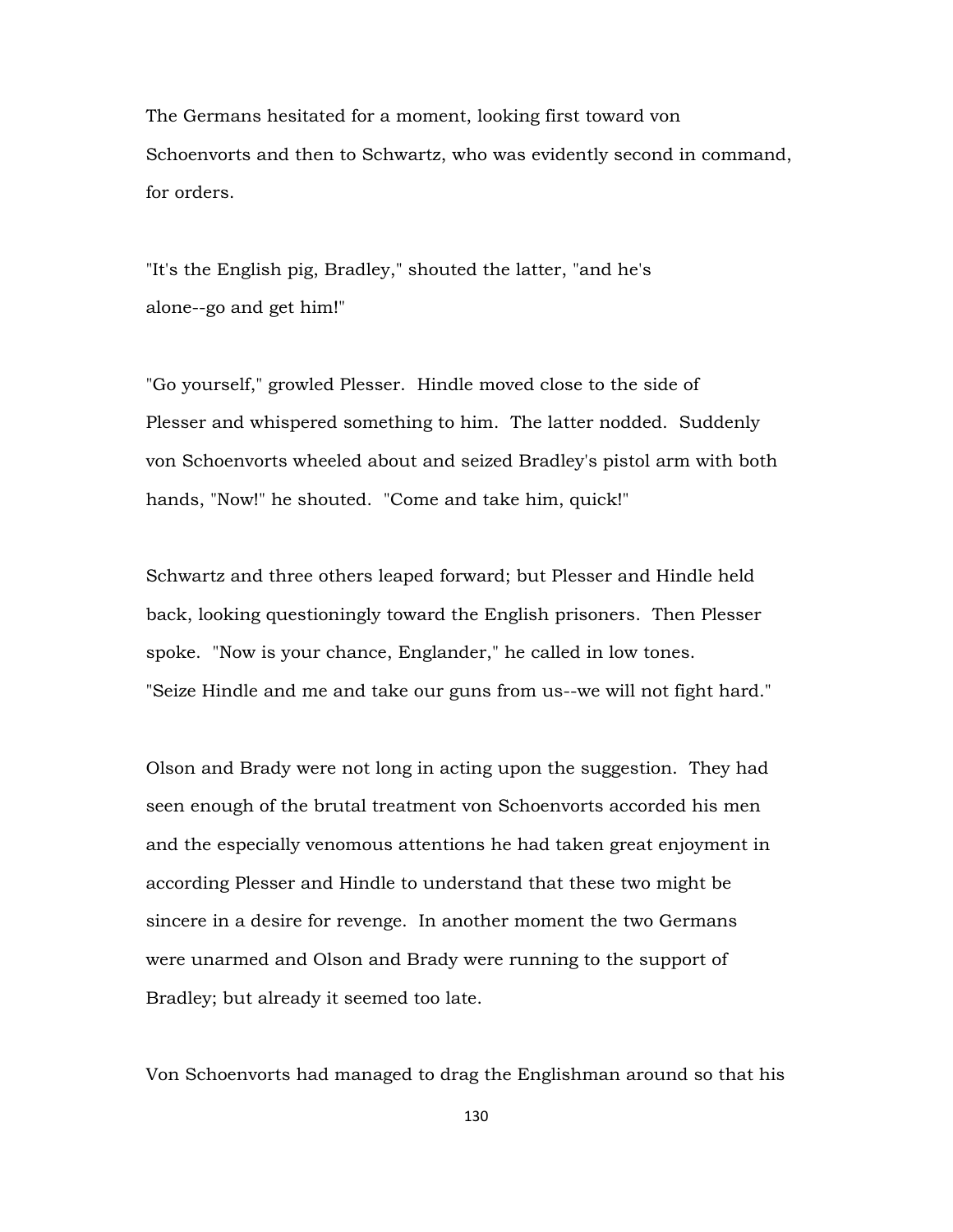The Germans hesitated for a moment, looking first toward von Schoenvorts and then to Schwartz, who was evidently second in command, for orders.

"It's the English pig, Bradley," shouted the latter, "and he's alone--go and get him!"

"Go yourself," growled Plesser. Hindle moved close to the side of Plesser and whispered something to him. The latter nodded. Suddenly von Schoenvorts wheeled about and seized Bradley's pistol arm with both hands, "Now!" he shouted. "Come and take him, quick!"

Schwartz and three others leaped forward; but Plesser and Hindle held back, looking questioningly toward the English prisoners. Then Plesser spoke. "Now is your chance, Englander," he called in low tones. "Seize Hindle and me and take our guns from us--we will not fight hard."

Olson and Brady were not long in acting upon the suggestion. They had seen enough of the brutal treatment von Schoenvorts accorded his men and the especially venomous attentions he had taken great enjoyment in according Plesser and Hindle to understand that these two might be sincere in a desire for revenge. In another moment the two Germans were unarmed and Olson and Brady were running to the support of Bradley; but already it seemed too late.

Von Schoenvorts had managed to drag the Englishman around so that his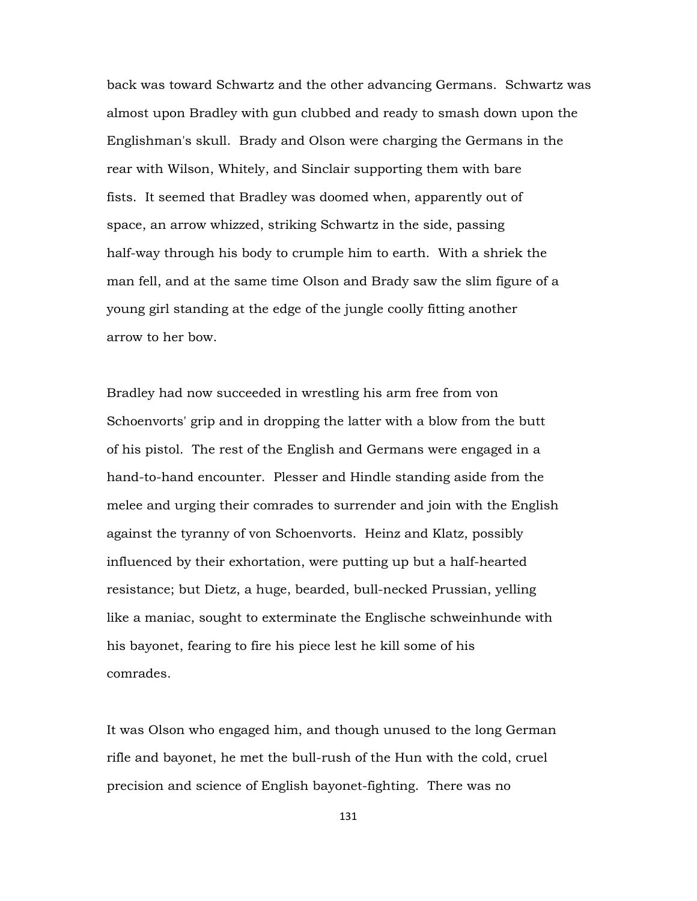back was toward Schwartz and the other advancing Germans. Schwartz was almost upon Bradley with gun clubbed and ready to smash down upon the Englishman's skull. Brady and Olson were charging the Germans in the rear with Wilson, Whitely, and Sinclair supporting them with bare fists. It seemed that Bradley was doomed when, apparently out of space, an arrow whizzed, striking Schwartz in the side, passing half-way through his body to crumple him to earth. With a shriek the man fell, and at the same time Olson and Brady saw the slim figure of a young girl standing at the edge of the jungle coolly fitting another arrow to her bow.

Bradley had now succeeded in wrestling his arm free from von Schoenvorts' grip and in dropping the latter with a blow from the butt of his pistol. The rest of the English and Germans were engaged in a hand-to-hand encounter. Plesser and Hindle standing aside from the melee and urging their comrades to surrender and join with the English against the tyranny of von Schoenvorts. Heinz and Klatz, possibly influenced by their exhortation, were putting up but a half-hearted resistance; but Dietz, a huge, bearded, bull-necked Prussian, yelling like a maniac, sought to exterminate the Englische schweinhunde with his bayonet, fearing to fire his piece lest he kill some of his comrades.

It was Olson who engaged him, and though unused to the long German rifle and bayonet, he met the bull-rush of the Hun with the cold, cruel precision and science of English bayonet-fighting. There was no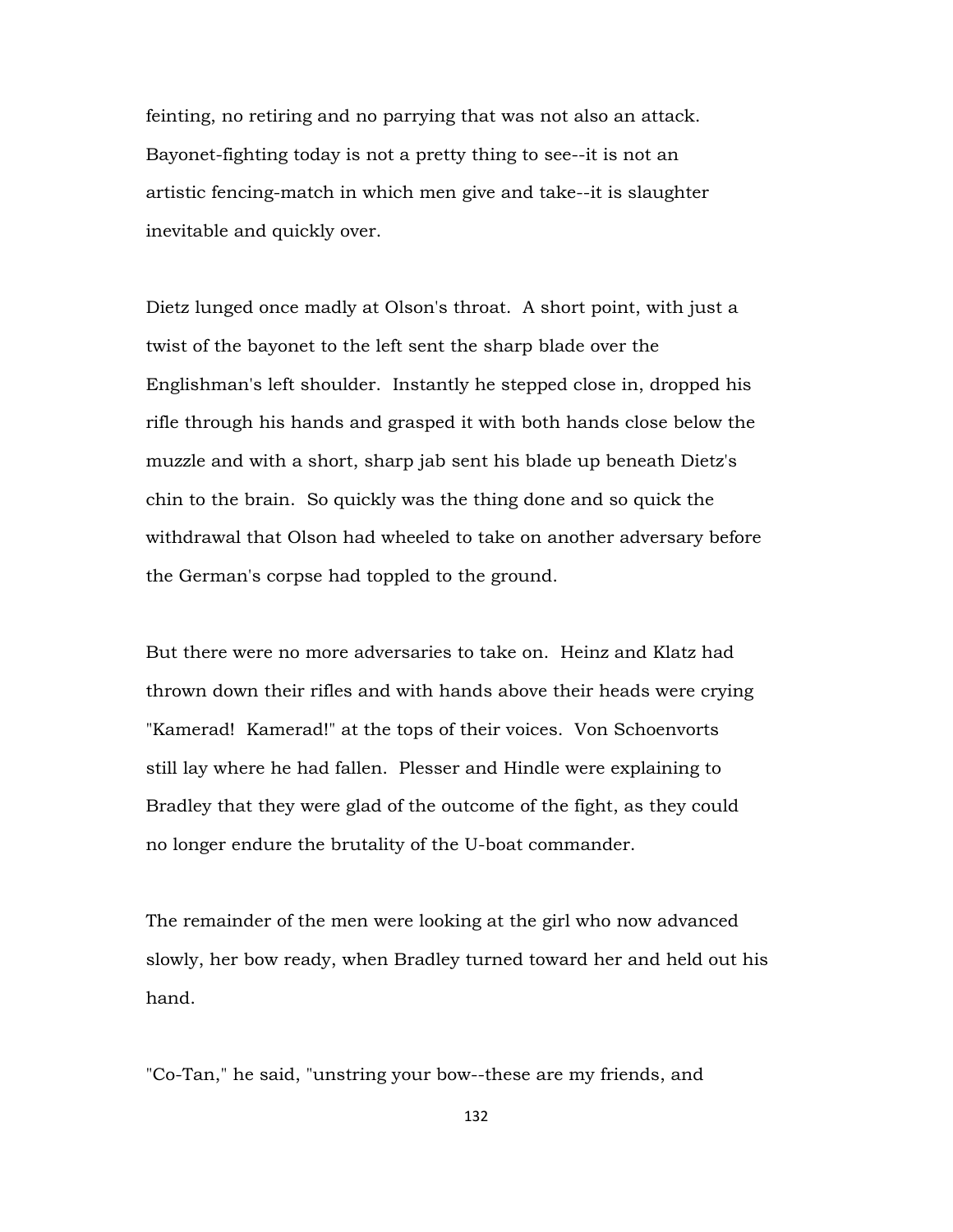feinting, no retiring and no parrying that was not also an attack. Bayonet-fighting today is not a pretty thing to see--it is not an artistic fencing-match in which men give and take--it is slaughter inevitable and quickly over.

Dietz lunged once madly at Olson's throat. A short point, with just a twist of the bayonet to the left sent the sharp blade over the Englishman's left shoulder. Instantly he stepped close in, dropped his rifle through his hands and grasped it with both hands close below the muzzle and with a short, sharp jab sent his blade up beneath Dietz's chin to the brain. So quickly was the thing done and so quick the withdrawal that Olson had wheeled to take on another adversary before the German's corpse had toppled to the ground.

But there were no more adversaries to take on. Heinz and Klatz had thrown down their rifles and with hands above their heads were crying "Kamerad! Kamerad!" at the tops of their voices. Von Schoenvorts still lay where he had fallen. Plesser and Hindle were explaining to Bradley that they were glad of the outcome of the fight, as they could no longer endure the brutality of the U-boat commander.

The remainder of the men were looking at the girl who now advanced slowly, her bow ready, when Bradley turned toward her and held out his hand.

"Co-Tan," he said, "unstring your bow--these are my friends, and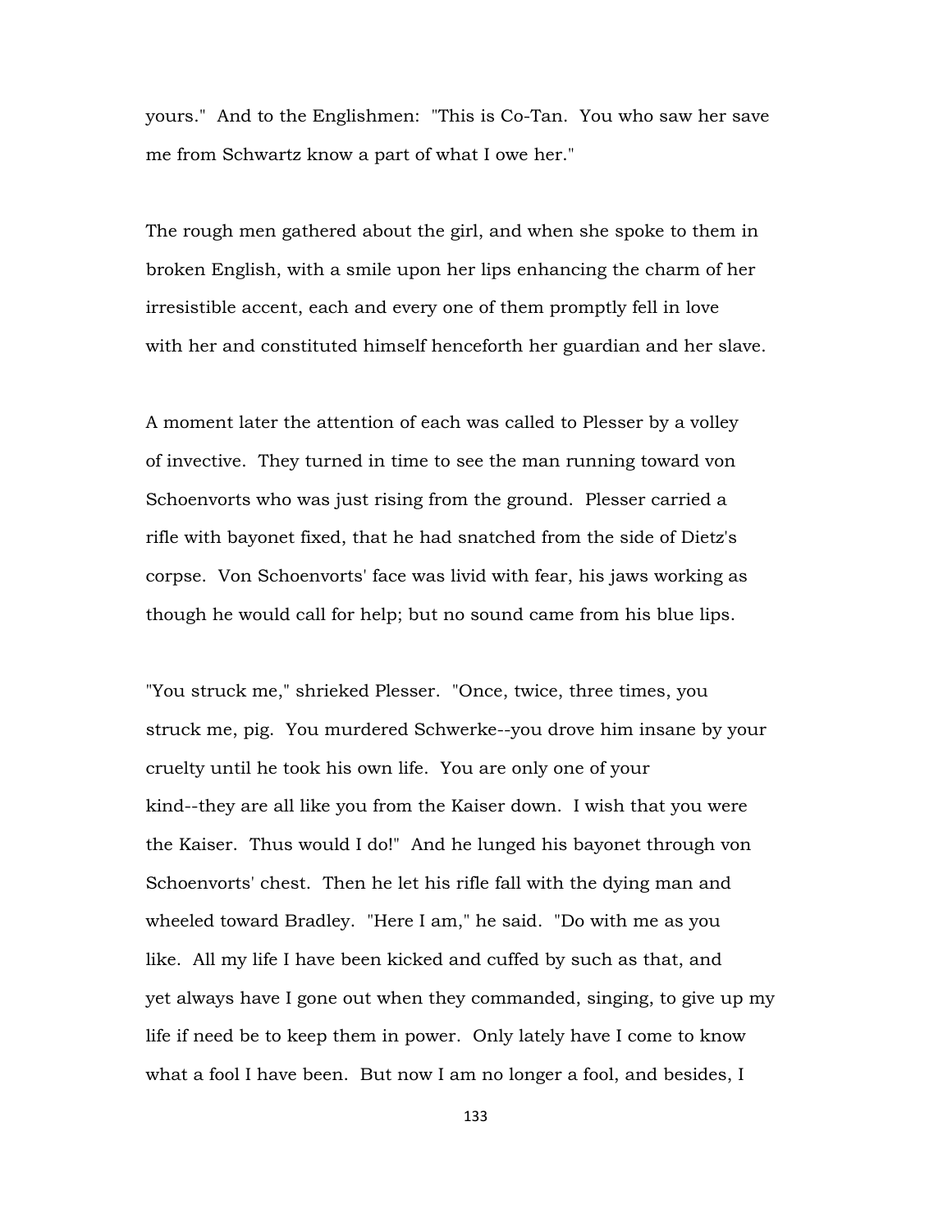yours." And to the Englishmen: "This is Co-Tan. You who saw her save me from Schwartz know a part of what I owe her."

The rough men gathered about the girl, and when she spoke to them in broken English, with a smile upon her lips enhancing the charm of her irresistible accent, each and every one of them promptly fell in love with her and constituted himself henceforth her guardian and her slave.

A moment later the attention of each was called to Plesser by a volley of invective. They turned in time to see the man running toward von Schoenvorts who was just rising from the ground. Plesser carried a rifle with bayonet fixed, that he had snatched from the side of Dietz's corpse. Von Schoenvorts' face was livid with fear, his jaws working as though he would call for help; but no sound came from his blue lips.

"You struck me," shrieked Plesser. "Once, twice, three times, you struck me, pig. You murdered Schwerke--you drove him insane by your cruelty until he took his own life. You are only one of your kind--they are all like you from the Kaiser down. I wish that you were the Kaiser. Thus would I do!" And he lunged his bayonet through von Schoenvorts' chest. Then he let his rifle fall with the dying man and wheeled toward Bradley. "Here I am," he said. "Do with me as you like. All my life I have been kicked and cuffed by such as that, and yet always have I gone out when they commanded, singing, to give up my life if need be to keep them in power. Only lately have I come to know what a fool I have been. But now I am no longer a fool, and besides, I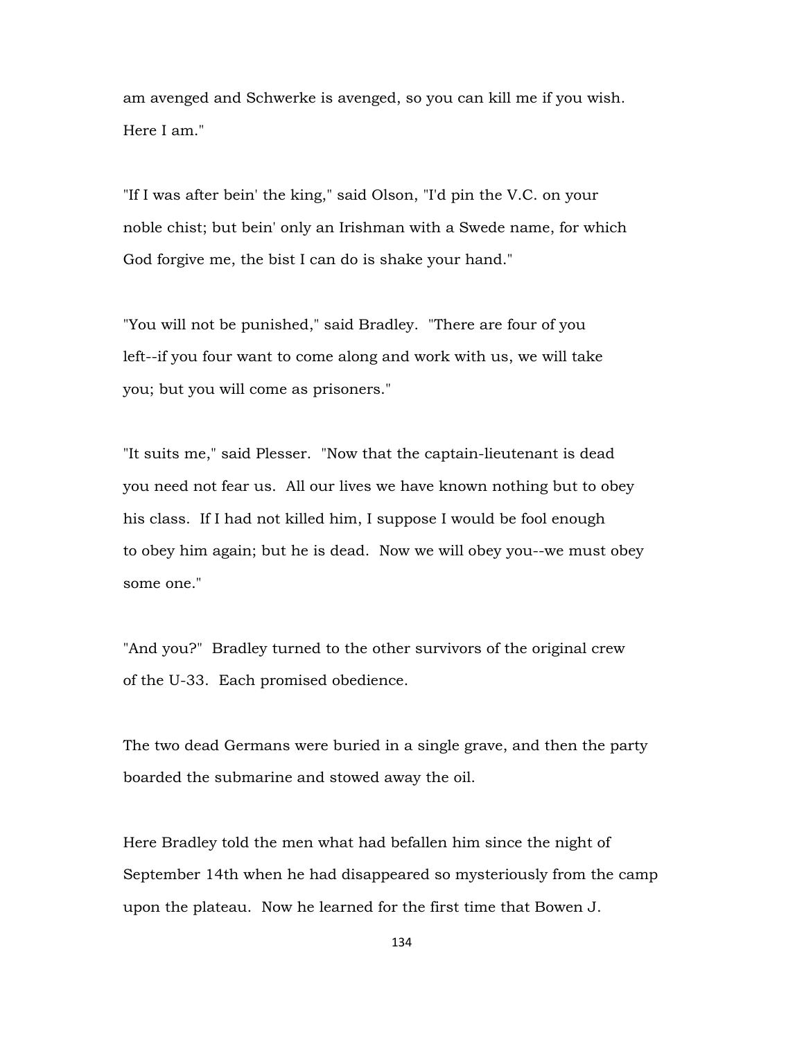am avenged and Schwerke is avenged, so you can kill me if you wish. Here I am."

"If I was after bein' the king," said Olson, "I'd pin the V.C. on your noble chist; but bein' only an Irishman with a Swede name, for which God forgive me, the bist I can do is shake your hand."

"You will not be punished," said Bradley. "There are four of you left--if you four want to come along and work with us, we will take you; but you will come as prisoners."

"It suits me," said Plesser. "Now that the captain-lieutenant is dead you need not fear us. All our lives we have known nothing but to obey his class. If I had not killed him, I suppose I would be fool enough to obey him again; but he is dead. Now we will obey you--we must obey some one."

"And you?" Bradley turned to the other survivors of the original crew of the U-33. Each promised obedience.

The two dead Germans were buried in a single grave, and then the party boarded the submarine and stowed away the oil.

Here Bradley told the men what had befallen him since the night of September 14th when he had disappeared so mysteriously from the camp upon the plateau. Now he learned for the first time that Bowen J.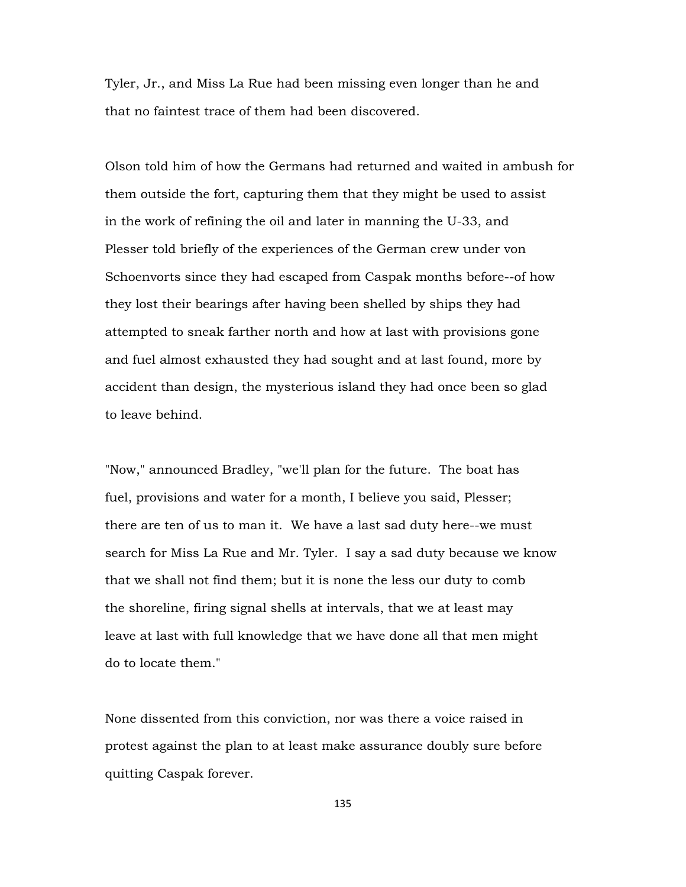Tyler, Jr., and Miss La Rue had been missing even longer than he and that no faintest trace of them had been discovered.

Olson told him of how the Germans had returned and waited in ambush for them outside the fort, capturing them that they might be used to assist in the work of refining the oil and later in manning the U-33, and Plesser told briefly of the experiences of the German crew under von Schoenvorts since they had escaped from Caspak months before--of how they lost their bearings after having been shelled by ships they had attempted to sneak farther north and how at last with provisions gone and fuel almost exhausted they had sought and at last found, more by accident than design, the mysterious island they had once been so glad to leave behind.

"Now," announced Bradley, "we'll plan for the future. The boat has fuel, provisions and water for a month, I believe you said, Plesser; there are ten of us to man it. We have a last sad duty here--we must search for Miss La Rue and Mr. Tyler. I say a sad duty because we know that we shall not find them; but it is none the less our duty to comb the shoreline, firing signal shells at intervals, that we at least may leave at last with full knowledge that we have done all that men might do to locate them."

None dissented from this conviction, nor was there a voice raised in protest against the plan to at least make assurance doubly sure before quitting Caspak forever.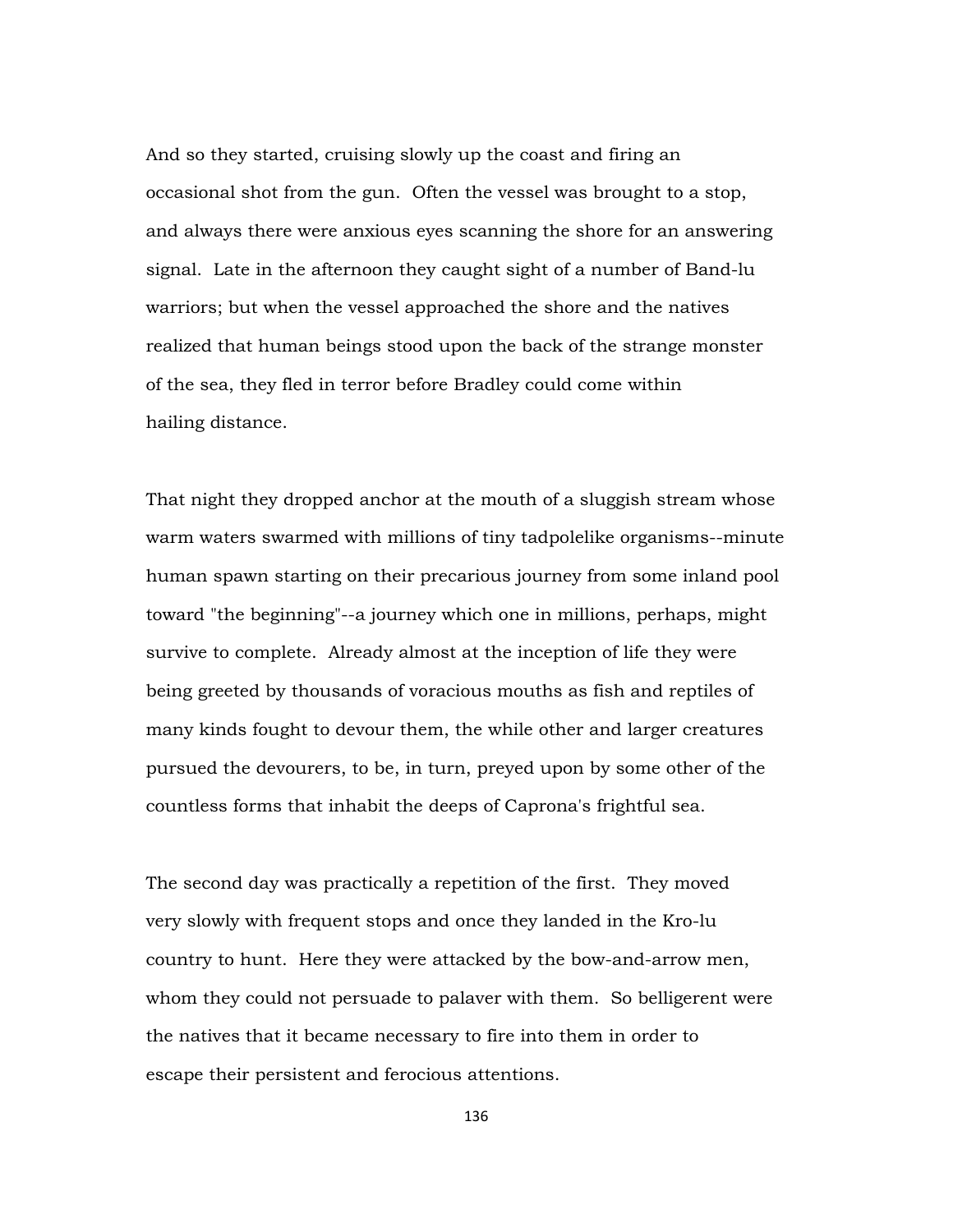And so they started, cruising slowly up the coast and firing an occasional shot from the gun. Often the vessel was brought to a stop, and always there were anxious eyes scanning the shore for an answering signal. Late in the afternoon they caught sight of a number of Band-lu warriors; but when the vessel approached the shore and the natives realized that human beings stood upon the back of the strange monster of the sea, they fled in terror before Bradley could come within hailing distance.

That night they dropped anchor at the mouth of a sluggish stream whose warm waters swarmed with millions of tiny tadpolelike organisms--minute human spawn starting on their precarious journey from some inland pool toward "the beginning"--a journey which one in millions, perhaps, might survive to complete. Already almost at the inception of life they were being greeted by thousands of voracious mouths as fish and reptiles of many kinds fought to devour them, the while other and larger creatures pursued the devourers, to be, in turn, preyed upon by some other of the countless forms that inhabit the deeps of Caprona's frightful sea.

The second day was practically a repetition of the first. They moved very slowly with frequent stops and once they landed in the Kro-lu country to hunt. Here they were attacked by the bow-and-arrow men, whom they could not persuade to palaver with them. So belligerent were the natives that it became necessary to fire into them in order to escape their persistent and ferocious attentions.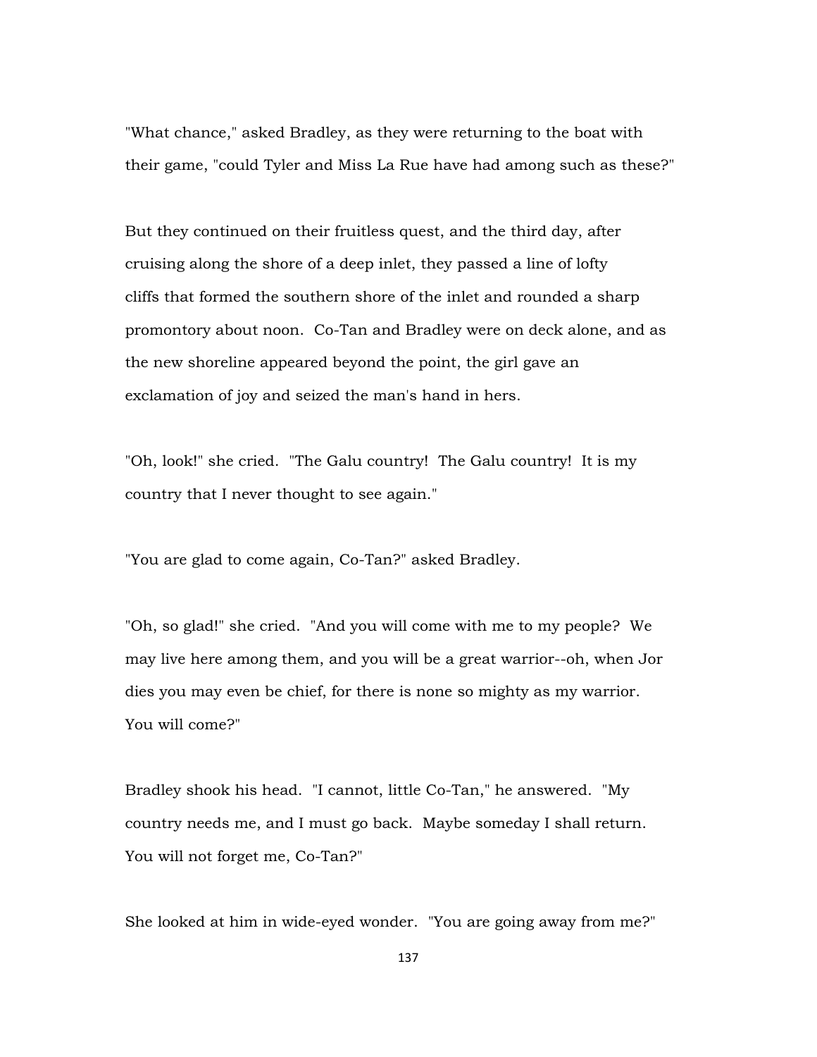"What chance," asked Bradley, as they were returning to the boat with their game, "could Tyler and Miss La Rue have had among such as these?"

But they continued on their fruitless quest, and the third day, after cruising along the shore of a deep inlet, they passed a line of lofty cliffs that formed the southern shore of the inlet and rounded a sharp promontory about noon. Co-Tan and Bradley were on deck alone, and as the new shoreline appeared beyond the point, the girl gave an exclamation of joy and seized the man's hand in hers.

"Oh, look!" she cried. "The Galu country! The Galu country! It is my country that I never thought to see again."

"You are glad to come again, Co-Tan?" asked Bradley.

"Oh, so glad!" she cried. "And you will come with me to my people? We may live here among them, and you will be a great warrior--oh, when Jor dies you may even be chief, for there is none so mighty as my warrior. You will come?"

Bradley shook his head. "I cannot, little Co-Tan," he answered. "My country needs me, and I must go back. Maybe someday I shall return. You will not forget me, Co-Tan?"

She looked at him in wide-eyed wonder. "You are going away from me?"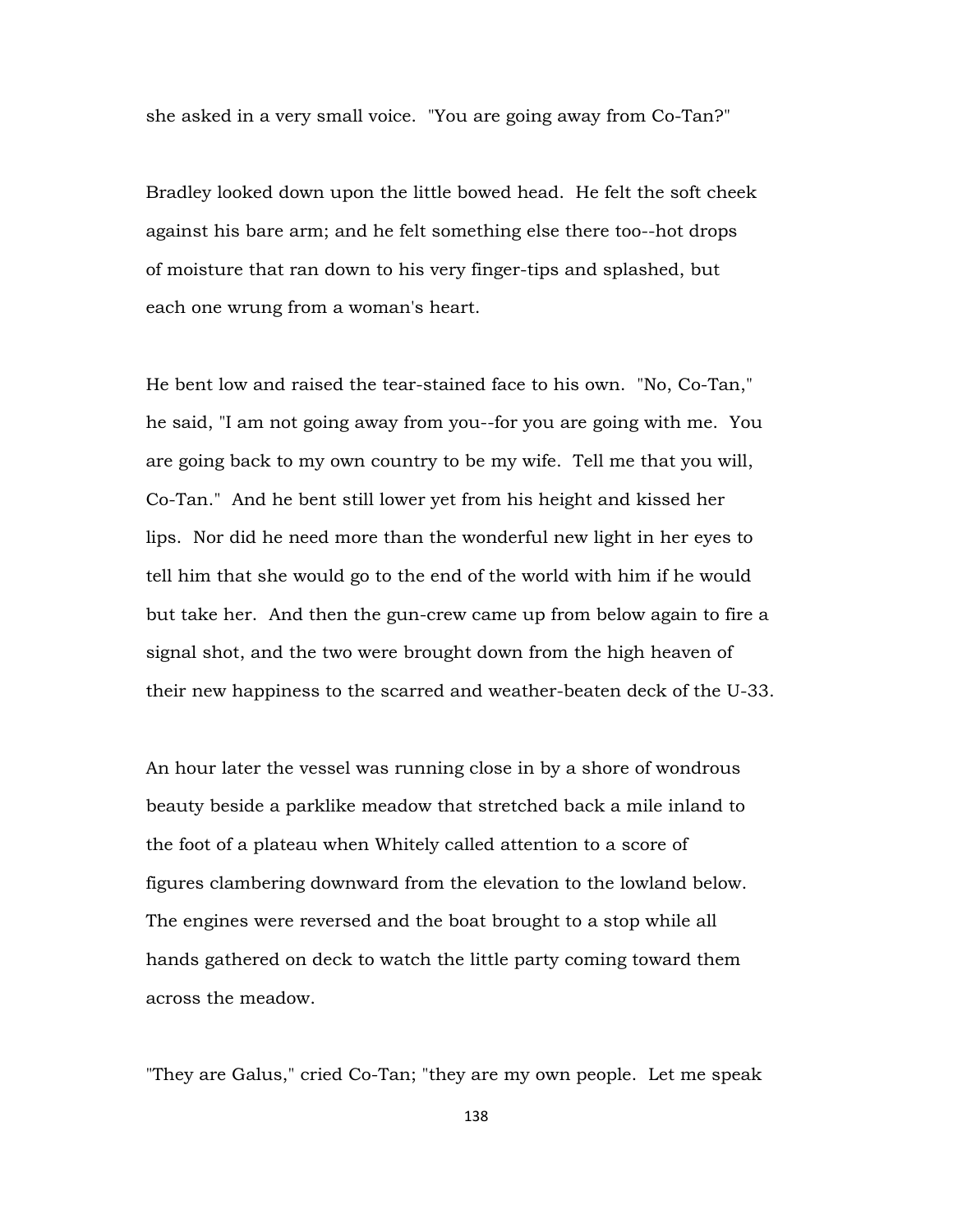she asked in a very small voice. "You are going away from Co-Tan?"

Bradley looked down upon the little bowed head. He felt the soft cheek against his bare arm; and he felt something else there too--hot drops of moisture that ran down to his very finger-tips and splashed, but each one wrung from a woman's heart.

He bent low and raised the tear-stained face to his own. "No, Co-Tan," he said, "I am not going away from you--for you are going with me. You are going back to my own country to be my wife. Tell me that you will, Co-Tan." And he bent still lower yet from his height and kissed her lips. Nor did he need more than the wonderful new light in her eyes to tell him that she would go to the end of the world with him if he would but take her. And then the gun-crew came up from below again to fire a signal shot, and the two were brought down from the high heaven of their new happiness to the scarred and weather-beaten deck of the U-33.

An hour later the vessel was running close in by a shore of wondrous beauty beside a parklike meadow that stretched back a mile inland to the foot of a plateau when Whitely called attention to a score of figures clambering downward from the elevation to the lowland below. The engines were reversed and the boat brought to a stop while all hands gathered on deck to watch the little party coming toward them across the meadow.

"They are Galus," cried Co-Tan; "they are my own people. Let me speak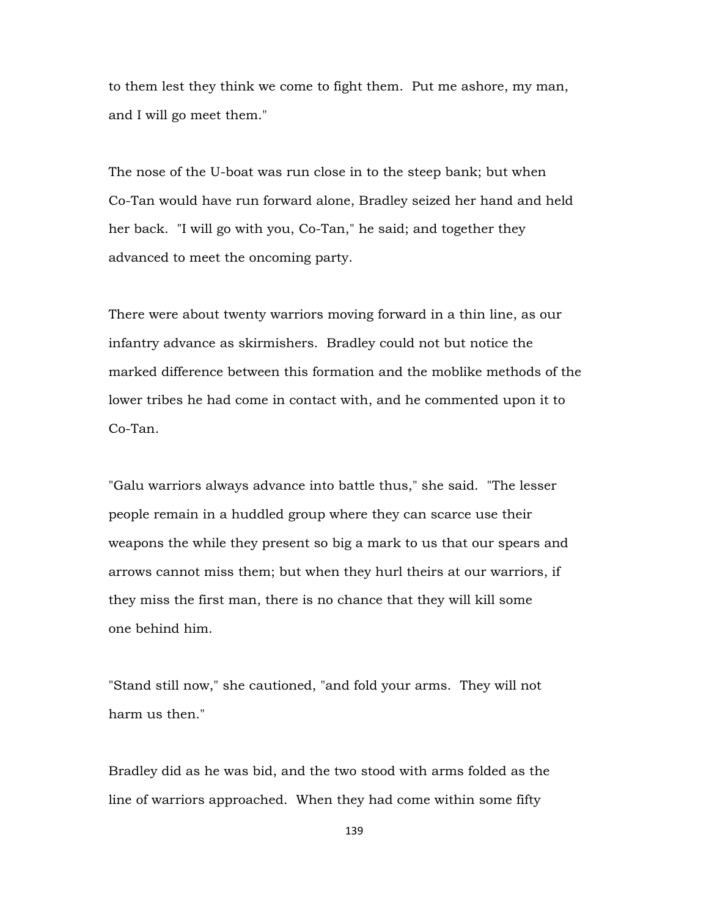to them lest they think we come to fight them. Put me ashore, my man, and I will go meet them."

The nose of the U-boat was run close in to the steep bank; but when Co-Tan would have run forward alone, Bradley seized her hand and held her back. "I will go with you, Co-Tan," he said; and together they advanced to meet the oncoming party.

There were about twenty warriors moving forward in a thin line, as our infantry advance as skirmishers. Bradley could not but notice the marked difference between this formation and the moblike methods of the lower tribes he had come in contact with, and he commented upon it to Co-Tan.

"Galu warriors always advance into battle thus," she said. "The lesser people remain in a huddled group where they can scarce use their weapons the while they present so big a mark to us that our spears and arrows cannot miss them; but when they hurl theirs at our warriors, if they miss the first man, there is no chance that they will kill some one behind him.

"Stand still now," she cautioned, "and fold your arms. They will not harm us then."

Bradley did as he was bid, and the two stood with arms folded as the line of warriors approached. When they had come within some fifty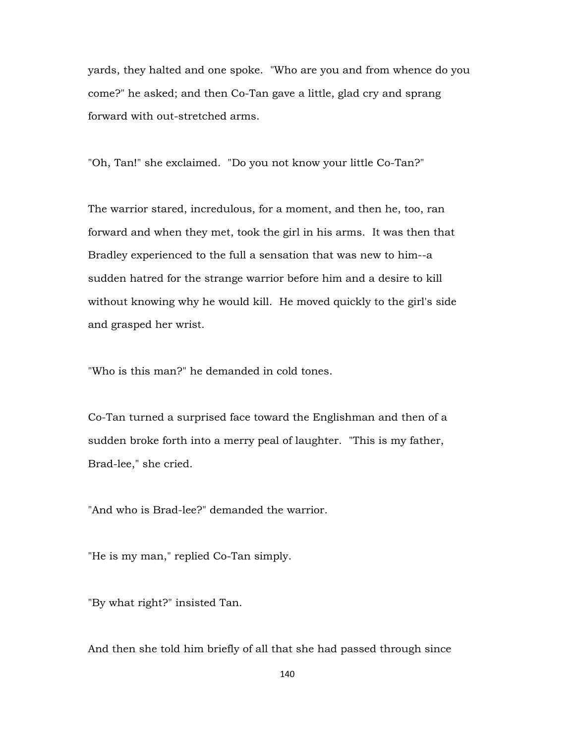yards, they halted and one spoke. "Who are you and from whence do you come?" he asked; and then Co-Tan gave a little, glad cry and sprang forward with out-stretched arms.

"Oh, Tan!" she exclaimed. "Do you not know your little Co-Tan?"

The warrior stared, incredulous, for a moment, and then he, too, ran forward and when they met, took the girl in his arms. It was then that Bradley experienced to the full a sensation that was new to him--a sudden hatred for the strange warrior before him and a desire to kill without knowing why he would kill. He moved quickly to the girl's side and grasped her wrist.

"Who is this man?" he demanded in cold tones.

Co-Tan turned a surprised face toward the Englishman and then of a sudden broke forth into a merry peal of laughter. "This is my father, Brad-lee," she cried.

"And who is Brad-lee?" demanded the warrior.

"He is my man," replied Co-Tan simply.

"By what right?" insisted Tan.

And then she told him briefly of all that she had passed through since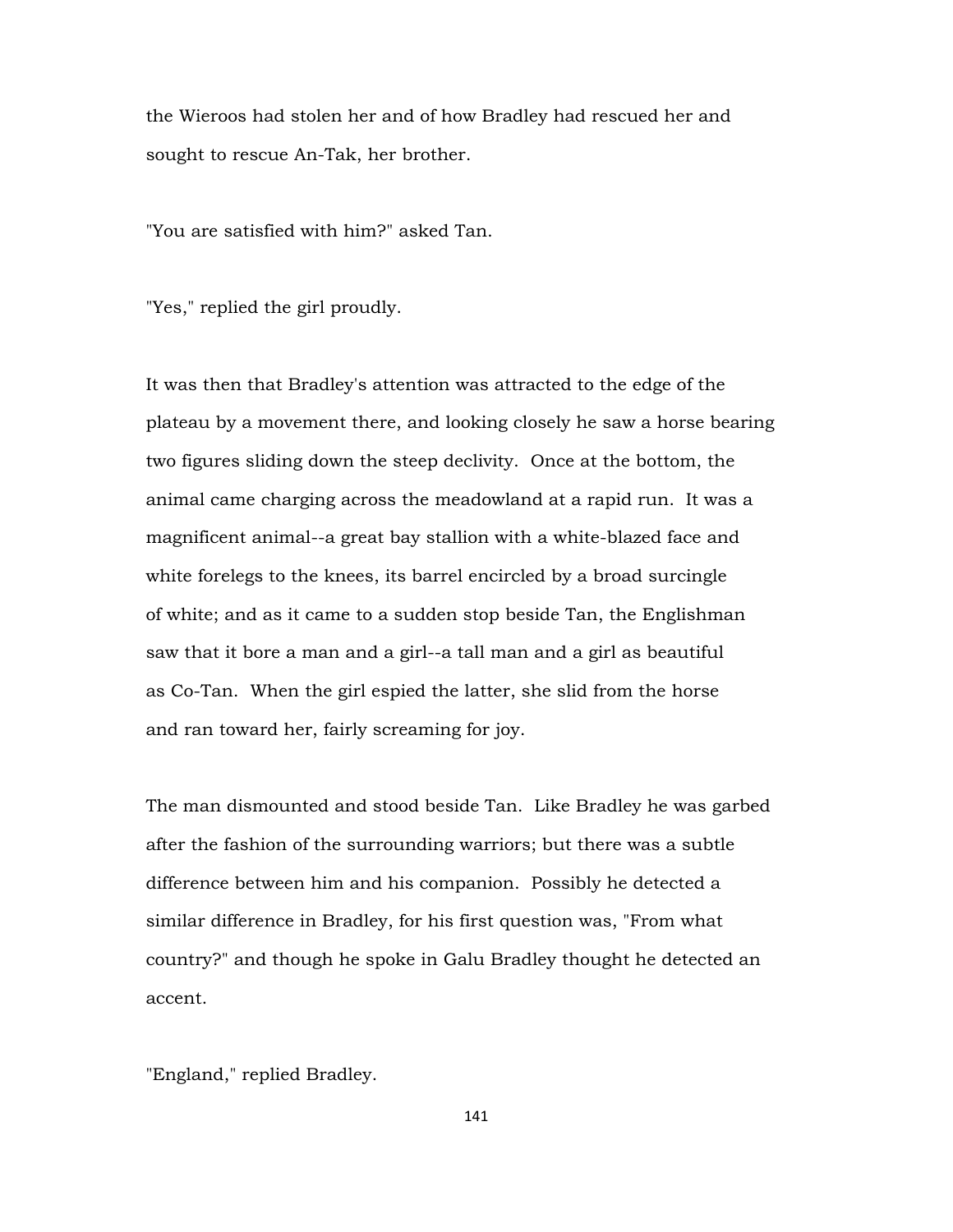the Wieroos had stolen her and of how Bradley had rescued her and sought to rescue An-Tak, her brother.

"You are satisfied with him?" asked Tan.

"Yes," replied the girl proudly.

It was then that Bradley's attention was attracted to the edge of the plateau by a movement there, and looking closely he saw a horse bearing two figures sliding down the steep declivity. Once at the bottom, the animal came charging across the meadowland at a rapid run. It was a magnificent animal--a great bay stallion with a white-blazed face and white forelegs to the knees, its barrel encircled by a broad surcingle of white; and as it came to a sudden stop beside Tan, the Englishman saw that it bore a man and a girl--a tall man and a girl as beautiful as Co-Tan. When the girl espied the latter, she slid from the horse and ran toward her, fairly screaming for joy.

The man dismounted and stood beside Tan. Like Bradley he was garbed after the fashion of the surrounding warriors; but there was a subtle difference between him and his companion. Possibly he detected a similar difference in Bradley, for his first question was, "From what country?" and though he spoke in Galu Bradley thought he detected an accent.

"England," replied Bradley.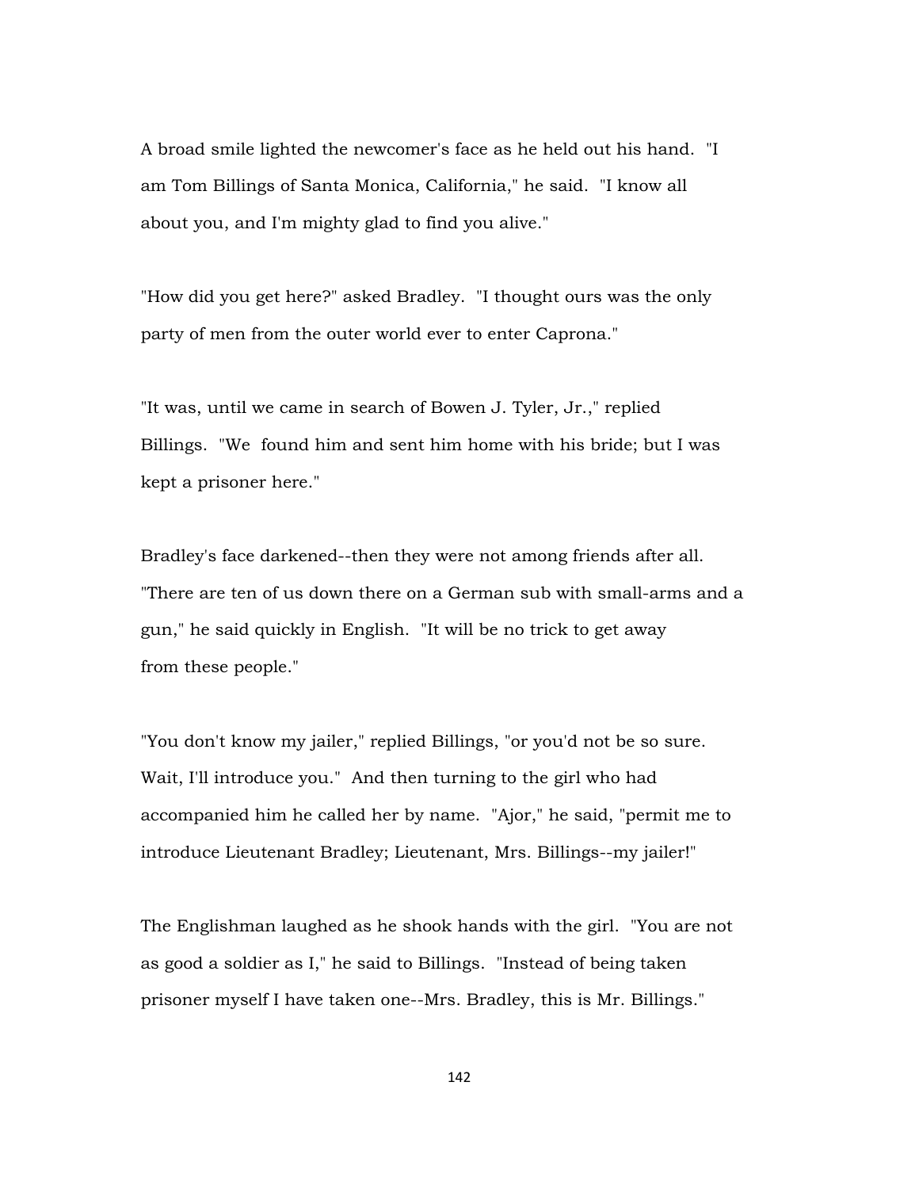A broad smile lighted the newcomer's face as he held out his hand. "I am Tom Billings of Santa Monica, California," he said. "I know all about you, and I'm mighty glad to find you alive."

"How did you get here?" asked Bradley. "I thought ours was the only party of men from the outer world ever to enter Caprona."

"It was, until we came in search of Bowen J. Tyler, Jr.," replied Billings. "We found him and sent him home with his bride; but I was kept a prisoner here."

Bradley's face darkened--then they were not among friends after all. "There are ten of us down there on a German sub with small-arms and a gun," he said quickly in English. "It will be no trick to get away from these people."

"You don't know my jailer," replied Billings, "or you'd not be so sure. Wait, I'll introduce you." And then turning to the girl who had accompanied him he called her by name. "Ajor," he said, "permit me to introduce Lieutenant Bradley; Lieutenant, Mrs. Billings--my jailer!"

The Englishman laughed as he shook hands with the girl. "You are not as good a soldier as I," he said to Billings. "Instead of being taken prisoner myself I have taken one--Mrs. Bradley, this is Mr. Billings."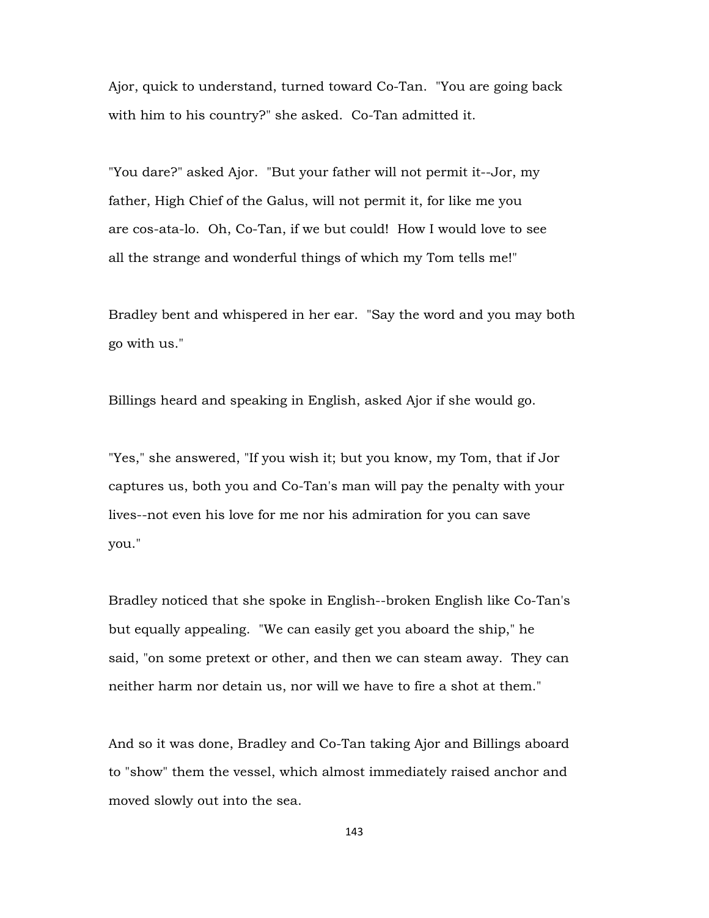Ajor, quick to understand, turned toward Co-Tan. "You are going back with him to his country?" she asked. Co-Tan admitted it.

"You dare?" asked Ajor. "But your father will not permit it--Jor, my father, High Chief of the Galus, will not permit it, for like me you are cos-ata-lo. Oh, Co-Tan, if we but could! How I would love to see all the strange and wonderful things of which my Tom tells me!"

Bradley bent and whispered in her ear. "Say the word and you may both go with us."

Billings heard and speaking in English, asked Ajor if she would go.

"Yes," she answered, "If you wish it; but you know, my Tom, that if Jor captures us, both you and Co-Tan's man will pay the penalty with your lives--not even his love for me nor his admiration for you can save you."

Bradley noticed that she spoke in English--broken English like Co-Tan's but equally appealing. "We can easily get you aboard the ship," he said, "on some pretext or other, and then we can steam away. They can neither harm nor detain us, nor will we have to fire a shot at them."

And so it was done, Bradley and Co-Tan taking Ajor and Billings aboard to "show" them the vessel, which almost immediately raised anchor and moved slowly out into the sea.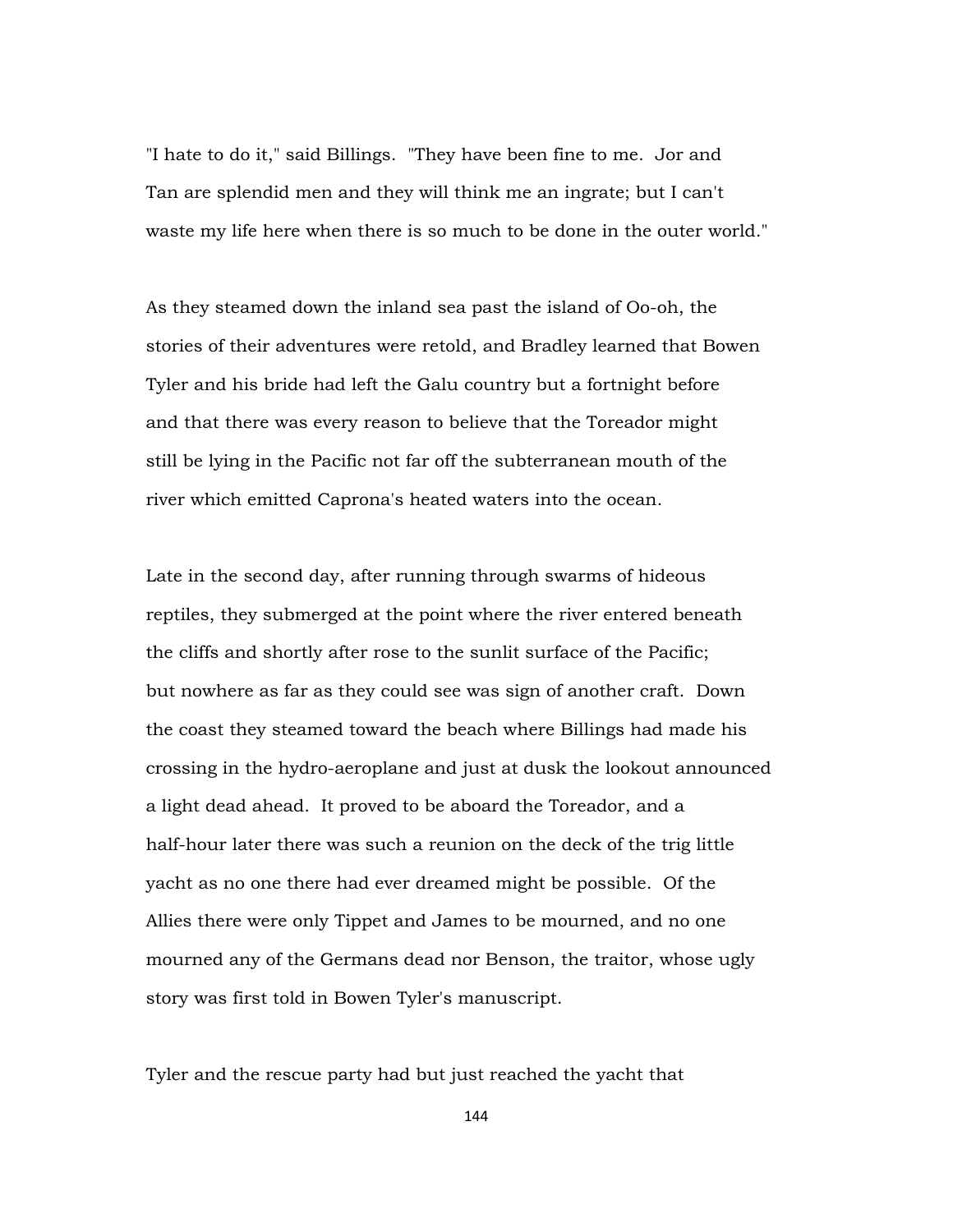"I hate to do it," said Billings. "They have been fine to me. Jor and Tan are splendid men and they will think me an ingrate; but I can't waste my life here when there is so much to be done in the outer world."

As they steamed down the inland sea past the island of Oo-oh, the stories of their adventures were retold, and Bradley learned that Bowen Tyler and his bride had left the Galu country but a fortnight before and that there was every reason to believe that the Toreador might still be lying in the Pacific not far off the subterranean mouth of the river which emitted Caprona's heated waters into the ocean.

Late in the second day, after running through swarms of hideous reptiles, they submerged at the point where the river entered beneath the cliffs and shortly after rose to the sunlit surface of the Pacific; but nowhere as far as they could see was sign of another craft. Down the coast they steamed toward the beach where Billings had made his crossing in the hydro-aeroplane and just at dusk the lookout announced a light dead ahead. It proved to be aboard the Toreador, and a half-hour later there was such a reunion on the deck of the trig little yacht as no one there had ever dreamed might be possible. Of the Allies there were only Tippet and James to be mourned, and no one mourned any of the Germans dead nor Benson, the traitor, whose ugly story was first told in Bowen Tyler's manuscript.

Tyler and the rescue party had but just reached the yacht that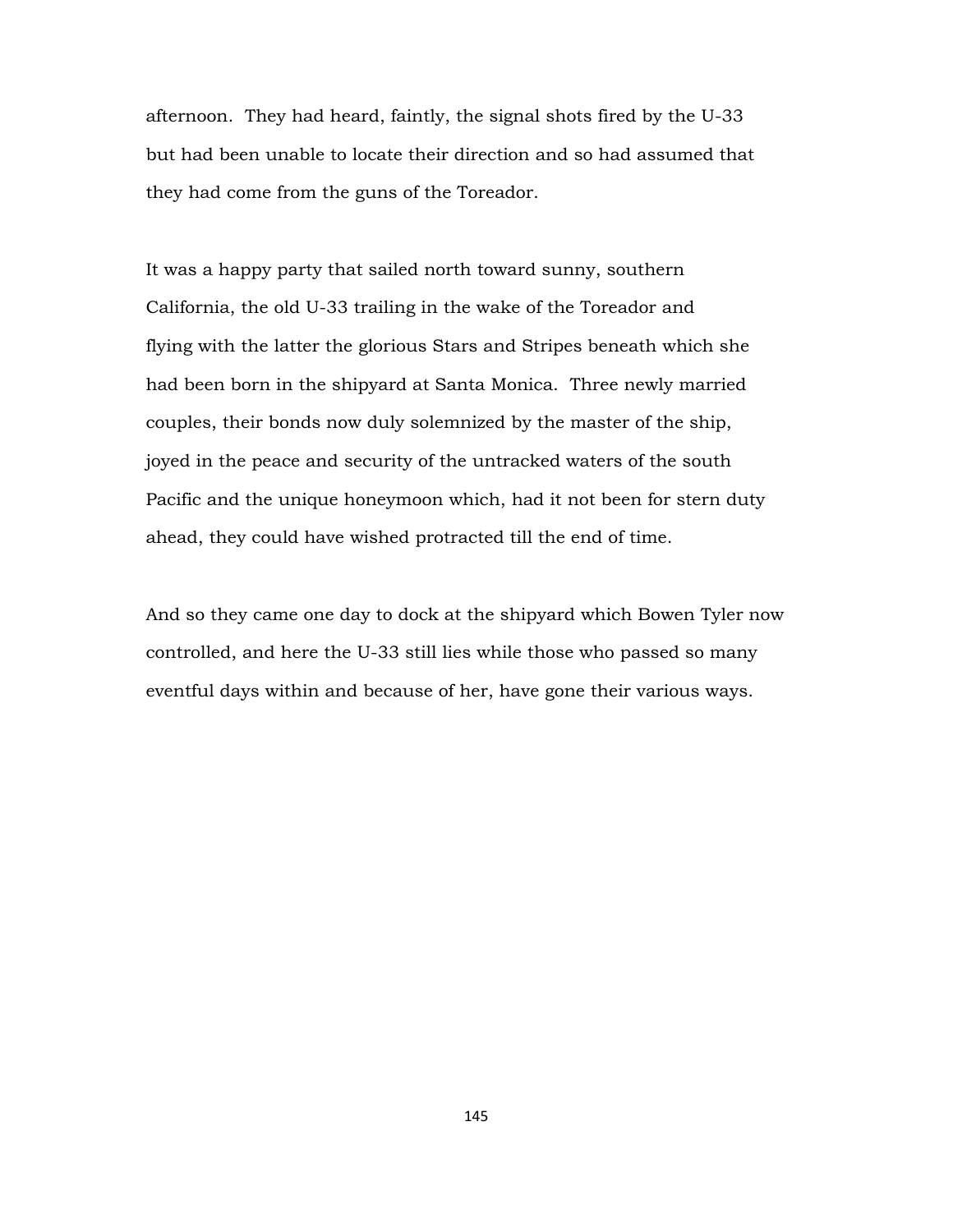afternoon. They had heard, faintly, the signal shots fired by the U-33 but had been unable to locate their direction and so had assumed that they had come from the guns of the Toreador.

It was a happy party that sailed north toward sunny, southern California, the old U-33 trailing in the wake of the Toreador and flying with the latter the glorious Stars and Stripes beneath which she had been born in the shipyard at Santa Monica. Three newly married couples, their bonds now duly solemnized by the master of the ship, joyed in the peace and security of the untracked waters of the south Pacific and the unique honeymoon which, had it not been for stern duty ahead, they could have wished protracted till the end of time.

And so they came one day to dock at the shipyard which Bowen Tyler now controlled, and here the U-33 still lies while those who passed so many eventful days within and because of her, have gone their various ways.